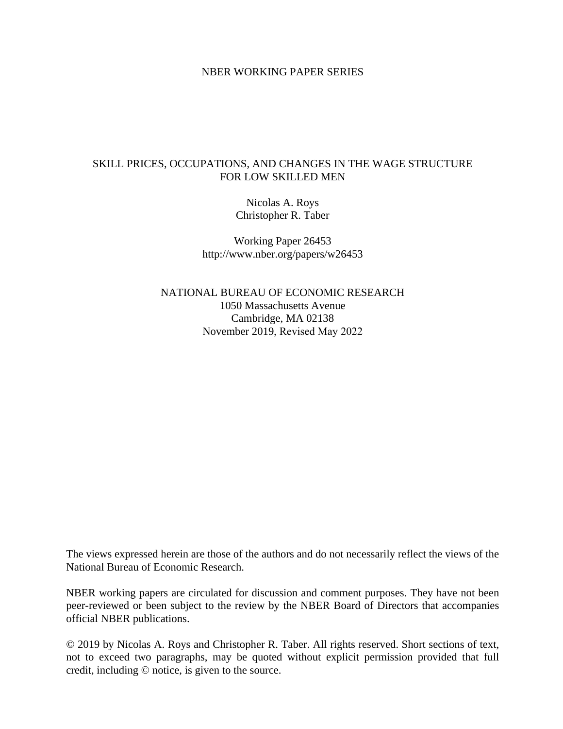NBER WORKING PAPER SERIES

# SKILL PRICES, OCCUPATIONS, AND CHANGES IN THE WAGE STRUCTURE FOR LOW SKILLED MEN

Nicolas A. Roys
Christopher R. Taber

Working Paper 26453
http://www.nber.org/papers/w26453

NATIONAL BUREAU OF ECONOMIC RESEARCH
1050 Massachusetts Avenue
Cambridge, MA 02138
November 2019, Revised May 2022

The views expressed herein are those of the authors and do not necessarily reflect the views of the National Bureau of Economic Research.

NBER working papers are circulated for discussion and comment purposes. They have not been peer-reviewed or been subject to the review by the NBER Board of Directors that accompanies official NBER publications.

© 2019 by Nicolas A. Roys and Christopher R. Taber. All rights reserved. Short sections of text, not to exceed two paragraphs, may be quoted without explicit permission provided that full credit, including © notice, is given to the source.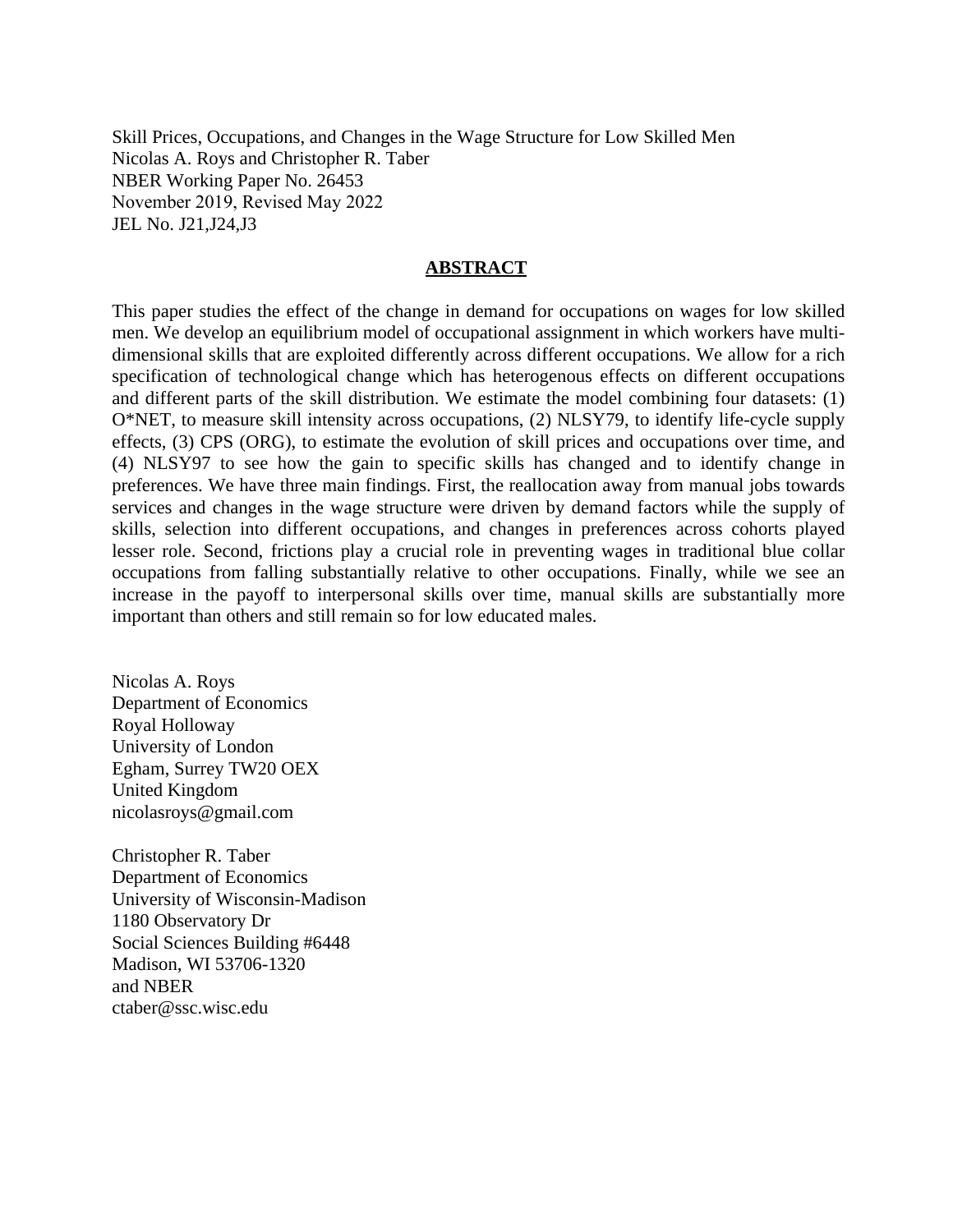Skill Prices, Occupations, and Changes in the Wage Structure for Low Skilled Men
Nicolas A. Roys and Christopher R. Taber
NBER Working Paper No. 26453
November 2019, Revised May 2022
JEL No. J21,J24,J3

## ABSTRACT

This paper studies the effect of the change in demand for occupations on wages for low skilled men. We develop an equilibrium model of occupational assignment in which workers have multi-dimensional skills that are exploited differently across different occupations. We allow for a rich specification of technological change which has heterogenous effects on different occupations and different parts of the skill distribution. We estimate the model combining four datasets: (1) O*NET, to measure skill intensity across occupations, (2) NLSY79, to identify life-cycle supply effects, (3) CPS (ORG), to estimate the evolution of skill prices and occupations over time, and (4) NLSY97 to see how the gain to specific skills has changed and to identify change in preferences. We have three main findings. First, the reallocation away from manual jobs towards services and changes in the wage structure were driven by demand factors while the supply of skills, selection into different occupations, and changes in preferences across cohorts played lesser role. Second, frictions play a crucial role in preventing wages in traditional blue collar occupations from falling substantially relative to other occupations. Finally, while we see an increase in the payoff to interpersonal skills over time, manual skills are substantially more important than others and still remain so for low educated males.

Nicolas A. Roys
Department of Economics
Royal Holloway
University of London
Egham, Surrey TW20 OEX
United Kingdom
nicolasroys@gmail.com

Christopher R. Taber
Department of Economics
University of Wisconsin-Madison
1180 Observatory Dr
Social Sciences Building #6448
Madison, WI 53706-1320
and NBER
ctaber@ssc.wisc.edu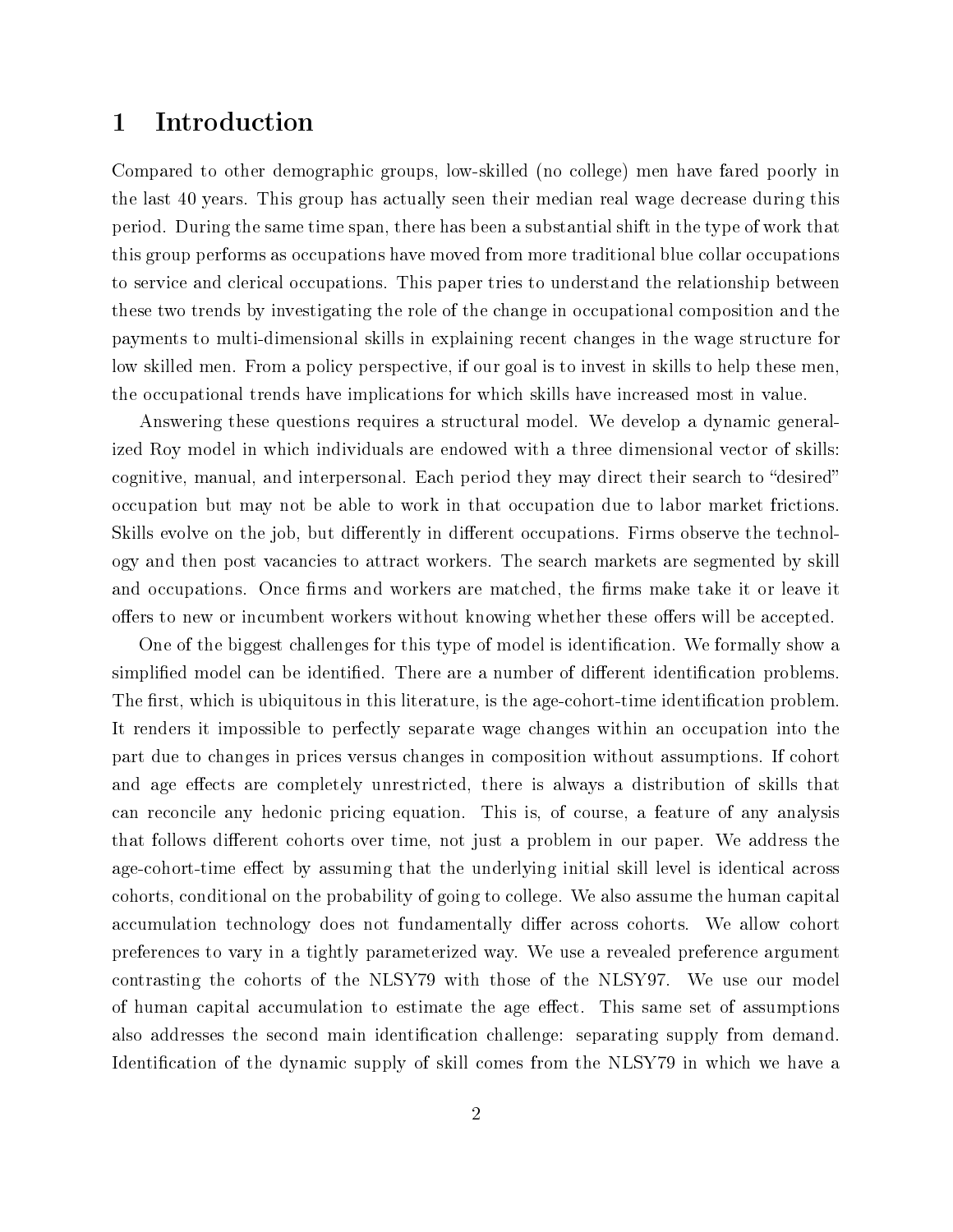# 1 Introduction

Compared to other demographic groups, low-skilled (no college) men have fared poorly in the last 40 years. This group has actually seen their median real wage decrease during this period. During the same time span, there has been a substantial shift in the type of work that this group performs as occupations have moved from more traditional blue collar occupations to service and clerical occupations. This paper tries to understand the relationship between these two trends by investigating the role of the change in occupational composition and the payments to multi-dimensional skills in explaining recent changes in the wage structure for low skilled men. From a policy perspective, if our goal is to invest in skills to help these men, the occupational trends have implications for which skills have increased most in value.

Answering these questions requires a structural model. We develop a dynamic generalized Roy model in which individuals are endowed with a three dimensional vector of skills: cognitive, manual, and interpersonal. Each period they may direct their search to "desired" occupation but may not be able to work in that occupation due to labor market frictions. Skills evolve on the job, but differently in different occupations. Firms observe the technology and then post vacancies to attract workers. The search markets are segmented by skill and occupations. Once firms and workers are matched, the firms make take it or leave it offers to new or incumbent workers without knowing whether these offers will be accepted.

One of the biggest challenges for this type of model is identification. We formally show a simplified model can be identified. There are a number of different identification problems. The first, which is ubiquitous in this literature, is the age-cohort-time identification problem. It renders it impossible to perfectly separate wage changes within an occupation into the part due to changes in prices versus changes in composition without assumptions. If cohort and age effects are completely unrestricted, there is always a distribution of skills that can reconcile any hedonic pricing equation. This is, of course, a feature of any analysis that follows different cohorts over time, not just a problem in our paper. We address the age-cohort-time effect by assuming that the underlying initial skill level is identical across cohorts, conditional on the probability of going to college. We also assume the human capital accumulation technology does not fundamentally differ across cohorts. We allow cohort preferences to vary in a tightly parameterized way. We use a revealed preference argument contrasting the cohorts of the NLSY79 with those of the NLSY97. We use our model of human capital accumulation to estimate the age effect. This same set of assumptions also addresses the second main identification challenge: separating supply from demand. Identification of the dynamic supply of skill comes from the NLSY79 in which we have a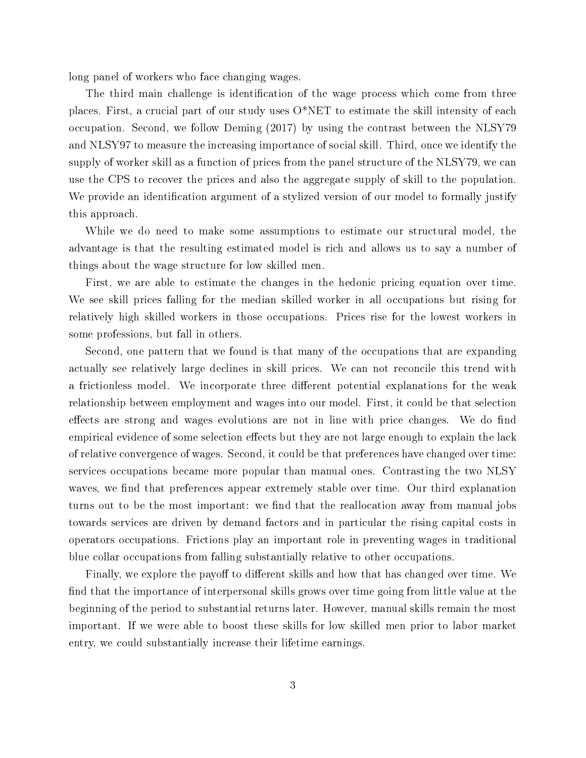long panel of workers who face changing wages.

The third main challenge is identification of the wage process which come from three places. First, a crucial part of our study uses O*NET to estimate the skill intensity of each occupation. Second, we follow Deming (2017) by using the contrast between the NLSY79 and NLSY97 to measure the increasing importance of social skill. Third, once we identify the supply of worker skill as a function of prices from the panel structure of the NLSY79, we can use the CPS to recover the prices and also the aggregate supply of skill to the population. We provide an identification argument of a stylized version of our model to formally justify this approach.

While we do need to make some assumptions to estimate our structural model, the advantage is that the resulting estimated model is rich and allows us to say a number of things about the wage structure for low skilled men.

First, we are able to estimate the changes in the hedonic pricing equation over time. We see skill prices falling for the median skilled worker in all occupations but rising for relatively high skilled workers in those occupations. Prices rise for the lowest workers in some professions, but fall in others.

Second, one pattern that we found is that many of the occupations that are expanding actually see relatively large declines in skill prices. We can not reconcile this trend with a frictionless model. We incorporate three different potential explanations for the weak relationship between employment and wages into our model. First, it could be that selection effects are strong and wages evolutions are not in line with price changes. We do find empirical evidence of some selection effects but they are not large enough to explain the lack of relative convergence of wages. Second, it could be that preferences have changed over time: services occupations became more popular than manual ones. Contrasting the two NLSY waves, we find that preferences appear extremely stable over time. Our third explanation turns out to be the most important: we find that the reallocation away from manual jobs towards services are driven by demand factors and in particular the rising capital costs in operators occupations. Frictions play an important role in preventing wages in traditional blue collar occupations from falling substantially relative to other occupations.

Finally, we explore the payoff to different skills and how that has changed over time. We find that the importance of interpersonal skills grows over time going from little value at the beginning of the period to substantial returns later. However, manual skills remain the most important. If we were able to boost these skills for low skilled men prior to labor market entry, we could substantially increase their lifetime earnings.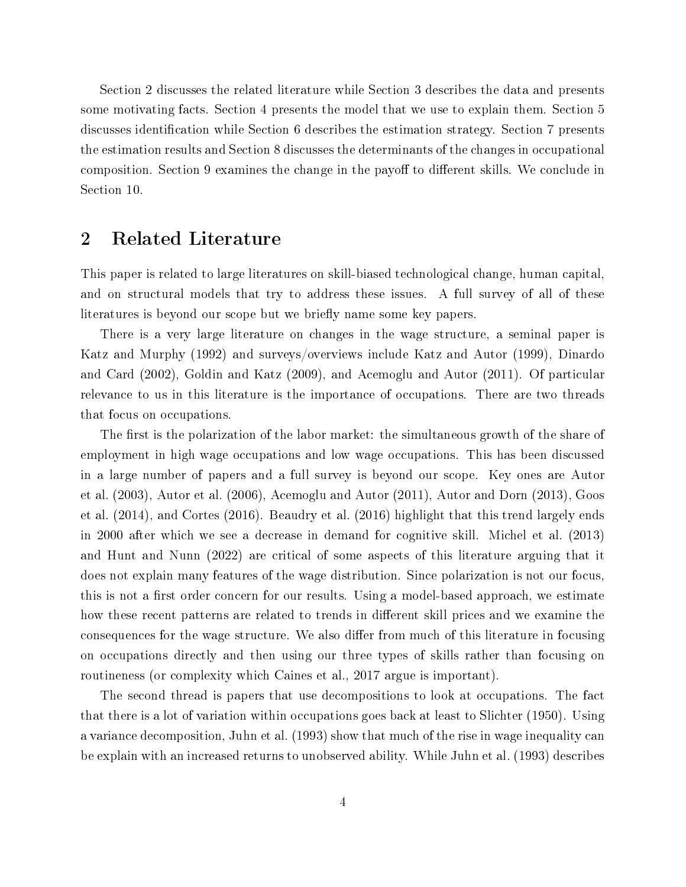Section 2 discusses the related literature while Section 3 describes the data and presents some motivating facts. Section 4 presents the model that we use to explain them. Section 5 discusses identification while Section 6 describes the estimation strategy. Section 7 presents the estimation results and Section 8 discusses the determinants of the changes in occupational composition. Section 9 examines the change in the payoff to different skills. We conclude in Section 10.

## 2 Related Literature

This paper is related to large literatures on skill-biased technological change, human capital, and on structural models that try to address these issues. A full survey of all of these literatures is beyond our scope but we briefly name some key papers.

There is a very large literature on changes in the wage structure, a seminal paper is Katz and Murphy (1992) and surveys/overviews include Katz and Autor (1999), Dinardo and Card (2002), Goldin and Katz (2009), and Acemoglu and Autor (2011). Of particular relevance to us in this literature is the importance of occupations. There are two threads that focus on occupations.

The first is the polarization of the labor market: the simultaneous growth of the share of employment in high wage occupations and low wage occupations. This has been discussed in a large number of papers and a full survey is beyond our scope. Key ones are Autor et al. (2003), Autor et al. (2006), Acemoglu and Autor (2011), Autor and Dorn (2013), Goos et al. (2014), and Cortes (2016). Beaudry et al. (2016) highlight that this trend largely ends in 2000 after which we see a decrease in demand for cognitive skill. Michel et al. (2013) and Hunt and Nunn (2022) are critical of some aspects of this literature arguing that it does not explain many features of the wage distribution. Since polarization is not our focus, this is not a first order concern for our results. Using a model-based approach, we estimate how these recent patterns are related to trends in different skill prices and we examine the consequences for the wage structure. We also differ from much of this literature in focusing on occupations directly and then using our three types of skills rather than focusing on routineness (or complexity which Caines et al., 2017 argue is important).

The second thread is papers that use decompositions to look at occupations. The fact that there is a lot of variation within occupations goes back at least to Slichter (1950). Using a variance decomposition, Juhn et al. (1993) show that much of the rise in wage inequality can be explain with an increased returns to unobserved ability. While Juhn et al. (1993) describes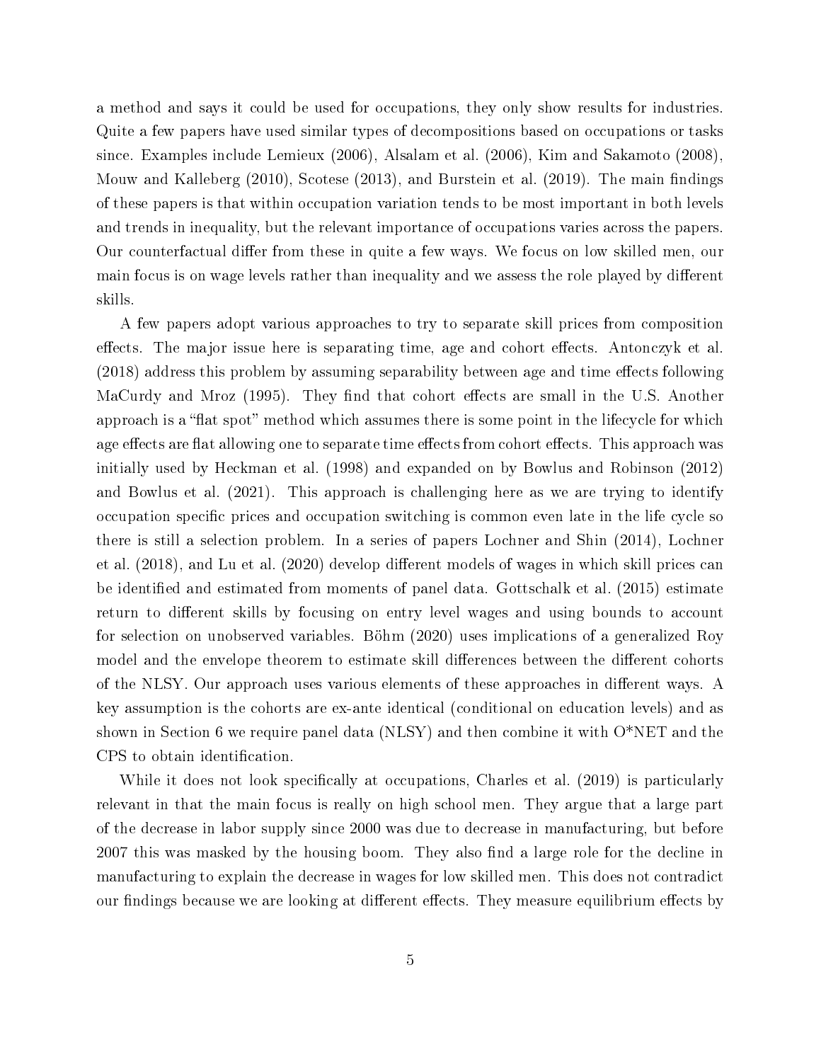a method and says it could be used for occupations, they only show results for industries. Quite a few papers have used similar types of decompositions based on occupations or tasks since. Examples include Lemieux (2006), Alsalam et al. (2006), Kim and Sakamoto (2008), Mouw and Kalleberg (2010), Scotese (2013), and Burstein et al. (2019). The main findings of these papers is that within occupation variation tends to be most important in both levels and trends in inequality, but the relevant importance of occupations varies across the papers. Our counterfactual differ from these in quite a few ways. We focus on low skilled men, our main focus is on wage levels rather than inequality and we assess the role played by different skills.

A few papers adopt various approaches to try to separate skill prices from composition effects. The major issue here is separating time, age and cohort effects. Antonczyk et al. (2018) address this problem by assuming separability between age and time effects following MaCurdy and Mroz (1995). They find that cohort effects are small in the U.S. Another approach is a "flat spot" method which assumes there is some point in the lifecycle for which age effects are flat allowing one to separate time effects from cohort effects. This approach was initially used by Heckman et al. (1998) and expanded on by Bowlus and Robinson (2012) and Bowlus et al. (2021). This approach is challenging here as we are trying to identify occupation specific prices and occupation switching is common even late in the life cycle so there is still a selection problem. In a series of papers Lochner and Shin (2014), Lochner et al. (2018), and Lu et al. (2020) develop different models of wages in which skill prices can be identified and estimated from moments of panel data. Gottschalk et al. (2015) estimate return to different skills by focusing on entry level wages and using bounds to account for selection on unobserved variables. Böhm (2020) uses implications of a generalized Roy model and the envelope theorem to estimate skill differences between the different cohorts of the NLSY. Our approach uses various elements of these approaches in different ways. A key assumption is the cohorts are ex-ante identical (conditional on education levels) and as shown in Section 6 we require panel data (NLSY) and then combine it with O*NET and the CPS to obtain identification.

While it does not look specifically at occupations, Charles et al. (2019) is particularly relevant in that the main focus is really on high school men. They argue that a large part of the decrease in labor supply since 2000 was due to decrease in manufacturing, but before 2007 this was masked by the housing boom. They also find a large role for the decline in manufacturing to explain the decrease in wages for low skilled men. This does not contradict our findings because we are looking at different effects. They measure equilibrium effects by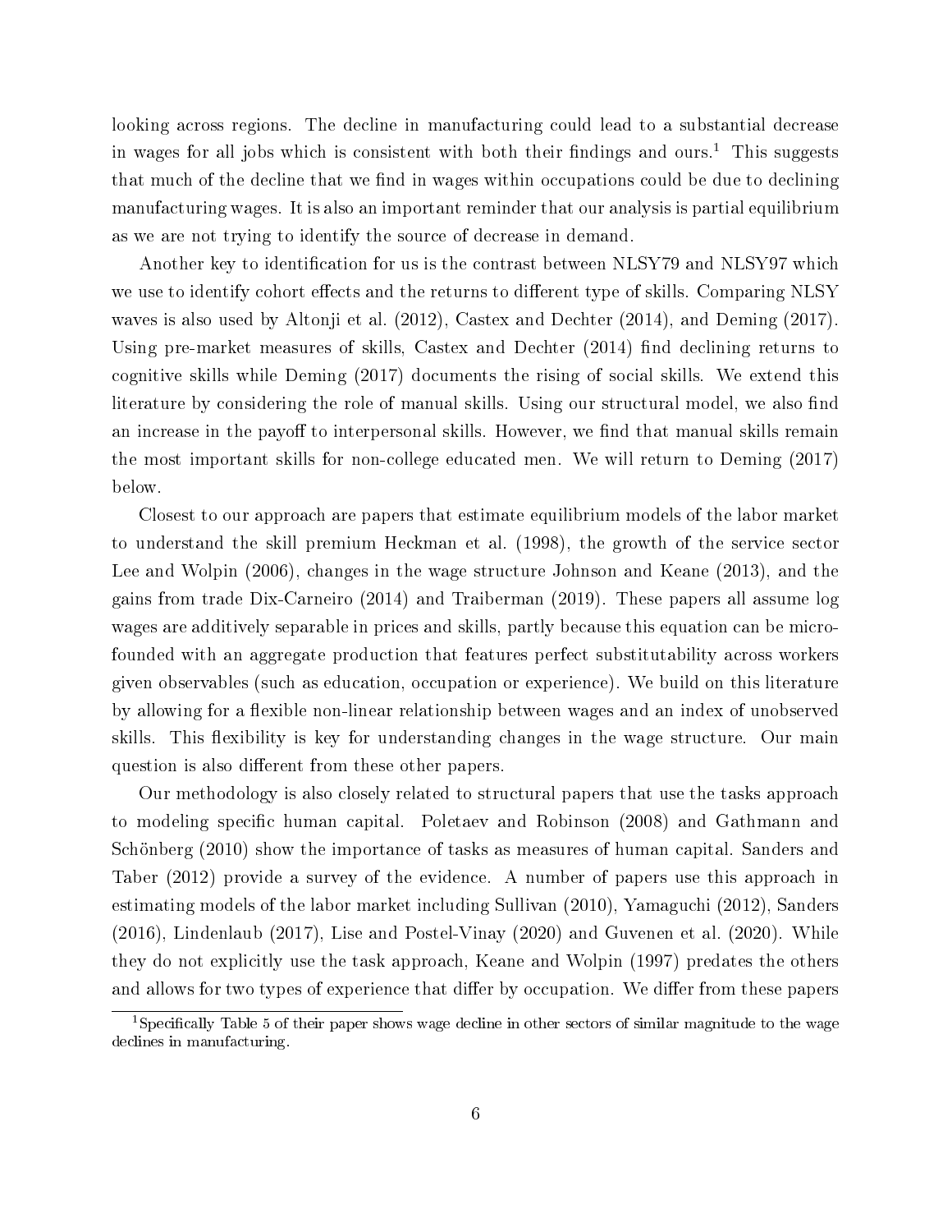looking across regions. The decline in manufacturing could lead to a substantial decrease in wages for all jobs which is consistent with both their findings and ours.[1] This suggests that much of the decline that we find in wages within occupations could be due to declining manufacturing wages. It is also an important reminder that our analysis is partial equilibrium as we are not trying to identify the source of decrease in demand.

Another key to identification for us is the contrast between NLSY79 and NLSY97 which we use to identify cohort effects and the returns to different type of skills. Comparing NLSY waves is also used by Altonji et al. (2012), Castex and Dechter (2014), and Deming (2017). Using pre-market measures of skills, Castex and Dechter (2014) find declining returns to cognitive skills while Deming (2017) documents the rising of social skills. We extend this literature by considering the role of manual skills. Using our structural model, we also find an increase in the payoff to interpersonal skills. However, we find that manual skills remain the most important skills for non-college educated men. We will return to Deming (2017) below.

Closest to our approach are papers that estimate equilibrium models of the labor market to understand the skill premium Heckman et al. (1998), the growth of the service sector Lee and Wolpin (2006), changes in the wage structure Johnson and Keane (2013), and the gains from trade Dix-Carneiro (2014) and Traiberman (2019). These papers all assume log wages are additively separable in prices and skills, partly because this equation can be micro-founded with an aggregate production that features perfect substitutability across workers given observables (such as education, occupation or experience). We build on this literature by allowing for a flexible non-linear relationship between wages and an index of unobserved skills. This flexibility is key for understanding changes in the wage structure. Our main question is also different from these other papers.

Our methodology is also closely related to structural papers that use the tasks approach to modeling specific human capital. Poletaev and Robinson (2008) and Gathmann and Schönberg (2010) show the importance of tasks as measures of human capital. Sanders and Taber (2012) provide a survey of the evidence. A number of papers use this approach in estimating models of the labor market including Sullivan (2010), Yamaguchi (2012), Sanders (2016), Lindenlaub (2017), Lise and Postel-Vinay (2020) and Guvenen et al. (2020). While they do not explicitly use the task approach, Keane and Wolpin (1997) predates the others and allows for two types of experience that differ by occupation. We differ from these papers

[1] Specifically Table 5 of their paper shows wage decline in other sectors of similar magnitude to the wage declines in manufacturing.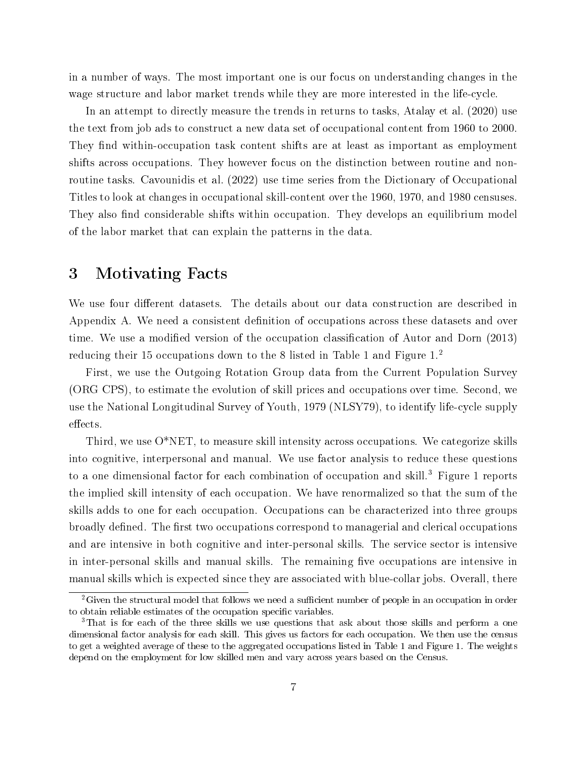in a number of ways. The most important one is our focus on understanding changes in the wage structure and labor market trends while they are more interested in the life-cycle.

In an attempt to directly measure the trends in returns to tasks, Atalay et al. (2020) use the text from job ads to construct a new data set of occupational content from 1960 to 2000. They find within-occupation task content shifts are at least as important as employment shifts across occupations. They however focus on the distinction between routine and non-routine tasks. Cavounidis et al. (2022) use time series from the Dictionary of Occupational Titles to look at changes in occupational skill-content over the 1960, 1970, and 1980 censuses. They also find considerable shifts within occupation. They develops an equilibrium model of the labor market that can explain the patterns in the data.

# 3 Motivating Facts

We use four different datasets. The details about our data construction are described in Appendix A. We need a consistent definition of occupations across these datasets and over time. We use a modified version of the occupation classification of Autor and Dorn (2013) reducing their 15 occupations down to the 8 listed in Table 1 and Figure 1.[2]

First, we use the Outgoing Rotation Group data from the Current Population Survey (ORG CPS), to estimate the evolution of skill prices and occupations over time. Second, we use the National Longitudinal Survey of Youth, 1979 (NLSY79), to identify life-cycle supply effects.

Third, we use O*NET, to measure skill intensity across occupations. We categorize skills into cognitive, interpersonal and manual. We use factor analysis to reduce these questions to a one dimensional factor for each combination of occupation and skill.[3] Figure 1 reports the implied skill intensity of each occupation. We have renormalized so that the sum of the skills adds to one for each occupation. Occupations can be characterized into three groups broadly defined. The first two occupations correspond to managerial and clerical occupations and are intensive in both cognitive and inter-personal skills. The service sector is intensive in inter-personal skills and manual skills. The remaining five occupations are intensive in manual skills which is expected since they are associated with blue-collar jobs. Overall, there

[2] Given the structural model that follows we need a sufficient number of people in an occupation in order to obtain reliable estimates of the occupation specific variables.

[3] That is for each of the three skills we use questions that ask about those skills and perform a one dimensional factor analysis for each skill. This gives us factors for each occupation. We then use the census to get a weighted average of these to the aggregated occupations listed in Table 1 and Figure 1. The weights depend on the employment for low skilled men and vary across years based on the Census.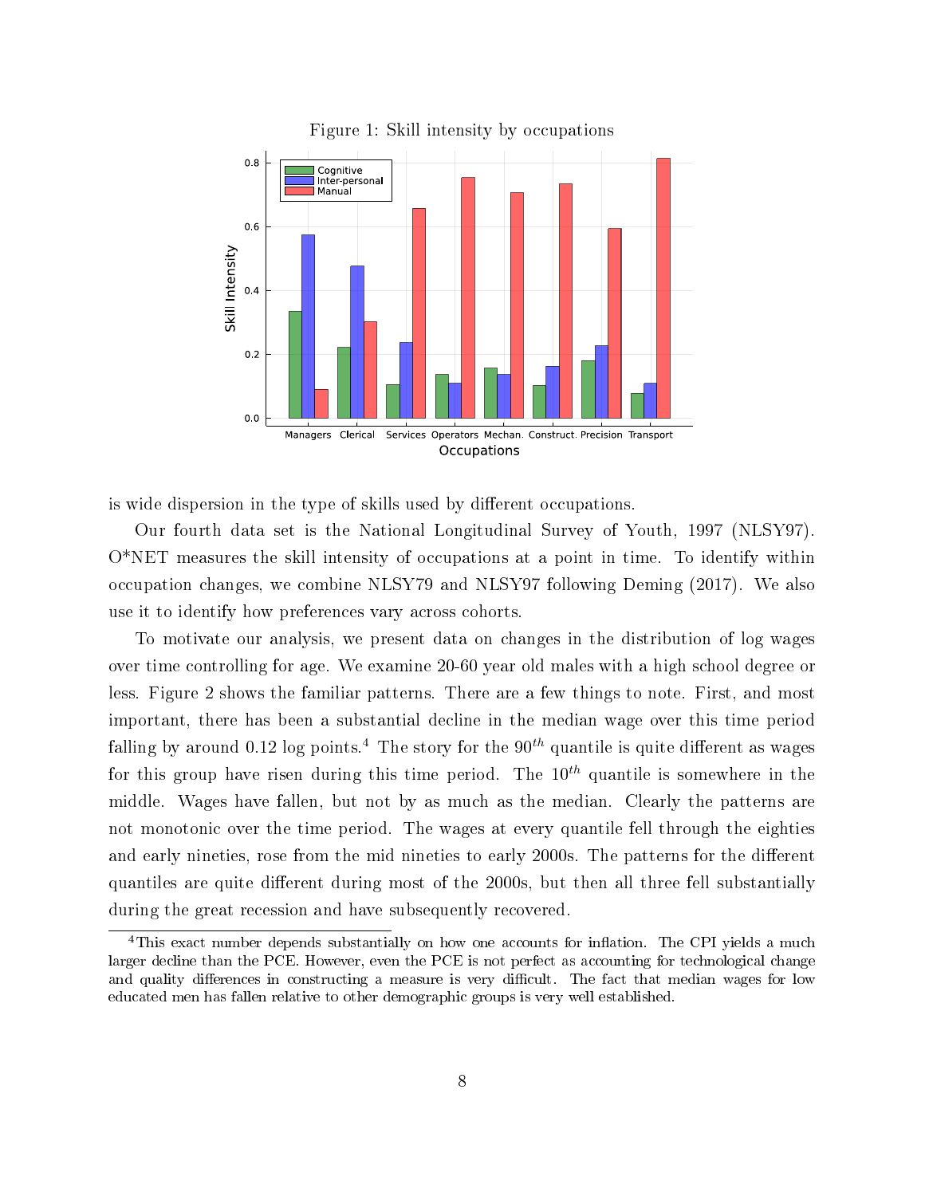Figure 1: Skill intensity by occupations

is wide dispersion in the type of skills used by different occupations.

Our fourth data set is the National Longitudinal Survey of Youth, 1997 (NLSY97). O*NET measures the skill intensity of occupations at a point in time. To identify within occupation changes, we combine NLSY79 and NLSY97 following Deming (2017). We also use it to identify how preferences vary across cohorts.

To motivate our analysis, we present data on changes in the distribution of log wages over time controlling for age. We examine 20-60 year old males with a high school degree or less. Figure 2 shows the familiar patterns. There are a few things to note. First, and most important, there has been a substantial decline in the median wage over this time period falling by around 0.12 log points.[4] The story for the $90^{th}$ quantile is quite different as wages for this group have risen during this time period. The $10^{th}$ quantile is somewhere in the middle. Wages have fallen, but not by as much as the median. Clearly the patterns are not monotonic over the time period. The wages at every quantile fell through the eighties and early nineties, rose from the mid nineties to early 2000s. The patterns for the different quantiles are quite different during most of the 2000s, but then all three fell substantially during the great recession and have subsequently recovered.

[4] This exact number depends substantially on how one accounts for inflation. The CPI yields a much larger decline than the PCE. However, even the PCE is not perfect as accounting for technological change and quality differences in constructing a measure is very difficult. The fact that median wages for low educated men has fallen relative to other demographic groups is very well established.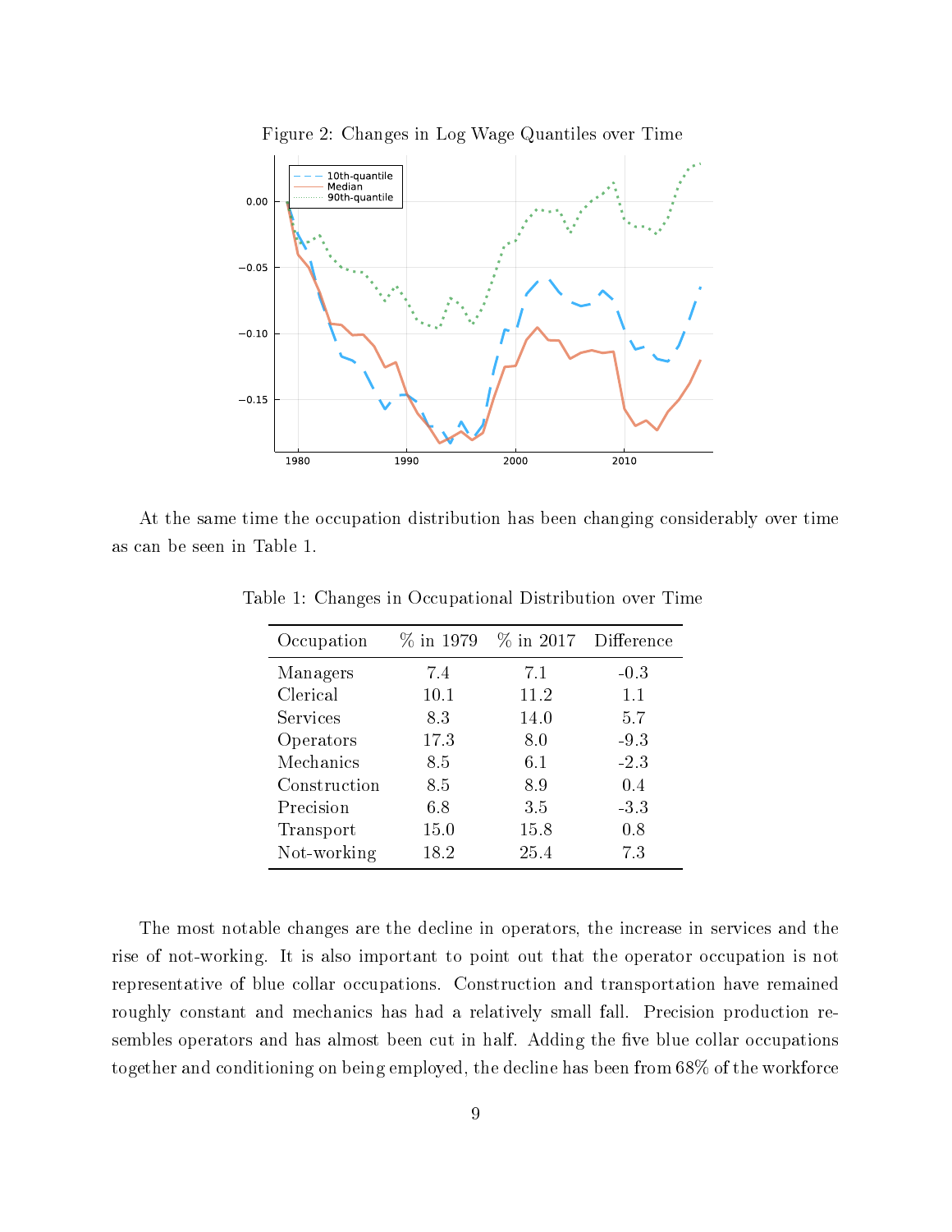Figure 2: Changes in Log Wage Quantiles over Time

At the same time the occupation distribution has been changing considerably over time as can be seen in Table 1.

Table 1: Changes in Occupational Distribution over Time

| Occupation | % in 1979 | % in 2017 | Difference |
|---|---|---|---|
| Managers | 7.4 | 7.1 | -0.3 |
| Clerical | 10.1 | 11.2 | 1.1 |
| Services | 8.3 | 14.0 | 5.7 |
| Operators | 17.3 | 8.0 | -9.3 |
| Mechanics | 8.5 | 6.1 | -2.3 |
| Construction | 8.5 | 8.9 | 0.4 |
| Precision | 6.8 | 3.5 | -3.3 |
| Transport | 15.0 | 15.8 | 0.8 |
| Not-working | 18.2 | 25.4 | 7.3 |

The most notable changes are the decline in operators, the increase in services and the rise of not-working. It is also important to point out that the operator occupation is not representative of blue collar occupations. Construction and transportation have remained roughly constant and mechanics has had a relatively small fall. Precision production resembles operators and has almost been cut in half. Adding the five blue collar occupations together and conditioning on being employed, the decline has been from 68% of the workforce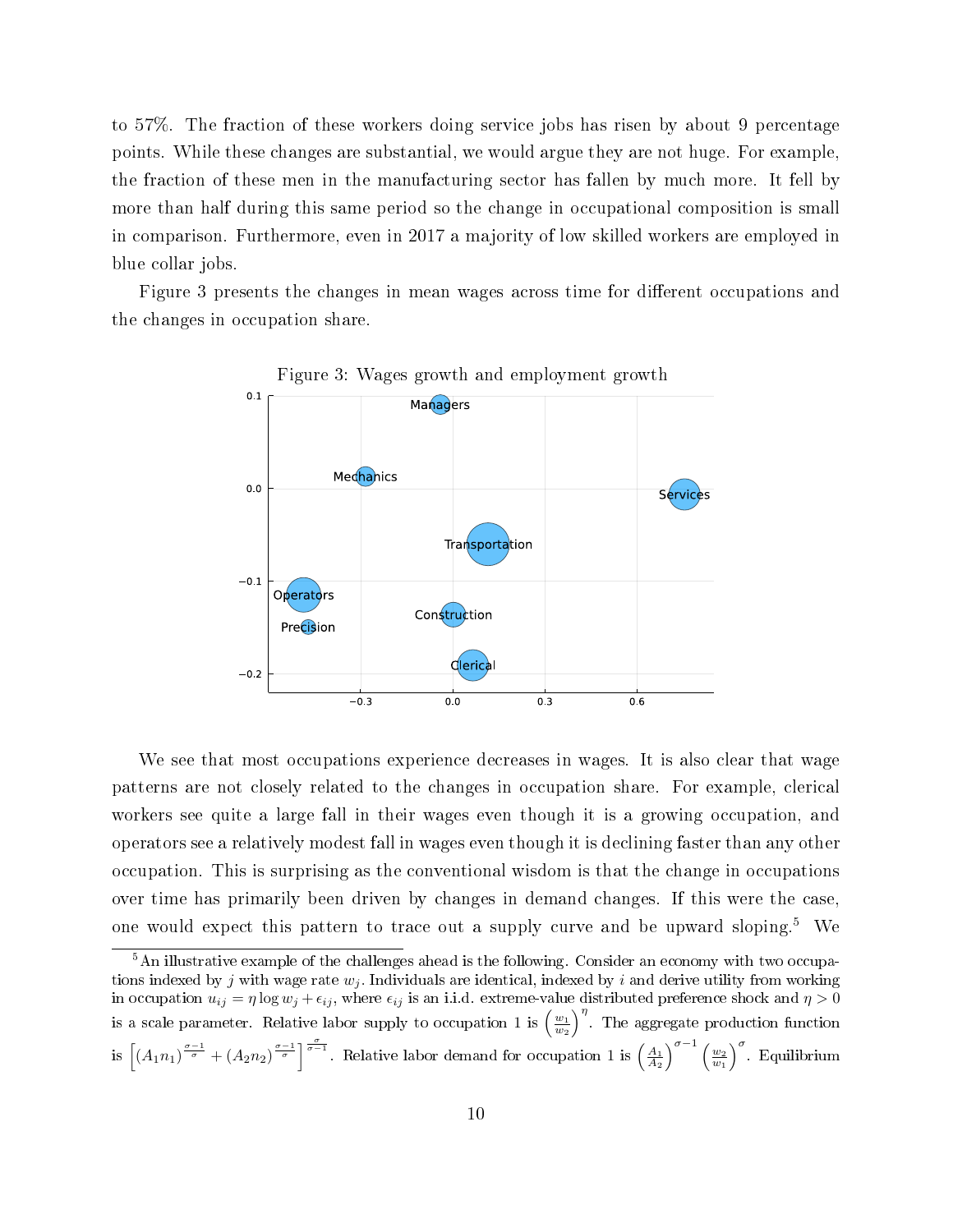to 57%. The fraction of these workers doing service jobs has risen by about 9 percentage points. While these changes are substantial, we would argue they are not huge. For example, the fraction of these men in the manufacturing sector has fallen by much more. It fell by more than half during this same period so the change in occupational composition is small in comparison. Furthermore, even in 2017 a majority of low skilled workers are employed in blue collar jobs.

Figure 3 presents the changes in mean wages across time for different occupations and the changes in occupation share.

Figure 3: Wages growth and employment growth

We see that most occupations experience decreases in wages. It is also clear that wage patterns are not closely related to the changes in occupation share. For example, clerical workers see quite a large fall in their wages even though it is a growing occupation, and operators see a relatively modest fall in wages even though it is declining faster than any other occupation. This is surprising as the conventional wisdom is that the change in occupations over time has primarily been driven by changes in demand changes. If this were the case, one would expect this pattern to trace out a supply curve and be upward sloping.[5] We

[5] An illustrative example of the challenges ahead is the following. Consider an economy with two occupations indexed by $j$ with wage rate $w_j$. Individuals are identical, indexed by $i$ and derive utility from working in occupation $u_{ij} = \eta \log w_j + \epsilon_{ij}$, where $\epsilon_{ij}$ is an i.i.d. extreme-value distributed preference shock and $\eta > 0$ is a scale parameter. Relative labor supply to occupation 1 is $\left(\frac{w_1}{w_2}\right)^{\eta}$. The aggregate production function is $\left[(A_1 n_1)^{\frac{\sigma-1}{\sigma}} + (A_2 n_2)^{\frac{\sigma-1}{\sigma}}\right]^{\frac{\sigma}{\sigma-1}}$. Relative labor demand for occupation 1 is $\left(\frac{A_1}{A_2}\right)^{\sigma-1}\left(\frac{w_2}{w_1}\right)^{\sigma}$. Equilibrium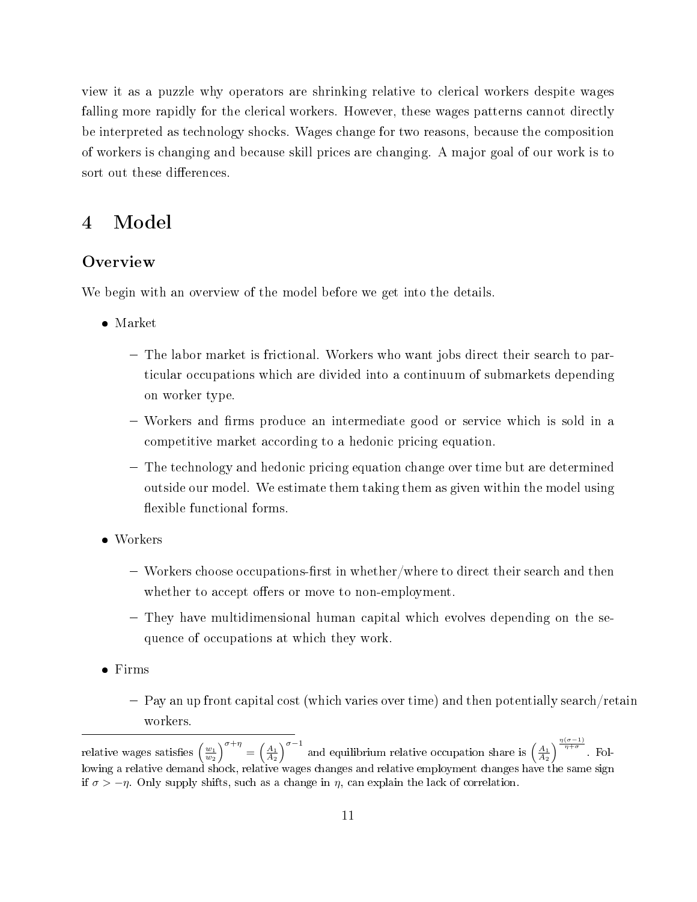view it as a puzzle why operators are shrinking relative to clerical workers despite wages falling more rapidly for the clerical workers. However, these wages patterns cannot directly be interpreted as technology shocks. Wages change for two reasons, because the composition of workers is changing and because skill prices are changing. A major goal of our work is to sort out these differences.

# 4 Model

### Overview

We begin with an overview of the model before we get into the details.

- Market
  - The labor market is frictional. Workers who want jobs direct their search to particular occupations which are divided into a continuum of submarkets depending on worker type.
  - Workers and firms produce an intermediate good or service which is sold in a competitive market according to a hedonic pricing equation.
  - The technology and hedonic pricing equation change over time but are determined outside our model. We estimate them taking them as given within the model using flexible functional forms.
- Workers
  - Workers choose occupations-first in whether/where to direct their search and then whether to accept offers or move to non-employment.
  - They have multidimensional human capital which evolves depending on the sequence of occupations at which they work.
- Firms
  - Pay an up front capital cost (which varies over time) and then potentially search/retain workers.

---

relative wages satisfies $\left(\frac{w_1}{w_2}\right)^{\sigma+\eta} = \left(\frac{A_1}{A_2}\right)^{\sigma-1}$ and equilibrium relative occupation share is $\left(\frac{A_1}{A_2}\right)^{\frac{\eta(\sigma-1)}{\eta+\sigma}}$. Following a relative demand shock, relative wages changes and relative employment changes have the same sign if $\sigma > -\eta$. Only supply shifts, such as a change in $\eta$, can explain the lack of correlation.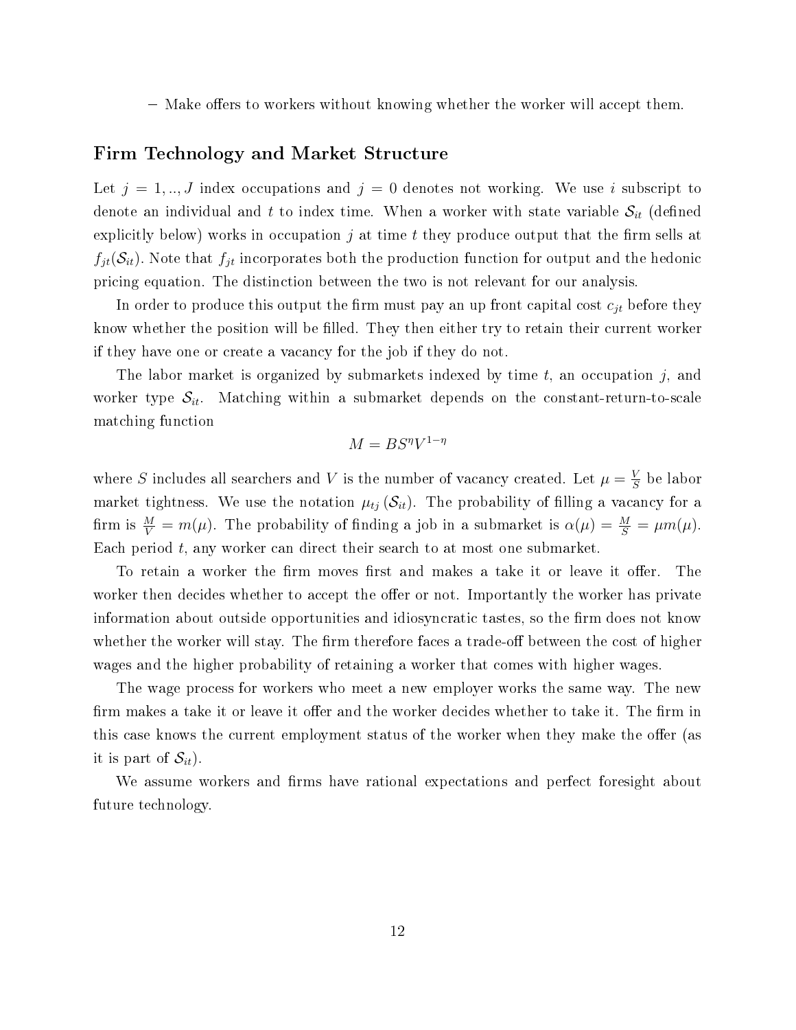- Make offers to workers without knowing whether the worker will accept them.

## Firm Technology and Market Structure

Let $j = 1, .., J$ index occupations and $j = 0$ denotes not working. We use $i$ subscript to denote an individual and $t$ to index time. When a worker with state variable $\mathcal{S}_{it}$ (defined explicitly below) works in occupation $j$ at time $t$ they produce output that the firm sells at $f_{jt}(\mathcal{S}_{it})$. Note that $f_{jt}$ incorporates both the production function for output and the hedonic pricing equation. The distinction between the two is not relevant for our analysis.

In order to produce this output the firm must pay an up front capital cost $c_{jt}$ before they know whether the position will be filled. They then either try to retain their current worker if they have one or create a vacancy for the job if they do not.

The labor market is organized by submarkets indexed by time $t$, an occupation $j$, and worker type $\mathcal{S}_{it}$. Matching within a submarket depends on the constant-return-to-scale matching function

$$M = BS^{\eta}V^{1-\eta}$$

where $S$ includes all searchers and $V$ is the number of vacancy created. Let $\mu = \frac{V}{S}$ be labor market tightness. We use the notation $\mu_{tj}(\mathcal{S}_{it})$. The probability of filling a vacancy for a firm is $\frac{M}{V} = m(\mu)$. The probability of finding a job in a submarket is $\alpha(\mu) = \frac{M}{S} = \mu m(\mu)$. Each period $t$, any worker can direct their search to at most one submarket.

To retain a worker the firm moves first and makes a take it or leave it offer. The worker then decides whether to accept the offer or not. Importantly the worker has private information about outside opportunities and idiosyncratic tastes, so the firm does not know whether the worker will stay. The firm therefore faces a trade-off between the cost of higher wages and the higher probability of retaining a worker that comes with higher wages.

The wage process for workers who meet a new employer works the same way. The new firm makes a take it or leave it offer and the worker decides whether to take it. The firm in this case knows the current employment status of the worker when they make the offer (as it is part of $\mathcal{S}_{it}$).

We assume workers and firms have rational expectations and perfect foresight about future technology.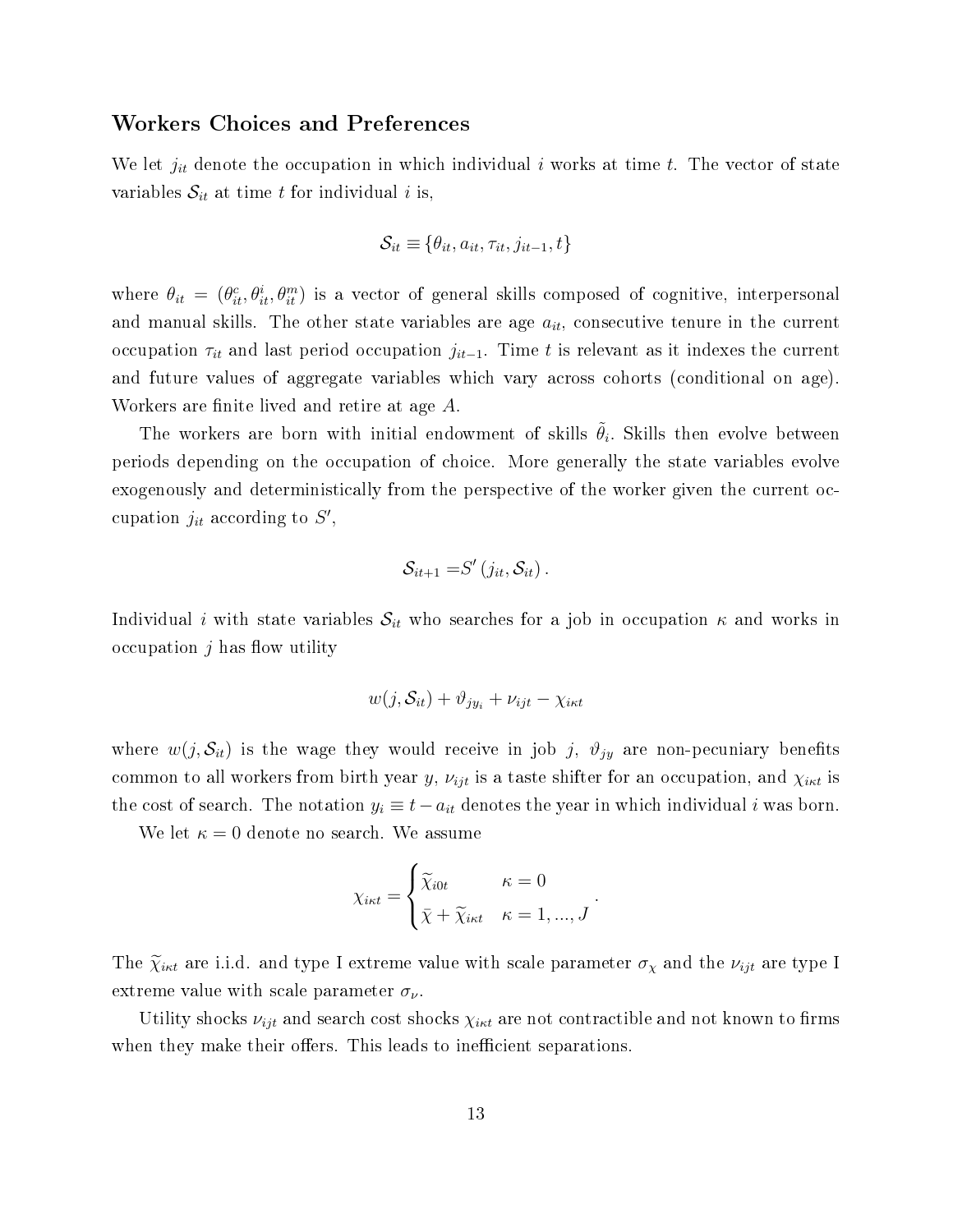### Workers Choices and Preferences

We let $j_{it}$ denote the occupation in which individual $i$ works at time $t$. The vector of state variables $\mathcal{S}_{it}$ at time $t$ for individual $i$ is,

$$\mathcal{S}_{it} \equiv \{\theta_{it}, a_{it}, \tau_{it}, j_{it-1}, t\}$$

where $\theta_{it} = (\theta^c_{it}, \theta^i_{it}, \theta^m_{it})$ is a vector of general skills composed of cognitive, interpersonal and manual skills. The other state variables are age $a_{it}$, consecutive tenure in the current occupation $\tau_{it}$ and last period occupation $j_{it-1}$. Time $t$ is relevant as it indexes the current and future values of aggregate variables which vary across cohorts (conditional on age). Workers are finite lived and retire at age $A$.

The workers are born with initial endowment of skills $\tilde{\theta}_i$. Skills then evolve between periods depending on the occupation of choice. More generally the state variables evolve exogenously and deterministically from the perspective of the worker given the current occupation $j_{it}$ according to $S'$,

$$\mathcal{S}_{it+1} = S'\left(j_{it}, \mathcal{S}_{it}\right).$$

Individual $i$ with state variables $\mathcal{S}_{it}$ who searches for a job in occupation $\kappa$ and works in occupation $j$ has flow utility

$$w(j, \mathcal{S}_{it}) + \vartheta_{jy_i} + \nu_{ijt} - \chi_{i\kappa t}$$

where $w(j, \mathcal{S}_{it})$ is the wage they would receive in job $j$, $\vartheta_{jy}$ are non-pecuniary benefits common to all workers from birth year $y$, $\nu_{ijt}$ is a taste shifter for an occupation, and $\chi_{i\kappa t}$ is the cost of search. The notation $y_i \equiv t - a_{it}$ denotes the year in which individual $i$ was born.

We let $\kappa = 0$ denote no search. We assume

$$\chi_{i\kappa t} = \begin{cases} \widetilde{\chi}_{i0t} & \kappa = 0 \\ \bar{\chi} + \widetilde{\chi}_{i\kappa t} & \kappa = 1, ..., J \end{cases}.$$

The $\widetilde{\chi}_{i\kappa t}$ are i.i.d. and type I extreme value with scale parameter $\sigma_\chi$ and the $\nu_{ijt}$ are type I extreme value with scale parameter $\sigma_\nu$.

Utility shocks $\nu_{ijt}$ and search cost shocks $\chi_{i\kappa t}$ are not contractible and not known to firms when they make their offers. This leads to inefficient separations.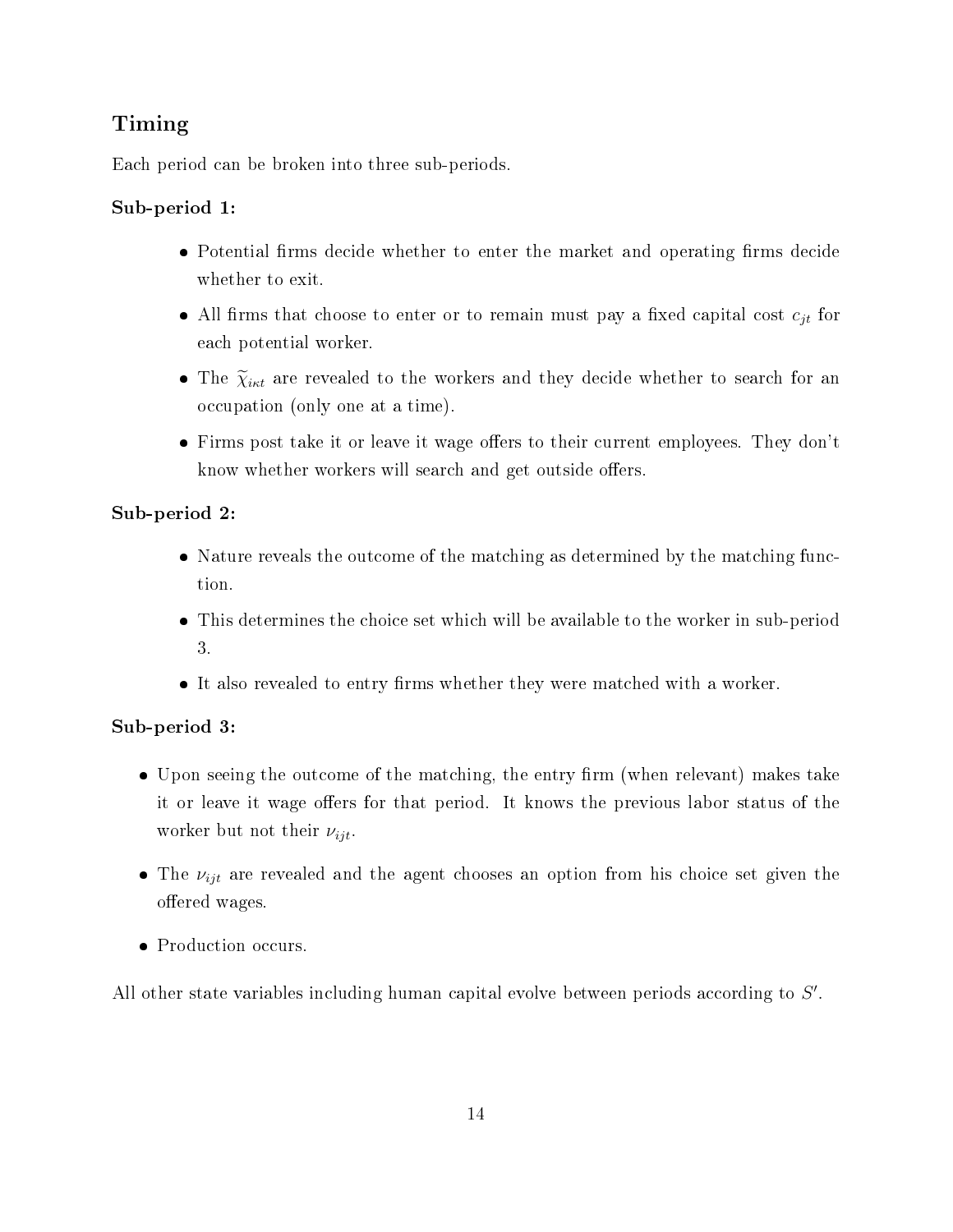## Timing

Each period can be broken into three sub-periods.

### Sub-period 1:

- Potential firms decide whether to enter the market and operating firms decide whether to exit.
- All firms that choose to enter or to remain must pay a fixed capital cost $c_{jt}$ for each potential worker.
- The $\widetilde{\chi}_{i\kappa t}$ are revealed to the workers and they decide whether to search for an occupation (only one at a time).
- Firms post take it or leave it wage offers to their current employees. They don't know whether workers will search and get outside offers.

### Sub-period 2:

- Nature reveals the outcome of the matching as determined by the matching function.
- This determines the choice set which will be available to the worker in sub-period 3.
- It also revealed to entry firms whether they were matched with a worker.

### Sub-period 3:

- Upon seeing the outcome of the matching, the entry firm (when relevant) makes take it or leave it wage offers for that period. It knows the previous labor status of the worker but not their $\nu_{ijt}$.
- The $\nu_{ijt}$ are revealed and the agent chooses an option from his choice set given the offered wages.
- Production occurs.

All other state variables including human capital evolve between periods according to $S'$.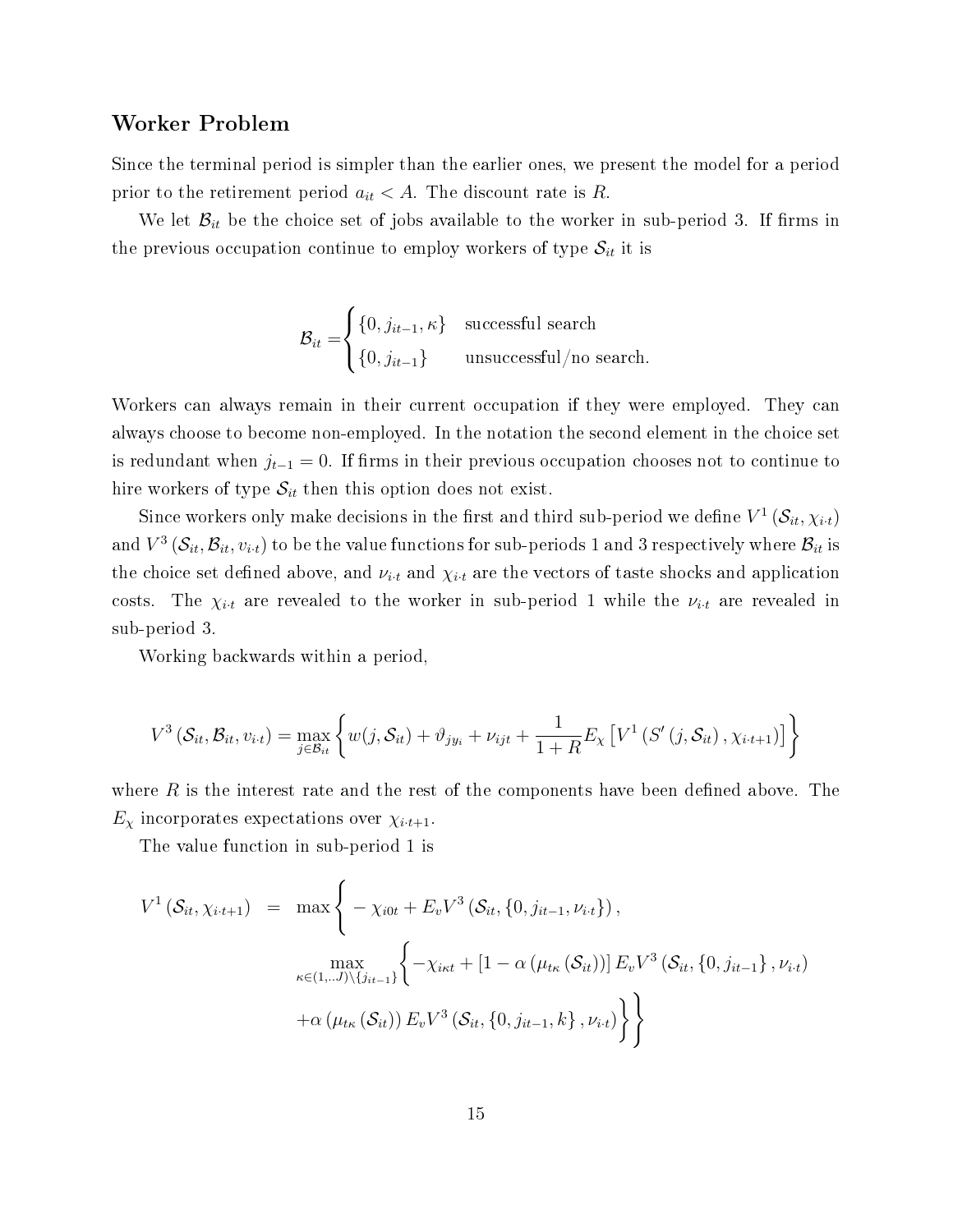### Worker Problem

Since the terminal period is simpler than the earlier ones, we present the model for a period prior to the retirement period $a_{it} < A$. The discount rate is $R$.

We let $\mathcal{B}_{it}$ be the choice set of jobs available to the worker in sub-period 3. If firms in the previous occupation continue to employ workers of type $\mathcal{S}_{it}$ it is

$$
\mathcal{B}_{it} = \begin{cases} \{0, j_{it-1}, \kappa\} & \text{successful search} \\ \{0, j_{it-1}\} & \text{unsuccessful/no search.} \end{cases}
$$

Workers can always remain in their current occupation if they were employed. They can always choose to become non-employed. In the notation the second element in the choice set is redundant when $j_{t-1} = 0$. If firms in their previous occupation chooses not to continue to hire workers of type $\mathcal{S}_{it}$ then this option does not exist.

Since workers only make decisions in the first and third sub-period we define $V^1(\mathcal{S}_{it}, \chi_{i\cdot t})$ and $V^3(\mathcal{S}_{it}, \mathcal{B}_{it}, v_{i\cdot t})$ to be the value functions for sub-periods 1 and 3 respectively where $\mathcal{B}_{it}$ is the choice set defined above, and $\nu_{i\cdot t}$ and $\chi_{i\cdot t}$ are the vectors of taste shocks and application costs. The $\chi_{i\cdot t}$ are revealed to the worker in sub-period 1 while the $\nu_{i\cdot t}$ are revealed in sub-period 3.

Working backwards within a period,

$$
V^3(\mathcal{S}_{it}, \mathcal{B}_{it}, v_{i\cdot t}) = \max_{j \in \mathcal{B}_{it}} \left\{ w(j, \mathcal{S}_{it}) + \vartheta_{jy_i} + \nu_{ijt} + \frac{1}{1+R} E_\chi \left[ V^1\left(S'(j, \mathcal{S}_{it}), \chi_{i\cdot t+1}\right)\right] \right\}
$$

where $R$ is the interest rate and the rest of the components have been defined above. The $E_\chi$ incorporates expectations over $\chi_{i\cdot t+1}$.

The value function in sub-period 1 is

$$
\begin{aligned}
V^1(\mathcal{S}_{it}, \chi_{i\cdot t+1}) \quad = \quad & \max \Bigg\{ -\chi_{i0t} + E_v V^3(\mathcal{S}_{it}, \{0, j_{it-1}, \nu_{i\cdot t}\}), \\
& \max_{\kappa \in (1,..J) \setminus \{j_{it-1}\}} \Big\{ -\chi_{i\kappa t} + [1 - \alpha(\mu_{t\kappa}(\mathcal{S}_{it}))] E_v V^3(\mathcal{S}_{it}, \{0, j_{it-1}\}, \nu_{i\cdot t}) \\
& + \alpha(\mu_{t\kappa}(\mathcal{S}_{it})) E_v V^3(\mathcal{S}_{it}, \{0, j_{it-1}, k\}, \nu_{i\cdot t}) \Big\} \Bigg\}
\end{aligned}
$$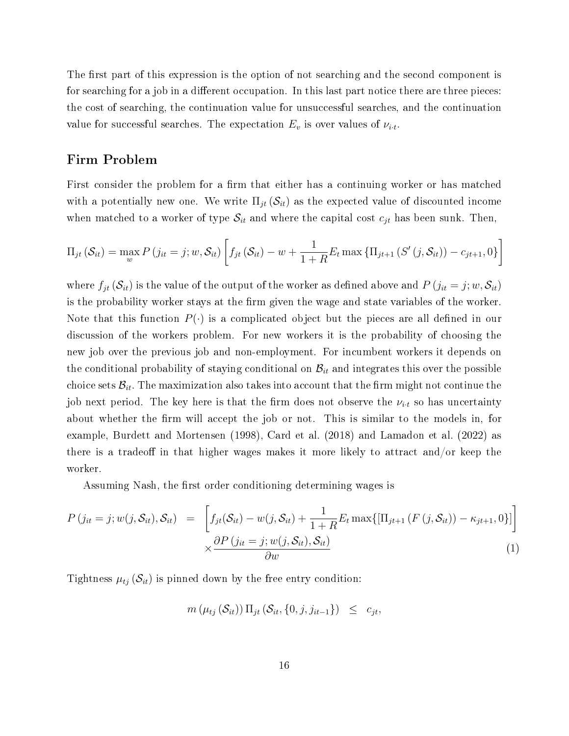The first part of this expression is the option of not searching and the second component is for searching for a job in a different occupation. In this last part notice there are three pieces: the cost of searching, the continuation value for unsuccessful searches, and the continuation value for successful searches. The expectation $E_v$ is over values of $\nu_{i\cdot t}$.

## Firm Problem

First consider the problem for a firm that either has a continuing worker or has matched with a potentially new one. We write $\Pi_{jt}(\mathcal{S}_{it})$ as the expected value of discounted income when matched to a worker of type $\mathcal{S}_{it}$ and where the capital cost $c_{jt}$ has been sunk. Then,

$$\Pi_{jt}(\mathcal{S}_{it}) = \max_{w} P(j_{it} = j; w, \mathcal{S}_{it}) \left[ f_{jt}(\mathcal{S}_{it}) - w + \frac{1}{1+R} E_t \max \left\{ \Pi_{jt+1}(S'(j, \mathcal{S}_{it})) - c_{jt+1}, 0 \right\} \right]$$

where $f_{jt}(\mathcal{S}_{it})$ is the value of the output of the worker as defined above and $P(j_{it} = j; w, \mathcal{S}_{it})$ is the probability worker stays at the firm given the wage and state variables of the worker. Note that this function $P(\cdot)$ is a complicated object but the pieces are all defined in our discussion of the workers problem. For new workers it is the probability of choosing the new job over the previous job and non-employment. For incumbent workers it depends on the conditional probability of staying conditional on $\mathcal{B}_{it}$ and integrates this over the possible choice sets $\mathcal{B}_{it}$. The maximization also takes into account that the firm might not continue the job next period. The key here is that the firm does not observe the $\nu_{i\cdot t}$ so has uncertainty about whether the firm will accept the job or not. This is similar to the models in, for example, Burdett and Mortensen (1998), Card et al. (2018) and Lamadon et al. (2022) as there is a tradeoff in that higher wages makes it more likely to attract and/or keep the worker.

Assuming Nash, the first order conditioning determining wages is

$$\begin{aligned} P(j_{it} = j; w(j, \mathcal{S}_{it}), \mathcal{S}_{it}) \quad = \quad & \left[ f_{jt}(\mathcal{S}_{it}) - w(j, \mathcal{S}_{it}) + \frac{1}{1+R} E_t \max\{[\Pi_{jt+1}(F(j, \mathcal{S}_{it})) - \kappa_{jt+1}, 0\}] \right] \\ & \times \frac{\partial P(j_{it} = j; w(j, \mathcal{S}_{it}), \mathcal{S}_{it})}{\partial w} \end{aligned} \tag{1}$$

Tightness $\mu_{tj}(\mathcal{S}_{it})$ is pinned down by the free entry condition:

$$m(\mu_{tj}(\mathcal{S}_{it})) \Pi_{jt}(\mathcal{S}_{it}, \{0, j, j_{it-1}\}) \quad \leq \quad c_{jt},$$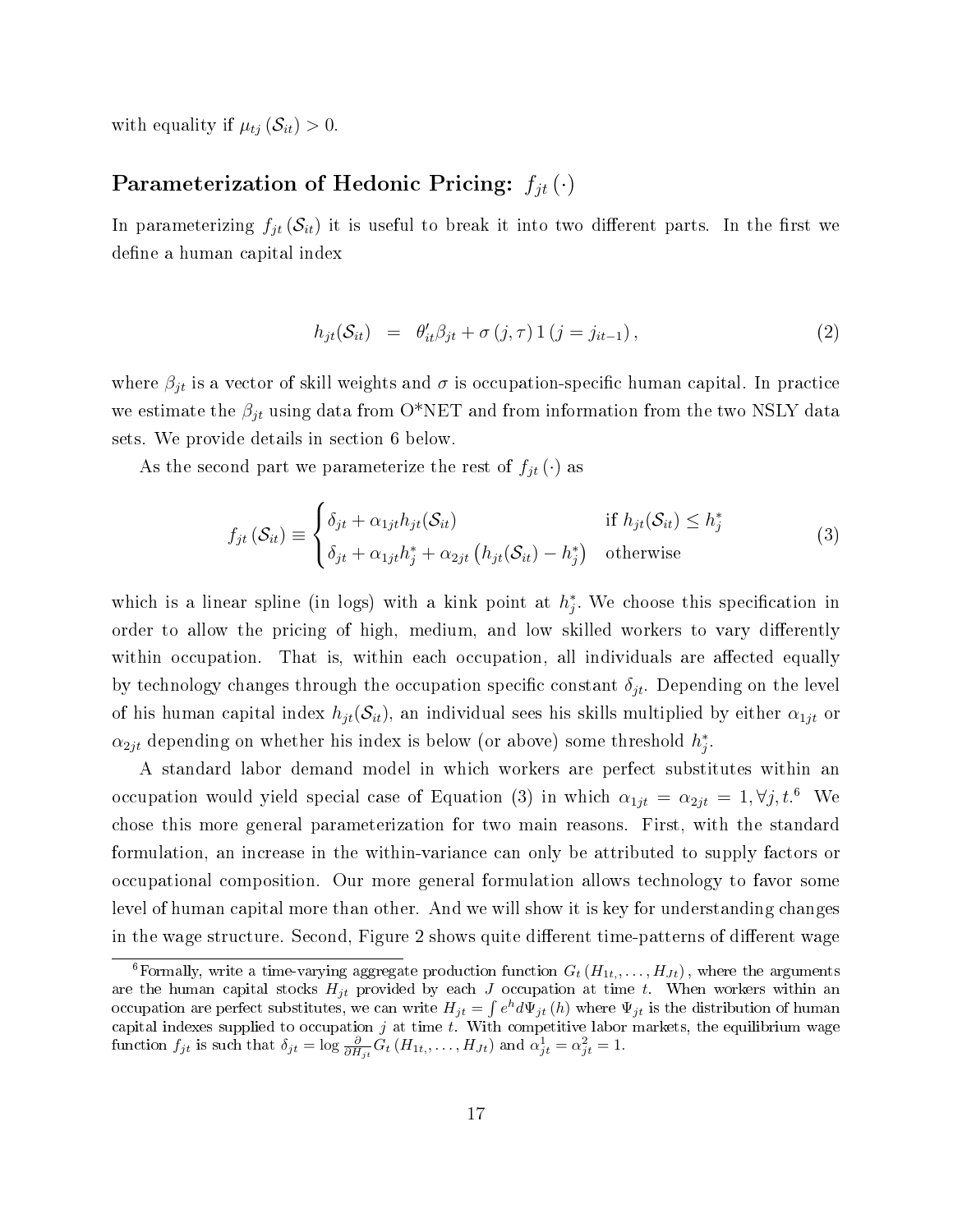with equality if $\mu_{tj}(\mathcal{S}_{it}) > 0$.

### Parameterization of Hedonic Pricing: $f_{jt}(\cdot)$

In parameterizing $f_{jt}(\mathcal{S}_{it})$ it is useful to break it into two different parts. In the first we define a human capital index

$$h_{jt}(\mathcal{S}_{it}) \;\;=\;\; \theta_{it}'\beta_{jt} + \sigma(j,\tau)\,1(j = j_{it-1}), \tag{2}$$

where $\beta_{jt}$ is a vector of skill weights and $\sigma$ is occupation-specific human capital. In practice we estimate the $\beta_{jt}$ using data from O*NET and from information from the two NSLY data sets. We provide details in section 6 below.

As the second part we parameterize the rest of $f_{jt}(\cdot)$ as

$$f_{jt}(\mathcal{S}_{it}) \equiv \begin{cases} \delta_{jt} + \alpha_{1jt}h_{jt}(\mathcal{S}_{it}) & \text{if } h_{jt}(\mathcal{S}_{it}) \leq h_j^* \\ \delta_{jt} + \alpha_{1jt}h_j^* + \alpha_{2jt}\left(h_{jt}(\mathcal{S}_{it}) - h_j^*\right) & \text{otherwise} \end{cases} \tag{3}$$

which is a linear spline (in logs) with a kink point at $h_j^*$. We choose this specification in order to allow the pricing of high, medium, and low skilled workers to vary differently within occupation. That is, within each occupation, all individuals are affected equally by technology changes through the occupation specific constant $\delta_{jt}$. Depending on the level of his human capital index $h_{jt}(\mathcal{S}_{it})$, an individual sees his skills multiplied by either $\alpha_{1jt}$ or $\alpha_{2jt}$ depending on whether his index is below (or above) some threshold $h_j^*$.

A standard labor demand model in which workers are perfect substitutes within an occupation would yield special case of Equation (3) in which $\alpha_{1jt} = \alpha_{2jt} = 1, \forall j, t$.[6] We chose this more general parameterization for two main reasons. First, with the standard formulation, an increase in the within-variance can only be attributed to supply factors or occupational composition. Our more general formulation allows technology to favor some level of human capital more than other. And we will show it is key for understanding changes in the wage structure. Second, Figure 2 shows quite different time-patterns of different wage

[6] Formally, write a time-varying aggregate production function $G_t(H_{1t,}, \ldots, H_{Jt})$, where the arguments are the human capital stocks $H_{jt}$ provided by each $J$ occupation at time $t$. When workers within an occupation are perfect substitutes, we can write $H_{jt} = \int e^h d\Psi_{jt}(h)$ where $\Psi_{jt}$ is the distribution of human capital indexes supplied to occupation $j$ at time $t$. With competitive labor markets, the equilibrium wage function $f_{jt}$ is such that $\delta_{jt} = \log \frac{\partial}{\partial H_{jt}} G_t(H_{1t,}, \ldots, H_{Jt})$ and $\alpha_{jt}^1 = \alpha_{jt}^2 = 1$.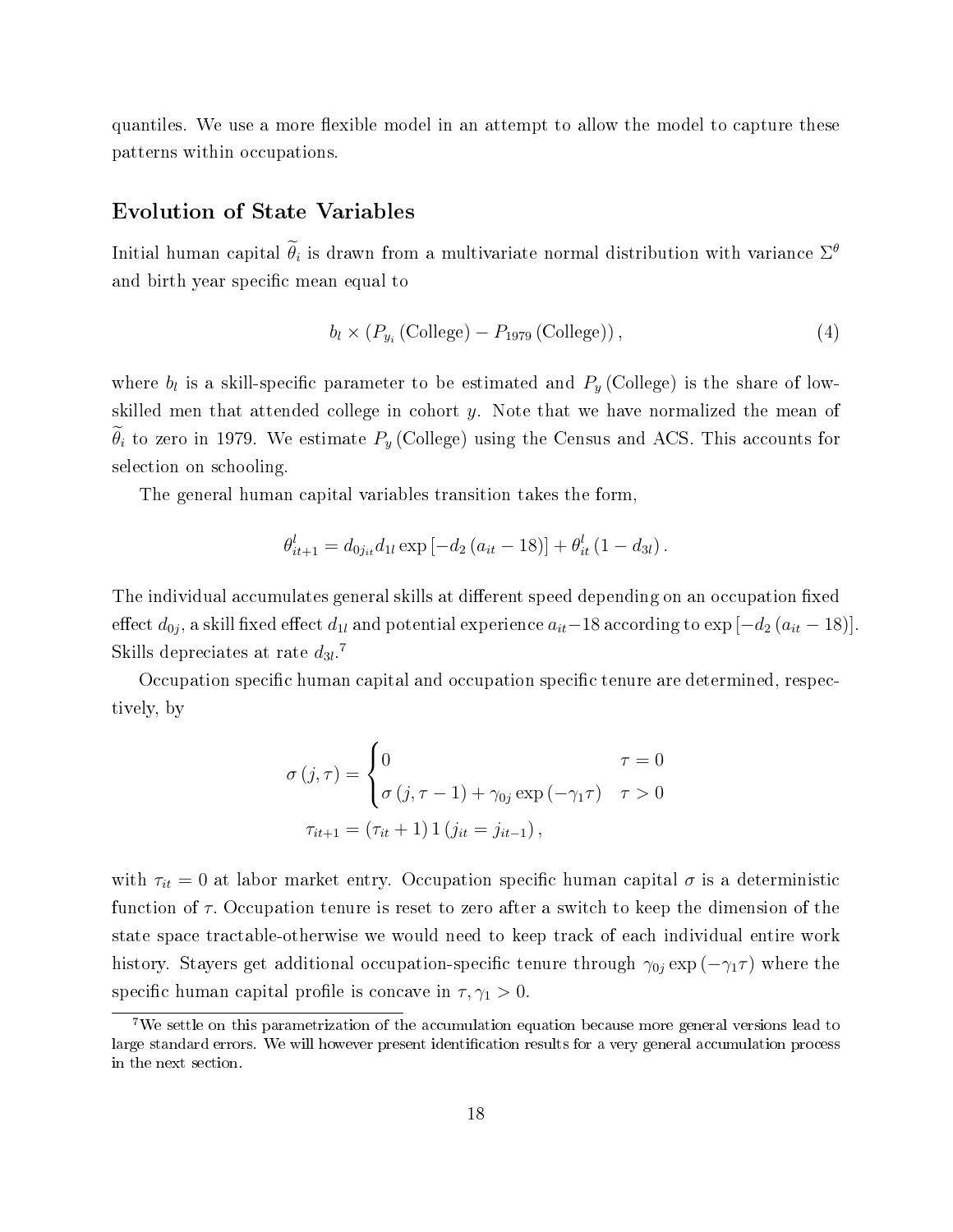quantiles. We use a more flexible model in an attempt to allow the model to capture these patterns within occupations.

### Evolution of State Variables

Initial human capital $\widetilde{\theta}_i$ is drawn from a multivariate normal distribution with variance $\Sigma^{\theta}$ and birth year specific mean equal to

$$b_l \times \left(P_{y_i}\left(\text{College}\right) - P_{1979}\left(\text{College}\right)\right), \tag{4}$$

where $b_l$ is a skill-specific parameter to be estimated and $P_y\left(\text{College}\right)$ is the share of low-skilled men that attended college in cohort $y$. Note that we have normalized the mean of $\widetilde{\theta}_i$ to zero in 1979. We estimate $P_y\left(\text{College}\right)$ using the Census and ACS. This accounts for selection on schooling.

The general human capital variables transition takes the form,

$$\theta^l_{it+1} = d_{0j_{it}} d_{1l} \exp\left[-d_2\left(a_{it} - 18\right)\right] + \theta^l_{it}\left(1 - d_{3l}\right).$$

The individual accumulates general skills at different speed depending on an occupation fixed effect $d_{0j}$, a skill fixed effect $d_{1l}$ and potential experience $a_{it}-18$ according to $\exp\left[-d_2\left(a_{it} - 18\right)\right]$. Skills depreciates at rate $d_{3l}$.[7]

Occupation specific human capital and occupation specific tenure are determined, respectively, by

$$\sigma\left(j, \tau\right) = \begin{cases} 0 & \tau = 0 \\ \sigma\left(j, \tau - 1\right) + \gamma_{0j} \exp\left(-\gamma_1 \tau\right) & \tau > 0 \end{cases}$$

$$\tau_{it+1} = \left(\tau_{it} + 1\right) 1\left(j_{it} = j_{it-1}\right),$$

with $\tau_{it} = 0$ at labor market entry. Occupation specific human capital $\sigma$ is a deterministic function of $\tau$. Occupation tenure is reset to zero after a switch to keep the dimension of the state space tractable-otherwise we would need to keep track of each individual entire work history. Stayers get additional occupation-specific tenure through $\gamma_{0j} \exp\left(-\gamma_1 \tau\right)$ where the specific human capital profile is concave in $\tau, \gamma_1 > 0$.

[7] We settle on this parametrization of the accumulation equation because more general versions lead to large standard errors. We will however present identification results for a very general accumulation process in the next section.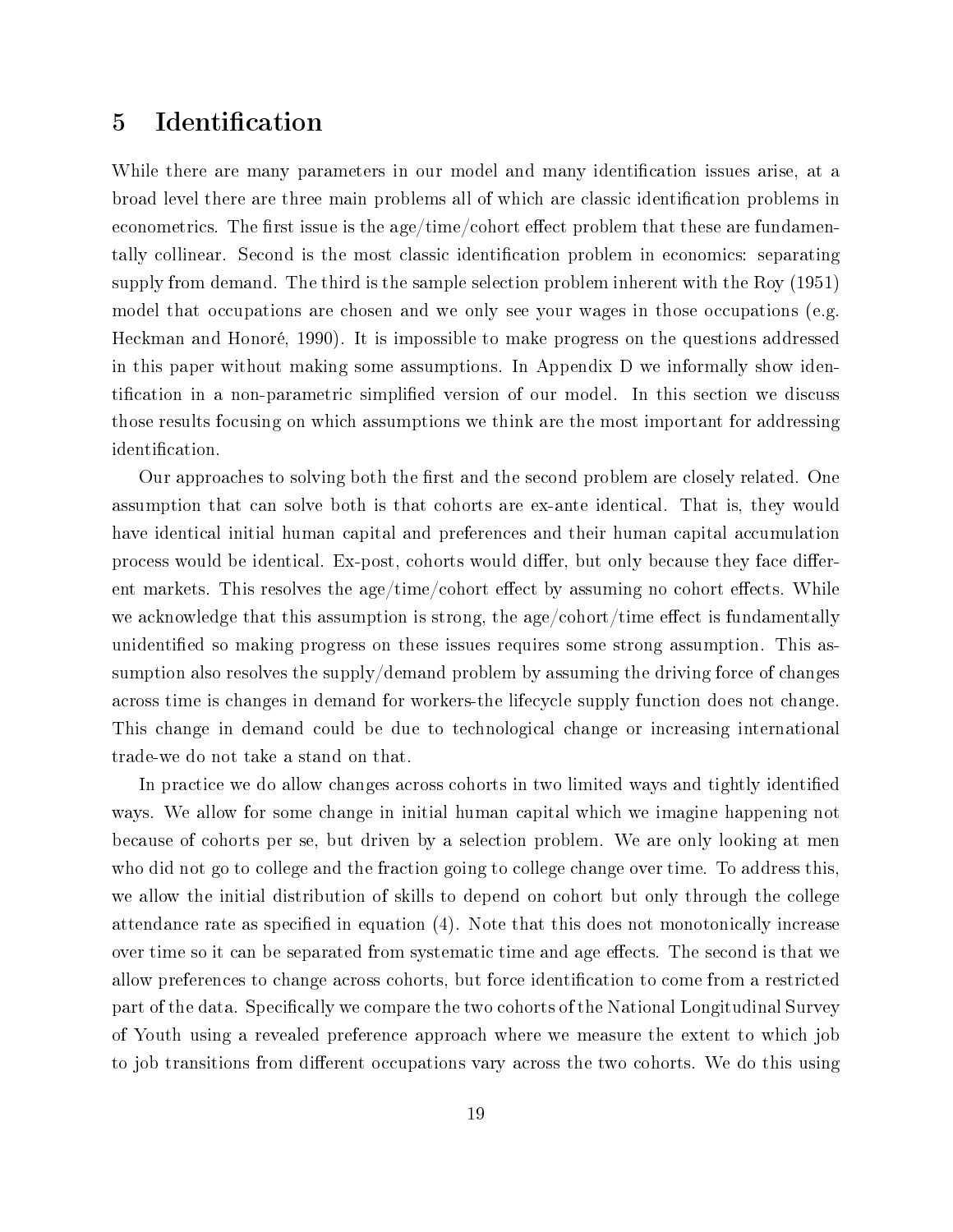# 5 Identification

While there are many parameters in our model and many identification issues arise, at a broad level there are three main problems all of which are classic identification problems in econometrics. The first issue is the age/time/cohort effect problem that these are fundamentally collinear. Second is the most classic identification problem in economics: separating supply from demand. The third is the sample selection problem inherent with the Roy (1951) model that occupations are chosen and we only see your wages in those occupations (e.g. Heckman and Honoré, 1990). It is impossible to make progress on the questions addressed in this paper without making some assumptions. In Appendix D we informally show identification in a non-parametric simplified version of our model. In this section we discuss those results focusing on which assumptions we think are the most important for addressing identification.

Our approaches to solving both the first and the second problem are closely related. One assumption that can solve both is that cohorts are ex-ante identical. That is, they would have identical initial human capital and preferences and their human capital accumulation process would be identical. Ex-post, cohorts would differ, but only because they face different markets. This resolves the age/time/cohort effect by assuming no cohort effects. While we acknowledge that this assumption is strong, the age/cohort/time effect is fundamentally unidentified so making progress on these issues requires some strong assumption. This assumption also resolves the supply/demand problem by assuming the driving force of changes across time is changes in demand for workers-the lifecycle supply function does not change. This change in demand could be due to technological change or increasing international trade-we do not take a stand on that.

In practice we do allow changes across cohorts in two limited ways and tightly identified ways. We allow for some change in initial human capital which we imagine happening not because of cohorts per se, but driven by a selection problem. We are only looking at men who did not go to college and the fraction going to college change over time. To address this, we allow the initial distribution of skills to depend on cohort but only through the college attendance rate as specified in equation (4). Note that this does not monotonically increase over time so it can be separated from systematic time and age effects. The second is that we allow preferences to change across cohorts, but force identification to come from a restricted part of the data. Specifically we compare the two cohorts of the National Longitudinal Survey of Youth using a revealed preference approach where we measure the extent to which job to job transitions from different occupations vary across the two cohorts. We do this using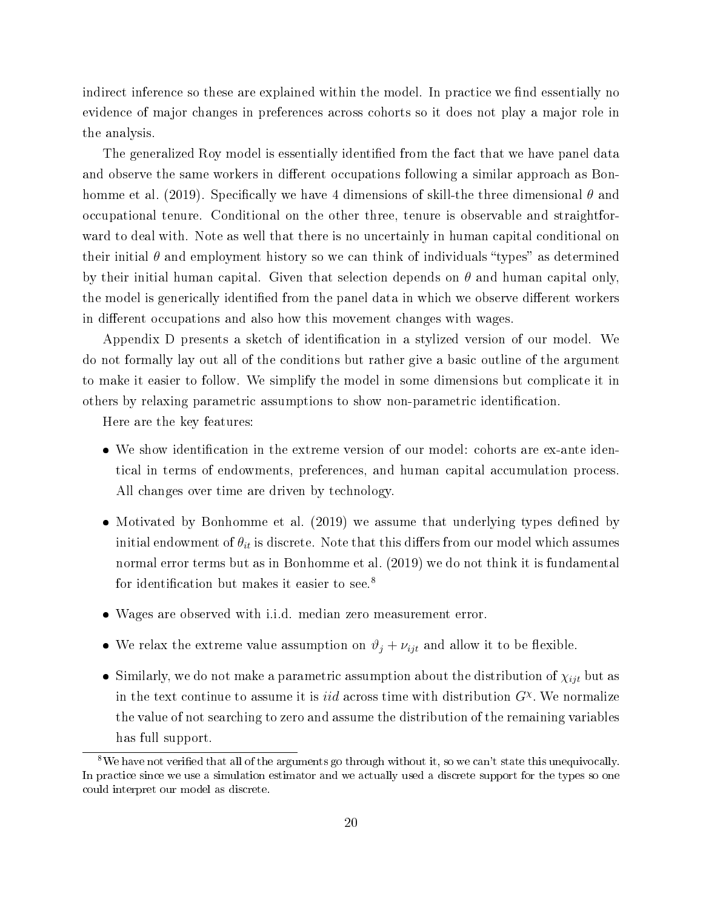indirect inference so these are explained within the model. In practice we find essentially no evidence of major changes in preferences across cohorts so it does not play a major role in the analysis.

The generalized Roy model is essentially identified from the fact that we have panel data and observe the same workers in different occupations following a similar approach as Bonhomme et al. (2019). Specifically we have 4 dimensions of skill-the three dimensional $\theta$ and occupational tenure. Conditional on the other three, tenure is observable and straightforward to deal with. Note as well that there is no uncertainly in human capital conditional on their initial $\theta$ and employment history so we can think of individuals "types" as determined by their initial human capital. Given that selection depends on $\theta$ and human capital only, the model is generically identified from the panel data in which we observe different workers in different occupations and also how this movement changes with wages.

Appendix D presents a sketch of identification in a stylized version of our model. We do not formally lay out all of the conditions but rather give a basic outline of the argument to make it easier to follow. We simplify the model in some dimensions but complicate it in others by relaxing parametric assumptions to show non-parametric identification.

Here are the key features:

- We show identification in the extreme version of our model: cohorts are ex-ante identical in terms of endowments, preferences, and human capital accumulation process. All changes over time are driven by technology.
- Motivated by Bonhomme et al. (2019) we assume that underlying types defined by initial endowment of $\theta_{it}$ is discrete. Note that this differs from our model which assumes normal error terms but as in Bonhomme et al. (2019) we do not think it is fundamental for identification but makes it easier to see.[8]
- Wages are observed with i.i.d. median zero measurement error.
- We relax the extreme value assumption on $\vartheta_j + \nu_{ijt}$ and allow it to be flexible.
- Similarly, we do not make a parametric assumption about the distribution of $\chi_{ijt}$ but as in the text continue to assume it is *iid* across time with distribution $G^{\chi}$. We normalize the value of not searching to zero and assume the distribution of the remaining variables has full support.

[8] We have not verified that all of the arguments go through without it, so we can't state this unequivocally. In practice since we use a simulation estimator and we actually used a discrete support for the types so one could interpret our model as discrete.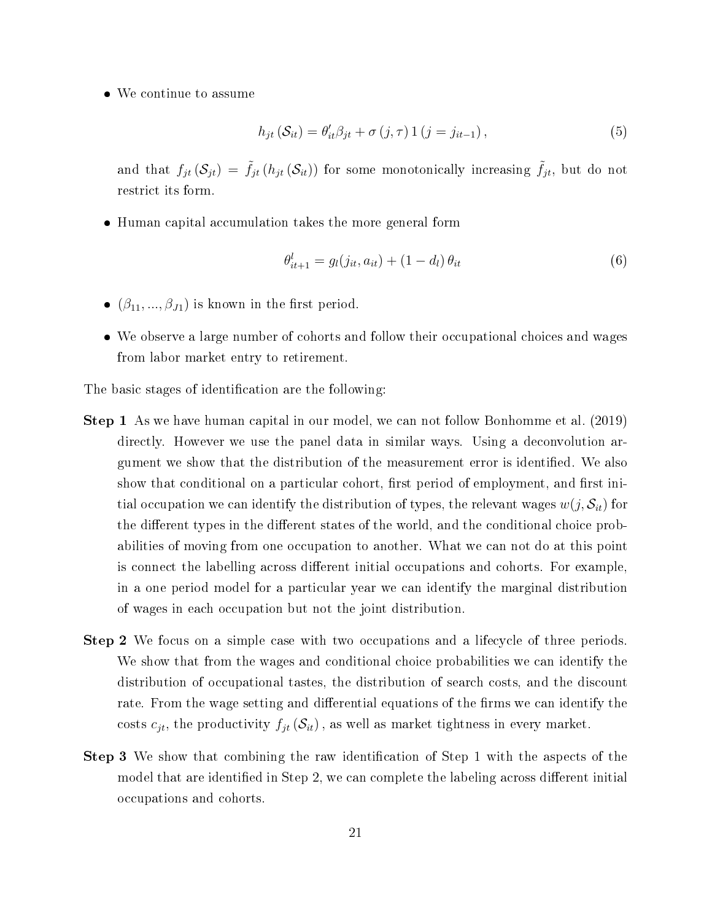- We continue to assume

$$h_{jt}\left(\mathcal{S}_{it}\right) = \theta_{it}'\beta_{jt} + \sigma\left(j,\tau\right)1\left(j = j_{it-1}\right), \tag{5}$$

and that $f_{jt}\left(\mathcal{S}_{jt}\right) = \tilde{f}_{jt}\left(h_{jt}\left(\mathcal{S}_{it}\right)\right)$ for some monotonically increasing $\tilde{f}_{jt}$, but do not restrict its form.

- Human capital accumulation takes the more general form

$$\theta_{it+1}^{l} = g_l(j_{it}, a_{it}) + \left(1 - d_l\right)\theta_{it} \tag{6}$$

- $(\beta_{11}, ..., \beta_{J1})$ is known in the first period.

- We observe a large number of cohorts and follow their occupational choices and wages from labor market entry to retirement.

The basic stages of identification are the following:

**Step 1** As we have human capital in our model, we can not follow Bonhomme et al. (2019) directly. However we use the panel data in similar ways. Using a deconvolution argument we show that the distribution of the measurement error is identified. We also show that conditional on a particular cohort, first period of employment, and first initial occupation we can identify the distribution of types, the relevant wages $w(j, \mathcal{S}_{it})$ for the different types in the different states of the world, and the conditional choice probabilities of moving from one occupation to another. What we can not do at this point is connect the labelling across different initial occupations and cohorts. For example, in a one period model for a particular year we can identify the marginal distribution of wages in each occupation but not the joint distribution.

**Step 2** We focus on a simple case with two occupations and a lifecycle of three periods. We show that from the wages and conditional choice probabilities we can identify the distribution of occupational tastes, the distribution of search costs, and the discount rate. From the wage setting and differential equations of the firms we can identify the costs $c_{jt}$, the productivity $f_{jt}\left(\mathcal{S}_{it}\right)$, as well as market tightness in every market.

**Step 3** We show that combining the raw identification of Step 1 with the aspects of the model that are identified in Step 2, we can complete the labeling across different initial occupations and cohorts.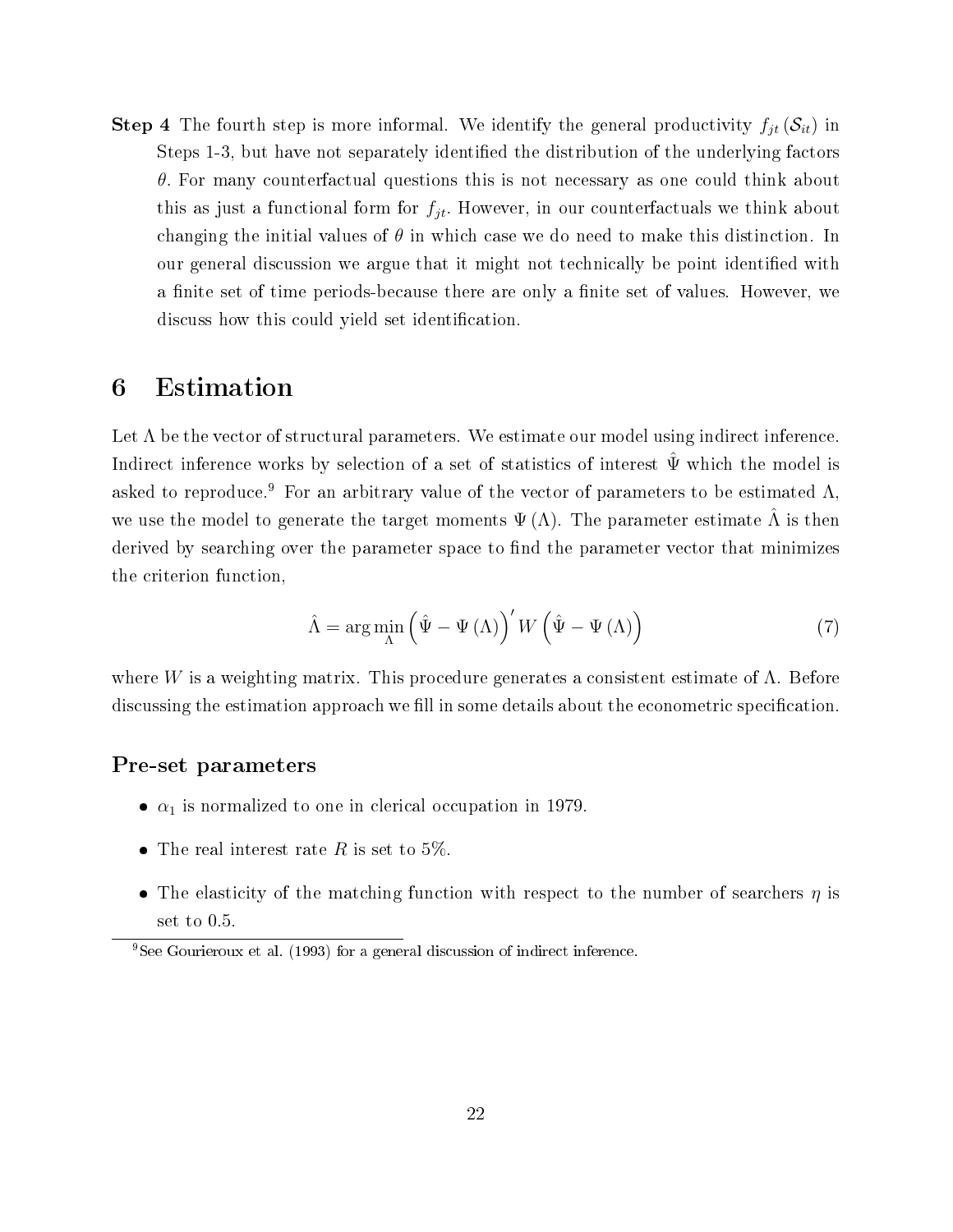**Step 4** The fourth step is more informal. We identify the general productivity $f_{jt}(\mathcal{S}_{it})$ in Steps 1-3, but have not separately identified the distribution of the underlying factors $\theta$. For many counterfactual questions this is not necessary as one could think about this as just a functional form for $f_{jt}$. However, in our counterfactuals we think about changing the initial values of $\theta$ in which case we do need to make this distinction. In our general discussion we argue that it might not technically be point identified with a finite set of time periods-because there are only a finite set of values. However, we discuss how this could yield set identification.

# 6 Estimation

Let $\Lambda$ be the vector of structural parameters. We estimate our model using indirect inference. Indirect inference works by selection of a set of statistics of interest $\hat{\Psi}$ which the model is asked to reproduce.[9] For an arbitrary value of the vector of parameters to be estimated $\Lambda$, we use the model to generate the target moments $\Psi(\Lambda)$. The parameter estimate $\hat{\Lambda}$ is then derived by searching over the parameter space to find the parameter vector that minimizes the criterion function,

$$\hat{\Lambda} = \arg\min_{\Lambda} \left(\hat{\Psi} - \Psi(\Lambda)\right)' W \left(\hat{\Psi} - \Psi(\Lambda)\right) \tag{7}$$

where $W$ is a weighting matrix. This procedure generates a consistent estimate of $\Lambda$. Before discussing the estimation approach we fill in some details about the econometric specification.

### Pre-set parameters

- $\alpha_1$ is normalized to one in clerical occupation in 1979.
- The real interest rate $R$ is set to 5%.
- The elasticity of the matching function with respect to the number of searchers $\eta$ is set to 0.5.

[9] See Gourieroux et al. (1993) for a general discussion of indirect inference.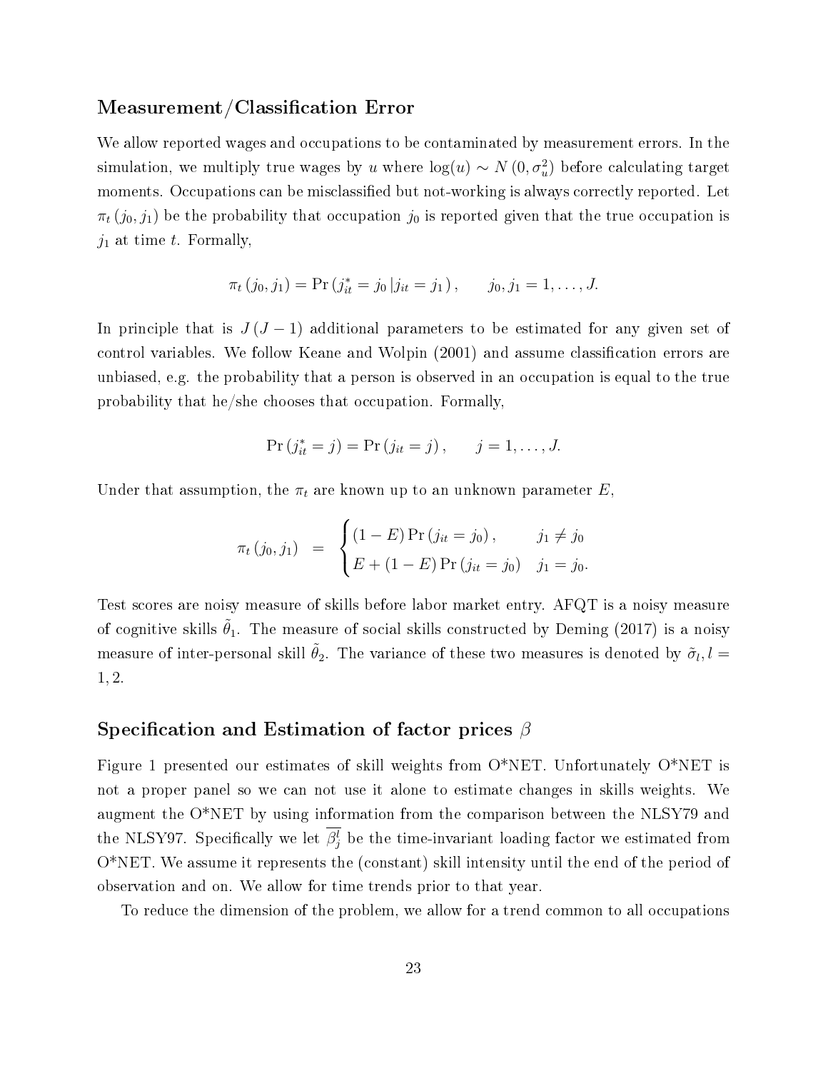### Measurement/Classification Error

We allow reported wages and occupations to be contaminated by measurement errors. In the simulation, we multiply true wages by $u$ where $\log(u) \sim N\left(0, \sigma_u^2\right)$ before calculating target moments. Occupations can be misclassified but not-working is always correctly reported. Let $\pi_t\left(j_0, j_1\right)$ be the probability that occupation $j_0$ is reported given that the true occupation is $j_1$ at time $t$. Formally,

$$\pi_t\left(j_0, j_1\right) = \Pr\left(j_{it}^* = j_0 \left| j_{it} = j_1\right.\right), \qquad j_0, j_1 = 1, \ldots, J.$$

In principle that is $J\left(J-1\right)$ additional parameters to be estimated for any given set of control variables. We follow Keane and Wolpin (2001) and assume classification errors are unbiased, e.g. the probability that a person is observed in an occupation is equal to the true probability that he/she chooses that occupation. Formally,

$$\Pr\left(j_{it}^* = j\right) = \Pr\left(j_{it} = j\right), \qquad j = 1, \ldots, J.$$

Under that assumption, the $\pi_t$ are known up to an unknown parameter $E$,

$$\pi_t\left(j_0, j_1\right) = \begin{cases} \left(1-E\right)\Pr\left(j_{it} = j_0\right), & j_1 \neq j_0 \\ E + \left(1-E\right)\Pr\left(j_{it} = j_0\right) & j_1 = j_0. \end{cases}$$

Test scores are noisy measure of skills before labor market entry. AFQT is a noisy measure of cognitive skills $\tilde{\theta}_1$. The measure of social skills constructed by Deming (2017) is a noisy measure of inter-personal skill $\tilde{\theta}_2$. The variance of these two measures is denoted by $\tilde{\sigma}_l, l = 1, 2$.

### Specification and Estimation of factor prices $\beta$

Figure 1 presented our estimates of skill weights from O*NET. Unfortunately O*NET is not a proper panel so we can not use it alone to estimate changes in skills weights. We augment the O*NET by using information from the comparison between the NLSY79 and the NLSY97. Specifically we let $\overline{\beta_j^l}$ be the time-invariant loading factor we estimated from O*NET. We assume it represents the (constant) skill intensity until the end of the period of observation and on. We allow for time trends prior to that year.

To reduce the dimension of the problem, we allow for a trend common to all occupations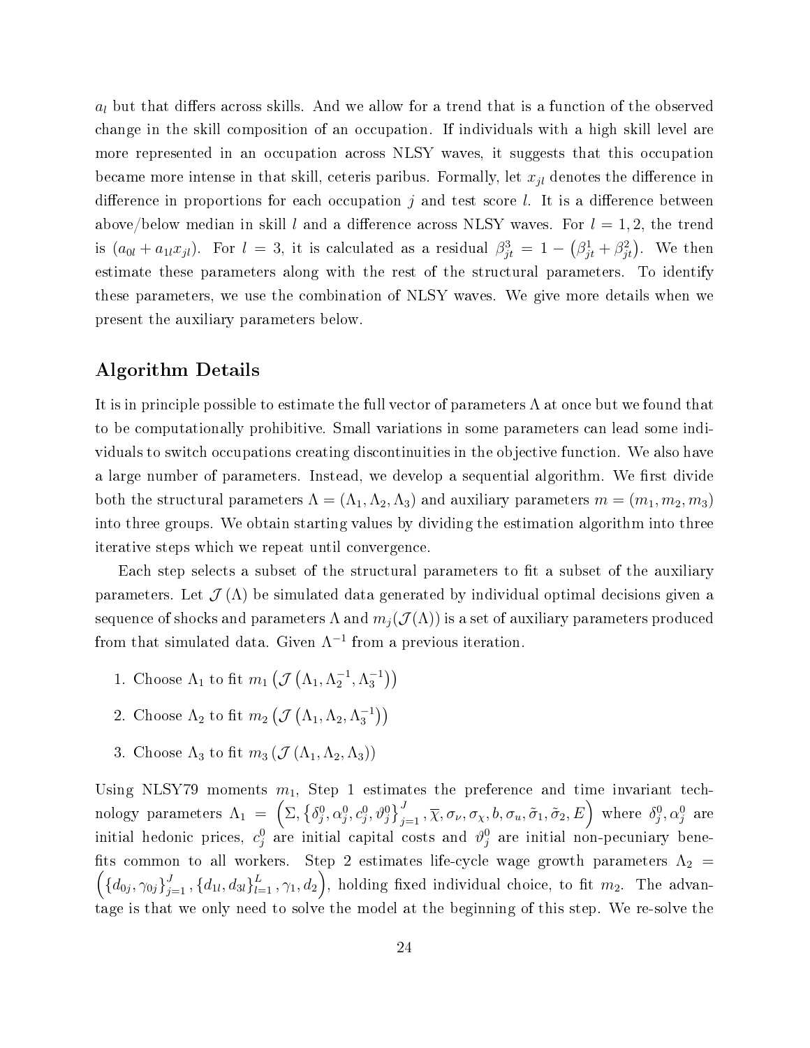$a_l$ but that differs across skills. And we allow for a trend that is a function of the observed change in the skill composition of an occupation. If individuals with a high skill level are more represented in an occupation across NLSY waves, it suggests that this occupation became more intense in that skill, ceteris paribus. Formally, let $x_{jl}$ denotes the difference in difference in proportions for each occupation $j$ and test score $l$. It is a difference between above/below median in skill $l$ and a difference across NLSY waves. For $l = 1, 2$, the trend is $(a_{0l} + a_{1l}x_{jl})$. For $l = 3$, it is calculated as a residual $\beta^3_{jt} = 1 - \left(\beta^1_{jt} + \beta^2_{jt}\right)$. We then estimate these parameters along with the rest of the structural parameters. To identify these parameters, we use the combination of NLSY waves. We give more details when we present the auxiliary parameters below.

## Algorithm Details

It is in principle possible to estimate the full vector of parameters $\Lambda$ at once but we found that to be computationally prohibitive. Small variations in some parameters can lead some individuals to switch occupations creating discontinuities in the objective function. We also have a large number of parameters. Instead, we develop a sequential algorithm. We first divide both the structural parameters $\Lambda = (\Lambda_1, \Lambda_2, \Lambda_3)$ and auxiliary parameters $m = (m_1, m_2, m_3)$ into three groups. We obtain starting values by dividing the estimation algorithm into three iterative steps which we repeat until convergence.

Each step selects a subset of the structural parameters to fit a subset of the auxiliary parameters. Let $\mathcal{J}(\Lambda)$ be simulated data generated by individual optimal decisions given a sequence of shocks and parameters $\Lambda$ and $m_j(\mathcal{J}(\Lambda))$ is a set of auxiliary parameters produced from that simulated data. Given $\Lambda^{-1}$ from a previous iteration.

1. Choose $\Lambda_1$ to fit $m_1\left(\mathcal{J}\left(\Lambda_1, \Lambda_2^{-1}, \Lambda_3^{-1}\right)\right)$
2. Choose $\Lambda_2$ to fit $m_2\left(\mathcal{J}\left(\Lambda_1, \Lambda_2, \Lambda_3^{-1}\right)\right)$
3. Choose $\Lambda_3$ to fit $m_3\left(\mathcal{J}\left(\Lambda_1, \Lambda_2, \Lambda_3\right)\right)$

Using NLSY79 moments $m_1$, Step 1 estimates the preference and time invariant technology parameters $\Lambda_1 = \left(\Sigma, \left\{\delta^0_j, \alpha^0_j, c^0_j, \vartheta^0_j\right\}_{j=1}^J, \overline{\chi}, \sigma_\nu, \sigma_\chi, b, \sigma_u, \tilde{\sigma}_1, \tilde{\sigma}_2, E\right)$ where $\delta^0_j, \alpha^0_j$ are initial hedonic prices, $c^0_j$ are initial capital costs and $\vartheta^0_j$ are initial non-pecuniary benefits common to all workers. Step 2 estimates life-cycle wage growth parameters $\Lambda_2 = \left(\left\{d_{0j}, \gamma_{0j}\right\}_{j=1}^J, \left\{d_{1l}, d_{3l}\right\}_{l=1}^L, \gamma_1, d_2\right)$, holding fixed individual choice, to fit $m_2$. The advantage is that we only need to solve the model at the beginning of this step. We re-solve the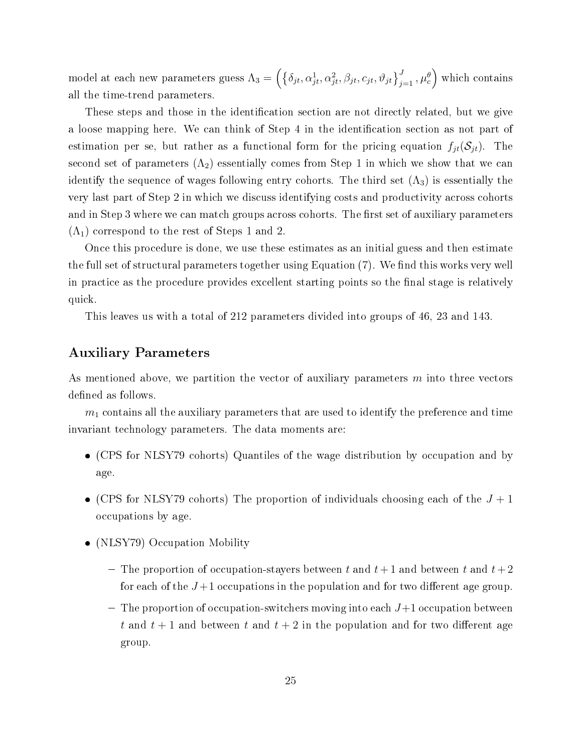model at each new parameters guess $\Lambda_3 = \left(\left\{\delta_{jt}, \alpha^1_{jt}, \alpha^2_{jt}, \beta_{jt}, c_{jt}, \vartheta_{jt}\right\}_{j=1}^{J}, \mu^\theta_c\right)$ which contains all the time-trend parameters.

These steps and those in the identification section are not directly related, but we give a loose mapping here. We can think of Step 4 in the identification section as not part of estimation per se, but rather as a functional form for the pricing equation $f_{jt}(\mathcal{S}_{jt})$. The second set of parameters ($\Lambda_2$) essentially comes from Step 1 in which we show that we can identify the sequence of wages following entry cohorts. The third set ($\Lambda_3$) is essentially the very last part of Step 2 in which we discuss identifying costs and productivity across cohorts and in Step 3 where we can match groups across cohorts. The first set of auxiliary parameters ($\Lambda_1$) correspond to the rest of Steps 1 and 2.

Once this procedure is done, we use these estimates as an initial guess and then estimate the full set of structural parameters together using Equation (7). We find this works very well in practice as the procedure provides excellent starting points so the final stage is relatively quick.

This leaves us with a total of 212 parameters divided into groups of 46, 23 and 143.

## Auxiliary Parameters

As mentioned above, we partition the vector of auxiliary parameters $m$ into three vectors defined as follows.

$m_1$ contains all the auxiliary parameters that are used to identify the preference and time invariant technology parameters. The data moments are:

- (CPS for NLSY79 cohorts) Quantiles of the wage distribution by occupation and by age.
- (CPS for NLSY79 cohorts) The proportion of individuals choosing each of the $J+1$ occupations by age.
- (NLSY79) Occupation Mobility
  - The proportion of occupation-stayers between $t$ and $t+1$ and between $t$ and $t+2$ for each of the $J+1$ occupations in the population and for two different age group.
  - The proportion of occupation-switchers moving into each $J+1$ occupation between $t$ and $t+1$ and between $t$ and $t+2$ in the population and for two different age group.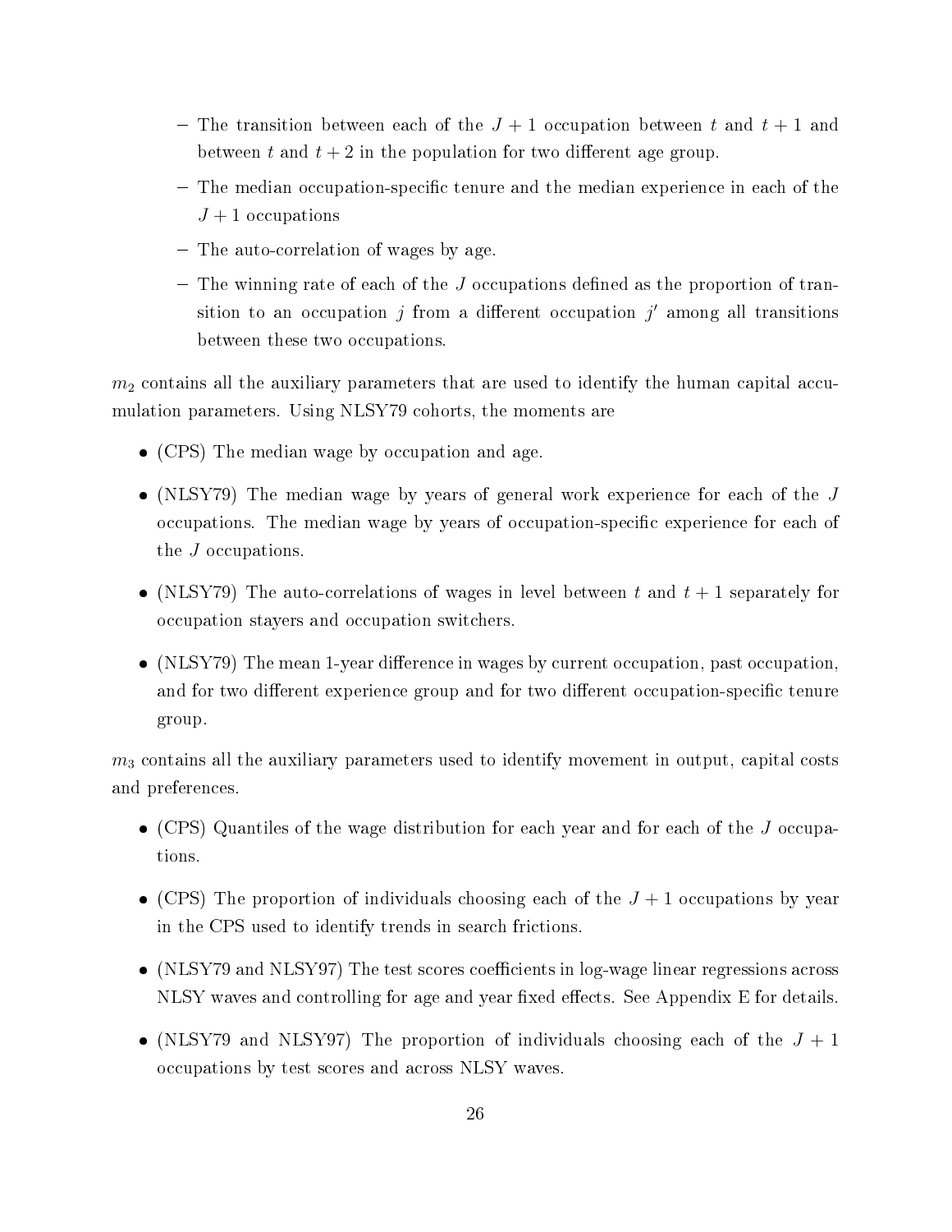- The transition between each of the $J + 1$ occupation between $t$ and $t + 1$ and between $t$ and $t + 2$ in the population for two different age group.
  - The median occupation-specific tenure and the median experience in each of the $J + 1$ occupations
  - The auto-correlation of wages by age.
  - The winning rate of each of the $J$ occupations defined as the proportion of transition to an occupation $j$ from a different occupation $j'$ among all transitions between these two occupations.

$m_2$ contains all the auxiliary parameters that are used to identify the human capital accumulation parameters. Using NLSY79 cohorts, the moments are

- (CPS) The median wage by occupation and age.
- (NLSY79) The median wage by years of general work experience for each of the $J$ occupations. The median wage by years of occupation-specific experience for each of the $J$ occupations.
- (NLSY79) The auto-correlations of wages in level between $t$ and $t + 1$ separately for occupation stayers and occupation switchers.
- (NLSY79) The mean 1-year difference in wages by current occupation, past occupation, and for two different experience group and for two different occupation-specific tenure group.

$m_3$ contains all the auxiliary parameters used to identify movement in output, capital costs and preferences.

- (CPS) Quantiles of the wage distribution for each year and for each of the $J$ occupations.
- (CPS) The proportion of individuals choosing each of the $J + 1$ occupations by year in the CPS used to identify trends in search frictions.
- (NLSY79 and NLSY97) The test scores coefficients in log-wage linear regressions across NLSY waves and controlling for age and year fixed effects. See Appendix E for details.
- (NLSY79 and NLSY97) The proportion of individuals choosing each of the $J + 1$ occupations by test scores and across NLSY waves.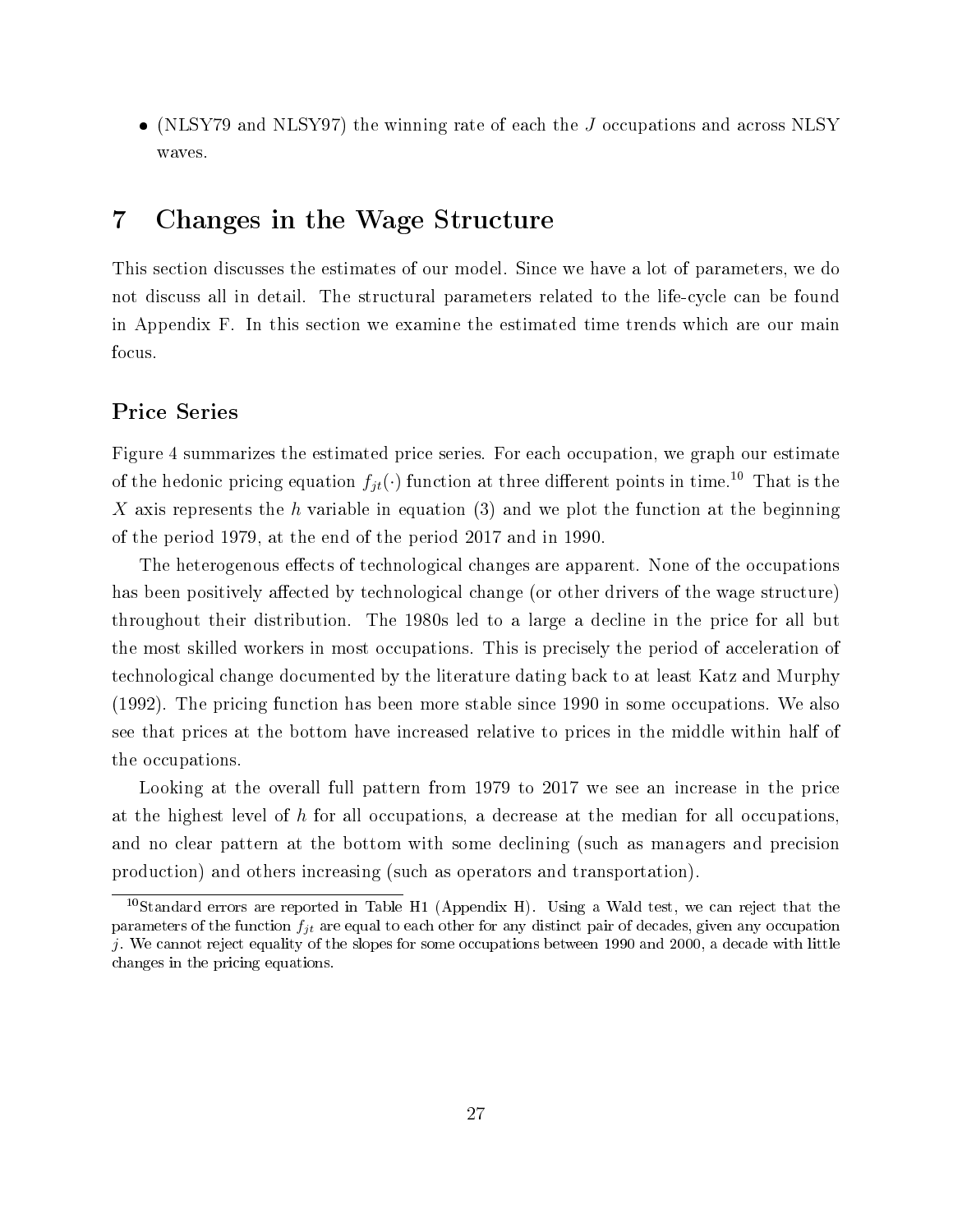- (NLSY79 and NLSY97) the winning rate of each the $J$ occupations and across NLSY waves.

# 7 Changes in the Wage Structure

This section discusses the estimates of our model. Since we have a lot of parameters, we do not discuss all in detail. The structural parameters related to the life-cycle can be found in Appendix F. In this section we examine the estimated time trends which are our main focus.

## Price Series

Figure 4 summarizes the estimated price series. For each occupation, we graph our estimate of the hedonic pricing equation $f_{jt}(\cdot)$ function at three different points in time.[10] That is the $X$ axis represents the $h$ variable in equation (3) and we plot the function at the beginning of the period 1979, at the end of the period 2017 and in 1990.

The heterogenous effects of technological changes are apparent. None of the occupations has been positively affected by technological change (or other drivers of the wage structure) throughout their distribution. The 1980s led to a large a decline in the price for all but the most skilled workers in most occupations. This is precisely the period of acceleration of technological change documented by the literature dating back to at least Katz and Murphy (1992). The pricing function has been more stable since 1990 in some occupations. We also see that prices at the bottom have increased relative to prices in the middle within half of the occupations.

Looking at the overall full pattern from 1979 to 2017 we see an increase in the price at the highest level of $h$ for all occupations, a decrease at the median for all occupations, and no clear pattern at the bottom with some declining (such as managers and precision production) and others increasing (such as operators and transportation).

[10] Standard errors are reported in Table H1 (Appendix H). Using a Wald test, we can reject that the parameters of the function $f_{jt}$ are equal to each other for any distinct pair of decades, given any occupation $j$. We cannot reject equality of the slopes for some occupations between 1990 and 2000, a decade with little changes in the pricing equations.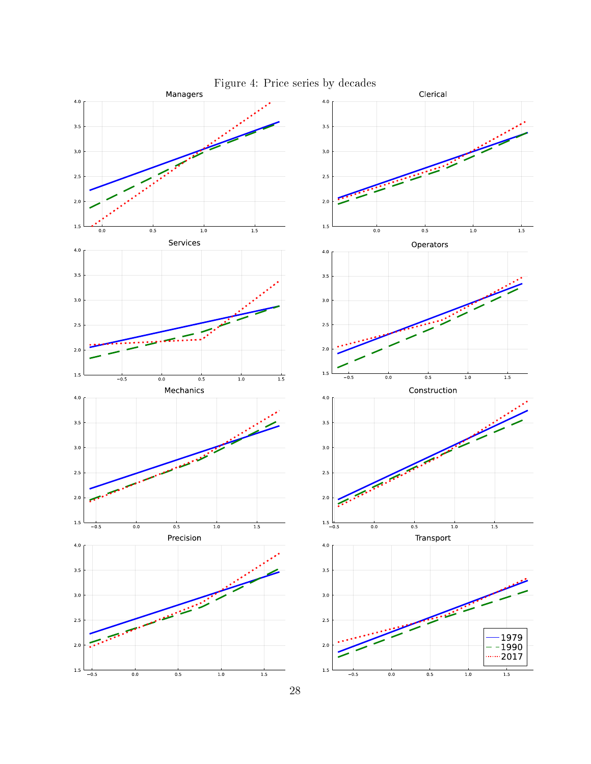Figure 4: Price series by decades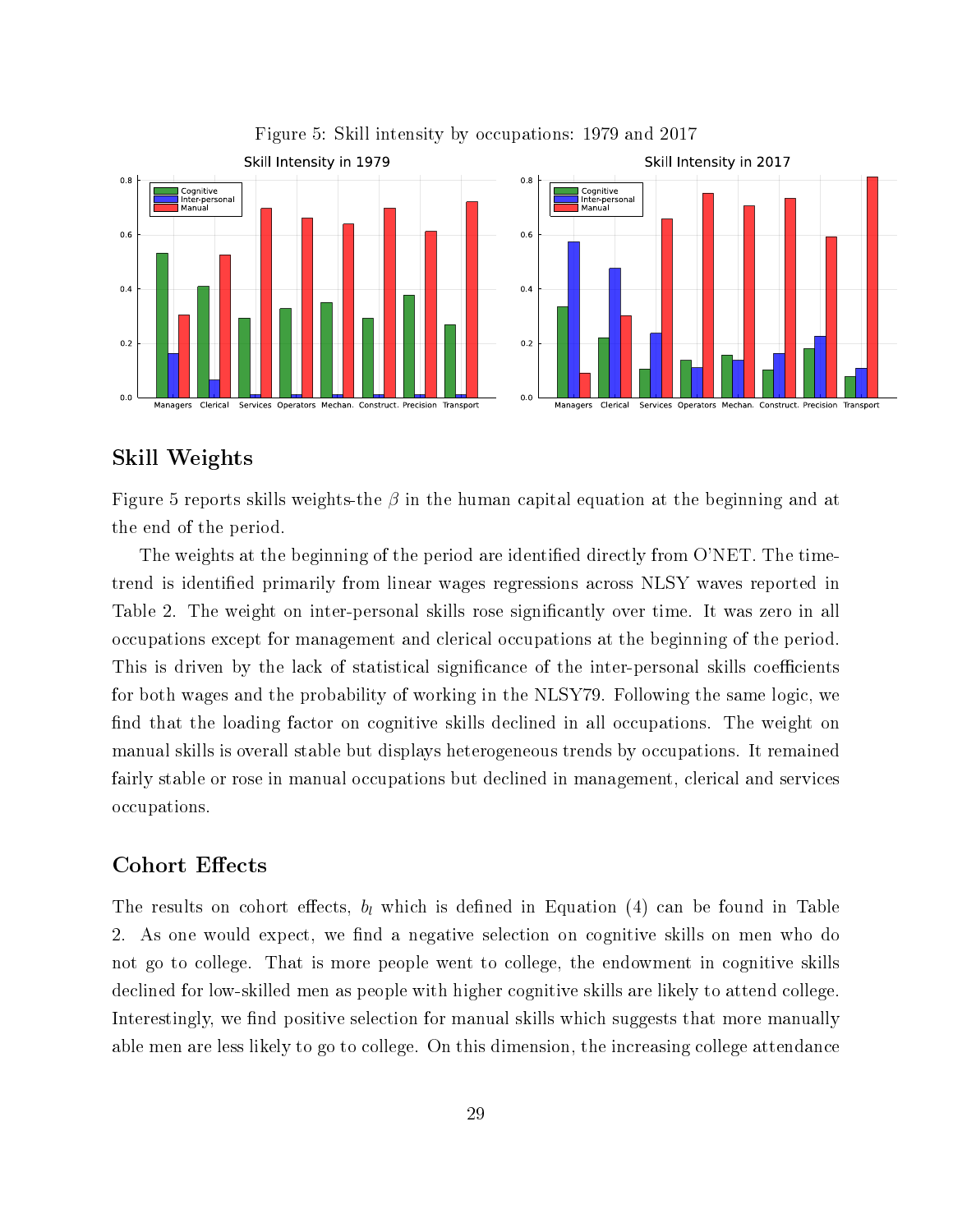Figure 5: Skill intensity by occupations: 1979 and 2017

## Skill Weights

Figure 5 reports skills weights-the $\beta$ in the human capital equation at the beginning and at the end of the period.

The weights at the beginning of the period are identified directly from O'NET. The time-trend is identified primarily from linear wages regressions across NLSY waves reported in Table 2. The weight on inter-personal skills rose significantly over time. It was zero in all occupations except for management and clerical occupations at the beginning of the period. This is driven by the lack of statistical significance of the inter-personal skills coefficients for both wages and the probability of working in the NLSY79. Following the same logic, we find that the loading factor on cognitive skills declined in all occupations. The weight on manual skills is overall stable but displays heterogeneous trends by occupations. It remained fairly stable or rose in manual occupations but declined in management, clerical and services occupations.

## Cohort Effects

The results on cohort effects, $b_l$ which is defined in Equation (4) can be found in Table 2. As one would expect, we find a negative selection on cognitive skills on men who do not go to college. That is more people went to college, the endowment in cognitive skills declined for low-skilled men as people with higher cognitive skills are likely to attend college. Interestingly, we find positive selection for manual skills which suggests that more manually able men are less likely to go to college. On this dimension, the increasing college attendance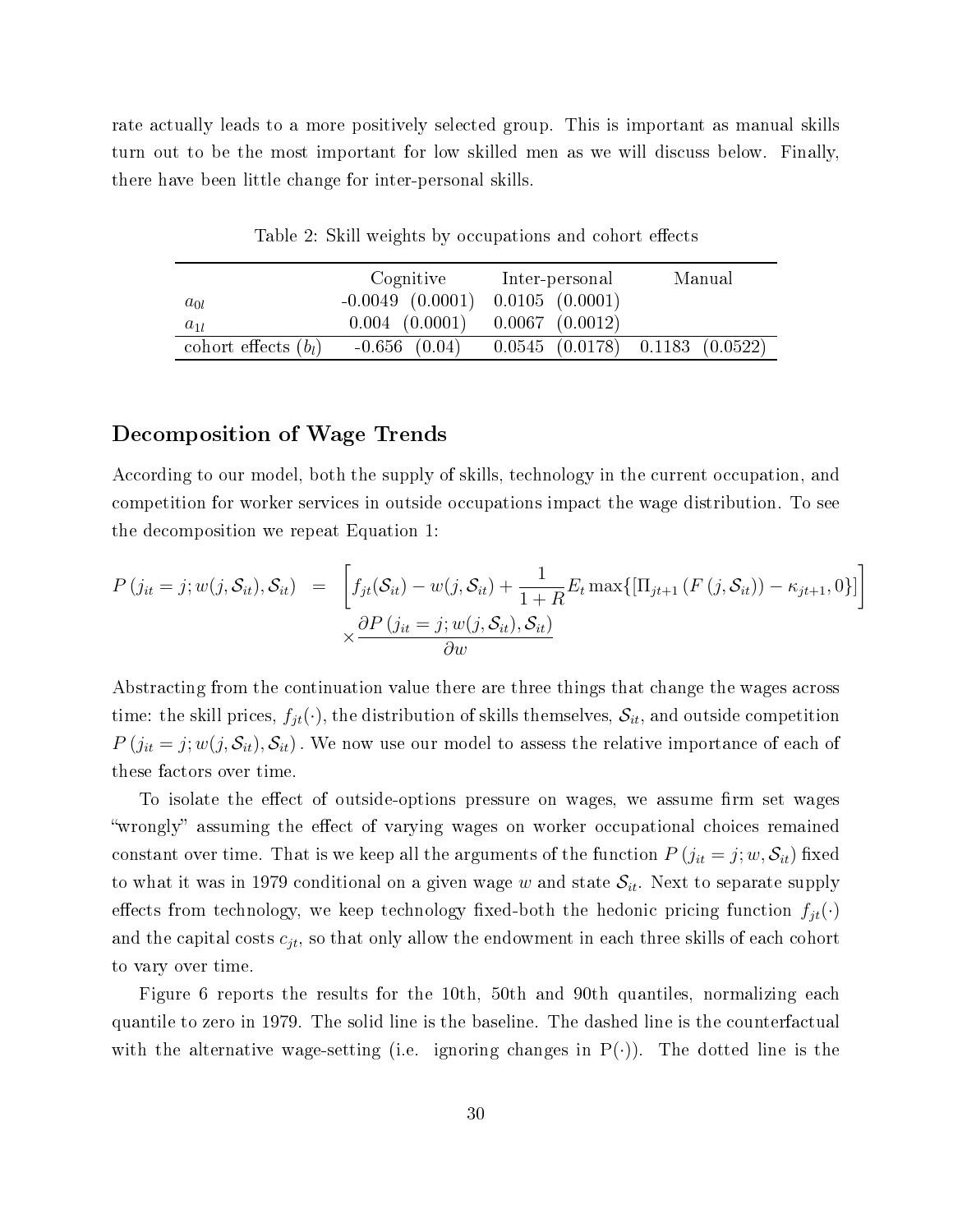rate actually leads to a more positively selected group. This is important as manual skills turn out to be the most important for low skilled men as we will discuss below. Finally, there have been little change for inter-personal skills.

Table 2: Skill weights by occupations and cohort effects

| | Cognitive | Inter-personal | Manual |
|---|---|---|---|
| $a_{0l}$ | -0.0049 (0.0001) | 0.0105 (0.0001) | |
| $a_{1l}$ | 0.004 (0.0001) | 0.0067 (0.0012) | |
| cohort effects ($b_l$) | -0.656 (0.04) | 0.0545 (0.0178) | 0.1183 (0.0522) |

## Decomposition of Wage Trends

According to our model, both the supply of skills, technology in the current occupation, and competition for worker services in outside occupations impact the wage distribution. To see the decomposition we repeat Equation 1:

$$
\begin{aligned}
P\left(j_{it}=j; w(j,\mathcal{S}_{it}),\mathcal{S}_{it}\right) \;=\; & \left[f_{jt}(\mathcal{S}_{it}) - w(j,\mathcal{S}_{it}) + \frac{1}{1+R}E_t \max\{[\Pi_{jt+1}\left(F\left(j,\mathcal{S}_{it}\right)\right) - \kappa_{jt+1}, 0\}]\right] \\
& \times \frac{\partial P\left(j_{it}=j; w(j,\mathcal{S}_{it}),\mathcal{S}_{it}\right)}{\partial w}
\end{aligned}
$$

Abstracting from the continuation value there are three things that change the wages across time: the skill prices, $f_{jt}(\cdot)$, the distribution of skills themselves, $\mathcal{S}_{it}$, and outside competition $P\left(j_{it}=j; w(j,\mathcal{S}_{it}),\mathcal{S}_{it}\right)$. We now use our model to assess the relative importance of each of these factors over time.

To isolate the effect of outside-options pressure on wages, we assume firm set wages "wrongly" assuming the effect of varying wages on worker occupational choices remained constant over time. That is we keep all the arguments of the function $P\left(j_{it}=j; w,\mathcal{S}_{it}\right)$ fixed to what it was in 1979 conditional on a given wage $w$ and state $\mathcal{S}_{it}$. Next to separate supply effects from technology, we keep technology fixed-both the hedonic pricing function $f_{jt}(\cdot)$ and the capital costs $c_{jt}$, so that only allow the endowment in each three skills of each cohort to vary over time.

Figure 6 reports the results for the 10th, 50th and 90th quantiles, normalizing each quantile to zero in 1979. The solid line is the baseline. The dashed line is the counterfactual with the alternative wage-setting (i.e. ignoring changes in P$(\cdot)$). The dotted line is the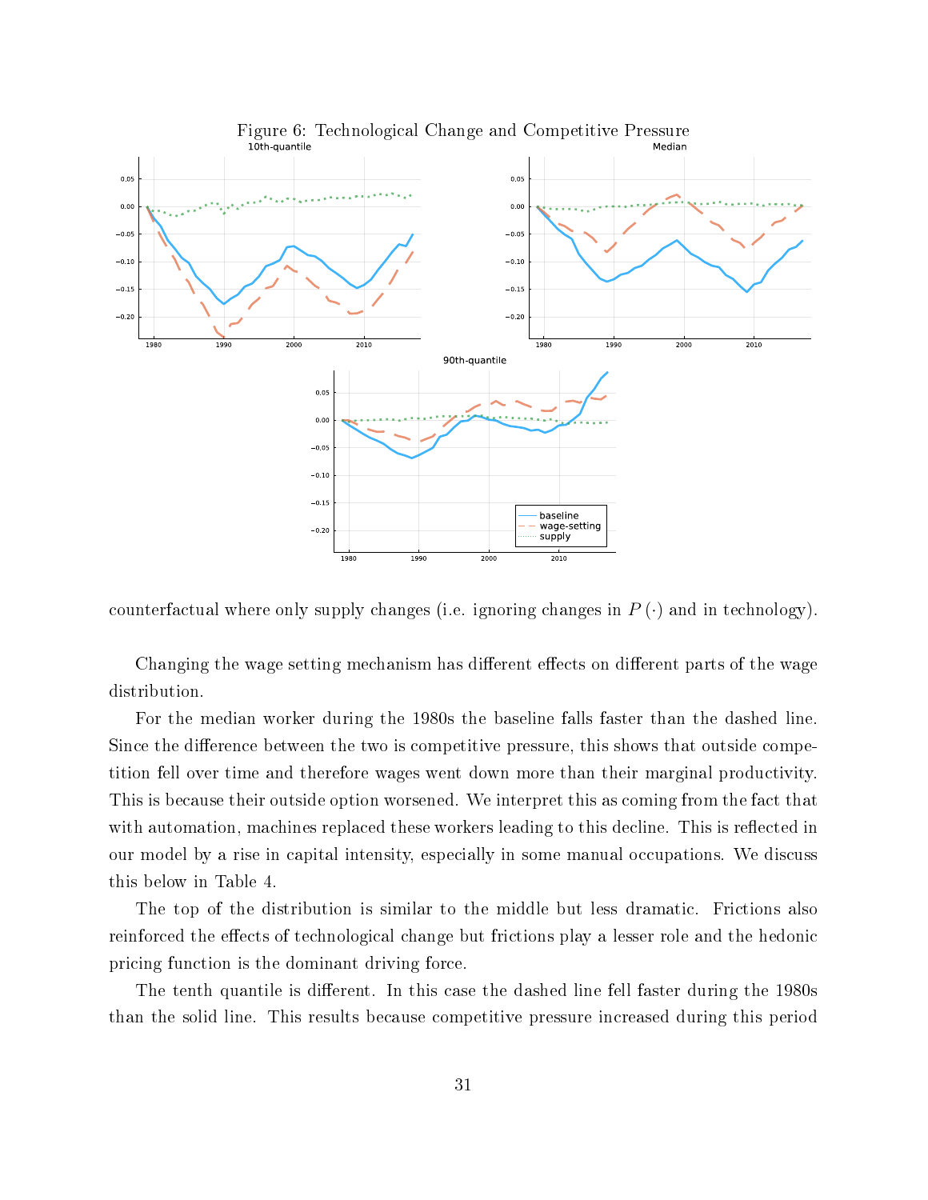Figure 6: Technological Change and Competitive Pressure

counterfactual where only supply changes (i.e. ignoring changes in $P(\cdot)$ and in technology).

Changing the wage setting mechanism has different effects on different parts of the wage distribution.

For the median worker during the 1980s the baseline falls faster than the dashed line. Since the difference between the two is competitive pressure, this shows that outside competition fell over time and therefore wages went down more than their marginal productivity. This is because their outside option worsened. We interpret this as coming from the fact that with automation, machines replaced these workers leading to this decline. This is reflected in our model by a rise in capital intensity, especially in some manual occupations. We discuss this below in Table 4.

The top of the distribution is similar to the middle but less dramatic. Frictions also reinforced the effects of technological change but frictions play a lesser role and the hedonic pricing function is the dominant driving force.

The tenth quantile is different. In this case the dashed line fell faster during the 1980s than the solid line. This results because competitive pressure increased during this period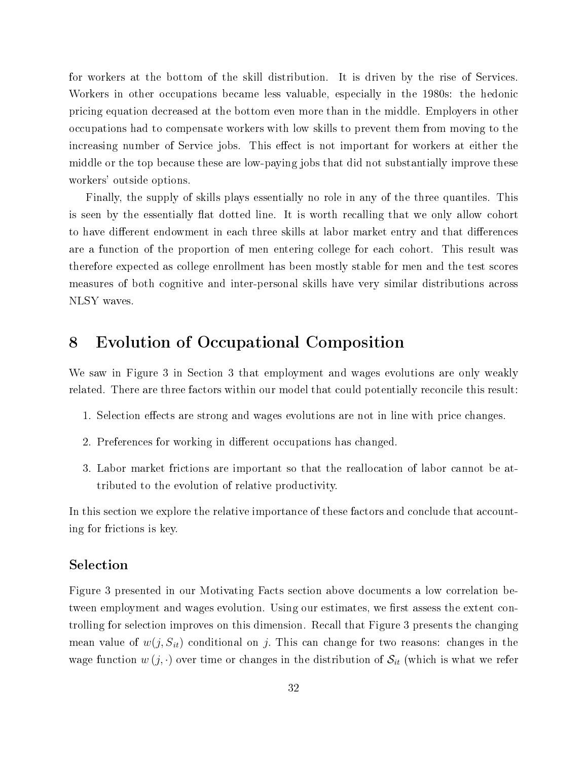for workers at the bottom of the skill distribution. It is driven by the rise of Services. Workers in other occupations became less valuable, especially in the 1980s: the hedonic pricing equation decreased at the bottom even more than in the middle. Employers in other occupations had to compensate workers with low skills to prevent them from moving to the increasing number of Service jobs. This effect is not important for workers at either the middle or the top because these are low-paying jobs that did not substantially improve these workers' outside options.

Finally, the supply of skills plays essentially no role in any of the three quantiles. This is seen by the essentially flat dotted line. It is worth recalling that we only allow cohort to have different endowment in each three skills at labor market entry and that differences are a function of the proportion of men entering college for each cohort. This result was therefore expected as college enrollment has been mostly stable for men and the test scores measures of both cognitive and inter-personal skills have very similar distributions across NLSY waves.

# 8 Evolution of Occupational Composition

We saw in Figure 3 in Section 3 that employment and wages evolutions are only weakly related. There are three factors within our model that could potentially reconcile this result:

1. Selection effects are strong and wages evolutions are not in line with price changes.
2. Preferences for working in different occupations has changed.
3. Labor market frictions are important so that the reallocation of labor cannot be attributed to the evolution of relative productivity.

In this section we explore the relative importance of these factors and conclude that accounting for frictions is key.

### Selection

Figure 3 presented in our Motivating Facts section above documents a low correlation between employment and wages evolution. Using our estimates, we first assess the extent controlling for selection improves on this dimension. Recall that Figure 3 presents the changing mean value of $w(j, S_{it})$ conditional on $j$. This can change for two reasons: changes in the wage function $w(j, \cdot)$ over time or changes in the distribution of $\mathcal{S}_{it}$ (which is what we refer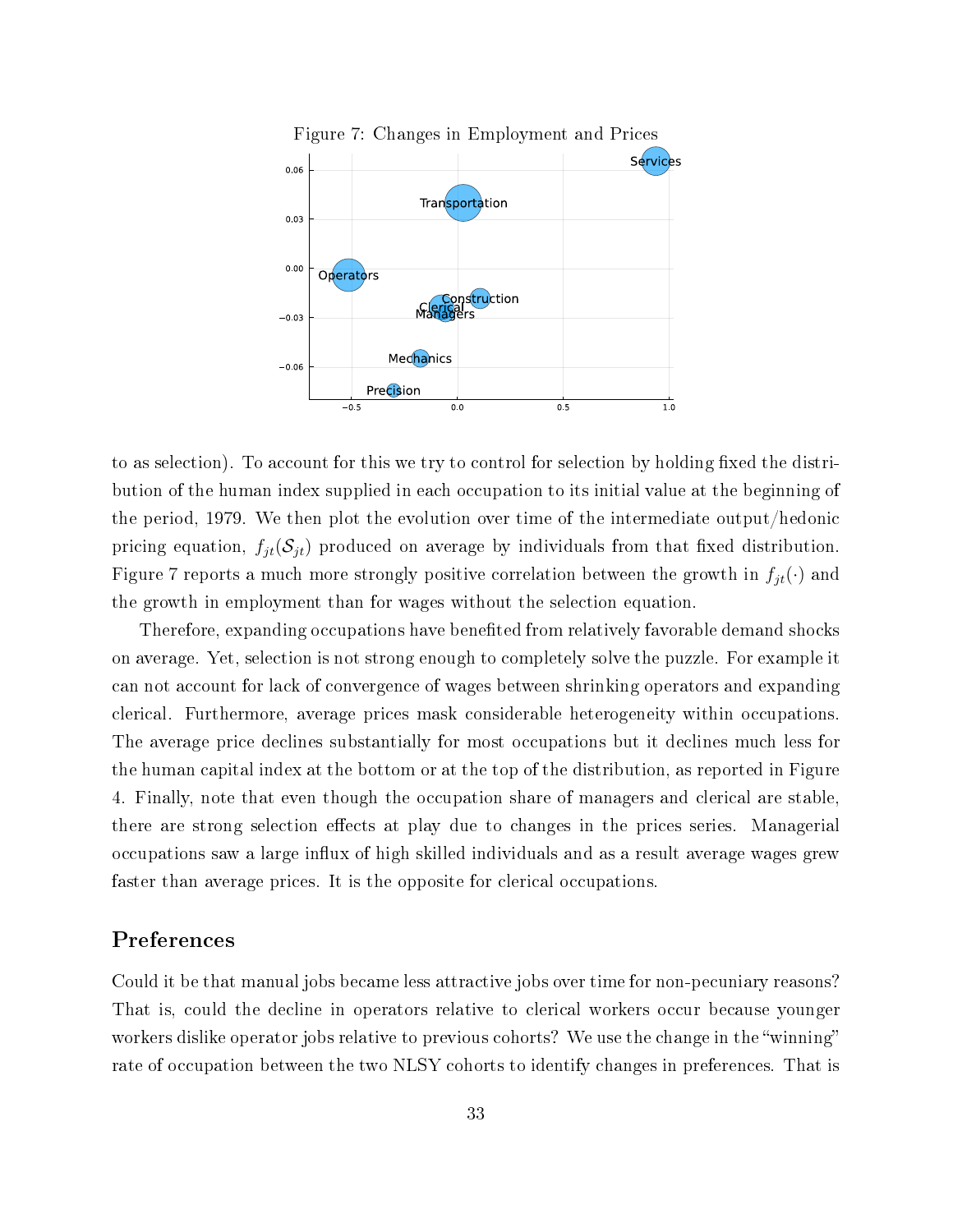Figure 7: Changes in Employment and Prices

to as selection). To account for this we try to control for selection by holding fixed the distribution of the human index supplied in each occupation to its initial value at the beginning of the period, 1979. We then plot the evolution over time of the intermediate output/hedonic pricing equation, $f_{jt}(\mathcal{S}_{jt})$ produced on average by individuals from that fixed distribution. Figure 7 reports a much more strongly positive correlation between the growth in $f_{jt}(\cdot)$ and the growth in employment than for wages without the selection equation.

Therefore, expanding occupations have benefited from relatively favorable demand shocks on average. Yet, selection is not strong enough to completely solve the puzzle. For example it can not account for lack of convergence of wages between shrinking operators and expanding clerical. Furthermore, average prices mask considerable heterogeneity within occupations. The average price declines substantially for most occupations but it declines much less for the human capital index at the bottom or at the top of the distribution, as reported in Figure 4. Finally, note that even though the occupation share of managers and clerical are stable, there are strong selection effects at play due to changes in the prices series. Managerial occupations saw a large influx of high skilled individuals and as a result average wages grew faster than average prices. It is the opposite for clerical occupations.

## Preferences

Could it be that manual jobs became less attractive jobs over time for non-pecuniary reasons? That is, could the decline in operators relative to clerical workers occur because younger workers dislike operator jobs relative to previous cohorts? We use the change in the "winning" rate of occupation between the two NLSY cohorts to identify changes in preferences. That is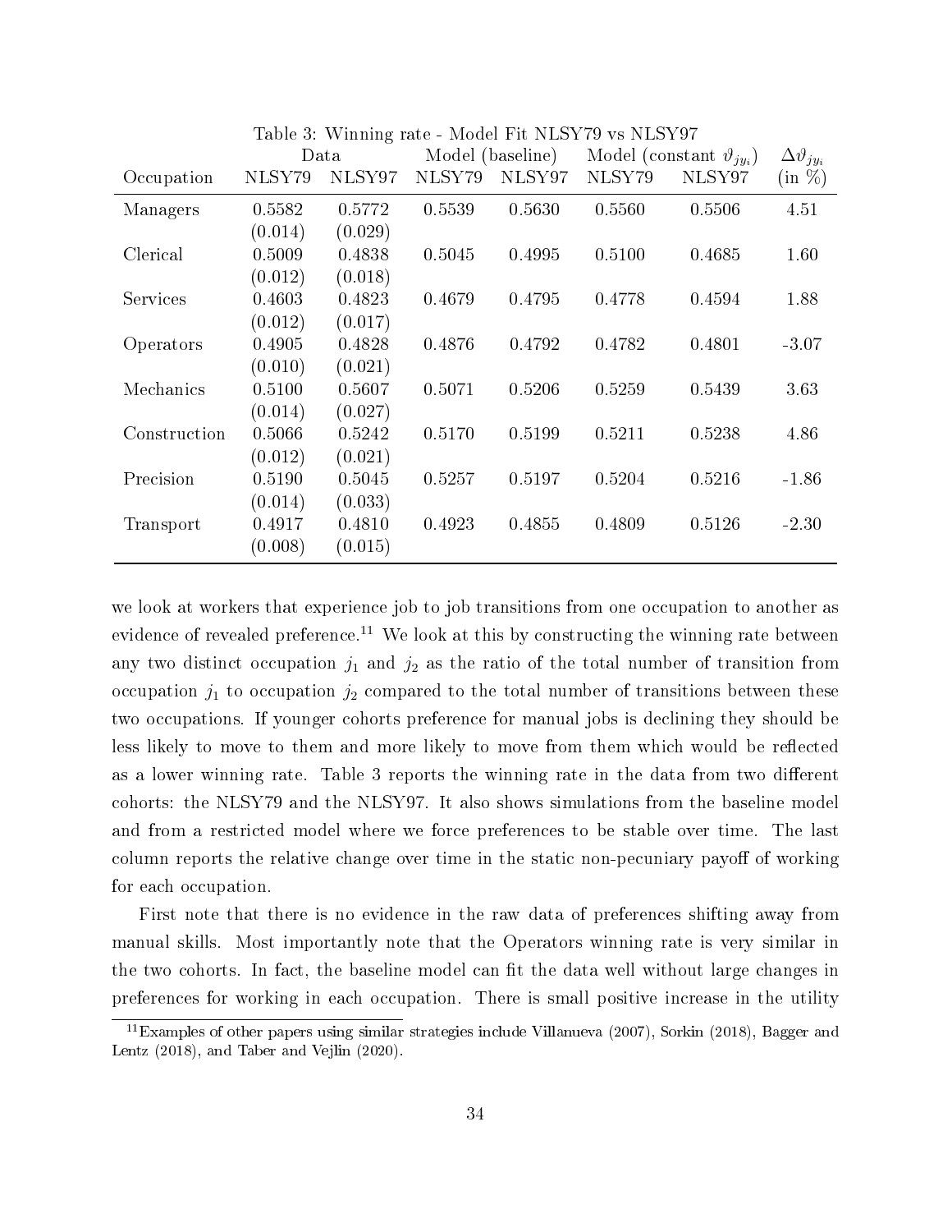Table 3: Winning rate - Model Fit NLSY79 vs NLSY97

| | Data | | Model (baseline) | | Model (constant $\vartheta_{jy_i}$) | | $\Delta\vartheta_{jy_i}$ |
|---|---|---|---|---|---|---|---|
| Occupation | NLSY79 | NLSY97 | NLSY79 | NLSY97 | NLSY79 | NLSY97 | (in %) |
| Managers | 0.5582 | 0.5772 | 0.5539 | 0.5630 | 0.5560 | 0.5506 | 4.51 |
| | (0.014) | (0.029) | | | | | |
| Clerical | 0.5009 | 0.4838 | 0.5045 | 0.4995 | 0.5100 | 0.4685 | 1.60 |
| | (0.012) | (0.018) | | | | | |
| Services | 0.4603 | 0.4823 | 0.4679 | 0.4795 | 0.4778 | 0.4594 | 1.88 |
| | (0.012) | (0.017) | | | | | |
| Operators | 0.4905 | 0.4828 | 0.4876 | 0.4792 | 0.4782 | 0.4801 | -3.07 |
| | (0.010) | (0.021) | | | | | |
| Mechanics | 0.5100 | 0.5607 | 0.5071 | 0.5206 | 0.5259 | 0.5439 | 3.63 |
| | (0.014) | (0.027) | | | | | |
| Construction | 0.5066 | 0.5242 | 0.5170 | 0.5199 | 0.5211 | 0.5238 | 4.86 |
| | (0.012) | (0.021) | | | | | |
| Precision | 0.5190 | 0.5045 | 0.5257 | 0.5197 | 0.5204 | 0.5216 | -1.86 |
| | (0.014) | (0.033) | | | | | |
| Transport | 0.4917 | 0.4810 | 0.4923 | 0.4855 | 0.4809 | 0.5126 | -2.30 |
| | (0.008) | (0.015) | | | | | |

we look at workers that experience job to job transitions from one occupation to another as evidence of revealed preference.[11] We look at this by constructing the winning rate between any two distinct occupation $j_1$ and $j_2$ as the ratio of the total number of transition from occupation $j_1$ to occupation $j_2$ compared to the total number of transitions between these two occupations. If younger cohorts preference for manual jobs is declining they should be less likely to move to them and more likely to move from them which would be reflected as a lower winning rate. Table 3 reports the winning rate in the data from two different cohorts: the NLSY79 and the NLSY97. It also shows simulations from the baseline model and from a restricted model where we force preferences to be stable over time. The last column reports the relative change over time in the static non-pecuniary payoff of working for each occupation.

First note that there is no evidence in the raw data of preferences shifting away from manual skills. Most importantly note that the Operators winning rate is very similar in the two cohorts. In fact, the baseline model can fit the data well without large changes in preferences for working in each occupation. There is small positive increase in the utility

[11] Examples of other papers using similar strategies include Villanueva (2007), Sorkin (2018), Bagger and Lentz (2018), and Taber and Vejlin (2020).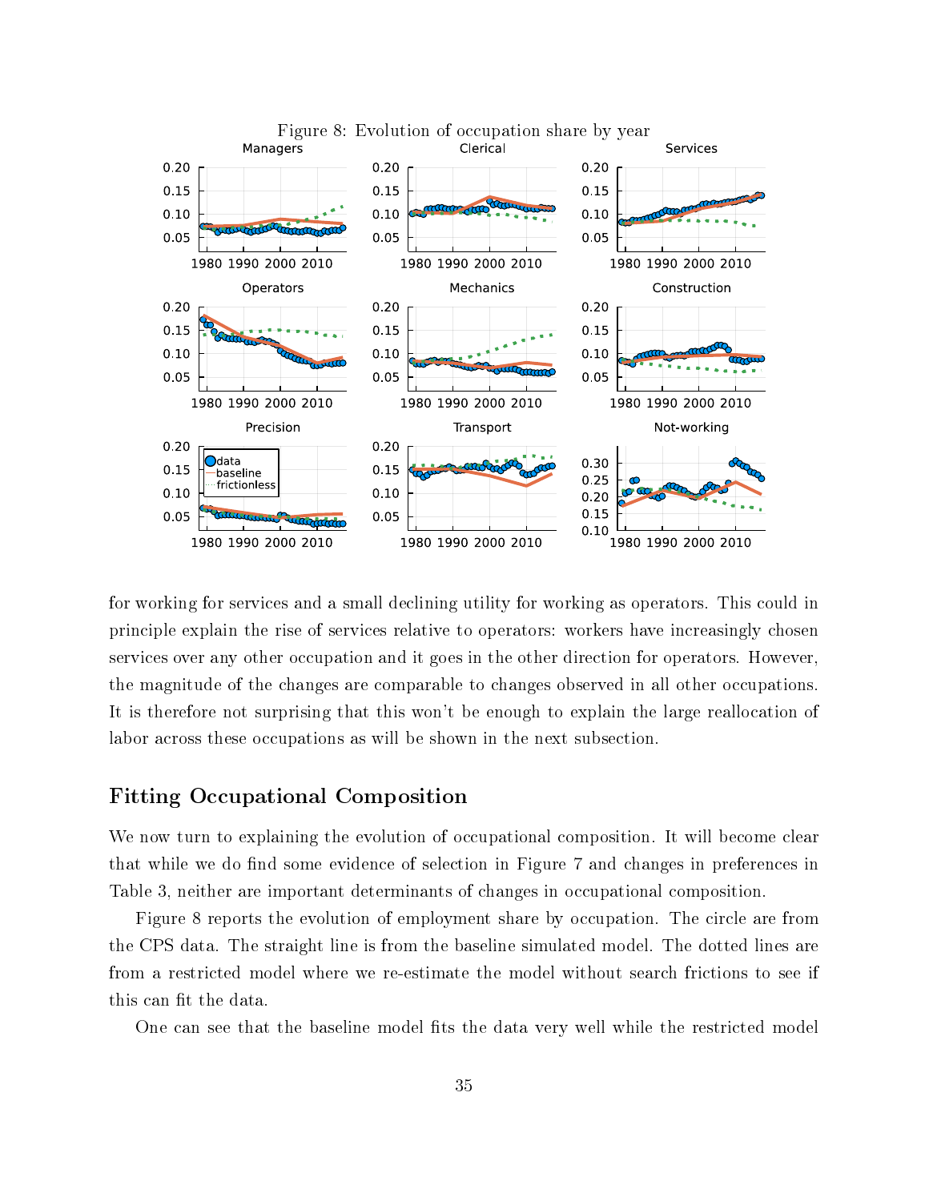Figure 8: Evolution of occupation share by year

for working for services and a small declining utility for working as operators. This could in principle explain the rise of services relative to operators: workers have increasingly chosen services over any other occupation and it goes in the other direction for operators. However, the magnitude of the changes are comparable to changes observed in all other occupations. It is therefore not surprising that this won't be enough to explain the large reallocation of labor across these occupations as will be shown in the next subsection.

## Fitting Occupational Composition

We now turn to explaining the evolution of occupational composition. It will become clear that while we do find some evidence of selection in Figure 7 and changes in preferences in Table 3, neither are important determinants of changes in occupational composition.

Figure 8 reports the evolution of employment share by occupation. The circle are from the CPS data. The straight line is from the baseline simulated model. The dotted lines are from a restricted model where we re-estimate the model without search frictions to see if this can fit the data.

One can see that the baseline model fits the data very well while the restricted model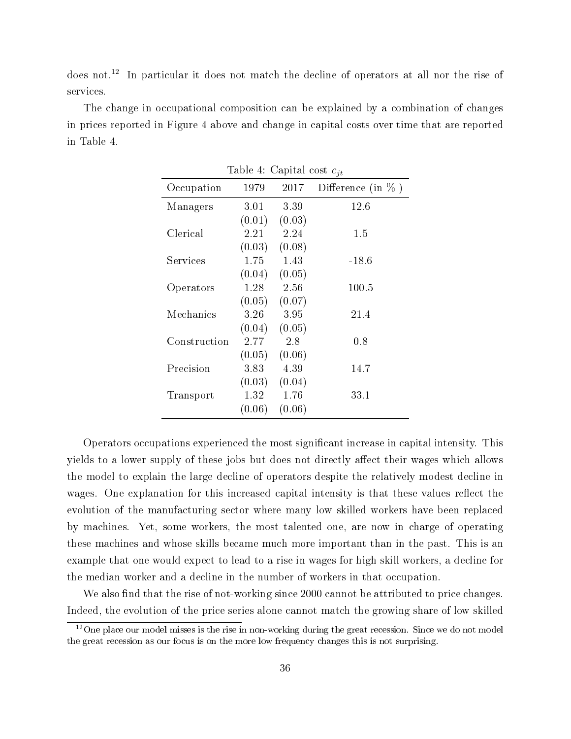does not.[12] In particular it does not match the decline of operators at all nor the rise of services.

The change in occupational composition can be explained by a combination of changes in prices reported in Figure 4 above and change in capital costs over time that are reported in Table 4.

Table 4: Capital cost $c_{jt}$

| Occupation | 1979 | 2017 | Difference (in % ) |
|---|---|---|---|
| Managers | 3.01 | 3.39 | 12.6 |
| | (0.01) | (0.03) | |
| Clerical | 2.21 | 2.24 | 1.5 |
| | (0.03) | (0.08) | |
| Services | 1.75 | 1.43 | -18.6 |
| | (0.04) | (0.05) | |
| Operators | 1.28 | 2.56 | 100.5 |
| | (0.05) | (0.07) | |
| Mechanics | 3.26 | 3.95 | 21.4 |
| | (0.04) | (0.05) | |
| Construction | 2.77 | 2.8 | 0.8 |
| | (0.05) | (0.06) | |
| Precision | 3.83 | 4.39 | 14.7 |
| | (0.03) | (0.04) | |
| Transport | 1.32 | 1.76 | 33.1 |
| | (0.06) | (0.06) | |

Operators occupations experienced the most significant increase in capital intensity. This yields to a lower supply of these jobs but does not directly affect their wages which allows the model to explain the large decline of operators despite the relatively modest decline in wages. One explanation for this increased capital intensity is that these values reflect the evolution of the manufacturing sector where many low skilled workers have been replaced by machines. Yet, some workers, the most talented one, are now in charge of operating these machines and whose skills became much more important than in the past. This is an example that one would expect to lead to a rise in wages for high skill workers, a decline for the median worker and a decline in the number of workers in that occupation.

We also find that the rise of not-working since 2000 cannot be attributed to price changes. Indeed, the evolution of the price series alone cannot match the growing share of low skilled

[12] One place our model misses is the rise in non-working during the great recession. Since we do not model the great recession as our focus is on the more low frequency changes this is not surprising.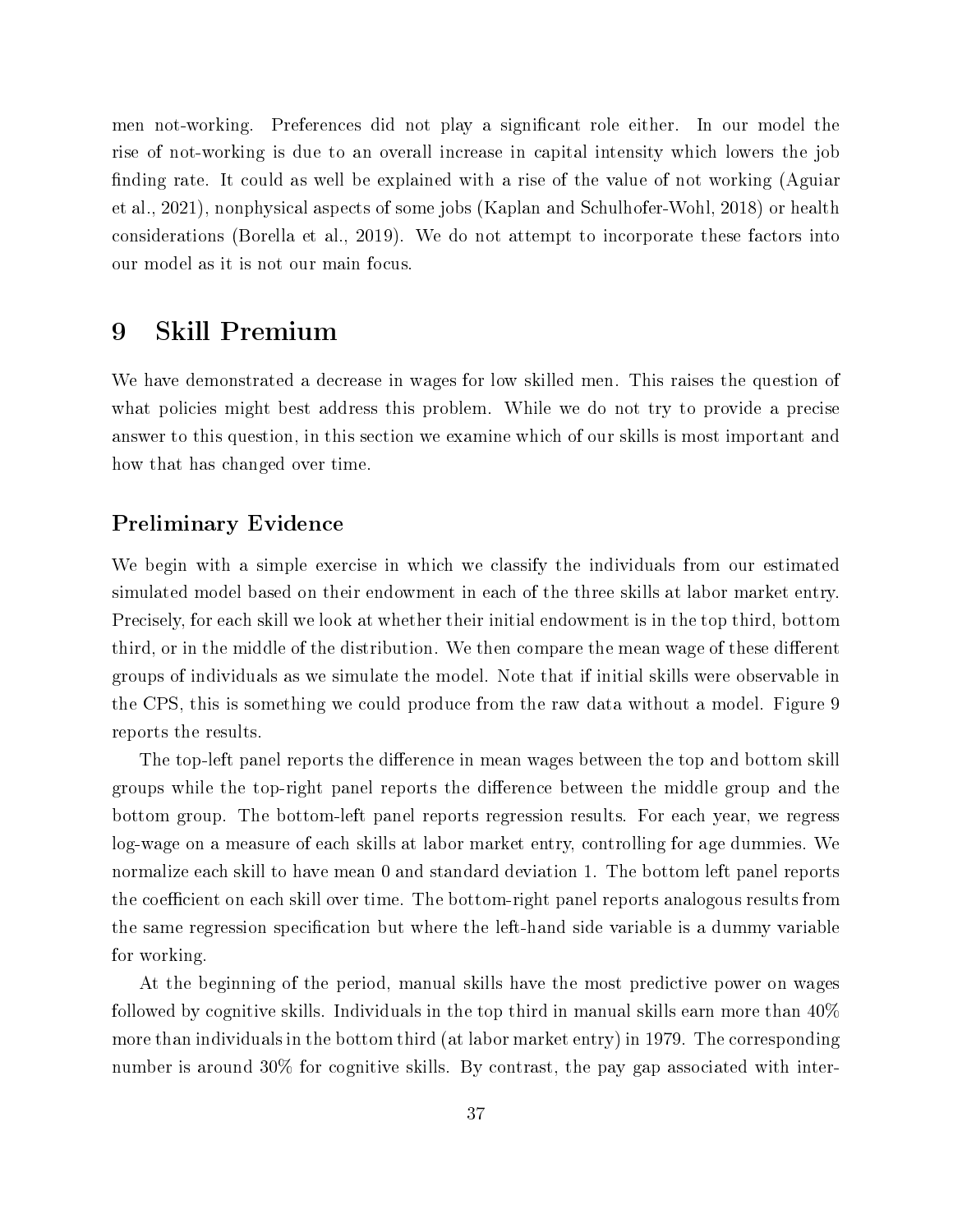men not-working. Preferences did not play a significant role either. In our model the rise of not-working is due to an overall increase in capital intensity which lowers the job finding rate. It could as well be explained with a rise of the value of not working (Aguiar et al., 2021), nonphysical aspects of some jobs (Kaplan and Schulhofer-Wohl, 2018) or health considerations (Borella et al., 2019). We do not attempt to incorporate these factors into our model as it is not our main focus.

# 9 Skill Premium

We have demonstrated a decrease in wages for low skilled men. This raises the question of what policies might best address this problem. While we do not try to provide a precise answer to this question, in this section we examine which of our skills is most important and how that has changed over time.

### Preliminary Evidence

We begin with a simple exercise in which we classify the individuals from our estimated simulated model based on their endowment in each of the three skills at labor market entry. Precisely, for each skill we look at whether their initial endowment is in the top third, bottom third, or in the middle of the distribution. We then compare the mean wage of these different groups of individuals as we simulate the model. Note that if initial skills were observable in the CPS, this is something we could produce from the raw data without a model. Figure 9 reports the results.

The top-left panel reports the difference in mean wages between the top and bottom skill groups while the top-right panel reports the difference between the middle group and the bottom group. The bottom-left panel reports regression results. For each year, we regress log-wage on a measure of each skills at labor market entry, controlling for age dummies. We normalize each skill to have mean 0 and standard deviation 1. The bottom left panel reports the coefficient on each skill over time. The bottom-right panel reports analogous results from the same regression specification but where the left-hand side variable is a dummy variable for working.

At the beginning of the period, manual skills have the most predictive power on wages followed by cognitive skills. Individuals in the top third in manual skills earn more than 40% more than individuals in the bottom third (at labor market entry) in 1979. The corresponding number is around 30% for cognitive skills. By contrast, the pay gap associated with inter-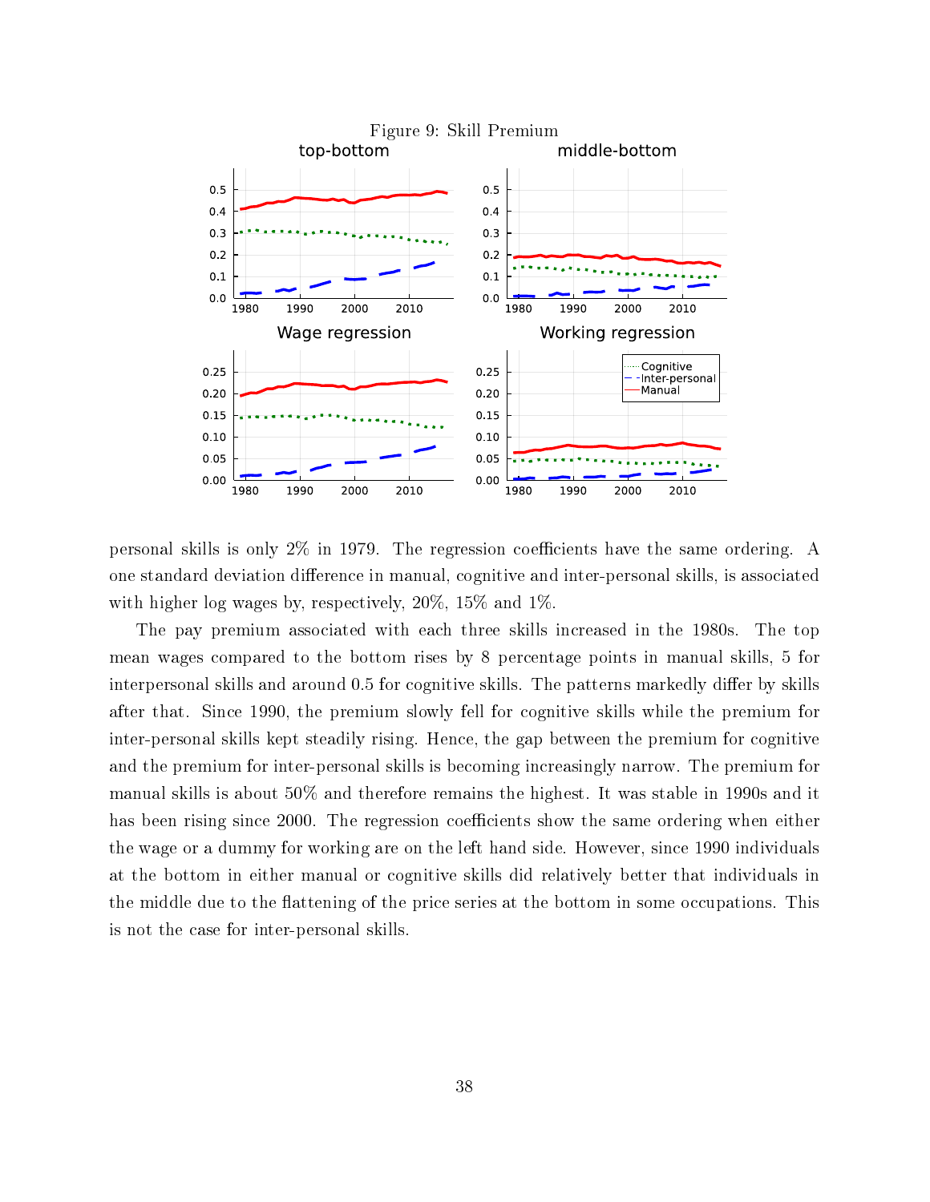Figure 9: Skill Premium

personal skills is only 2% in 1979. The regression coefficients have the same ordering. A one standard deviation difference in manual, cognitive and inter-personal skills, is associated with higher log wages by, respectively, 20%, 15% and 1%.

The pay premium associated with each three skills increased in the 1980s. The top mean wages compared to the bottom rises by 8 percentage points in manual skills, 5 for interpersonal skills and around 0.5 for cognitive skills. The patterns markedly differ by skills after that. Since 1990, the premium slowly fell for cognitive skills while the premium for inter-personal skills kept steadily rising. Hence, the gap between the premium for cognitive and the premium for inter-personal skills is becoming increasingly narrow. The premium for manual skills is about 50% and therefore remains the highest. It was stable in 1990s and it has been rising since 2000. The regression coefficients show the same ordering when either the wage or a dummy for working are on the left hand side. However, since 1990 individuals at the bottom in either manual or cognitive skills did relatively better that individuals in the middle due to the flattening of the price series at the bottom in some occupations. This is not the case for inter-personal skills.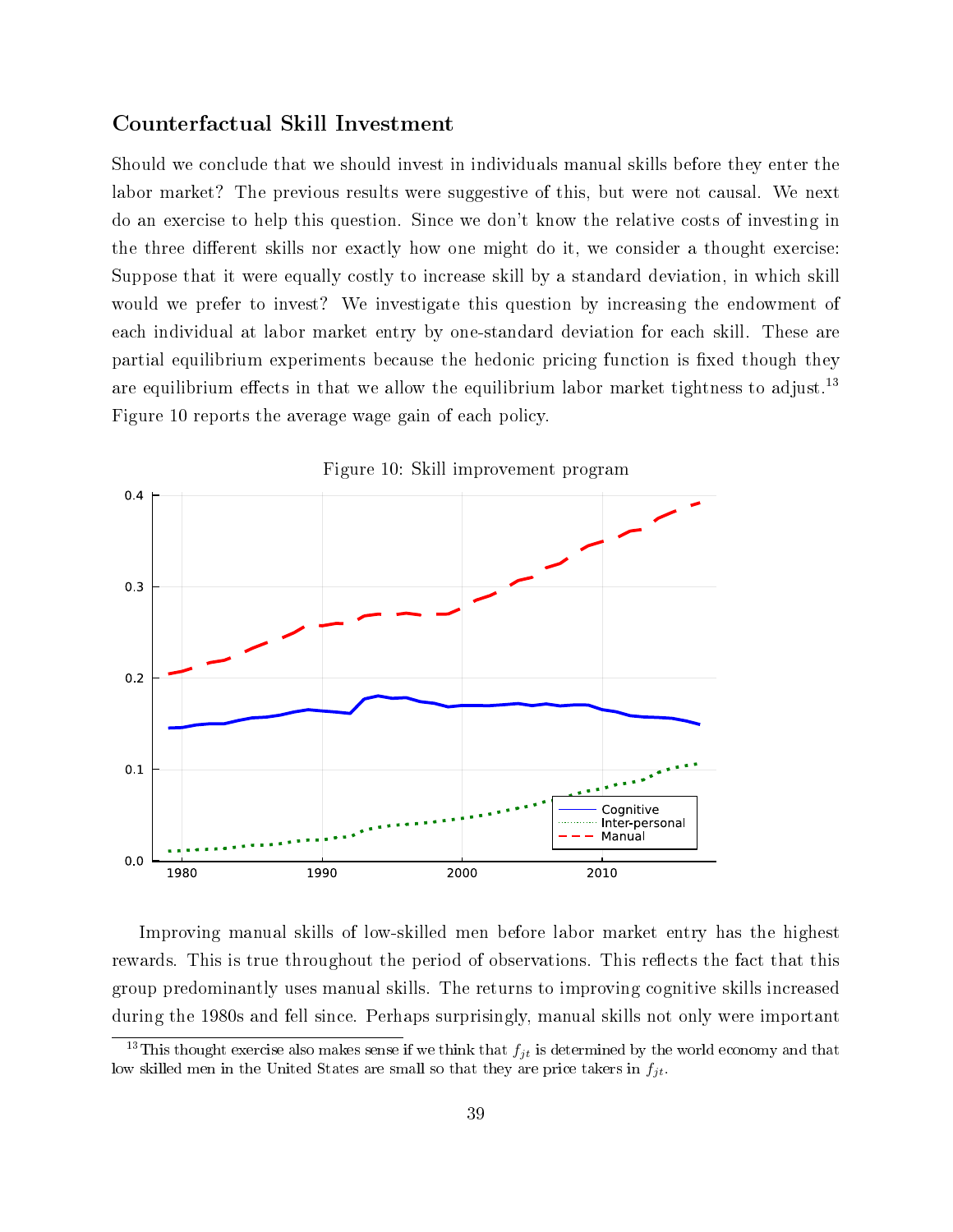### Counterfactual Skill Investment

Should we conclude that we should invest in individuals manual skills before they enter the labor market? The previous results were suggestive of this, but were not causal. We next do an exercise to help this question. Since we don't know the relative costs of investing in the three different skills nor exactly how one might do it, we consider a thought exercise: Suppose that it were equally costly to increase skill by a standard deviation, in which skill would we prefer to invest? We investigate this question by increasing the endowment of each individual at labor market entry by one-standard deviation for each skill. These are partial equilibrium experiments because the hedonic pricing function is fixed though they are equilibrium effects in that we allow the equilibrium labor market tightness to adjust.[13] Figure 10 reports the average wage gain of each policy.

Figure 10: Skill improvement program

Improving manual skills of low-skilled men before labor market entry has the highest rewards. This is true throughout the period of observations. This reflects the fact that this group predominantly uses manual skills. The returns to improving cognitive skills increased during the 1980s and fell since. Perhaps surprisingly, manual skills not only were important

[13] This thought exercise also makes sense if we think that $f_{jt}$ is determined by the world economy and that low skilled men in the United States are small so that they are price takers in $f_{jt}$.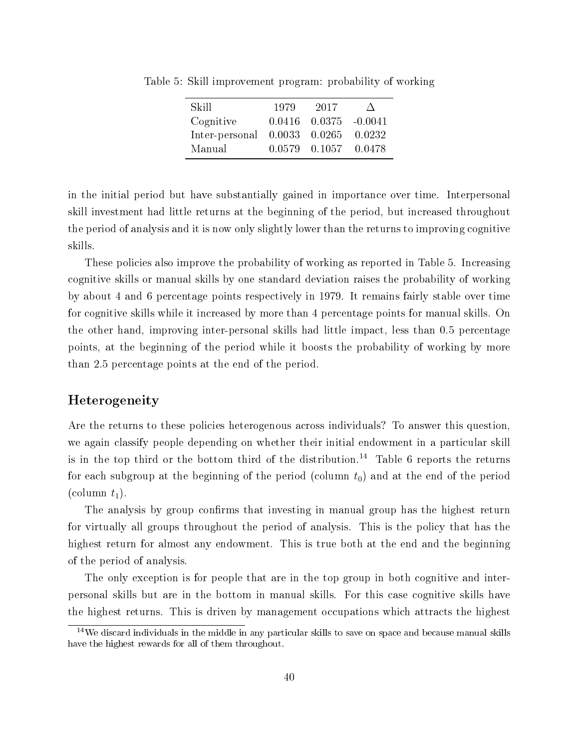Table 5: Skill improvement program: probability of working

| Skill | 1979 | 2017 | $\Delta$ |
|---|---|---|---|
| Cognitive | 0.0416 | 0.0375 | -0.0041 |
| Inter-personal | 0.0033 | 0.0265 | 0.0232 |
| Manual | 0.0579 | 0.1057 | 0.0478 |

in the initial period but have substantially gained in importance over time. Interpersonal skill investment had little returns at the beginning of the period, but increased throughout the period of analysis and it is now only slightly lower than the returns to improving cognitive skills.

These policies also improve the probability of working as reported in Table 5. Increasing cognitive skills or manual skills by one standard deviation raises the probability of working by about 4 and 6 percentage points respectively in 1979. It remains fairly stable over time for cognitive skills while it increased by more than 4 percentage points for manual skills. On the other hand, improving inter-personal skills had little impact, less than 0.5 percentage points, at the beginning of the period while it boosts the probability of working by more than 2.5 percentage points at the end of the period.

## Heterogeneity

Are the returns to these policies heterogenous across individuals? To answer this question, we again classify people depending on whether their initial endowment in a particular skill is in the top third or the bottom third of the distribution.[14] Table 6 reports the returns for each subgroup at the beginning of the period (column $t_0$) and at the end of the period (column $t_1$).

The analysis by group confirms that investing in manual group has the highest return for virtually all groups throughout the period of analysis. This is the policy that has the highest return for almost any endowment. This is true both at the end and the beginning of the period of analysis.

The only exception is for people that are in the top group in both cognitive and inter-personal skills but are in the bottom in manual skills. For this case cognitive skills have the highest returns. This is driven by management occupations which attracts the highest

[14] We discard individuals in the middle in any particular skills to save on space and because manual skills have the highest rewards for all of them throughout.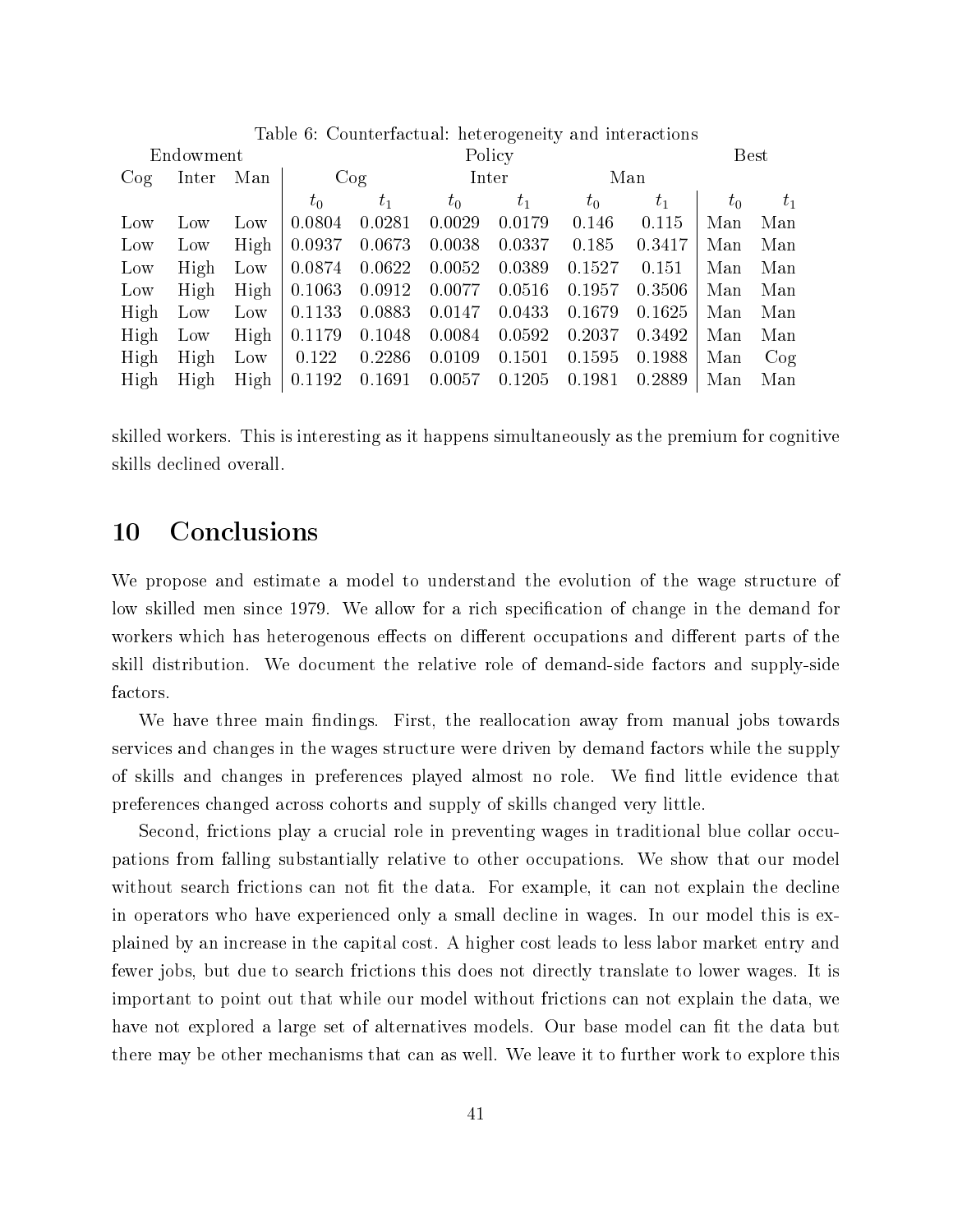Table 6: Counterfactual: heterogeneity and interactions

| Endowment | | | Policy | | | | | | Best | |
|---|---|---|---|---|---|---|---|---|---|---|
| Cog | Inter | Man | Cog | | Inter | | Man | | | |
| | | | $t_0$ | $t_1$ | $t_0$ | $t_1$ | $t_0$ | $t_1$ | $t_0$ | $t_1$ |
| Low | Low | Low | 0.0804 | 0.0281 | 0.0029 | 0.0179 | 0.146 | 0.115 | Man | Man |
| Low | Low | High | 0.0937 | 0.0673 | 0.0038 | 0.0337 | 0.185 | 0.3417 | Man | Man |
| Low | High | Low | 0.0874 | 0.0622 | 0.0052 | 0.0389 | 0.1527 | 0.151 | Man | Man |
| Low | High | High | 0.1063 | 0.0912 | 0.0077 | 0.0516 | 0.1957 | 0.3506 | Man | Man |
| High | Low | Low | 0.1133 | 0.0883 | 0.0147 | 0.0433 | 0.1679 | 0.1625 | Man | Man |
| High | Low | High | 0.1179 | 0.1048 | 0.0084 | 0.0592 | 0.2037 | 0.3492 | Man | Man |
| High | High | Low | 0.122 | 0.2286 | 0.0109 | 0.1501 | 0.1595 | 0.1988 | Man | Cog |
| High | High | High | 0.1192 | 0.1691 | 0.0057 | 0.1205 | 0.1981 | 0.2889 | Man | Man |

skilled workers. This is interesting as it happens simultaneously as the premium for cognitive skills declined overall.

# 10 Conclusions

We propose and estimate a model to understand the evolution of the wage structure of low skilled men since 1979. We allow for a rich specification of change in the demand for workers which has heterogenous effects on different occupations and different parts of the skill distribution. We document the relative role of demand-side factors and supply-side factors.

We have three main findings. First, the reallocation away from manual jobs towards services and changes in the wages structure were driven by demand factors while the supply of skills and changes in preferences played almost no role. We find little evidence that preferences changed across cohorts and supply of skills changed very little.

Second, frictions play a crucial role in preventing wages in traditional blue collar occupations from falling substantially relative to other occupations. We show that our model without search frictions can not fit the data. For example, it can not explain the decline in operators who have experienced only a small decline in wages. In our model this is explained by an increase in the capital cost. A higher cost leads to less labor market entry and fewer jobs, but due to search frictions this does not directly translate to lower wages. It is important to point out that while our model without frictions can not explain the data, we have not explored a large set of alternatives models. Our base model can fit the data but there may be other mechanisms that can as well. We leave it to further work to explore this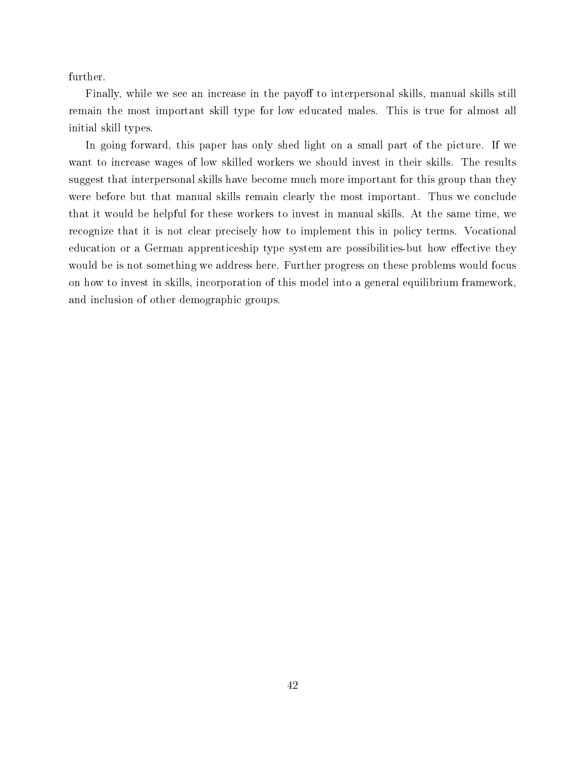further.

Finally, while we see an increase in the payoff to interpersonal skills, manual skills still remain the most important skill type for low educated males. This is true for almost all initial skill types.

In going forward, this paper has only shed light on a small part of the picture. If we want to increase wages of low skilled workers we should invest in their skills. The results suggest that interpersonal skills have become much more important for this group than they were before but that manual skills remain clearly the most important. Thus we conclude that it would be helpful for these workers to invest in manual skills. At the same time, we recognize that it is not clear precisely how to implement this in policy terms. Vocational education or a German apprenticeship type system are possibilities–but how effective they would be is not something we address here. Further progress on these problems would focus on how to invest in skills, incorporation of this model into a general equilibrium framework, and inclusion of other demographic groups.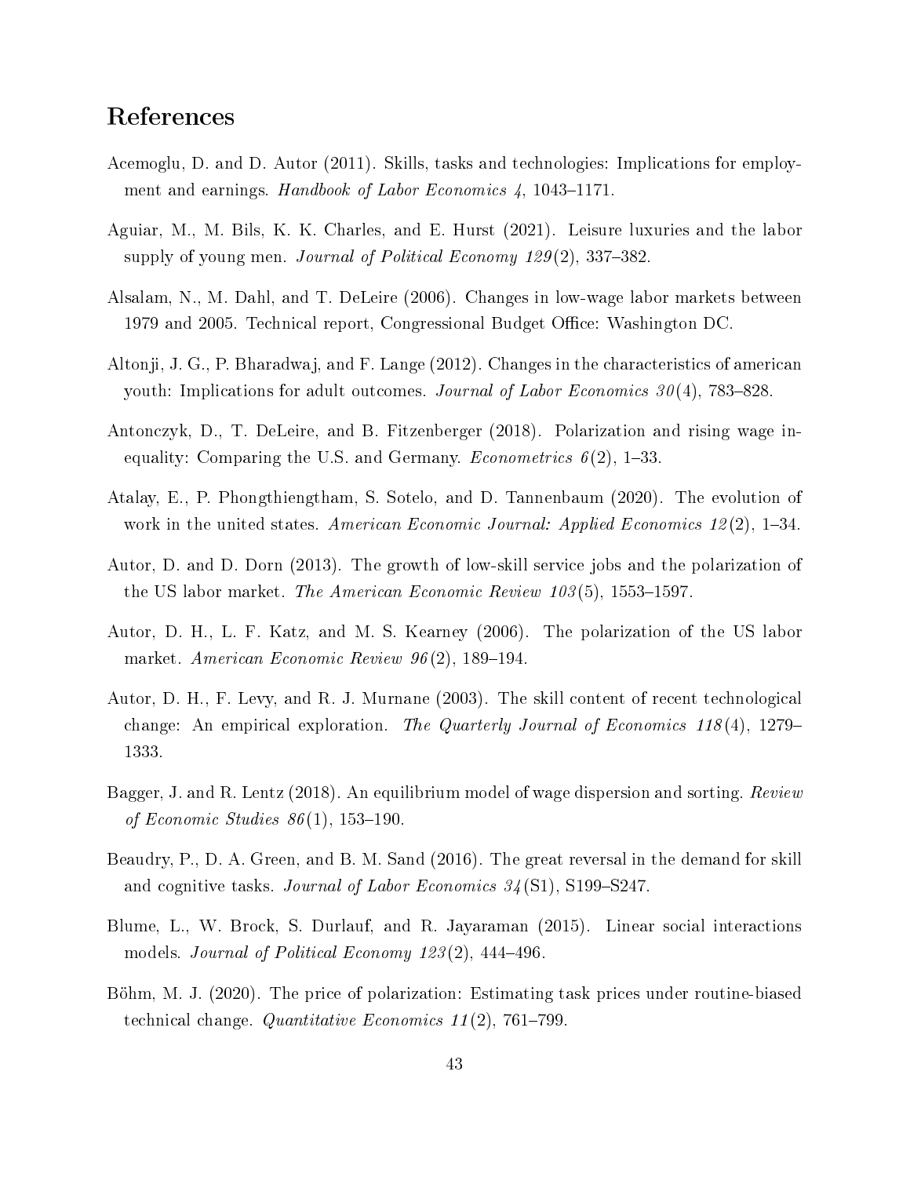# References

Acemoglu, D. and D. Autor (2011). Skills, tasks and technologies: Implications for employment and earnings. *Handbook of Labor Economics 4*, 1043–1171.

Aguiar, M., M. Bils, K. K. Charles, and E. Hurst (2021). Leisure luxuries and the labor supply of young men. *Journal of Political Economy 129*(2), 337–382.

Alsalam, N., M. Dahl, and T. DeLeire (2006). Changes in low-wage labor markets between 1979 and 2005. Technical report, Congressional Budget Office: Washington DC.

Altonji, J. G., P. Bharadwaj, and F. Lange (2012). Changes in the characteristics of american youth: Implications for adult outcomes. *Journal of Labor Economics 30*(4), 783–828.

Antonczyk, D., T. DeLeire, and B. Fitzenberger (2018). Polarization and rising wage inequality: Comparing the U.S. and Germany. *Econometrics 6*(2), 1–33.

Atalay, E., P. Phongthiengtham, S. Sotelo, and D. Tannenbaum (2020). The evolution of work in the united states. *American Economic Journal: Applied Economics 12*(2), 1–34.

Autor, D. and D. Dorn (2013). The growth of low-skill service jobs and the polarization of the US labor market. *The American Economic Review 103*(5), 1553–1597.

Autor, D. H., L. F. Katz, and M. S. Kearney (2006). The polarization of the US labor market. *American Economic Review 96*(2), 189–194.

Autor, D. H., F. Levy, and R. J. Murnane (2003). The skill content of recent technological change: An empirical exploration. *The Quarterly Journal of Economics 118*(4), 1279–1333.

Bagger, J. and R. Lentz (2018). An equilibrium model of wage dispersion and sorting. *Review of Economic Studies 86*(1), 153–190.

Beaudry, P., D. A. Green, and B. M. Sand (2016). The great reversal in the demand for skill and cognitive tasks. *Journal of Labor Economics 34*(S1), S199–S247.

Blume, L., W. Brock, S. Durlauf, and R. Jayaraman (2015). Linear social interactions models. *Journal of Political Economy 123*(2), 444–496.

Böhm, M. J. (2020). The price of polarization: Estimating task prices under routine-biased technical change. *Quantitative Economics 11*(2), 761–799.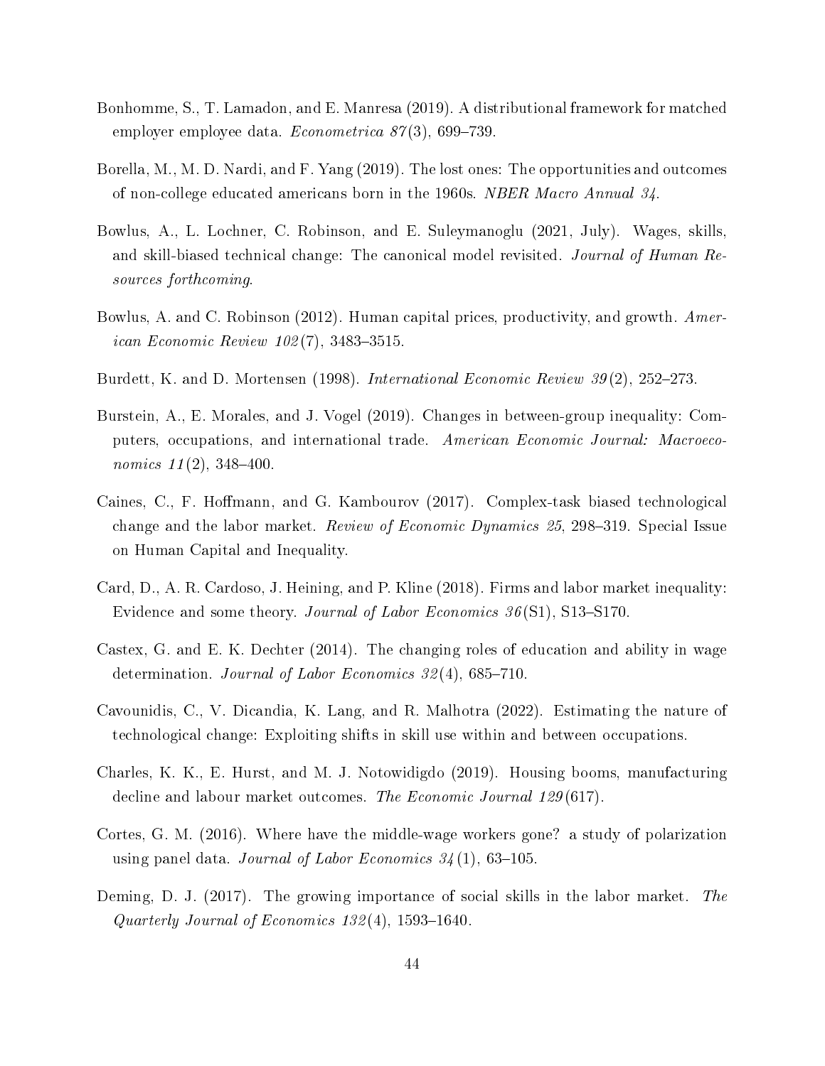Bonhomme, S., T. Lamadon, and E. Manresa (2019). A distributional framework for matched employer employee data. *Econometrica 87*(3), 699–739.

Borella, M., M. D. Nardi, and F. Yang (2019). The lost ones: The opportunities and outcomes of non-college educated americans born in the 1960s. *NBER Macro Annual 34*.

Bowlus, A., L. Lochner, C. Robinson, and E. Suleymanoglu (2021, July). Wages, skills, and skill-biased technical change: The canonical model revisited. *Journal of Human Resources forthcoming*.

Bowlus, A. and C. Robinson (2012). Human capital prices, productivity, and growth. *American Economic Review 102*(7), 3483–3515.

Burdett, K. and D. Mortensen (1998). *International Economic Review 39*(2), 252–273.

Burstein, A., E. Morales, and J. Vogel (2019). Changes in between-group inequality: Computers, occupations, and international trade. *American Economic Journal: Macroeconomics 11*(2), 348–400.

Caines, C., F. Hoffmann, and G. Kambourov (2017). Complex-task biased technological change and the labor market. *Review of Economic Dynamics 25*, 298–319. Special Issue on Human Capital and Inequality.

Card, D., A. R. Cardoso, J. Heining, and P. Kline (2018). Firms and labor market inequality: Evidence and some theory. *Journal of Labor Economics 36*(S1), S13–S170.

Castex, G. and E. K. Dechter (2014). The changing roles of education and ability in wage determination. *Journal of Labor Economics 32*(4), 685–710.

Cavounidis, C., V. Dicandia, K. Lang, and R. Malhotra (2022). Estimating the nature of technological change: Exploiting shifts in skill use within and between occupations.

Charles, K. K., E. Hurst, and M. J. Notowidigdo (2019). Housing booms, manufacturing decline and labour market outcomes. *The Economic Journal 129*(617).

Cortes, G. M. (2016). Where have the middle-wage workers gone? a study of polarization using panel data. *Journal of Labor Economics 34*(1), 63–105.

Deming, D. J. (2017). The growing importance of social skills in the labor market. *The Quarterly Journal of Economics 132*(4), 1593–1640.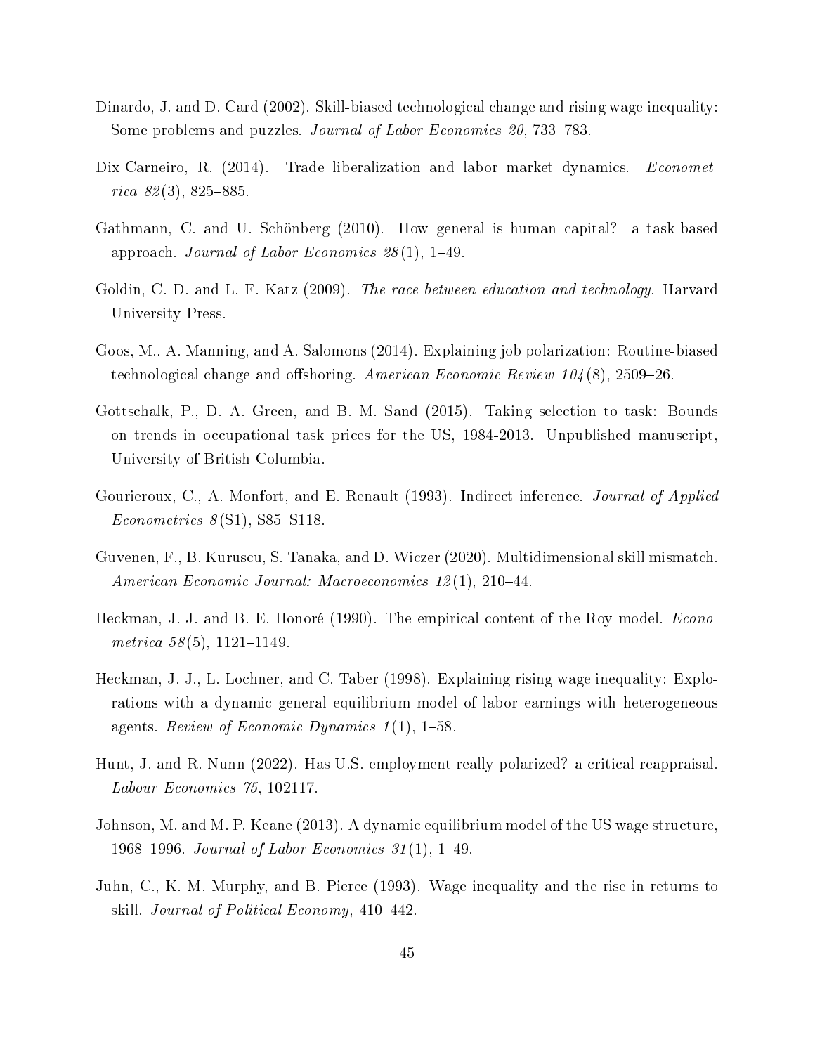Dinardo, J. and D. Card (2002). Skill-biased technological change and rising wage inequality: Some problems and puzzles. *Journal of Labor Economics 20*, 733–783.

Dix-Carneiro, R. (2014). Trade liberalization and labor market dynamics. *Econometrica 82*(3), 825–885.

Gathmann, C. and U. Schönberg (2010). How general is human capital? a task-based approach. *Journal of Labor Economics 28*(1), 1–49.

Goldin, C. D. and L. F. Katz (2009). *The race between education and technology*. Harvard University Press.

Goos, M., A. Manning, and A. Salomons (2014). Explaining job polarization: Routine-biased technological change and offshoring. *American Economic Review 104*(8), 2509–26.

Gottschalk, P., D. A. Green, and B. M. Sand (2015). Taking selection to task: Bounds on trends in occupational task prices for the US, 1984-2013. Unpublished manuscript, University of British Columbia.

Gourieroux, C., A. Monfort, and E. Renault (1993). Indirect inference. *Journal of Applied Econometrics 8*(S1), S85–S118.

Guvenen, F., B. Kuruscu, S. Tanaka, and D. Wiczer (2020). Multidimensional skill mismatch. *American Economic Journal: Macroeconomics 12*(1), 210–44.

Heckman, J. J. and B. E. Honoré (1990). The empirical content of the Roy model. *Econometrica 58*(5), 1121–1149.

Heckman, J. J., L. Lochner, and C. Taber (1998). Explaining rising wage inequality: Explorations with a dynamic general equilibrium model of labor earnings with heterogeneous agents. *Review of Economic Dynamics 1*(1), 1–58.

Hunt, J. and R. Nunn (2022). Has U.S. employment really polarized? a critical reappraisal. *Labour Economics 75*, 102117.

Johnson, M. and M. P. Keane (2013). A dynamic equilibrium model of the US wage structure, 1968–1996. *Journal of Labor Economics 31*(1), 1–49.

Juhn, C., K. M. Murphy, and B. Pierce (1993). Wage inequality and the rise in returns to skill. *Journal of Political Economy*, 410–442.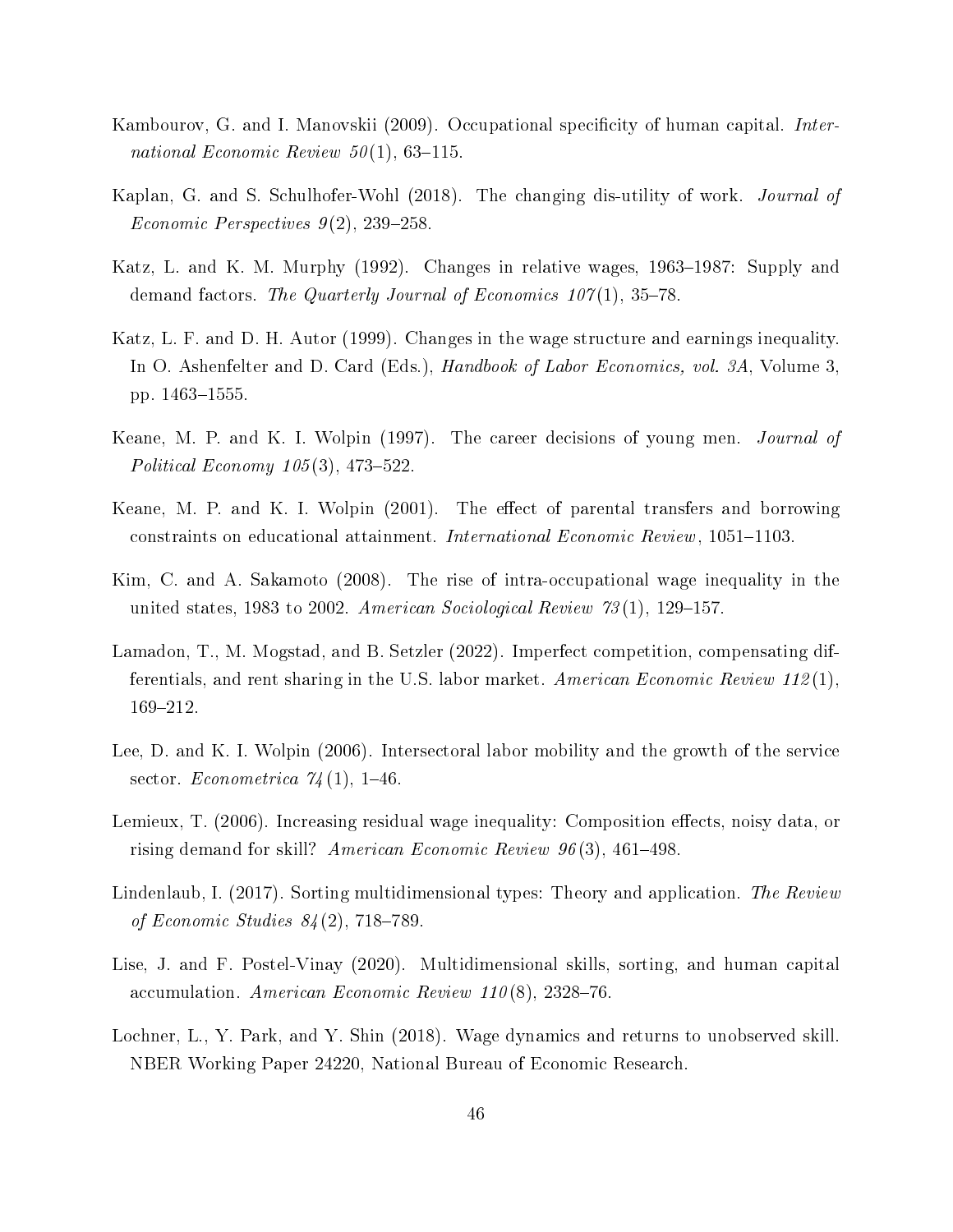Kambourov, G. and I. Manovskii (2009). Occupational specificity of human capital. *International Economic Review 50*(1), 63–115.

Kaplan, G. and S. Schulhofer-Wohl (2018). The changing dis-utility of work. *Journal of Economic Perspectives 9*(2), 239–258.

Katz, L. and K. M. Murphy (1992). Changes in relative wages, 1963–1987: Supply and demand factors. *The Quarterly Journal of Economics 107*(1), 35–78.

Katz, L. F. and D. H. Autor (1999). Changes in the wage structure and earnings inequality. In O. Ashenfelter and D. Card (Eds.), *Handbook of Labor Economics, vol. 3A*, Volume 3, pp. 1463–1555.

Keane, M. P. and K. I. Wolpin (1997). The career decisions of young men. *Journal of Political Economy 105*(3), 473–522.

Keane, M. P. and K. I. Wolpin (2001). The effect of parental transfers and borrowing constraints on educational attainment. *International Economic Review*, 1051–1103.

Kim, C. and A. Sakamoto (2008). The rise of intra-occupational wage inequality in the united states, 1983 to 2002. *American Sociological Review 73*(1), 129–157.

Lamadon, T., M. Mogstad, and B. Setzler (2022). Imperfect competition, compensating differentials, and rent sharing in the U.S. labor market. *American Economic Review 112*(1), 169–212.

Lee, D. and K. I. Wolpin (2006). Intersectoral labor mobility and the growth of the service sector. *Econometrica 74*(1), 1–46.

Lemieux, T. (2006). Increasing residual wage inequality: Composition effects, noisy data, or rising demand for skill? *American Economic Review 96*(3), 461–498.

Lindenlaub, I. (2017). Sorting multidimensional types: Theory and application. *The Review of Economic Studies 84*(2), 718–789.

Lise, J. and F. Postel-Vinay (2020). Multidimensional skills, sorting, and human capital accumulation. *American Economic Review 110*(8), 2328–76.

Lochner, L., Y. Park, and Y. Shin (2018). Wage dynamics and returns to unobserved skill. NBER Working Paper 24220, National Bureau of Economic Research.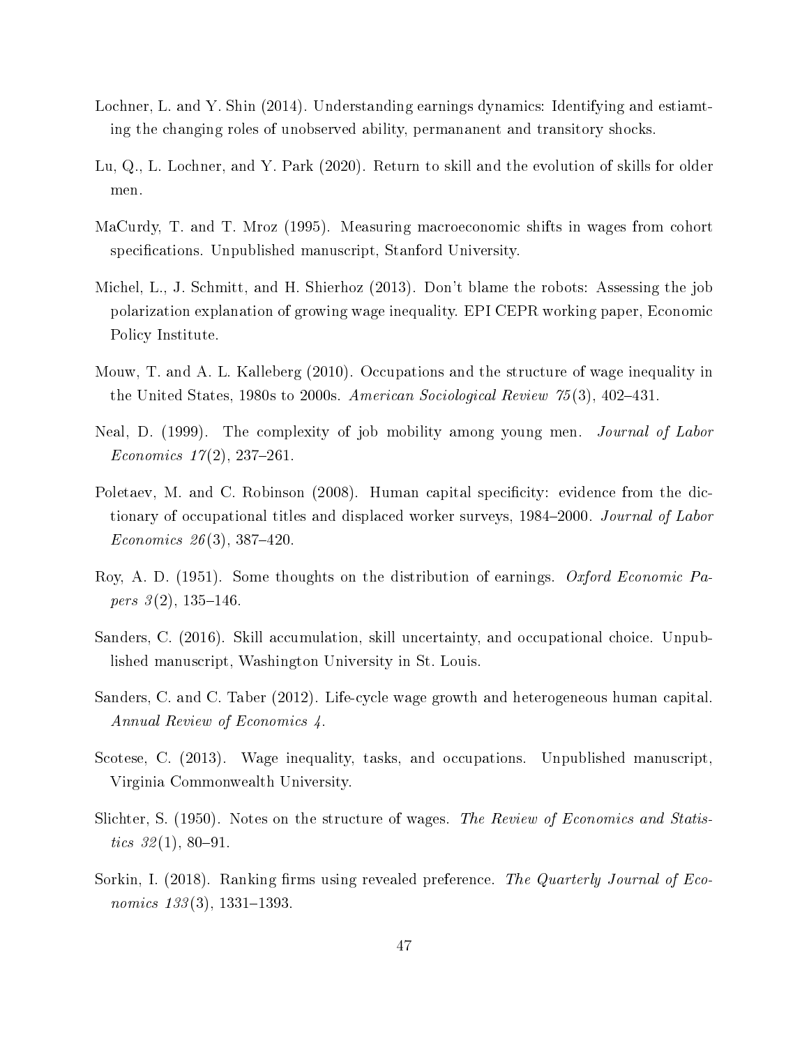Lochner, L. and Y. Shin (2014). Understanding earnings dynamics: Identifying and estiamting the changing roles of unobserved ability, permananent and transitory shocks.

Lu, Q., L. Lochner, and Y. Park (2020). Return to skill and the evolution of skills for older men.

MaCurdy, T. and T. Mroz (1995). Measuring macroeconomic shifts in wages from cohort specifications. Unpublished manuscript, Stanford University.

Michel, L., J. Schmitt, and H. Shierhoz (2013). Don't blame the robots: Assessing the job polarization explanation of growing wage inequality. EPI CEPR working paper, Economic Policy Institute.

Mouw, T. and A. L. Kalleberg (2010). Occupations and the structure of wage inequality in the United States, 1980s to 2000s. *American Sociological Review 75*(3), 402–431.

Neal, D. (1999). The complexity of job mobility among young men. *Journal of Labor Economics 17*(2), 237–261.

Poletaev, M. and C. Robinson (2008). Human capital specificity: evidence from the dictionary of occupational titles and displaced worker surveys, 1984–2000. *Journal of Labor Economics 26*(3), 387–420.

Roy, A. D. (1951). Some thoughts on the distribution of earnings. *Oxford Economic Papers 3*(2), 135–146.

Sanders, C. (2016). Skill accumulation, skill uncertainty, and occupational choice. Unpublished manuscript, Washington University in St. Louis.

Sanders, C. and C. Taber (2012). Life-cycle wage growth and heterogeneous human capital. *Annual Review of Economics 4*.

Scotese, C. (2013). Wage inequality, tasks, and occupations. Unpublished manuscript, Virginia Commonwealth University.

Slichter, S. (1950). Notes on the structure of wages. *The Review of Economics and Statistics 32*(1), 80–91.

Sorkin, I. (2018). Ranking firms using revealed preference. *The Quarterly Journal of Economics 133*(3), 1331–1393.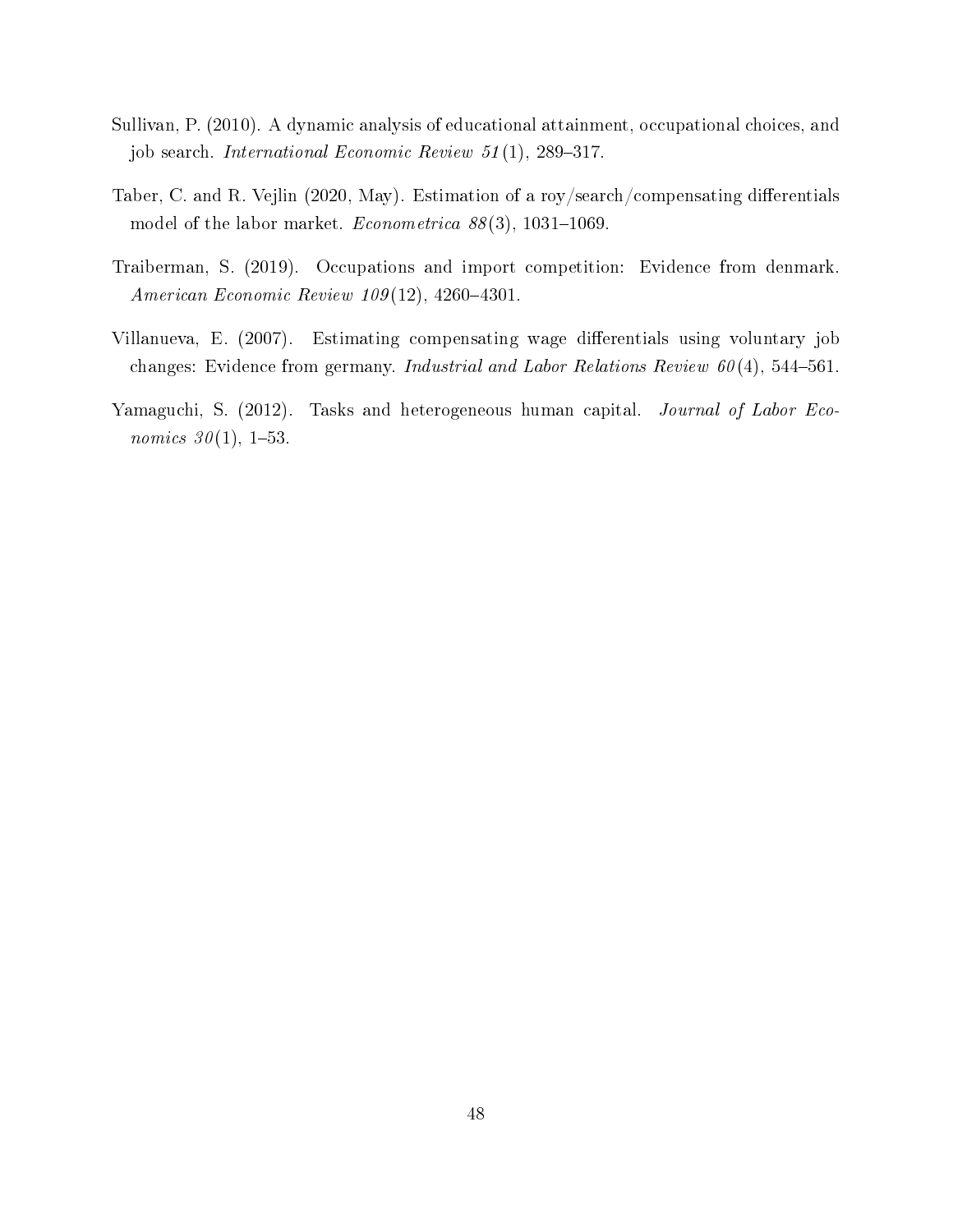Sullivan, P. (2010). A dynamic analysis of educational attainment, occupational choices, and job search. *International Economic Review 51*(1), 289–317.

Taber, C. and R. Vejlin (2020, May). Estimation of a roy/search/compensating differentials model of the labor market. *Econometrica 88*(3), 1031–1069.

Traiberman, S. (2019). Occupations and import competition: Evidence from denmark. *American Economic Review 109*(12), 4260–4301.

Villanueva, E. (2007). Estimating compensating wage differentials using voluntary job changes: Evidence from germany. *Industrial and Labor Relations Review 60*(4), 544–561.

Yamaguchi, S. (2012). Tasks and heterogeneous human capital. *Journal of Labor Economics 30*(1), 1–53.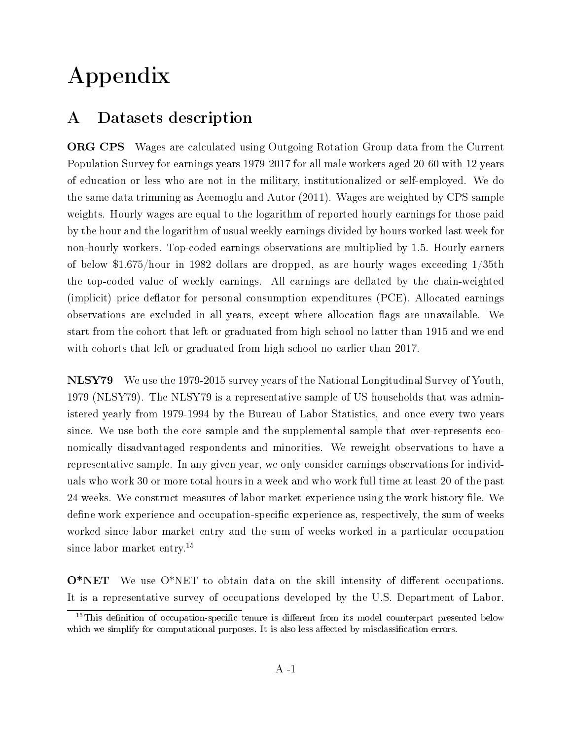# Appendix

## A Datasets description

**ORG CPS** Wages are calculated using Outgoing Rotation Group data from the Current Population Survey for earnings years 1979-2017 for all male workers aged 20-60 with 12 years of education or less who are not in the military, institutionalized or self-employed. We do the same data trimming as Acemoglu and Autor (2011). Wages are weighted by CPS sample weights. Hourly wages are equal to the logarithm of reported hourly earnings for those paid by the hour and the logarithm of usual weekly earnings divided by hours worked last week for non-hourly workers. Top-coded earnings observations are multiplied by 1.5. Hourly earners of below \$1.675/hour in 1982 dollars are dropped, as are hourly wages exceeding 1/35th the top-coded value of weekly earnings. All earnings are deflated by the chain-weighted (implicit) price deflator for personal consumption expenditures (PCE). Allocated earnings observations are excluded in all years, except where allocation flags are unavailable. We start from the cohort that left or graduated from high school no latter than 1915 and we end with cohorts that left or graduated from high school no earlier than 2017.

**NLSY79** We use the 1979-2015 survey years of the National Longitudinal Survey of Youth, 1979 (NLSY79). The NLSY79 is a representative sample of US households that was administered yearly from 1979-1994 by the Bureau of Labor Statistics, and once every two years since. We use both the core sample and the supplemental sample that over-represents economically disadvantaged respondents and minorities. We reweight observations to have a representative sample. In any given year, we only consider earnings observations for individuals who work 30 or more total hours in a week and who work full time at least 20 of the past 24 weeks. We construct measures of labor market experience using the work history file. We define work experience and occupation-specific experience as, respectively, the sum of weeks worked since labor market entry and the sum of weeks worked in a particular occupation since labor market entry.[15]

**O*NET** We use O*NET to obtain data on the skill intensity of different occupations. It is a representative survey of occupations developed by the U.S. Department of Labor.

[15] This definition of occupation-specific tenure is different from its model counterpart presented below which we simplify for computational purposes. It is also less affected by misclassification errors.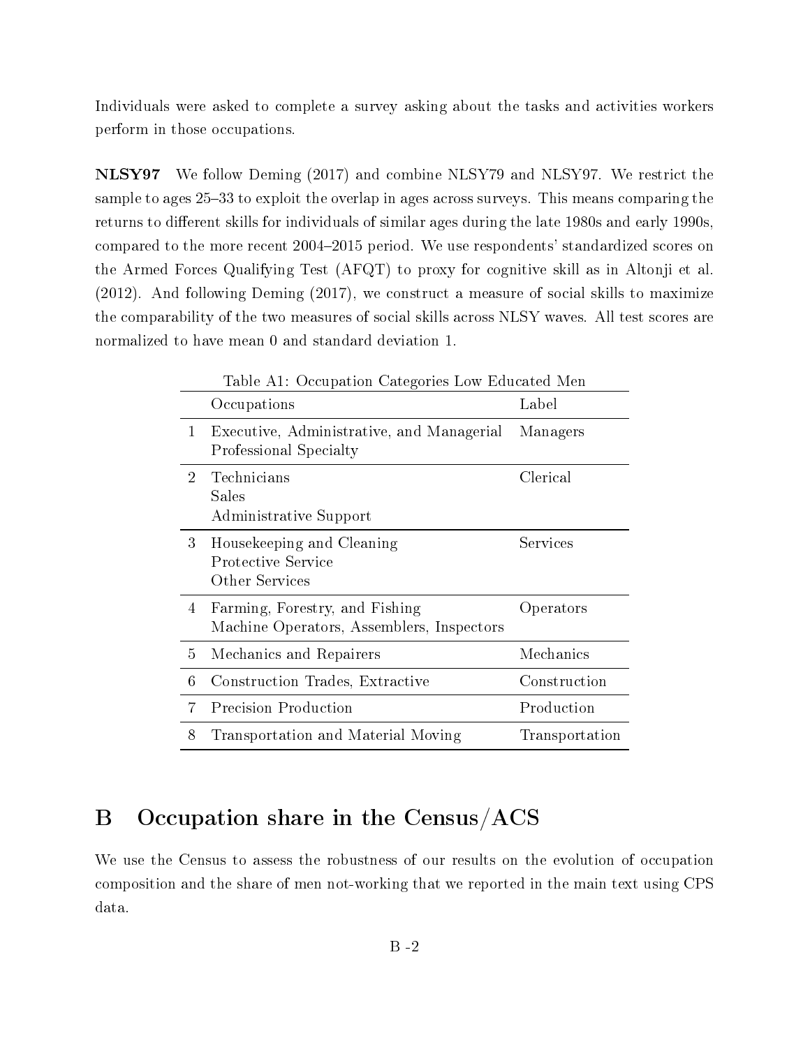Individuals were asked to complete a survey asking about the tasks and activities workers perform in those occupations.

**NLSY97** We follow Deming (2017) and combine NLSY79 and NLSY97. We restrict the sample to ages 25–33 to exploit the overlap in ages across surveys. This means comparing the returns to different skills for individuals of similar ages during the late 1980s and early 1990s, compared to the more recent 2004–2015 period. We use respondents' standardized scores on the Armed Forces Qualifying Test (AFQT) to proxy for cognitive skill as in Altonji et al. (2012). And following Deming (2017), we construct a measure of social skills to maximize the comparability of the two measures of social skills across NLSY waves. All test scores are normalized to have mean 0 and standard deviation 1.

Table A1: Occupation Categories Low Educated Men

| | Occupations | Label |
|---|---|---|
| 1 | Executive, Administrative, and Managerial<br>Professional Specialty | Managers |
| 2 | Technicians<br>Sales<br>Administrative Support | Clerical |
| 3 | Housekeeping and Cleaning<br>Protective Service<br>Other Services | Services |
| 4 | Farming, Forestry, and Fishing<br>Machine Operators, Assemblers, Inspectors | Operators |
| 5 | Mechanics and Repairers | Mechanics |
| 6 | Construction Trades, Extractive | Construction |
| 7 | Precision Production | Production |
| 8 | Transportation and Material Moving | Transportation |

# B Occupation share in the Census/ACS

We use the Census to assess the robustness of our results on the evolution of occupation composition and the share of men not-working that we reported in the main text using CPS data.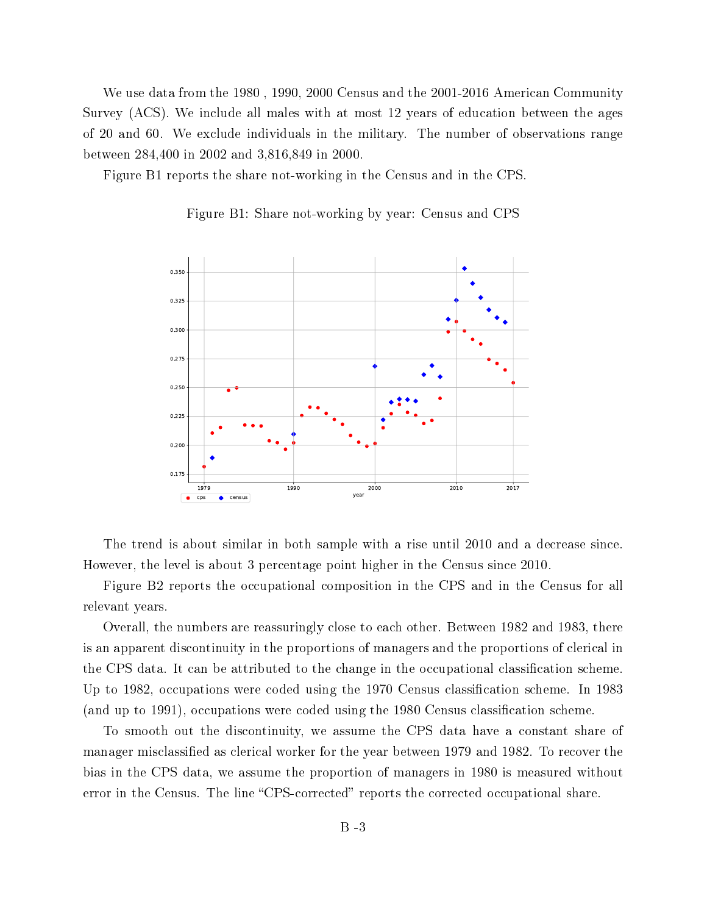We use data from the 1980 , 1990, 2000 Census and the 2001-2016 American Community Survey (ACS). We include all males with at most 12 years of education between the ages of 20 and 60. We exclude individuals in the military. The number of observations range between 284,400 in 2002 and 3,816,849 in 2000.

Figure B1 reports the share not-working in the Census and in the CPS.

Figure B1: Share not-working by year: Census and CPS

The trend is about similar in both sample with a rise until 2010 and a decrease since. However, the level is about 3 percentage point higher in the Census since 2010.

Figure B2 reports the occupational composition in the CPS and in the Census for all relevant years.

Overall, the numbers are reassuringly close to each other. Between 1982 and 1983, there is an apparent discontinuity in the proportions of managers and the proportions of clerical in the CPS data. It can be attributed to the change in the occupational classification scheme. Up to 1982, occupations were coded using the 1970 Census classification scheme. In 1983 (and up to 1991), occupations were coded using the 1980 Census classification scheme.

To smooth out the discontinuity, we assume the CPS data have a constant share of manager misclassified as clerical worker for the year between 1979 and 1982. To recover the bias in the CPS data, we assume the proportion of managers in 1980 is measured without error in the Census. The line "CPS-corrected" reports the corrected occupational share.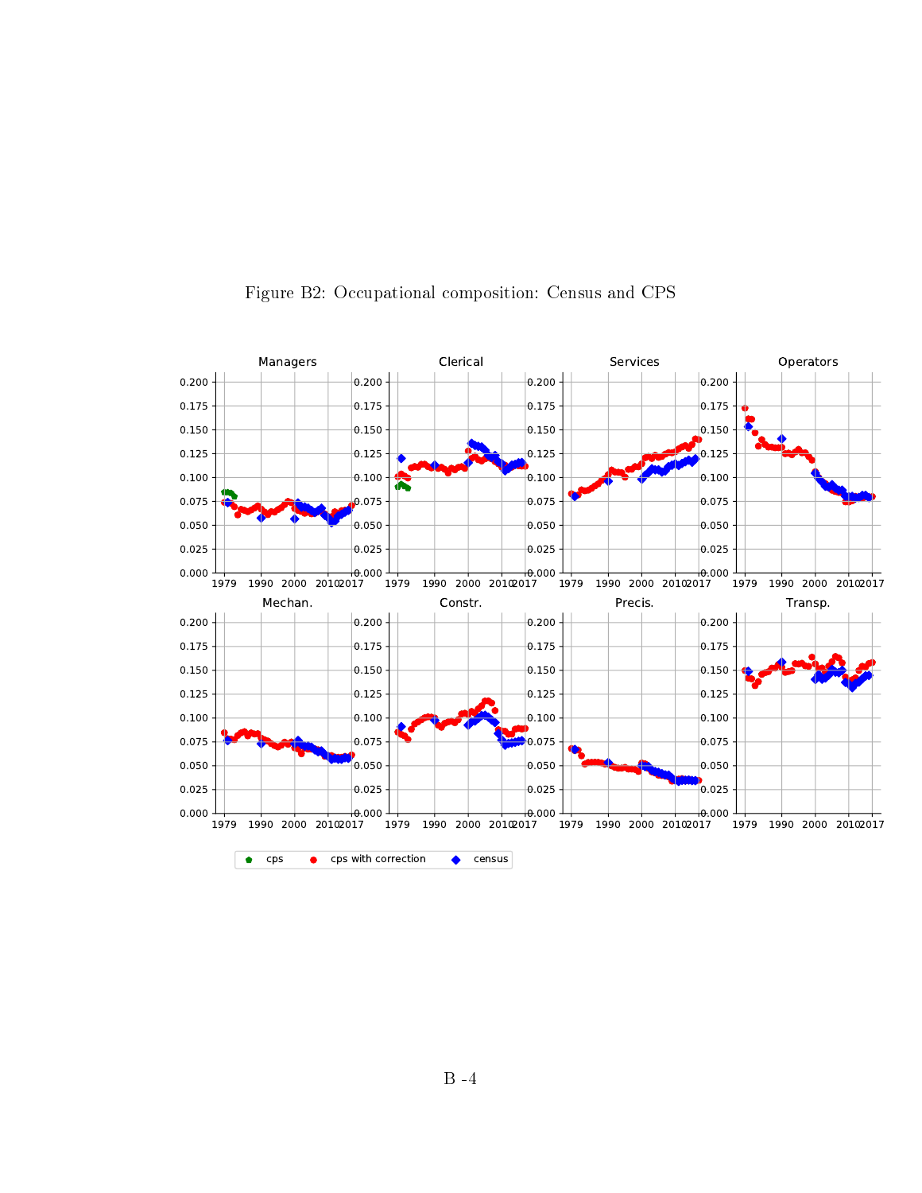Figure B2: Occupational composition: Census and CPS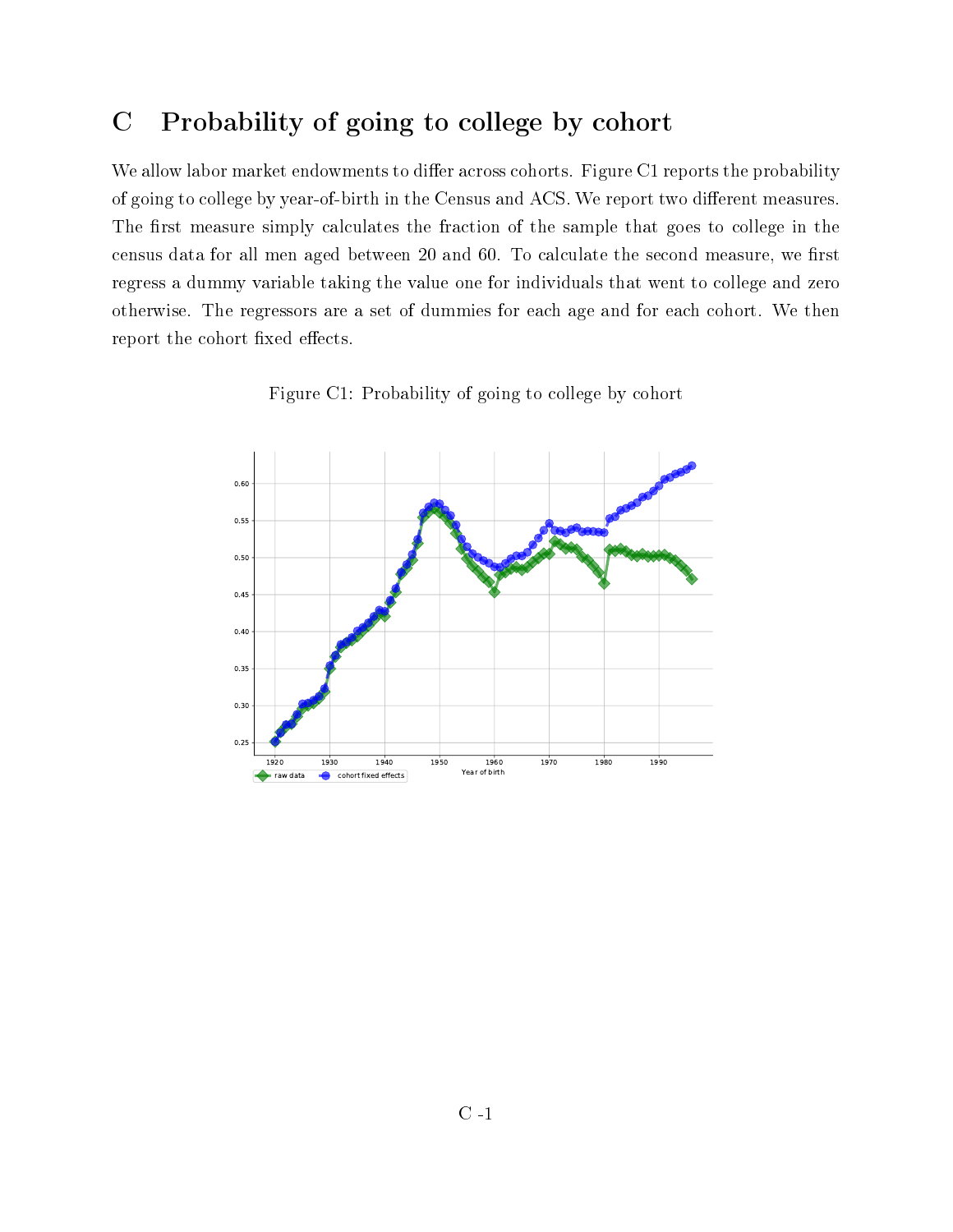# C Probability of going to college by cohort

We allow labor market endowments to differ across cohorts. Figure C1 reports the probability of going to college by year-of-birth in the Census and ACS. We report two different measures. The first measure simply calculates the fraction of the sample that goes to college in the census data for all men aged between 20 and 60. To calculate the second measure, we first regress a dummy variable taking the value one for individuals that went to college and zero otherwise. The regressors are a set of dummies for each age and for each cohort. We then report the cohort fixed effects.

Figure C1: Probability of going to college by cohort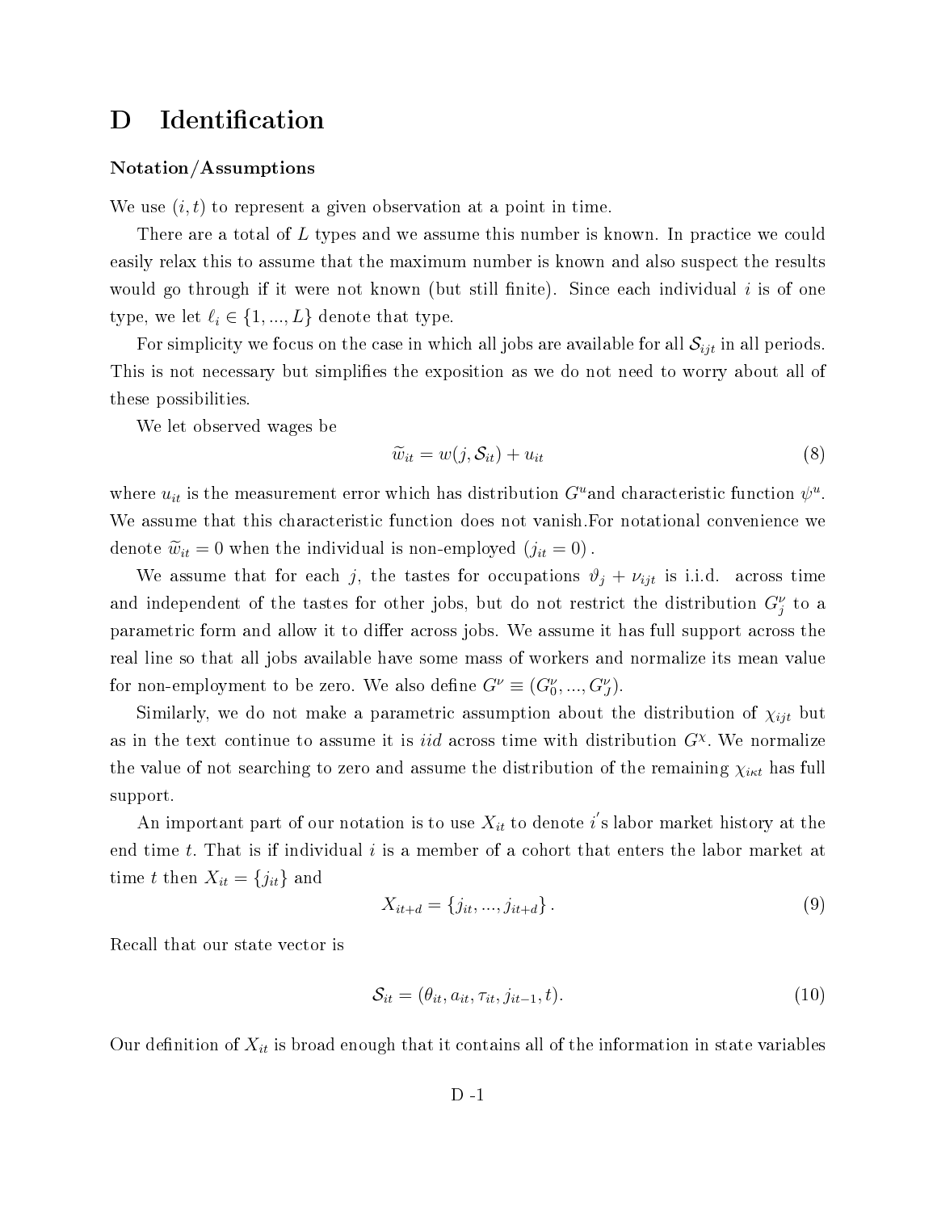# D Identification

### Notation/Assumptions

We use $(i, t)$ to represent a given observation at a point in time.

There are a total of $L$ types and we assume this number is known. In practice we could easily relax this to assume that the maximum number is known and also suspect the results would go through if it were not known (but still finite). Since each individual $i$ is of one type, we let $\ell_i \in \{1, ..., L\}$ denote that type.

For simplicity we focus on the case in which all jobs are available for all $\mathcal{S}_{ijt}$ in all periods. This is not necessary but simplifies the exposition as we do not need to worry about all of these possibilities.

We let observed wages be

$$\widetilde{w}_{it} = w(j, \mathcal{S}_{it}) + u_{it} \tag{8}$$

where $u_{it}$ is the measurement error which has distribution $G^u$and characteristic function $\psi^u$. We assume that this characteristic function does not vanish.For notational convenience we denote $\widetilde{w}_{it} = 0$ when the individual is non-employed $(j_{it} = 0)$.

We assume that for each $j$, the tastes for occupations $\vartheta_j + \nu_{ijt}$ is i.i.d. across time and independent of the tastes for other jobs, but do not restrict the distribution $G_j^\nu$ to a parametric form and allow it to differ across jobs. We assume it has full support across the real line so that all jobs available have some mass of workers and normalize its mean value for non-employment to be zero. We also define $G^\nu \equiv (G_0^\nu, ..., G_J^\nu)$.

Similarly, we do not make a parametric assumption about the distribution of $\chi_{ijt}$ but as in the text continue to assume it is *iid* across time with distribution $G^\chi$. We normalize the value of not searching to zero and assume the distribution of the remaining $\chi_{i\kappa t}$ has full support.

An important part of our notation is to use $X_{it}$ to denote $i'$s labor market history at the end time $t$. That is if individual $i$ is a member of a cohort that enters the labor market at time $t$ then $X_{it} = \{j_{it}\}$ and

$$X_{it+d} = \{j_{it}, ..., j_{it+d}\}. \tag{9}$$

Recall that our state vector is

$$\mathcal{S}_{it} = (\theta_{it}, a_{it}, \tau_{it}, j_{it-1}, t). \tag{10}$$

Our definition of $X_{it}$ is broad enough that it contains all of the information in state variables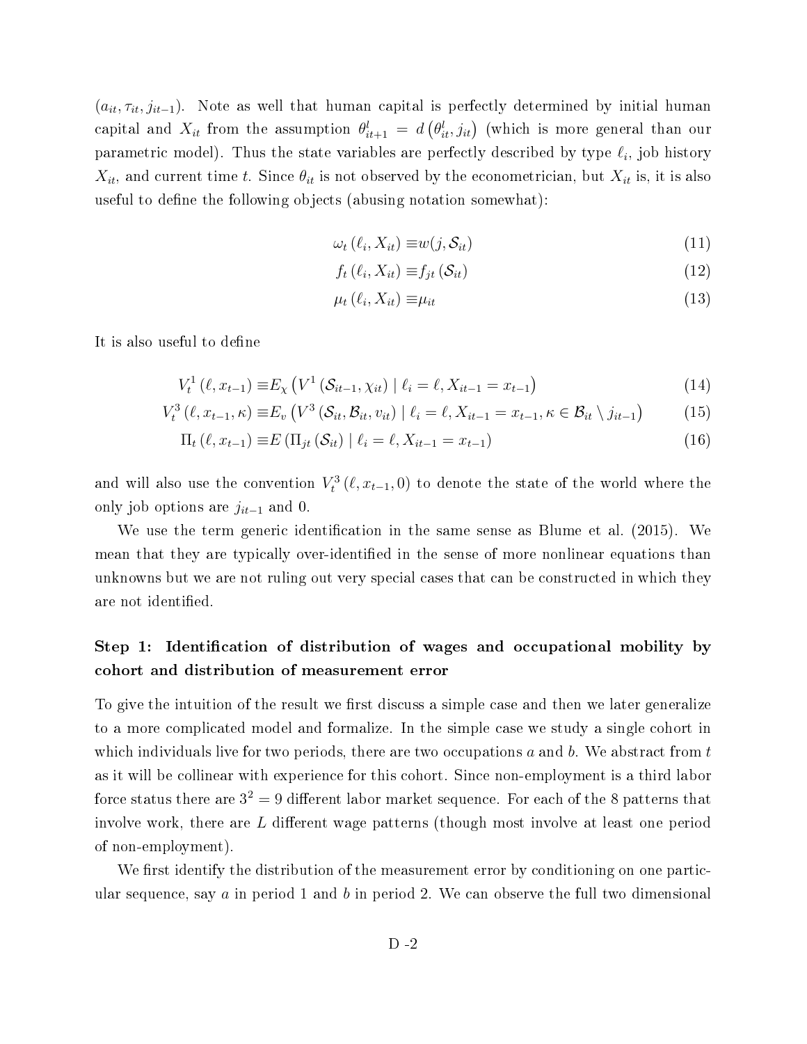$(a_{it}, \tau_{it}, j_{it-1})$. Note as well that human capital is perfectly determined by initial human capital and $X_{it}$ from the assumption $\theta^l_{it+1} = d\left(\theta^l_{it}, j_{it}\right)$ (which is more general than our parametric model). Thus the state variables are perfectly described by type $\ell_i$, job history $X_{it}$, and current time $t$. Since $\theta_{it}$ is not observed by the econometrician, but $X_{it}$ is, it is also useful to define the following objects (abusing notation somewhat):

$$\omega_t\left(\ell_i, X_{it}\right) \equiv w(j, \mathcal{S}_{it}) \tag{11}$$

$$f_t\left(\ell_i, X_{it}\right) \equiv f_{jt}\left(\mathcal{S}_{it}\right) \tag{12}$$

$$\mu_t\left(\ell_i, X_{it}\right) \equiv \mu_{it} \tag{13}$$

It is also useful to define

$$V^1_t\left(\ell, x_{t-1}\right) \equiv E_\chi\left(V^1\left(\mathcal{S}_{it-1}, \chi_{it}\right) \mid \ell_i = \ell, X_{it-1} = x_{t-1}\right) \tag{14}$$

$$V^3_t\left(\ell, x_{t-1}, \kappa\right) \equiv E_v\left(V^3\left(\mathcal{S}_{it}, \mathcal{B}_{it}, v_{it}\right) \mid \ell_i = \ell, X_{it-1} = x_{t-1}, \kappa \in \mathcal{B}_{it} \setminus j_{it-1}\right) \tag{15}$$

$$\Pi_t\left(\ell, x_{t-1}\right) \equiv E\left(\Pi_{jt}\left(\mathcal{S}_{it}\right) \mid \ell_i = \ell, X_{it-1} = x_{t-1}\right) \tag{16}$$

and will also use the convention $V^3_t\left(\ell, x_{t-1}, 0\right)$ to denote the state of the world where the only job options are $j_{it-1}$ and 0.

We use the term generic identification in the same sense as Blume et al. (2015). We mean that they are typically over-identified in the sense of more nonlinear equations than unknowns but we are not ruling out very special cases that can be constructed in which they are not identified.

### Step 1: Identification of distribution of wages and occupational mobility by cohort and distribution of measurement error

To give the intuition of the result we first discuss a simple case and then we later generalize to a more complicated model and formalize. In the simple case we study a single cohort in which individuals live for two periods, there are two occupations $a$ and $b$. We abstract from $t$ as it will be collinear with experience for this cohort. Since non-employment is a third labor force status there are $3^2 = 9$ different labor market sequence. For each of the 8 patterns that involve work, there are $L$ different wage patterns (though most involve at least one period of non-employment).

We first identify the distribution of the measurement error by conditioning on one particular sequence, say $a$ in period 1 and $b$ in period 2. We can observe the full two dimensional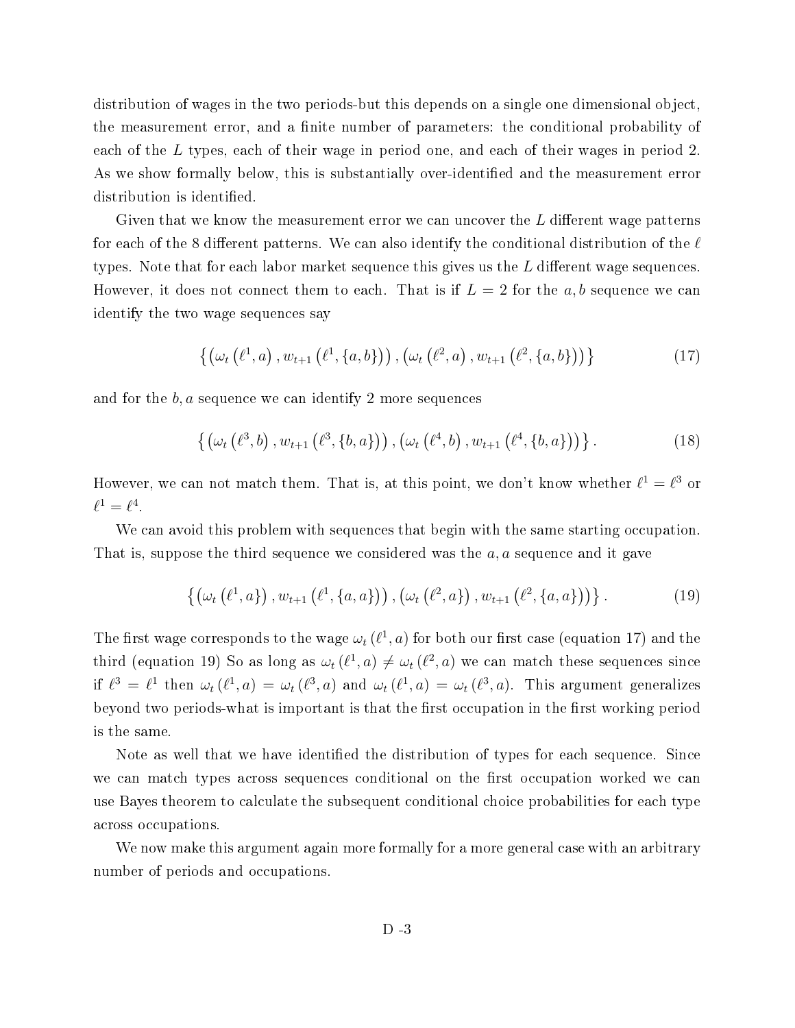distribution of wages in the two periods-but this depends on a single one dimensional object, the measurement error, and a finite number of parameters: the conditional probability of each of the $L$ types, each of their wage in period one, and each of their wages in period 2. As we show formally below, this is substantially over-identified and the measurement error distribution is identified.

Given that we know the measurement error we can uncover the $L$ different wage patterns for each of the 8 different patterns. We can also identify the conditional distribution of the $\ell$ types. Note that for each labor market sequence this gives us the $L$ different wage sequences. However, it does not connect them to each. That is if $L = 2$ for the $a, b$ sequence we can identify the two wage sequences say

$$\left\{ \left(\omega_t\left(\ell^1, a\right), w_{t+1}\left(\ell^1, \{a, b\}\right)\right), \left(\omega_t\left(\ell^2, a\right), w_{t+1}\left(\ell^2, \{a, b\}\right)\right) \right\} \tag{17}$$

and for the $b, a$ sequence we can identify 2 more sequences

$$\left\{ \left(\omega_t\left(\ell^3, b\right), w_{t+1}\left(\ell^3, \{b, a\}\right)\right), \left(\omega_t\left(\ell^4, b\right), w_{t+1}\left(\ell^4, \{b, a\}\right)\right) \right\}. \tag{18}$$

However, we can not match them. That is, at this point, we don't know whether $\ell^1 = \ell^3$ or $\ell^1 = \ell^4$.

We can avoid this problem with sequences that begin with the same starting occupation. That is, suppose the third sequence we considered was the $a, a$ sequence and it gave

$$\left\{ \left(\omega_t\left(\ell^1, a\}\right), w_{t+1}\left(\ell^1, \{a, a\}\right)\right), \left(\omega_t\left(\ell^2, a\}\right), w_{t+1}\left(\ell^2, \{a, a\}\right)\right) \right\}. \tag{19}$$

The first wage corresponds to the wage $\omega_t\left(\ell^1, a\right)$ for both our first case (equation 17) and the third (equation 19) So as long as $\omega_t\left(\ell^1, a\right) \neq \omega_t\left(\ell^2, a\right)$ we can match these sequences since if $\ell^3 = \ell^1$ then $\omega_t\left(\ell^1, a\right) = \omega_t\left(\ell^3, a\right)$ and $\omega_t\left(\ell^1, a\right) = \omega_t\left(\ell^3, a\right)$. This argument generalizes beyond two periods-what is important is that the first occupation in the first working period is the same.

Note as well that we have identified the distribution of types for each sequence. Since we can match types across sequences conditional on the first occupation worked we can use Bayes theorem to calculate the subsequent conditional choice probabilities for each type across occupations.

We now make this argument again more formally for a more general case with an arbitrary number of periods and occupations.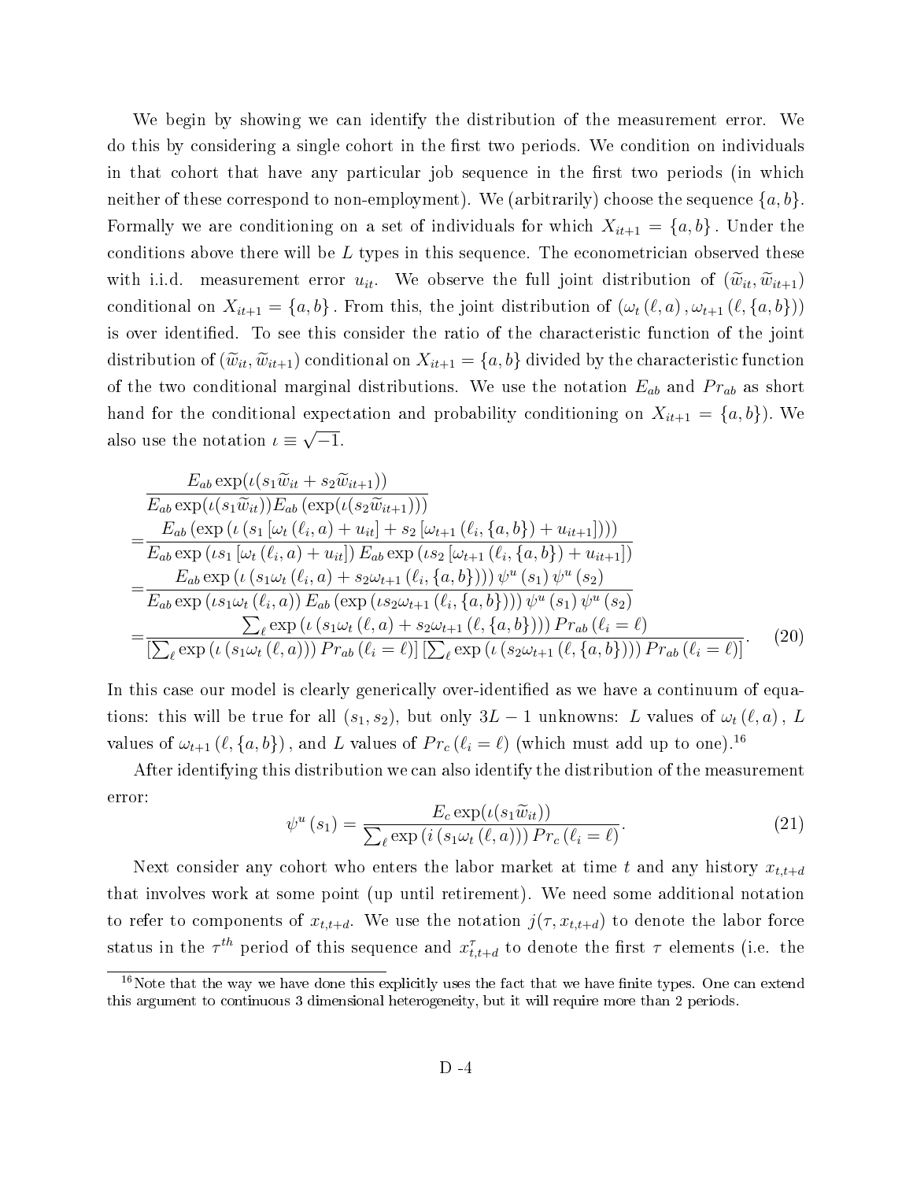We begin by showing we can identify the distribution of the measurement error. We do this by considering a single cohort in the first two periods. We condition on individuals in that cohort that have any particular job sequence in the first two periods (in which neither of these correspond to non-employment). We (arbitrarily) choose the sequence $\{a, b\}$. Formally we are conditioning on a set of individuals for which $X_{it+1} = \{a, b\}$. Under the conditions above there will be $L$ types in this sequence. The econometrician observed these with i.i.d. measurement error $u_{it}$. We observe the full joint distribution of $(\widetilde{w}_{it}, \widetilde{w}_{it+1})$ conditional on $X_{it+1} = \{a, b\}$. From this, the joint distribution of $(\omega_t(\ell, a), \omega_{t+1}(\ell, \{a, b\}))$ is over identified. To see this consider the ratio of the characteristic function of the joint distribution of $(\widetilde{w}_{it}, \widetilde{w}_{it+1})$ conditional on $X_{it+1} = \{a, b\}$ divided by the characteristic function of the two conditional marginal distributions. We use the notation $E_{ab}$ and $Pr_{ab}$ as short hand for the conditional expectation and probability conditioning on $X_{it+1} = \{a, b\}$). We also use the notation $\iota \equiv \sqrt{-1}$.

$$
\begin{aligned}
&\frac{E_{ab} \exp(\iota(s_1 \widetilde{w}_{it} + s_2 \widetilde{w}_{it+1}))}{E_{ab} \exp(\iota(s_1 \widetilde{w}_{it})) E_{ab} \left(\exp(\iota(s_2 \widetilde{w}_{it+1}))\right)} \\
=&\frac{E_{ab} \left(\exp\left(\iota \left(s_1 \left[\omega_t(\ell_i, a) + u_{it}\right] + s_2 \left[\omega_{t+1}(\ell_i, \{a, b\}) + u_{it+1}\right]\right)\right)\right)}{E_{ab} \exp\left(\iota s_1 \left[\omega_t(\ell_i, a) + u_{it}\right]\right) E_{ab} \exp\left(\iota s_2 \left[\omega_{t+1}(\ell_i, \{a, b\}) + u_{it+1}\right]\right)} \\
=&\frac{E_{ab} \exp\left(\iota \left(s_1 \omega_t(\ell_i, a) + s_2 \omega_{t+1}(\ell_i, \{a, b\})\right)\right) \psi^u(s_1) \psi^u(s_2)}{E_{ab} \exp\left(\iota s_1 \omega_t(\ell_i, a)\right) E_{ab} \left(\exp\left(\iota s_2 \omega_{t+1}(\ell_i, \{a, b\})\right)\right) \psi^u(s_1) \psi^u(s_2)} \\
=&\frac{\sum_\ell \exp\left(\iota \left(s_1 \omega_t(\ell, a) + s_2 \omega_{t+1}(\ell, \{a, b\})\right)\right) Pr_{ab}(\ell_i = \ell)}{\left[\sum_\ell \exp\left(\iota \left(s_1 \omega_t(\ell, a)\right)\right) Pr_{ab}(\ell_i = \ell)\right] \left[\sum_\ell \exp\left(\iota \left(s_2 \omega_{t+1}(\ell, \{a, b\})\right)\right) Pr_{ab}(\ell_i = \ell)\right]}.
\end{aligned}
\tag{20}
$$

In this case our model is clearly generically over-identified as we have a continuum of equations: this will be true for all $(s_1, s_2)$, but only $3L - 1$ unknowns: $L$ values of $\omega_t(\ell, a)$, $L$ values of $\omega_{t+1}(\ell, \{a, b\})$, and $L$ values of $Pr_c(\ell_i = \ell)$ (which must add up to one).[16]

After identifying this distribution we can also identify the distribution of the measurement error:

$$
\psi^u(s_1) = \frac{E_c \exp(\iota(s_1 \widetilde{w}_{it}))}{\sum_\ell \exp\left(i\left(s_1 \omega_t(\ell, a)\right)\right) Pr_c(\ell_i = \ell)}.
\tag{21}
$$

Next consider any cohort who enters the labor market at time $t$ and any history $x_{t,t+d}$ that involves work at some point (up until retirement). We need some additional notation to refer to components of $x_{t,t+d}$. We use the notation $j(\tau, x_{t,t+d})$ to denote the labor force status in the $\tau^{th}$ period of this sequence and $x^{\tau}_{t,t+d}$ to denote the first $\tau$ elements (i.e. the

[16] Note that the way we have done this explicitly uses the fact that we have finite types. One can extend this argument to continuous 3 dimensional heterogeneity, but it will require more than 2 periods.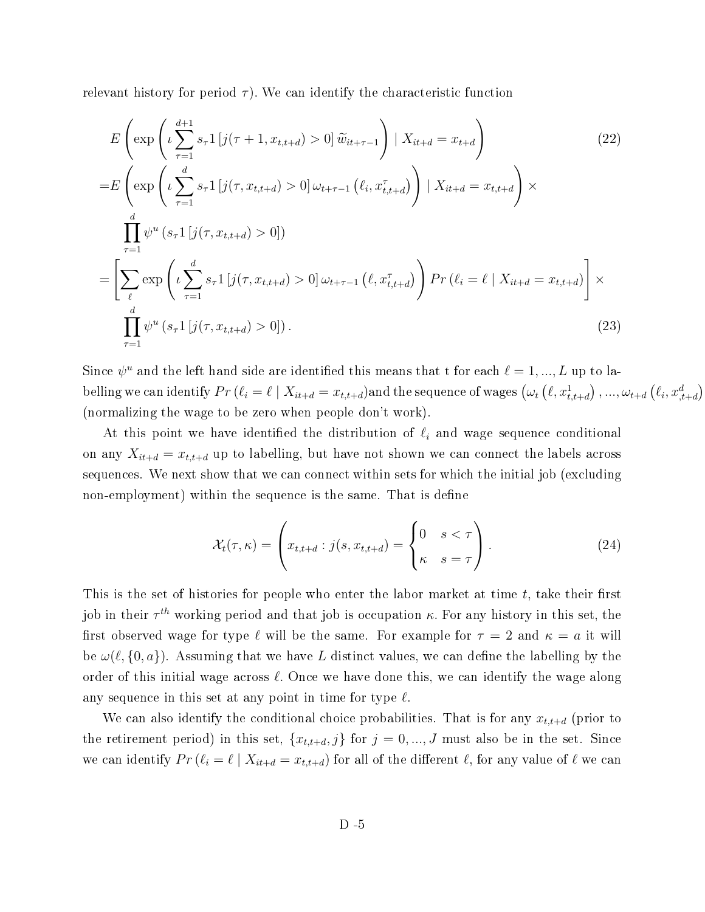relevant history for period $\tau$). We can identify the characteristic function

$$
\begin{aligned}
&E\left(\exp\left(\iota\sum_{\tau=1}^{d+1} s_\tau 1\left[j(\tau+1,x_{t,t+d})>0\right]\widetilde{w}_{it+\tau-1}\right)\mid X_{it+d}=x_{t+d}\right) \qquad (22)\\
=&E\left(\exp\left(\iota\sum_{\tau=1}^{d} s_\tau 1\left[j(\tau,x_{t,t+d})>0\right]\omega_{t+\tau-1}\left(\ell_i,x_{t,t+d}^{\tau}\right)\right)\mid X_{it+d}=x_{t,t+d}\right)\times\\
&\prod_{\tau=1}^{d}\psi^u\left(s_\tau 1\left[j(\tau,x_{t,t+d})>0\right]\right)\\
=&\left[\sum_{\ell}\exp\left(\iota\sum_{\tau=1}^{d} s_\tau 1\left[j(\tau,x_{t,t+d})>0\right]\omega_{t+\tau-1}\left(\ell,x_{t,t+d}^{\tau}\right)\right)Pr\left(\ell_i=\ell\mid X_{it+d}=x_{t,t+d}\right)\right]\times\\
&\prod_{\tau=1}^{d}\psi^u\left(s_\tau 1\left[j(\tau,x_{t,t+d})>0\right]\right). \qquad (23)
\end{aligned}
$$

Since $\psi^u$ and the left hand side are identified this means that t for each $\ell=1,...,L$ up to labelling we can identify $Pr\left(\ell_i=\ell\mid X_{it+d}=x_{t,t+d}\right)$and the sequence of wages $\left(\omega_t\left(\ell,x_{t,t+d}^1\right),...,\omega_{t+d}\left(\ell_i,x_{,t+d}^d\right)\right.$ (normalizing the wage to be zero when people don't work).

At this point we have identified the distribution of $\ell_i$ and wage sequence conditional on any $X_{it+d}=x_{t,t+d}$ up to labelling, but have not shown we can connect the labels across sequences. We next show that we can connect within sets for which the initial job (excluding non-employment) within the sequence is the same. That is define

$$
\mathcal{X}_t(\tau,\kappa)=\left(x_{t,t+d}:j(s,x_{t,t+d})=\begin{cases}0 & s<\tau\\ \kappa & s=\tau\end{cases}\right). \qquad (24)
$$

This is the set of histories for people who enter the labor market at time $t$, take their first job in their $\tau^{th}$ working period and that job is occupation $\kappa$. For any history in this set, the first observed wage for type $\ell$ will be the same. For example for $\tau=2$ and $\kappa=a$ it will be $\omega(\ell,\{0,a\})$. Assuming that we have $L$ distinct values, we can define the labelling by the order of this initial wage across $\ell$. Once we have done this, we can identify the wage along any sequence in this set at any point in time for type $\ell$.

We can also identify the conditional choice probabilities. That is for any $x_{t,t+d}$ (prior to the retirement period) in this set, $\{x_{t,t+d},j\}$ for $j=0,...,J$ must also be in the set. Since we can identify $Pr\left(\ell_i=\ell\mid X_{it+d}=x_{t,t+d}\right)$ for all of the different $\ell$, for any value of $\ell$ we can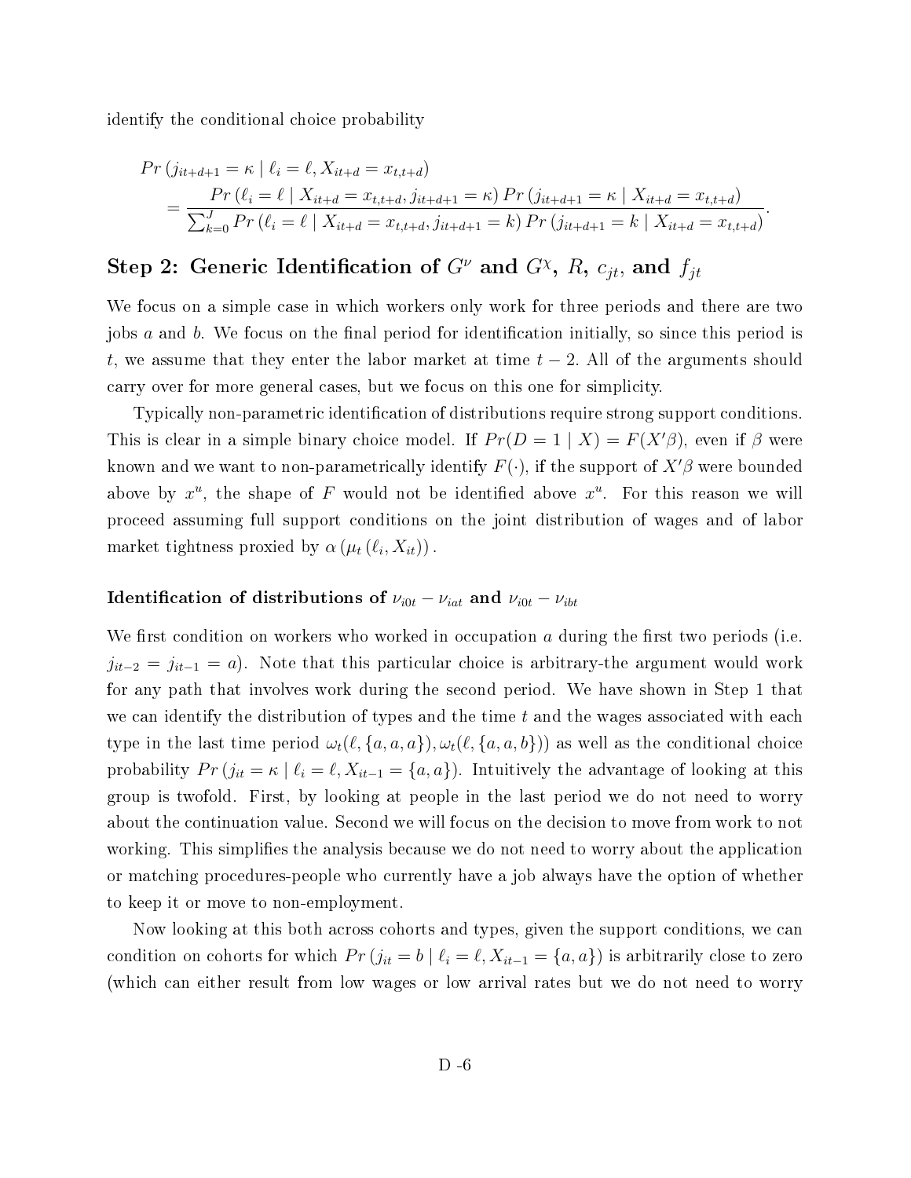identify the conditional choice probability

$$
\begin{aligned}
&Pr\left(j_{it+d+1} = \kappa \mid \ell_i = \ell, X_{it+d} = x_{t,t+d}\right) \\
&= \frac{Pr\left(\ell_i = \ell \mid X_{it+d} = x_{t,t+d}, j_{it+d+1} = \kappa\right) Pr\left(j_{it+d+1} = \kappa \mid X_{it+d} = x_{t,t+d}\right)}{\sum_{k=0}^{J} Pr\left(\ell_i = \ell \mid X_{it+d} = x_{t,t+d}, j_{it+d+1} = k\right) Pr\left(j_{it+d+1} = k \mid X_{it+d} = x_{t,t+d}\right)}.
\end{aligned}
$$

## Step 2: Generic Identification of $G^{\nu}$ and $G^{\chi}$, $R$, $c_{jt}$, and $f_{jt}$

We focus on a simple case in which workers only work for three periods and there are two jobs $a$ and $b$. We focus on the final period for identification initially, so since this period is $t$, we assume that they enter the labor market at time $t-2$. All of the arguments should carry over for more general cases, but we focus on this one for simplicity.

Typically non-parametric identification of distributions require strong support conditions. This is clear in a simple binary choice model. If $Pr(D = 1 \mid X) = F(X'\beta)$, even if $\beta$ were known and we want to non-parametrically identify $F(\cdot)$, if the support of $X'\beta$ were bounded above by $x^u$, the shape of $F$ would not be identified above $x^u$. For this reason we will proceed assuming full support conditions on the joint distribution of wages and of labor market tightness proxied by $\alpha\left(\mu_t\left(\ell_i, X_{it}\right)\right)$.

### Identification of distributions of $\nu_{i0t} - \nu_{iat}$ and $\nu_{i0t} - \nu_{ibt}$

We first condition on workers who worked in occupation $a$ during the first two periods (i.e. $j_{it-2} = j_{it-1} = a$). Note that this particular choice is arbitrary-the argument would work for any path that involves work during the second period. We have shown in Step 1 that we can identify the distribution of types and the time $t$ and the wages associated with each type in the last time period $\omega_t(\ell, \{a, a, a\}), \omega_t(\ell, \{a, a, b\}))$ as well as the conditional choice probability $Pr\left(j_{it} = \kappa \mid \ell_i = \ell, X_{it-1} = \{a, a\}\right)$. Intuitively the advantage of looking at this group is twofold. First, by looking at people in the last period we do not need to worry about the continuation value. Second we will focus on the decision to move from work to not working. This simplifies the analysis because we do not need to worry about the application or matching procedures-people who currently have a job always have the option of whether to keep it or move to non-employment.

Now looking at this both across cohorts and types, given the support conditions, we can condition on cohorts for which $Pr\left(j_{it} = b \mid \ell_i = \ell, X_{it-1} = \{a, a\}\right)$ is arbitrarily close to zero (which can either result from low wages or low arrival rates but we do not need to worry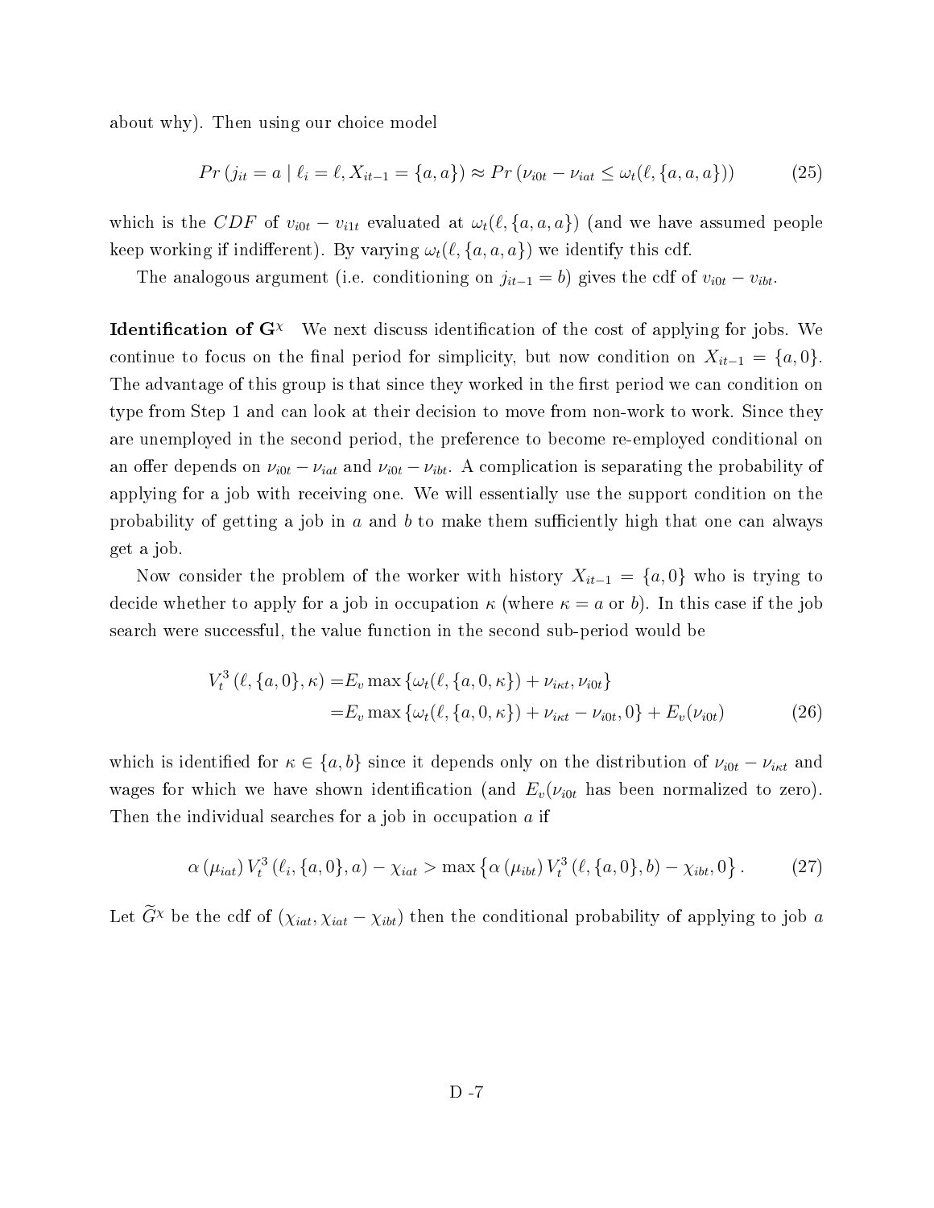about why). Then using our choice model

$$Pr\left(j_{it} = a \mid \ell_i = \ell, X_{it-1} = \{a, a\}\right) \approx Pr\left(\nu_{i0t} - \nu_{iat} \leq \omega_t(\ell, \{a, a, a\})\right) \tag{25}$$

which is the $CDF$ of $v_{i0t} - v_{i1t}$ evaluated at $\omega_t(\ell, \{a, a, a\})$ (and we have assumed people keep working if indifferent). By varying $\omega_t(\ell, \{a, a, a\})$ we identify this cdf.

The analogous argument (i.e. conditioning on $j_{it-1} = b$) gives the cdf of $v_{i0t} - v_{ibt}$.

**Identification of $\mathbf{G}^{\chi}$** We next discuss identification of the cost of applying for jobs. We continue to focus on the final period for simplicity, but now condition on $X_{it-1} = \{a, 0\}$. The advantage of this group is that since they worked in the first period we can condition on type from Step 1 and can look at their decision to move from non-work to work. Since they are unemployed in the second period, the preference to become re-employed conditional on an offer depends on $\nu_{i0t} - \nu_{iat}$ and $\nu_{i0t} - \nu_{ibt}$. A complication is separating the probability of applying for a job with receiving one. We will essentially use the support condition on the probability of getting a job in $a$ and $b$ to make them sufficiently high that one can always get a job.

Now consider the problem of the worker with history $X_{it-1} = \{a, 0\}$ who is trying to decide whether to apply for a job in occupation $\kappa$ (where $\kappa = a$ or $b$). In this case if the job search were successful, the value function in the second sub-period would be

$$\begin{aligned} V_t^3\left(\ell, \{a, 0\}, \kappa\right) =& E_v \max\left\{\omega_t(\ell, \{a, 0, \kappa\}) + \nu_{i\kappa t}, \nu_{i0t}\right\} \\ =& E_v \max\left\{\omega_t(\ell, \{a, 0, \kappa\}) + \nu_{i\kappa t} - \nu_{i0t}, 0\right\} + E_v(\nu_{i0t}) \end{aligned} \tag{26}$$

which is identified for $\kappa \in \{a, b\}$ since it depends only on the distribution of $\nu_{i0t} - \nu_{i\kappa t}$ and wages for which we have shown identification (and $E_v(\nu_{i0t}$ has been normalized to zero). Then the individual searches for a job in occupation $a$ if

$$\alpha\left(\mu_{iat}\right) V_t^3\left(\ell_i, \{a, 0\}, a\right) - \chi_{iat} > \max\left\{\alpha\left(\mu_{ibt}\right) V_t^3\left(\ell, \{a, 0\}, b\right) - \chi_{ibt}, 0\right\}. \tag{27}$$

Let $\widetilde{G}^{\chi}$ be the cdf of $(\chi_{iat}, \chi_{iat} - \chi_{ibt})$ then the conditional probability of applying to job $a$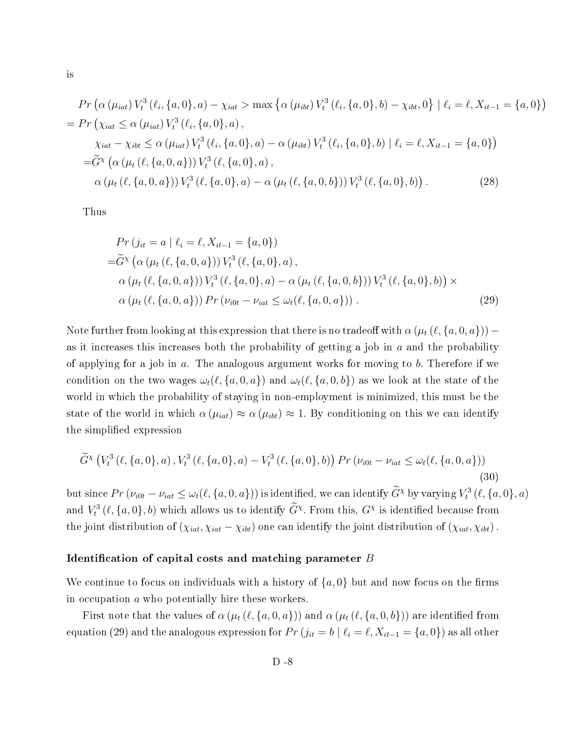is

$$
\begin{aligned}
& Pr\left(\alpha\left(\mu_{iat}\right) V_t^3\left(\ell_i, \{a,0\}, a\right) - \chi_{iat} > \max\left\{\alpha\left(\mu_{ibt}\right) V_t^3\left(\ell_i, \{a,0\}, b\right) - \chi_{ibt}, 0\right\} \mid \ell_i = \ell, X_{it-1} = \{a,0\}\right) \\
= & Pr\left(\chi_{iat} \leq \alpha\left(\mu_{iat}\right) V_t^3\left(\ell_i, \{a,0\}, a\right),\right. \\
& \quad \left. \chi_{iat} - \chi_{ibt} \leq \alpha\left(\mu_{iat}\right) V_t^3\left(\ell_i, \{a,0\}, a\right) - \alpha\left(\mu_{ibt}\right) V_t^3\left(\ell_i, \{a,0\}, b\right) \mid \ell_i = \ell, X_{it-1} = \{a,0\}\right) \\
& = \widetilde{G}^{\chi}\left(\alpha\left(\mu_t\left(\ell, \{a,0,a\}\right)\right) V_t^3\left(\ell, \{a,0\}, a\right),\right. \\
& \quad \left. \alpha\left(\mu_t\left(\ell, \{a,0,a\}\right)\right) V_t^3\left(\ell, \{a,0\}, a\right) - \alpha\left(\mu_t\left(\ell, \{a,0,b\}\right)\right) V_t^3\left(\ell, \{a,0\}, b\right)\right). \qquad (28)
\end{aligned}
$$

Thus

$$
\begin{aligned}
& Pr\left(j_{it} = a \mid \ell_i = \ell, X_{it-1} = \{a,0\}\right) \\
= & \widetilde{G}^{\chi}\left(\alpha\left(\mu_t\left(\ell, \{a,0,a\}\right)\right) V_t^3\left(\ell, \{a,0\}, a\right),\right. \\
& \left. \alpha\left(\mu_t\left(\ell, \{a,0,a\}\right)\right) V_t^3\left(\ell, \{a,0\}, a\right) - \alpha\left(\mu_t\left(\ell, \{a,0,b\}\right)\right) V_t^3\left(\ell, \{a,0\}, b\right)\right) \times \\
& \alpha\left(\mu_t\left(\ell, \{a,0,a\}\right)\right) Pr\left(\nu_{i0t} - \nu_{iat} \leq \omega_t(\ell, \{a,0,a\})\right). \qquad (29)
\end{aligned}
$$

Note further from looking at this expression that there is no tradeoff with $\alpha\left(\mu_t\left(\ell, \{a,0,a\}\right)\right)$ – as it increases this increases both the probability of getting a job in $a$ and the probability of applying for a job in $a$. The analogous argument works for moving to $b$. Therefore if we condition on the two wages $\omega_t(\ell, \{a,0,a\})$ and $\omega_t(\ell, \{a,0,b\})$ as we look at the state of the world in which the probability of staying in non-employment is minimized, this must be the state of the world in which $\alpha\left(\mu_{iat}\right) \approx \alpha\left(\mu_{ibt}\right) \approx 1$. By conditioning on this we can identify the simplified expression

$$
\widetilde{G}^{\chi}\left(V_t^3\left(\ell, \{a,0\}, a\right), V_t^3\left(\ell, \{a,0\}, a\right) - V_t^3\left(\ell, \{a,0\}, b\right)\right) Pr\left(\nu_{i0t} - \nu_{iat} \leq \omega_t(\ell, \{a,0,a\})\right) \qquad (30)
$$

but since $Pr\left(\nu_{i0t} - \nu_{iat} \leq \omega_t(\ell, \{a,0,a\})\right)$ is identified, we can identify $\widetilde{G}^{\chi}$ by varying $V_t^3\left(\ell, \{a,0\}, a\right)$ and $V_t^3\left(\ell, \{a,0\}, b\right)$ which allows us to identify $\widetilde{G}^{\chi}$. From this, $G^{\chi}$ is identified because from the joint distribution of $\left(\chi_{iat}, \chi_{iat} - \chi_{ibt}\right)$ one can identify the joint distribution of $\left(\chi_{iat}, \chi_{ibt}\right)$.

### Identification of capital costs and matching parameter $B$

We continue to focus on individuals with a history of $\{a,0\}$ but and now focus on the firms in occupation $a$ who potentially hire these workers.

First note that the values of $\alpha\left(\mu_t\left(\ell, \{a,0,a\}\right)\right)$ and $\alpha\left(\mu_t\left(\ell, \{a,0,b\}\right)\right)$ are identified from equation (29) and the analogous expression for $Pr\left(j_{it} = b \mid \ell_i = \ell, X_{it-1} = \{a,0\}\right)$ as all other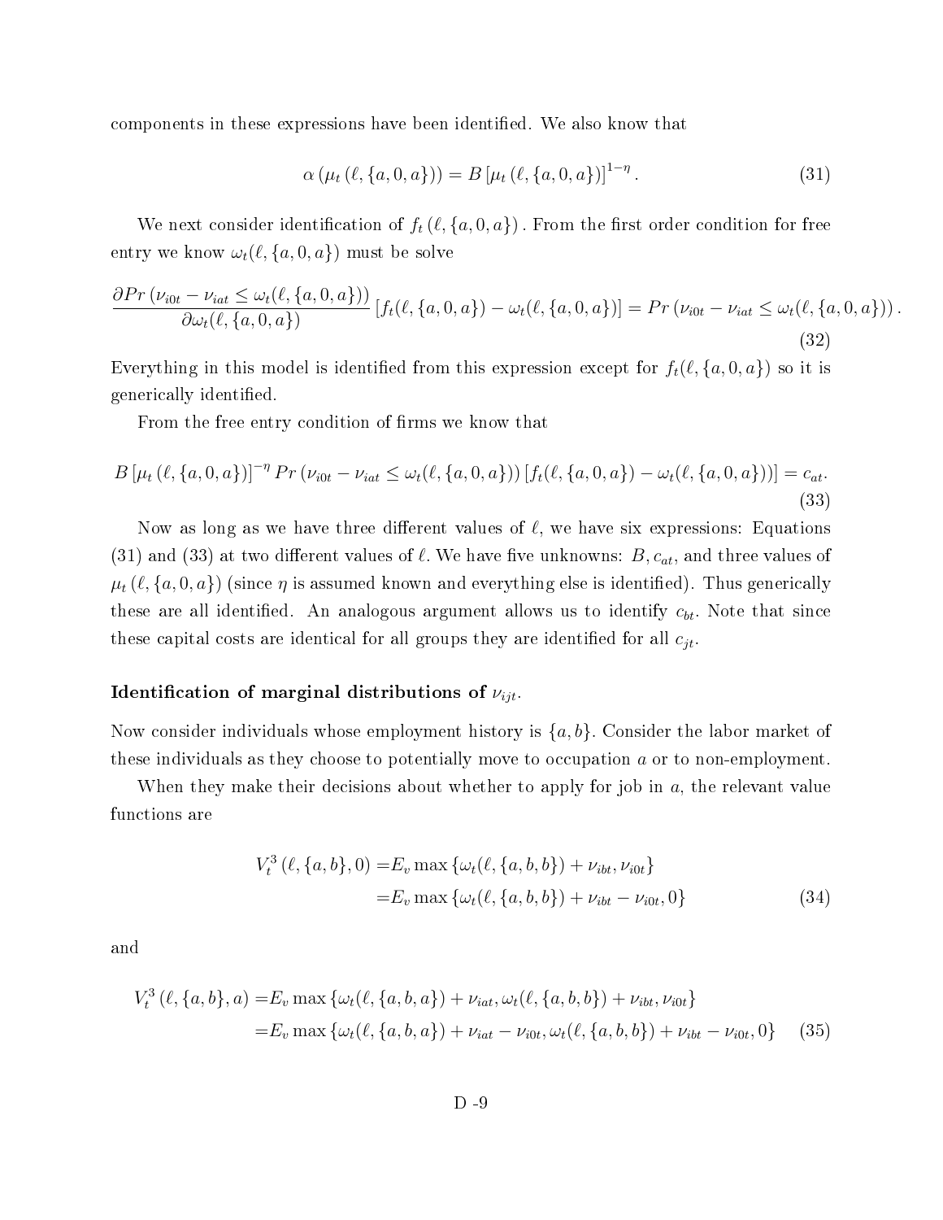components in these expressions have been identified. We also know that

$$\alpha\left(\mu_t\left(\ell,\{a,0,a\}\right)\right) = B\left[\mu_t\left(\ell,\{a,0,a\}\right)\right]^{1-\eta}. \tag{31}$$

We next consider identification of $f_t\left(\ell,\{a,0,a\}\right)$. From the first order condition for free entry we know $\omega_t(\ell,\{a,0,a\})$ must be solve

$$\frac{\partial Pr\left(\nu_{i0t}-\nu_{iat}\leq\omega_t(\ell,\{a,0,a\})\right)}{\partial\omega_t(\ell,\{a,0,a\})}\left[f_t(\ell,\{a,0,a\})-\omega_t(\ell,\{a,0,a\})\right] = Pr\left(\nu_{i0t}-\nu_{iat}\leq\omega_t(\ell,\{a,0,a\})\right). \tag{32}$$

Everything in this model is identified from this expression except for $f_t(\ell,\{a,0,a\})$ so it is generically identified.

From the free entry condition of firms we know that

$$B\left[\mu_t\left(\ell,\{a,0,a\}\right)\right]^{-\eta}Pr\left(\nu_{i0t}-\nu_{iat}\leq\omega_t(\ell,\{a,0,a\})\right)\left[f_t(\ell,\{a,0,a\})-\omega_t(\ell,\{a,0,a\})\right)] = c_{at}. \tag{33}$$

Now as long as we have three different values of $\ell$, we have six expressions: Equations (31) and (33) at two different values of $\ell$. We have five unknowns: $B, c_{at}$, and three values of $\mu_t\left(\ell,\{a,0,a\}\right)$ (since $\eta$ is assumed known and everything else is identified). Thus generically these are all identified. An analogous argument allows us to identify $c_{bt}$. Note that since these capital costs are identical for all groups they are identified for all $c_{jt}$.

**Identification of marginal distributions of $\nu_{ijt}$.**

Now consider individuals whose employment history is $\{a,b\}$. Consider the labor market of these individuals as they choose to potentially move to occupation $a$ or to non-employment.

When they make their decisions about whether to apply for job in $a$, the relevant value functions are

$$\begin{aligned} V_t^3\left(\ell,\{a,b\},0\right) =& E_v \max\left\{\omega_t(\ell,\{a,b,b\})+\nu_{ibt},\nu_{i0t}\right\} \\ =& E_v \max\left\{\omega_t(\ell,\{a,b,b\})+\nu_{ibt}-\nu_{i0t},0\right\} \end{aligned} \tag{34}$$

and

$$\begin{aligned} V_t^3\left(\ell,\{a,b\},a\right) =& E_v \max\left\{\omega_t(\ell,\{a,b,a\})+\nu_{iat},\omega_t(\ell,\{a,b,b\})+\nu_{ibt},\nu_{i0t}\right\} \\ =& E_v \max\left\{\omega_t(\ell,\{a,b,a\})+\nu_{iat}-\nu_{i0t},\omega_t(\ell,\{a,b,b\})+\nu_{ibt}-\nu_{i0t},0\right\} \end{aligned} \tag{35}$$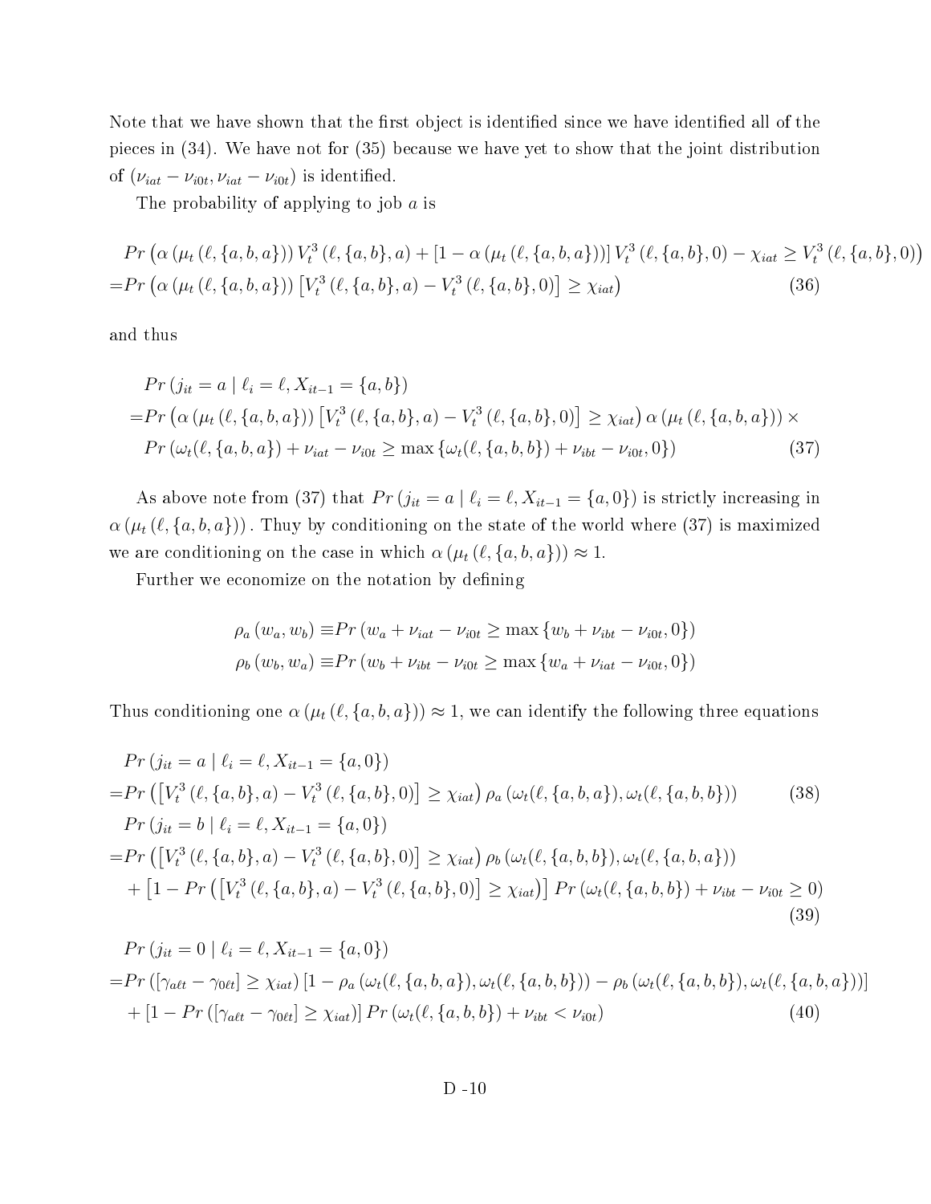Note that we have shown that the first object is identified since we have identified all of the pieces in (34). We have not for (35) because we have yet to show that the joint distribution of $(\nu_{iat} - \nu_{i0t}, \nu_{iat} - \nu_{i0t})$ is identified.

The probability of applying to job $a$ is

$$
\begin{aligned}
&Pr\left(\alpha\left(\mu_t\left(\ell,\{a,b,a\}\right)\right)V_t^3\left(\ell,\{a,b\},a\right) + \left[1-\alpha\left(\mu_t\left(\ell,\{a,b,a\}\right)\right)\right]V_t^3\left(\ell,\{a,b\},0\right) - \chi_{iat} \geq V_t^3\left(\ell,\{a,b\},0\right)\right) \\
=&Pr\left(\alpha\left(\mu_t\left(\ell,\{a,b,a\}\right)\right)\left[V_t^3\left(\ell,\{a,b\},a\right) - V_t^3\left(\ell,\{a,b\},0\right)\right] \geq \chi_{iat}\right) \qquad (36)
\end{aligned}
$$

and thus

$$
\begin{aligned}
&Pr\left(j_{it} = a \mid \ell_i = \ell, X_{it-1} = \{a,b\}\right) \\
=&Pr\left(\alpha\left(\mu_t\left(\ell,\{a,b,a\}\right)\right)\left[V_t^3\left(\ell,\{a,b\},a\right) - V_t^3\left(\ell,\{a,b\},0\right)\right] \geq \chi_{iat}\right)\alpha\left(\mu_t\left(\ell,\{a,b,a\}\right)\right) \times \\
&Pr\left(\omega_t(\ell,\{a,b,a\}) + \nu_{iat} - \nu_{i0t} \geq \max\left\{\omega_t(\ell,\{a,b,b\}) + \nu_{ibt} - \nu_{i0t}, 0\right\}\right) \qquad (37)
\end{aligned}
$$

As above note from (37) that $Pr\left(j_{it} = a \mid \ell_i = \ell, X_{it-1} = \{a,0\}\right)$ is strictly increasing in $\alpha\left(\mu_t\left(\ell,\{a,b,a\}\right)\right)$. Thuy by conditioning on the state of the world where (37) is maximized we are conditioning on the case in which $\alpha\left(\mu_t\left(\ell,\{a,b,a\}\right)\right) \approx 1$.

Further we economize on the notation by defining

$$
\begin{aligned}
\rho_a\left(w_a, w_b\right) \equiv& Pr\left(w_a + \nu_{iat} - \nu_{i0t} \geq \max\left\{w_b + \nu_{ibt} - \nu_{i0t}, 0\right\}\right) \\
\rho_b\left(w_b, w_a\right) \equiv& Pr\left(w_b + \nu_{ibt} - \nu_{i0t} \geq \max\left\{w_a + \nu_{iat} - \nu_{i0t}, 0\right\}\right)
\end{aligned}
$$

Thus conditioning one $\alpha\left(\mu_t\left(\ell,\{a,b,a\}\right)\right) \approx 1$, we can identify the following three equations

$$
\begin{aligned}
&Pr\left(j_{it} = a \mid \ell_i = \ell, X_{it-1} = \{a,0\}\right) \\
=&Pr\left(\left[V_t^3\left(\ell,\{a,b\},a\right) - V_t^3\left(\ell,\{a,b\},0\right)\right] \geq \chi_{iat}\right)\rho_a\left(\omega_t(\ell,\{a,b,a\}), \omega_t(\ell,\{a,b,b\})\right) \qquad (38) \\
&Pr\left(j_{it} = b \mid \ell_i = \ell, X_{it-1} = \{a,0\}\right) \\
=&Pr\left(\left[V_t^3\left(\ell,\{a,b\},a\right) - V_t^3\left(\ell,\{a,b\},0\right)\right] \geq \chi_{iat}\right)\rho_b\left(\omega_t(\ell,\{a,b,b\}), \omega_t(\ell,\{a,b,a\})\right) \\
&+ \left[1 - Pr\left(\left[V_t^3\left(\ell,\{a,b\},a\right) - V_t^3\left(\ell,\{a,b\},0\right)\right] \geq \chi_{iat}\right)\right] Pr\left(\omega_t(\ell,\{a,b,b\}) + \nu_{ibt} - \nu_{i0t} \geq 0\right) \qquad (39)
\end{aligned}
$$

$$
\begin{aligned}
&Pr\left(j_{it} = 0 \mid \ell_i = \ell, X_{it-1} = \{a,0\}\right) \\
=&Pr\left(\left[\gamma_{a\ell t} - \gamma_{0\ell t}\right] \geq \chi_{iat}\right)\left[1 - \rho_a\left(\omega_t(\ell,\{a,b,a\}), \omega_t(\ell,\{a,b,b\})\right) - \rho_b\left(\omega_t(\ell,\{a,b,b\}), \omega_t(\ell,\{a,b,a\})\right)\right] \\
&+ \left[1 - Pr\left(\left[\gamma_{a\ell t} - \gamma_{0\ell t}\right] \geq \chi_{iat}\right)\right] Pr\left(\omega_t(\ell,\{a,b,b\}) + \nu_{ibt} < \nu_{i0t}\right) \qquad (40)
\end{aligned}
$$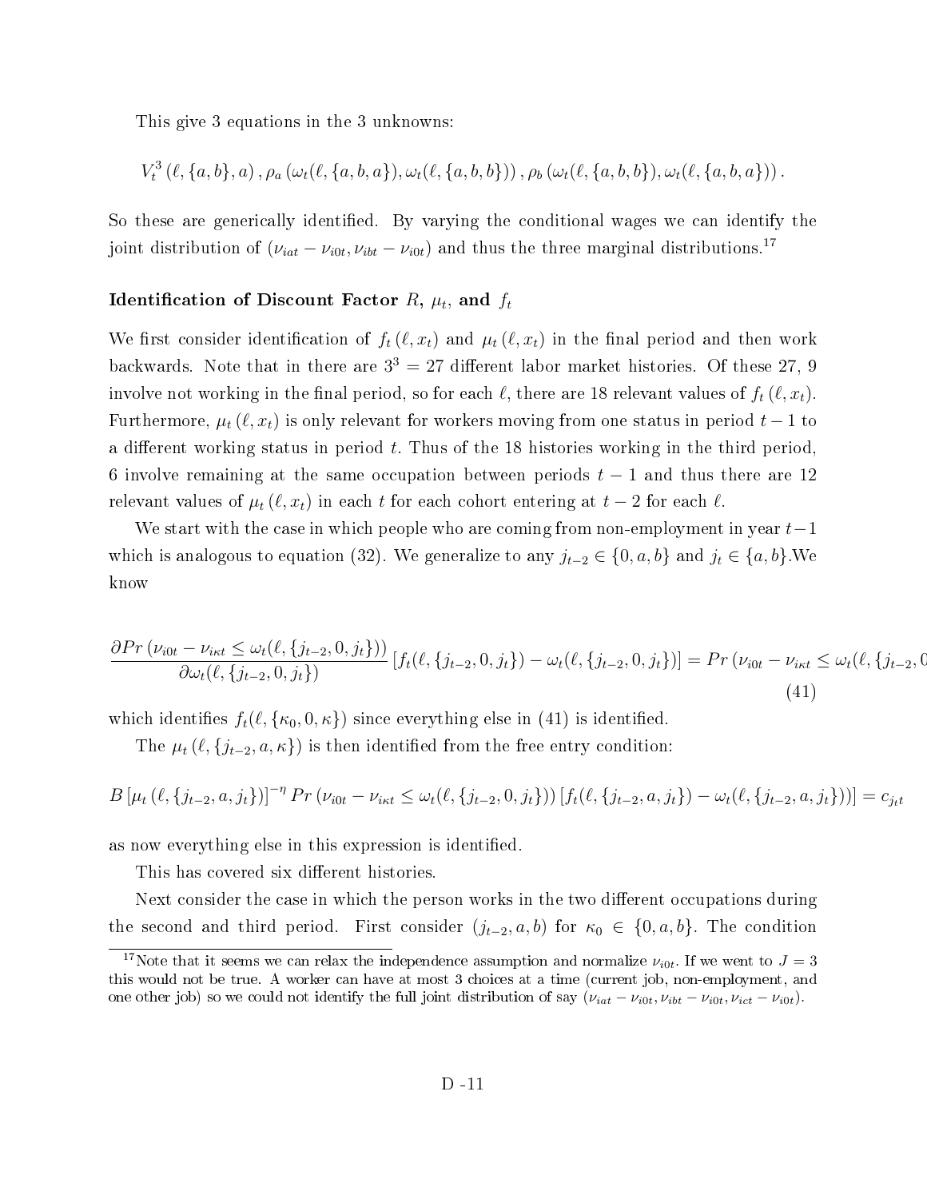This give 3 equations in the 3 unknowns:

$$V_t^3(\ell, \{a,b\}, a), \rho_a(\omega_t(\ell, \{a,b,a\}), \omega_t(\ell, \{a,b,b\})), \rho_b(\omega_t(\ell, \{a,b,b\}), \omega_t(\ell, \{a,b,a\})).$$

So these are generically identified. By varying the conditional wages we can identify the joint distribution of $(\nu_{iat} - \nu_{i0t}, \nu_{ibt} - \nu_{i0t})$ and thus the three marginal distributions.[17]

#### Identification of Discount Factor $R$, $\mu_t$, and $f_t$

We first consider identification of $f_t(\ell, x_t)$ and $\mu_t(\ell, x_t)$ in the final period and then work backwards. Note that in there are $3^3 = 27$ different labor market histories. Of these 27, 9 involve not working in the final period, so for each $\ell$, there are 18 relevant values of $f_t(\ell, x_t)$. Furthermore, $\mu_t(\ell, x_t)$ is only relevant for workers moving from one status in period $t-1$ to a different working status in period $t$. Thus of the 18 histories working in the third period, 6 involve remaining at the same occupation between periods $t-1$ and thus there are 12 relevant values of $\mu_t(\ell, x_t)$ in each $t$ for each cohort entering at $t-2$ for each $\ell$.

We start with the case in which people who are coming from non-employment in year $t-1$ which is analogous to equation (32). We generalize to any $j_{t-2} \in \{0, a, b\}$ and $j_t \in \{a, b\}$.We know

$$\frac{\partial Pr(\nu_{i0t} - \nu_{i\kappa t} \leq \omega_t(\ell, \{j_{t-2}, 0, j_t\}))}{\partial \omega_t(\ell, \{j_{t-2}, 0, j_t\})} [f_t(\ell, \{j_{t-2}, 0, j_t\}) - \omega_t(\ell, \{j_{t-2}, 0, j_t\})] = Pr(\nu_{i0t} - \nu_{i\kappa t} \leq \omega_t(\ell, \{j_{t-2}, 0 \tag{41}$$

which identifies $f_t(\ell, \{\kappa_0, 0, \kappa\})$ since everything else in (41) is identified.

The $\mu_t(\ell, \{j_{t-2}, a, \kappa\})$ is then identified from the free entry condition:

$$B[\mu_t(\ell, \{j_{t-2}, a, j_t\})]^{-\eta} Pr(\nu_{i0t} - \nu_{i\kappa t} \leq \omega_t(\ell, \{j_{t-2}, 0, j_t\})) [f_t(\ell, \{j_{t-2}, a, j_t\}) - \omega_t(\ell, \{j_{t-2}, a, j_t\}))] = c_{j_t t}$$

as now everything else in this expression is identified.

This has covered six different histories.

Next consider the case in which the person works in the two different occupations during the second and third period. First consider $(j_{t-2}, a, b)$ for $\kappa_0 \in \{0, a, b\}$. The condition

[17] Note that it seems we can relax the independence assumption and normalize $\nu_{i0t}$. If we went to $J = 3$ this would not be true. A worker can have at most 3 choices at a time (current job, non-employment, and one other job) so we could not identify the full joint distribution of say $(\nu_{iat} - \nu_{i0t}, \nu_{ibt} - \nu_{i0t}, \nu_{ict} - \nu_{i0t})$.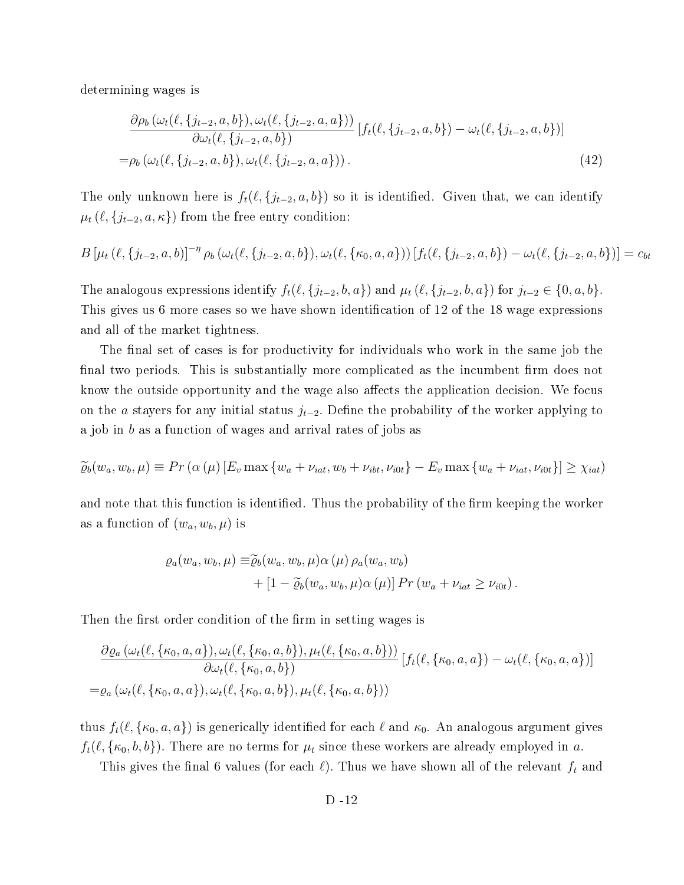determining wages is

$$
\begin{aligned}
&\frac{\partial \rho_b\left(\omega_t(\ell,\{j_{t-2},a,b\}),\omega_t(\ell,\{j_{t-2},a,a\})\right)}{\partial \omega_t(\ell,\{j_{t-2},a,b\})}\left[f_t(\ell,\{j_{t-2},a,b\})-\omega_t(\ell,\{j_{t-2},a,b\})\right] \\
=&\rho_b\left(\omega_t(\ell,\{j_{t-2},a,b\}),\omega_t(\ell,\{j_{t-2},a,a\})\right). \qquad (42)
\end{aligned}
$$

The only unknown here is $f_t(\ell,\{j_{t-2},a,b\})$ so it is identified. Given that, we can identify $\mu_t(\ell,\{j_{t-2},a,\kappa\})$ from the free entry condition:

$$
B\left[\mu_t\left(\ell,\{j_{t-2},a,b\}\right)\right]^{-\eta}\rho_b\left(\omega_t(\ell,\{j_{t-2},a,b\}),\omega_t(\ell,\{\kappa_0,a,a\})\right)\left[f_t(\ell,\{j_{t-2},a,b\})-\omega_t(\ell,\{j_{t-2},a,b\})\right]=c_{bt}
$$

The analogous expressions identify $f_t(\ell,\{j_{t-2},b,a\})$ and $\mu_t(\ell,\{j_{t-2},b,a\})$ for $j_{t-2}\in\{0,a,b\}$. This gives us 6 more cases so we have shown identification of 12 of the 18 wage expressions and all of the market tightness.

The final set of cases is for productivity for individuals who work in the same job the final two periods. This is substantially more complicated as the incumbent firm does not know the outside opportunity and the wage also affects the application decision. We focus on the $a$ stayers for any initial status $j_{t-2}$. Define the probability of the worker applying to a job in $b$ as a function of wages and arrival rates of jobs as

$$
\widetilde{\varrho}_b(w_a,w_b,\mu)\equiv Pr\left(\alpha\left(\mu\right)\left[E_v\max\left\{w_a+\nu_{iat},w_b+\nu_{ibt},\nu_{i0t}\right\}-E_v\max\left\{w_a+\nu_{iat},\nu_{i0t}\right\}\right]\geq\chi_{iat}\right)
$$

and note that this function is identified. Thus the probability of the firm keeping the worker as a function of $(w_a,w_b,\mu)$ is

$$
\begin{aligned}
\varrho_a(w_a,w_b,\mu)\equiv&\widetilde{\varrho}_b(w_a,w_b,\mu)\alpha\left(\mu\right)\rho_a(w_a,w_b)\\
&+\left[1-\widetilde{\varrho}_b(w_a,w_b,\mu)\alpha\left(\mu\right)\right]Pr\left(w_a+\nu_{iat}\geq\nu_{i0t}\right).
\end{aligned}
$$

Then the first order condition of the firm in setting wages is

$$
\begin{aligned}
&\frac{\partial \varrho_a\left(\omega_t(\ell,\{\kappa_0,a,a\}),\omega_t(\ell,\{\kappa_0,a,b\}),\mu_t(\ell,\{\kappa_0,a,b\})\right)}{\partial \omega_t(\ell,\{\kappa_0,a,b\})}\left[f_t(\ell,\{\kappa_0,a,a\})-\omega_t(\ell,\{\kappa_0,a,a\})\right]\\
=&\varrho_a\left(\omega_t(\ell,\{\kappa_0,a,a\}),\omega_t(\ell,\{\kappa_0,a,b\}),\mu_t(\ell,\{\kappa_0,a,b\})\right)
\end{aligned}
$$

thus $f_t(\ell,\{\kappa_0,a,a\})$ is generically identified for each $\ell$ and $\kappa_0$. An analogous argument gives $f_t(\ell,\{\kappa_0,b,b\})$. There are no terms for $\mu_t$ since these workers are already employed in $a$.

This gives the final 6 values (for each $\ell$). Thus we have shown all of the relevant $f_t$ and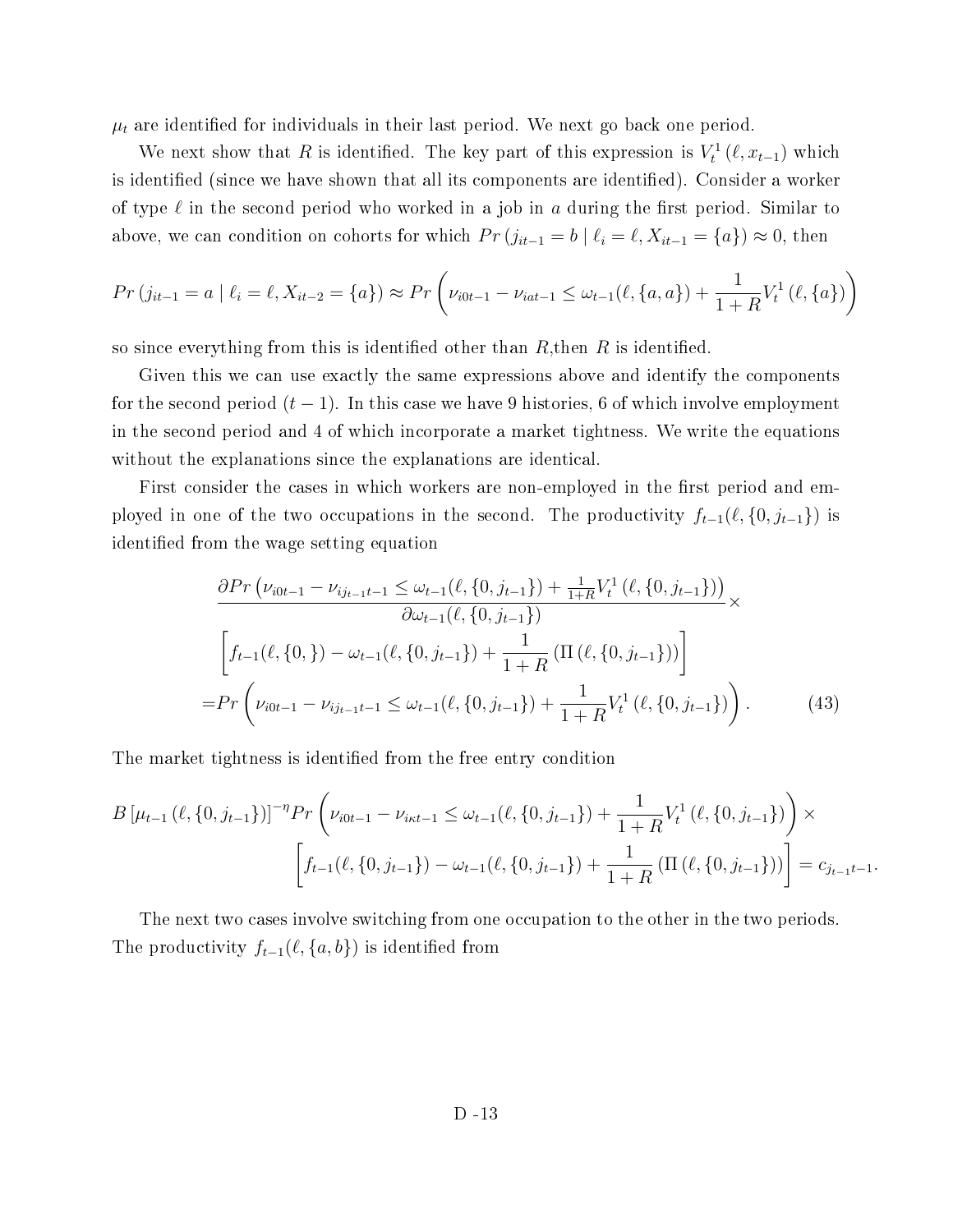$\mu_t$ are identified for individuals in their last period. We next go back one period.

We next show that $R$ is identified. The key part of this expression is $V_t^1(\ell, x_{t-1})$ which is identified (since we have shown that all its components are identified). Consider a worker of type $\ell$ in the second period who worked in a job in $a$ during the first period. Similar to above, we can condition on cohorts for which $Pr(j_{it-1} = b \mid \ell_i = \ell, X_{it-1} = \{a\}) \approx 0$, then

$$Pr(j_{it-1} = a \mid \ell_i = \ell, X_{it-2} = \{a\}) \approx Pr\left(\nu_{i0t-1} - \nu_{iat-1} \leq \omega_{t-1}(\ell, \{a, a\}) + \frac{1}{1+R} V_t^1(\ell, \{a\})\right)$$

so since everything from this is identified other than $R$,then $R$ is identified.

Given this we can use exactly the same expressions above and identify the components for the second period ($t-1$). In this case we have 9 histories, 6 of which involve employment in the second period and 4 of which incorporate a market tightness. We write the equations without the explanations since the explanations are identical.

First consider the cases in which workers are non-employed in the first period and employed in one of the two occupations in the second. The productivity $f_{t-1}(\ell, \{0, j_{t-1}\})$ is identified from the wage setting equation

$$\begin{aligned}
&\frac{\partial Pr\left(\nu_{i0t-1} - \nu_{ij_{t-1}t-1} \leq \omega_{t-1}(\ell, \{0, j_{t-1}\}) + \frac{1}{1+R} V_t^1(\ell, \{0, j_{t-1}\})\right)}{\partial \omega_{t-1}(\ell, \{0, j_{t-1}\})} \times \\
&\left[f_{t-1}(\ell, \{0, \}) - \omega_{t-1}(\ell, \{0, j_{t-1}\}) + \frac{1}{1+R}\left(\Pi\left(\ell, \{0, j_{t-1}\}\right)\right)\right] \\
=& Pr\left(\nu_{i0t-1} - \nu_{ij_{t-1}t-1} \leq \omega_{t-1}(\ell, \{0, j_{t-1}\}) + \frac{1}{1+R} V_t^1(\ell, \{0, j_{t-1}\})\right). \qquad (43)
\end{aligned}$$

The market tightness is identified from the free entry condition

$$\begin{aligned}
B\left[\mu_{t-1}(\ell, \{0, j_{t-1}\})\right]^{-\eta} Pr\left(\nu_{i0t-1} - \nu_{i\kappa t-1} \leq \omega_{t-1}(\ell, \{0, j_{t-1}\}) + \frac{1}{1+R} V_t^1(\ell, \{0, j_{t-1}\})\right) \times \\
\left[f_{t-1}(\ell, \{0, j_{t-1}\}) - \omega_{t-1}(\ell, \{0, j_{t-1}\}) + \frac{1}{1+R}\left(\Pi\left(\ell, \{0, j_{t-1}\}\right)\right)\right] = c_{j_{t-1}t-1}.
\end{aligned}$$

The next two cases involve switching from one occupation to the other in the two periods. The productivity $f_{t-1}(\ell, \{a, b\})$ is identified from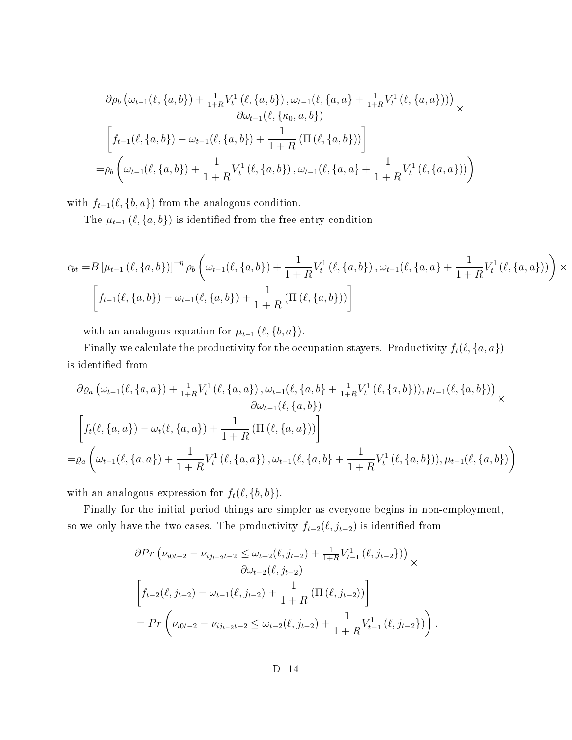$$
\begin{aligned}
&\frac{\partial \rho_b\left(\omega_{t-1}(\ell,\{a,b\})+\frac{1}{1+R}V_t^1\left(\ell,\{a,b\}\right),\omega_{t-1}(\ell,\{a,a\}+\frac{1}{1+R}V_t^1\left(\ell,\{a,a\}\right))\right)}{\partial \omega_{t-1}(\ell,\{\kappa_0,a,b\})}\times \\
&\left[f_{t-1}(\ell,\{a,b\})-\omega_{t-1}(\ell,\{a,b\})+\frac{1}{1+R}\left(\Pi\left(\ell,\{a,b\}\right)\right)\right] \\
=&\rho_b\left(\omega_{t-1}(\ell,\{a,b\})+\frac{1}{1+R}V_t^1\left(\ell,\{a,b\}\right),\omega_{t-1}(\ell,\{a,a\}+\frac{1}{1+R}V_t^1\left(\ell,\{a,a\}\right))\right)
\end{aligned}
$$

with $f_{t-1}(\ell,\{b,a\})$ from the analogous condition.

The $\mu_{t-1}\left(\ell,\{a,b\}\right)$ is identified from the free entry condition

$$
\begin{aligned}
c_{bt}=&B\left[\mu_{t-1}\left(\ell,\{a,b\}\right)\right]^{-\eta}\rho_b\left(\omega_{t-1}(\ell,\{a,b\})+\frac{1}{1+R}V_t^1\left(\ell,\{a,b\}\right),\omega_{t-1}(\ell,\{a,a\}+\frac{1}{1+R}V_t^1\left(\ell,\{a,a\}\right))\right)\times \\
&\left[f_{t-1}(\ell,\{a,b\})-\omega_{t-1}(\ell,\{a,b\})+\frac{1}{1+R}\left(\Pi\left(\ell,\{a,b\}\right)\right)\right]
\end{aligned}
$$

with an analogous equation for $\mu_{t-1}\left(\ell,\{b,a\}\right)$.

Finally we calculate the productivity for the occupation stayers. Productivity $f_t(\ell,\{a,a\})$ is identified from

$$
\begin{aligned}
&\frac{\partial \varrho_a\left(\omega_{t-1}(\ell,\{a,a\})+\frac{1}{1+R}V_t^1\left(\ell,\{a,a\}\right),\omega_{t-1}(\ell,\{a,b\}+\frac{1}{1+R}V_t^1\left(\ell,\{a,b\}\right)),\mu_{t-1}(\ell,\{a,b\})\right)}{\partial \omega_{t-1}(\ell,\{a,b\})}\times \\
&\left[f_t(\ell,\{a,a\})-\omega_t(\ell,\{a,a\})+\frac{1}{1+R}\left(\Pi\left(\ell,\{a,a\}\right)\right)\right] \\
=&\varrho_a\left(\omega_{t-1}(\ell,\{a,a\})+\frac{1}{1+R}V_t^1\left(\ell,\{a,a\}\right),\omega_{t-1}(\ell,\{a,b\}+\frac{1}{1+R}V_t^1\left(\ell,\{a,b\}\right)),\mu_{t-1}(\ell,\{a,b\})\right)
\end{aligned}
$$

with an analogous expression for $f_t(\ell,\{b,b\})$.

Finally for the initial period things are simpler as everyone begins in non-employment, so we only have the two cases. The productivity $f_{t-2}(\ell,j_{t-2})$ is identified from

$$
\begin{aligned}
&\frac{\partial Pr\left(\nu_{i0t-2}-\nu_{ij_{t-2}t-2}\leq\omega_{t-2}(\ell,j_{t-2})+\frac{1}{1+R}V_{t-1}^1\left(\ell,j_{t-2}\}\right)\right)}{\partial \omega_{t-2}(\ell,j_{t-2})}\times \\
&\left[f_{t-2}(\ell,j_{t-2})-\omega_{t-1}(\ell,j_{t-2})+\frac{1}{1+R}\left(\Pi\left(\ell,j_{t-2}\right)\right)\right] \\
&=Pr\left(\nu_{i0t-2}-\nu_{ij_{t-2}t-2}\leq\omega_{t-2}(\ell,j_{t-2})+\frac{1}{1+R}V_{t-1}^1\left(\ell,j_{t-2}\}\right)\right).
\end{aligned}
$$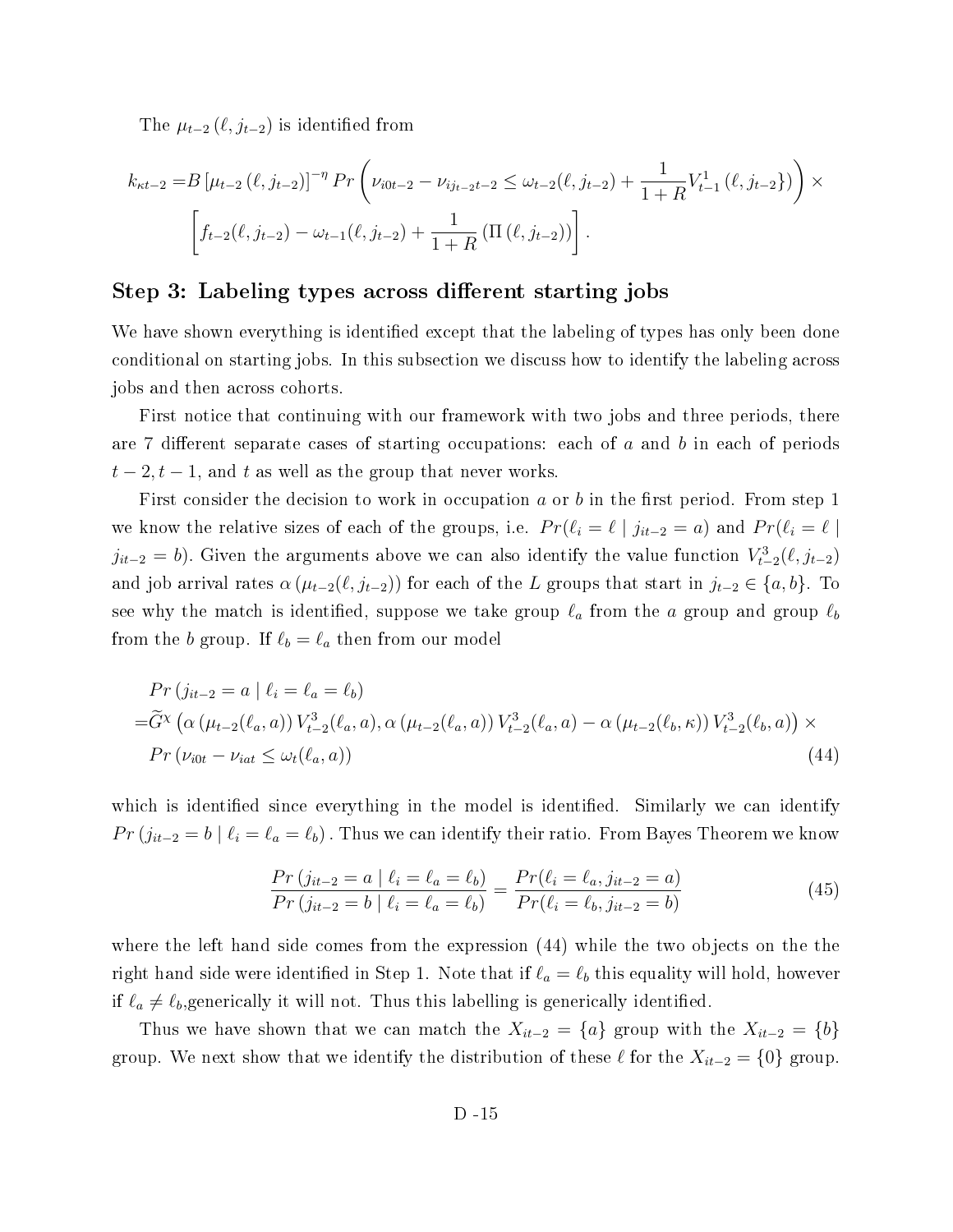The $\mu_{t-2}(\ell, j_{t-2})$ is identified from

$$
\begin{aligned}
k_{\kappa t-2} =& B\left[\mu_{t-2}(\ell, j_{t-2})\right]^{-\eta} Pr\left(\nu_{i0t-2} - \nu_{ij_{t-2}t-2} \leq \omega_{t-2}(\ell, j_{t-2}) + \frac{1}{1+R} V_{t-1}^{1}(\ell, j_{t-2}\})\right) \times \\
& \left[f_{t-2}(\ell, j_{t-2}) - \omega_{t-1}(\ell, j_{t-2}) + \frac{1}{1+R}\left(\Pi(\ell, j_{t-2})\right)\right].
\end{aligned}
$$

## Step 3: Labeling types across different starting jobs

We have shown everything is identified except that the labeling of types has only been done conditional on starting jobs. In this subsection we discuss how to identify the labeling across jobs and then across cohorts.

First notice that continuing with our framework with two jobs and three periods, there are 7 different separate cases of starting occupations: each of $a$ and $b$ in each of periods $t-2, t-1$, and $t$ as well as the group that never works.

First consider the decision to work in occupation $a$ or $b$ in the first period. From step 1 we know the relative sizes of each of the groups, i.e. $Pr(\ell_i = \ell \mid j_{it-2} = a)$ and $Pr(\ell_i = \ell \mid j_{it-2} = b)$. Given the arguments above we can also identify the value function $V_{t-2}^{3}(\ell, j_{t-2})$ and job arrival rates $\alpha(\mu_{t-2}(\ell, j_{t-2}))$ for each of the $L$ groups that start in $j_{t-2} \in \{a, b\}$. To see why the match is identified, suppose we take group $\ell_a$ from the $a$ group and group $\ell_b$ from the $b$ group. If $\ell_b = \ell_a$ then from our model

$$
\begin{aligned}
& Pr\left(j_{it-2} = a \mid \ell_i = \ell_a = \ell_b\right) \\
=& \widetilde{G}^{\chi}\left(\alpha\left(\mu_{t-2}(\ell_a, a)\right) V_{t-2}^{3}(\ell_a, a), \alpha\left(\mu_{t-2}(\ell_a, a)\right) V_{t-2}^{3}(\ell_a, a) - \alpha\left(\mu_{t-2}(\ell_b, \kappa)\right) V_{t-2}^{3}(\ell_b, a)\right) \times \\
& Pr\left(\nu_{i0t} - \nu_{iat} \leq \omega_t(\ell_a, a)\right) \qquad (44)
\end{aligned}
$$

which is identified since everything in the model is identified. Similarly we can identify $Pr\left(j_{it-2} = b \mid \ell_i = \ell_a = \ell_b\right)$. Thus we can identify their ratio. From Bayes Theorem we know

$$
\frac{Pr\left(j_{it-2} = a \mid \ell_i = \ell_a = \ell_b\right)}{Pr\left(j_{it-2} = b \mid \ell_i = \ell_a = \ell_b\right)} = \frac{Pr(\ell_i = \ell_a, j_{it-2} = a)}{Pr(\ell_i = \ell_b, j_{it-2} = b)} \qquad (45)
$$

where the left hand side comes from the expression (44) while the two objects on the the right hand side were identified in Step 1. Note that if $\ell_a = \ell_b$ this equality will hold, however if $\ell_a \neq \ell_b$,generically it will not. Thus this labelling is generically identified.

Thus we have shown that we can match the $X_{it-2} = \{a\}$ group with the $X_{it-2} = \{b\}$ group. We next show that we identify the distribution of these $\ell$ for the $X_{it-2} = \{0\}$ group.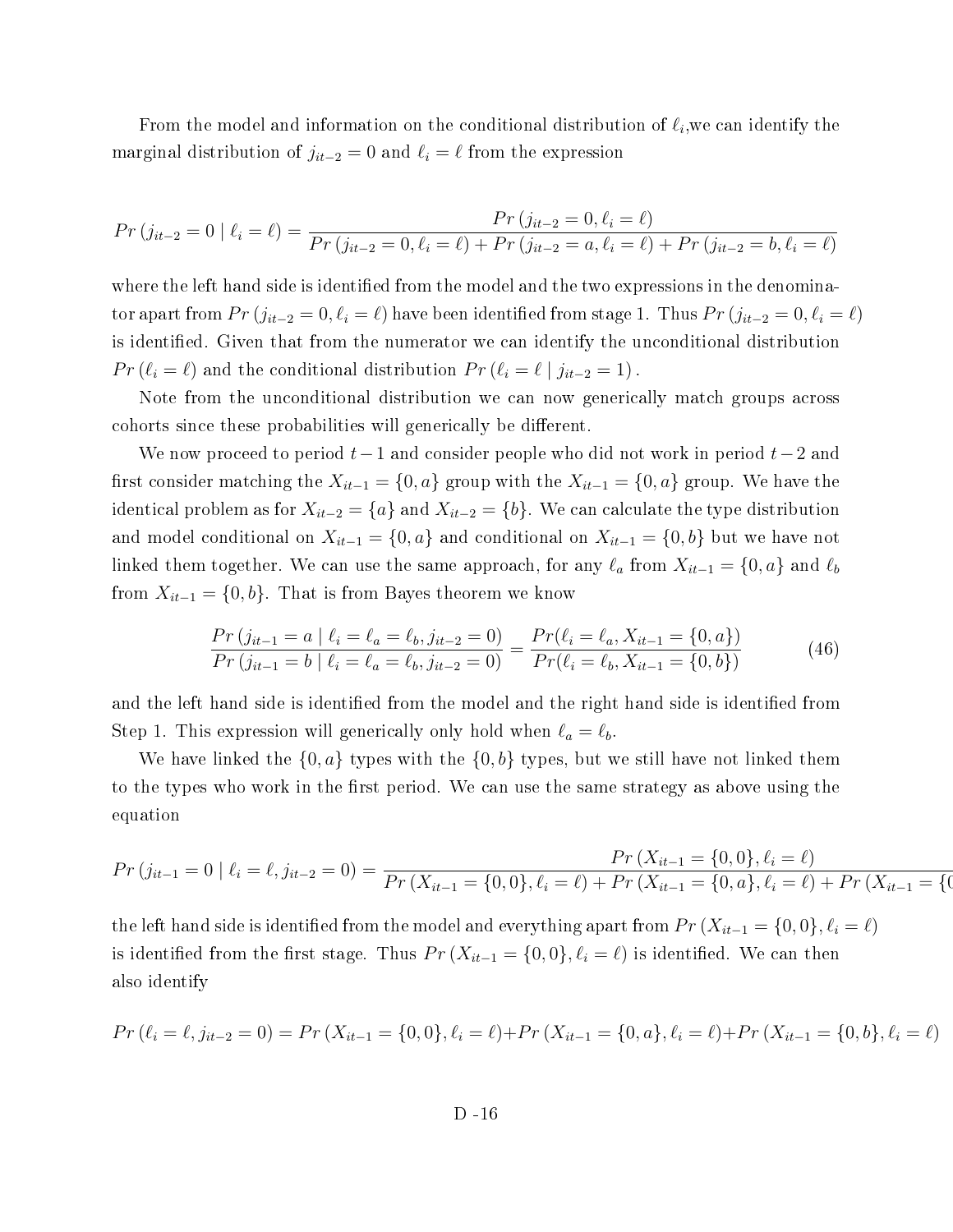From the model and information on the conditional distribution of $\ell_i$,we can identify the marginal distribution of $j_{it-2} = 0$ and $\ell_i = \ell$ from the expression

$$Pr\left(j_{it-2} = 0 \mid \ell_i = \ell\right) = \frac{Pr\left(j_{it-2} = 0, \ell_i = \ell\right)}{Pr\left(j_{it-2} = 0, \ell_i = \ell\right) + Pr\left(j_{it-2} = a, \ell_i = \ell\right) + Pr\left(j_{it-2} = b, \ell_i = \ell\right)}$$

where the left hand side is identified from the model and the two expressions in the denominator apart from $Pr\left(j_{it-2} = 0, \ell_i = \ell\right)$ have been identified from stage 1. Thus $Pr\left(j_{it-2} = 0, \ell_i = \ell\right)$ is identified. Given that from the numerator we can identify the unconditional distribution $Pr\left(\ell_i = \ell\right)$ and the conditional distribution $Pr\left(\ell_i = \ell \mid j_{it-2} = 1\right)$.

Note from the unconditional distribution we can now generically match groups across cohorts since these probabilities will generically be different.

We now proceed to period $t-1$ and consider people who did not work in period $t-2$ and first consider matching the $X_{it-1} = \{0, a\}$ group with the $X_{it-1} = \{0, a\}$ group. We have the identical problem as for $X_{it-2} = \{a\}$ and $X_{it-2} = \{b\}$. We can calculate the type distribution and model conditional on $X_{it-1} = \{0, a\}$ and conditional on $X_{it-1} = \{0, b\}$ but we have not linked them together. We can use the same approach, for any $\ell_a$ from $X_{it-1} = \{0, a\}$ and $\ell_b$ from $X_{it-1} = \{0, b\}$. That is from Bayes theorem we know

$$\frac{Pr\left(j_{it-1} = a \mid \ell_i = \ell_a = \ell_b, j_{it-2} = 0\right)}{Pr\left(j_{it-1} = b \mid \ell_i = \ell_a = \ell_b, j_{it-2} = 0\right)} = \frac{Pr(\ell_i = \ell_a, X_{it-1} = \{0, a\})}{Pr(\ell_i = \ell_b, X_{it-1} = \{0, b\})} \tag{46}$$

and the left hand side is identified from the model and the right hand side is identified from Step 1. This expression will generically only hold when $\ell_a = \ell_b$.

We have linked the $\{0, a\}$ types with the $\{0, b\}$ types, but we still have not linked them to the types who work in the first period. We can use the same strategy as above using the equation

$$Pr\left(j_{it-1} = 0 \mid \ell_i = \ell, j_{it-2} = 0\right) = \frac{Pr\left(X_{it-1} = \{0, 0\}, \ell_i = \ell\right)}{Pr\left(X_{it-1} = \{0, 0\}, \ell_i = \ell\right) + Pr\left(X_{it-1} = \{0, a\}, \ell_i = \ell\right) + Pr\left(X_{it-1} = \{0\right.}$$

the left hand side is identified from the model and everything apart from $Pr\left(X_{it-1} = \{0, 0\}, \ell_i = \ell\right)$ is identified from the first stage. Thus $Pr\left(X_{it-1} = \{0, 0\}, \ell_i = \ell\right)$ is identified. We can then also identify

$$Pr\left(\ell_i = \ell, j_{it-2} = 0\right) = Pr\left(X_{it-1} = \{0, 0\}, \ell_i = \ell\right) + Pr\left(X_{it-1} = \{0, a\}, \ell_i = \ell\right) + Pr\left(X_{it-1} = \{0, b\}, \ell_i = \ell\right)$$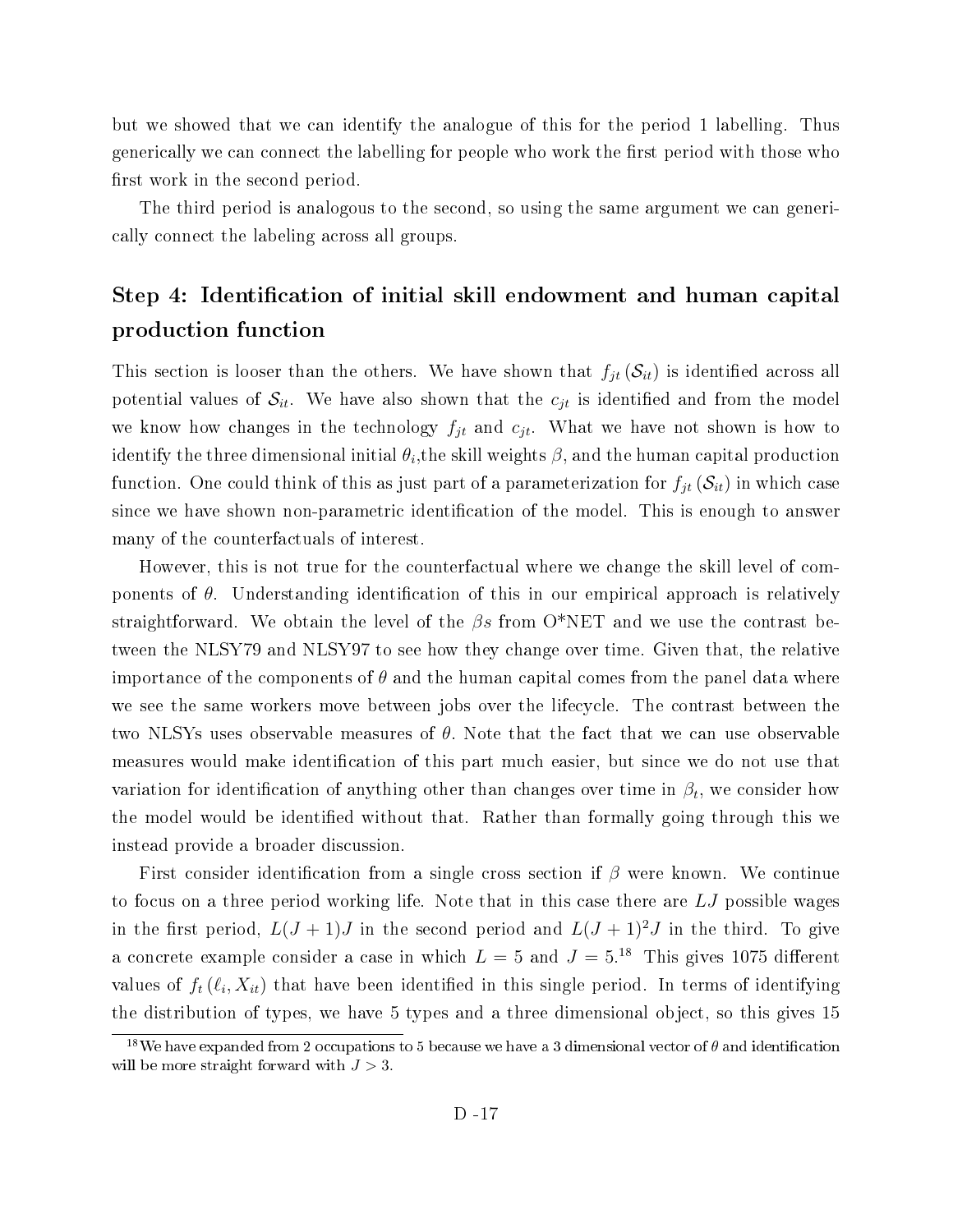but we showed that we can identify the analogue of this for the period 1 labelling. Thus generically we can connect the labelling for people who work the first period with those who first work in the second period.

The third period is analogous to the second, so using the same argument we can generically connect the labeling across all groups.

## Step 4: Identification of initial skill endowment and human capital production function

This section is looser than the others. We have shown that $f_{jt}(\mathcal{S}_{it})$ is identified across all potential values of $\mathcal{S}_{it}$. We have also shown that the $c_{jt}$ is identified and from the model we know how changes in the technology $f_{jt}$ and $c_{jt}$. What we have not shown is how to identify the three dimensional initial $\theta_i$,the skill weights $\beta$, and the human capital production function. One could think of this as just part of a parameterization for $f_{jt}(\mathcal{S}_{it})$ in which case since we have shown non-parametric identification of the model. This is enough to answer many of the counterfactuals of interest.

However, this is not true for the counterfactual where we change the skill level of components of $\theta$. Understanding identification of this in our empirical approach is relatively straightforward. We obtain the level of the $\beta s$ from O*NET and we use the contrast between the NLSY79 and NLSY97 to see how they change over time. Given that, the relative importance of the components of $\theta$ and the human capital comes from the panel data where we see the same workers move between jobs over the lifecycle. The contrast between the two NLSYs uses observable measures of $\theta$. Note that the fact that we can use observable measures would make identification of this part much easier, but since we do not use that variation for identification of anything other than changes over time in $\beta_t$, we consider how the model would be identified without that. Rather than formally going through this we instead provide a broader discussion.

First consider identification from a single cross section if $\beta$ were known. We continue to focus on a three period working life. Note that in this case there are $LJ$ possible wages in the first period, $L(J+1)J$ in the second period and $L(J+1)^2J$ in the third. To give a concrete example consider a case in which $L=5$ and $J=5$.[18] This gives 1075 different values of $f_t(\ell_i, X_{it})$ that have been identified in this single period. In terms of identifying the distribution of types, we have 5 types and a three dimensional object, so this gives 15

[18] We have expanded from 2 occupations to 5 because we have a 3 dimensional vector of $\theta$ and identification will be more straight forward with $J>3$.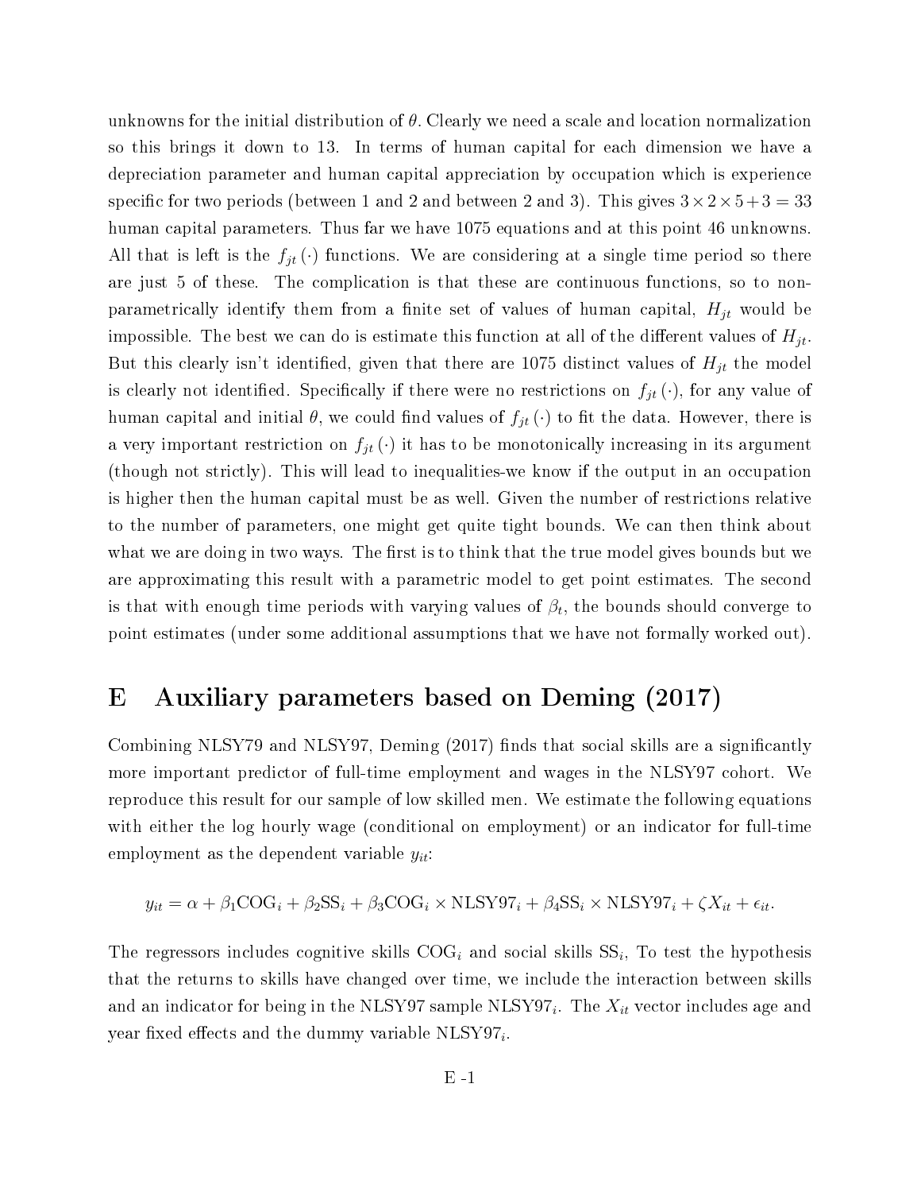unknowns for the initial distribution of $\theta$. Clearly we need a scale and location normalization so this brings it down to 13. In terms of human capital for each dimension we have a depreciation parameter and human capital appreciation by occupation which is experience specific for two periods (between 1 and 2 and between 2 and 3). This gives $3 \times 2 \times 5 + 3 = 33$ human capital parameters. Thus far we have 1075 equations and at this point 46 unknowns. All that is left is the $f_{jt}(\cdot)$ functions. We are considering at a single time period so there are just 5 of these. The complication is that these are continuous functions, so to non-parametrically identify them from a finite set of values of human capital, $H_{jt}$ would be impossible. The best we can do is estimate this function at all of the different values of $H_{jt}$. But this clearly isn't identified, given that there are 1075 distinct values of $H_{jt}$ the model is clearly not identified. Specifically if there were no restrictions on $f_{jt}(\cdot)$, for any value of human capital and initial $\theta$, we could find values of $f_{jt}(\cdot)$ to fit the data. However, there is a very important restriction on $f_{jt}(\cdot)$ it has to be monotonically increasing in its argument (though not strictly). This will lead to inequalities-we know if the output in an occupation is higher then the human capital must be as well. Given the number of restrictions relative to the number of parameters, one might get quite tight bounds. We can then think about what we are doing in two ways. The first is to think that the true model gives bounds but we are approximating this result with a parametric model to get point estimates. The second is that with enough time periods with varying values of $\beta_t$, the bounds should converge to point estimates (under some additional assumptions that we have not formally worked out).

# E Auxiliary parameters based on Deming (2017)

Combining NLSY79 and NLSY97, Deming (2017) finds that social skills are a significantly more important predictor of full-time employment and wages in the NLSY97 cohort. We reproduce this result for our sample of low skilled men. We estimate the following equations with either the log hourly wage (conditional on employment) or an indicator for full-time employment as the dependent variable $y_{it}$:

$$y_{it} = \alpha + \beta_1 \text{COG}_i + \beta_2 \text{SS}_i + \beta_3 \text{COG}_i \times \text{NLSY97}_i + \beta_4 \text{SS}_i \times \text{NLSY97}_i + \zeta X_{it} + \epsilon_{it}.$$

The regressors includes cognitive skills $\text{COG}_i$ and social skills $\text{SS}_i$, To test the hypothesis that the returns to skills have changed over time, we include the interaction between skills and an indicator for being in the NLSY97 sample $\text{NLSY97}_i$. The $X_{it}$ vector includes age and year fixed effects and the dummy variable $\text{NLSY97}_i$.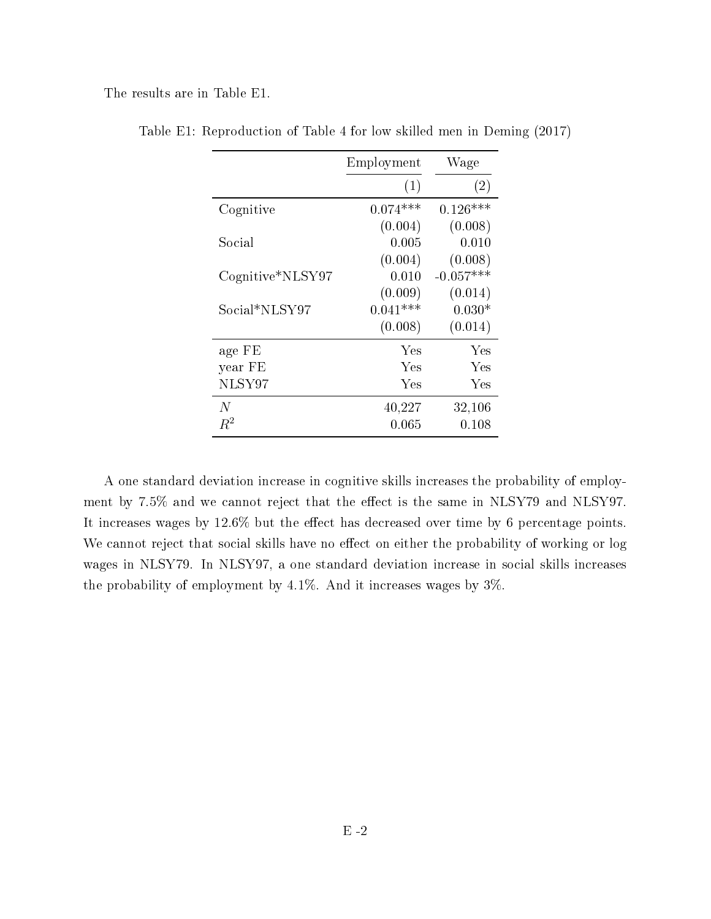The results are in Table E1.

Table E1: Reproduction of Table 4 for low skilled men in Deming (2017)

| | Employment | Wage |
|---|---|---|
| | (1) | (2) |
| Cognitive | 0.074*** | 0.126*** |
| | (0.004) | (0.008) |
| Social | 0.005 | 0.010 |
| | (0.004) | (0.008) |
| Cognitive*NLSY97 | 0.010 | -0.057*** |
| | (0.009) | (0.014) |
| Social*NLSY97 | 0.041*** | 0.030* |
| | (0.008) | (0.014) |
| age FE | Yes | Yes |
| year FE | Yes | Yes |
| NLSY97 | Yes | Yes |
| $N$ | 40,227 | 32,106 |
| $R^2$ | 0.065 | 0.108 |

A one standard deviation increase in cognitive skills increases the probability of employment by 7.5% and we cannot reject that the effect is the same in NLSY79 and NLSY97. It increases wages by 12.6% but the effect has decreased over time by 6 percentage points. We cannot reject that social skills have no effect on either the probability of working or log wages in NLSY79. In NLSY97, a one standard deviation increase in social skills increases the probability of employment by 4.1%. And it increases wages by 3%.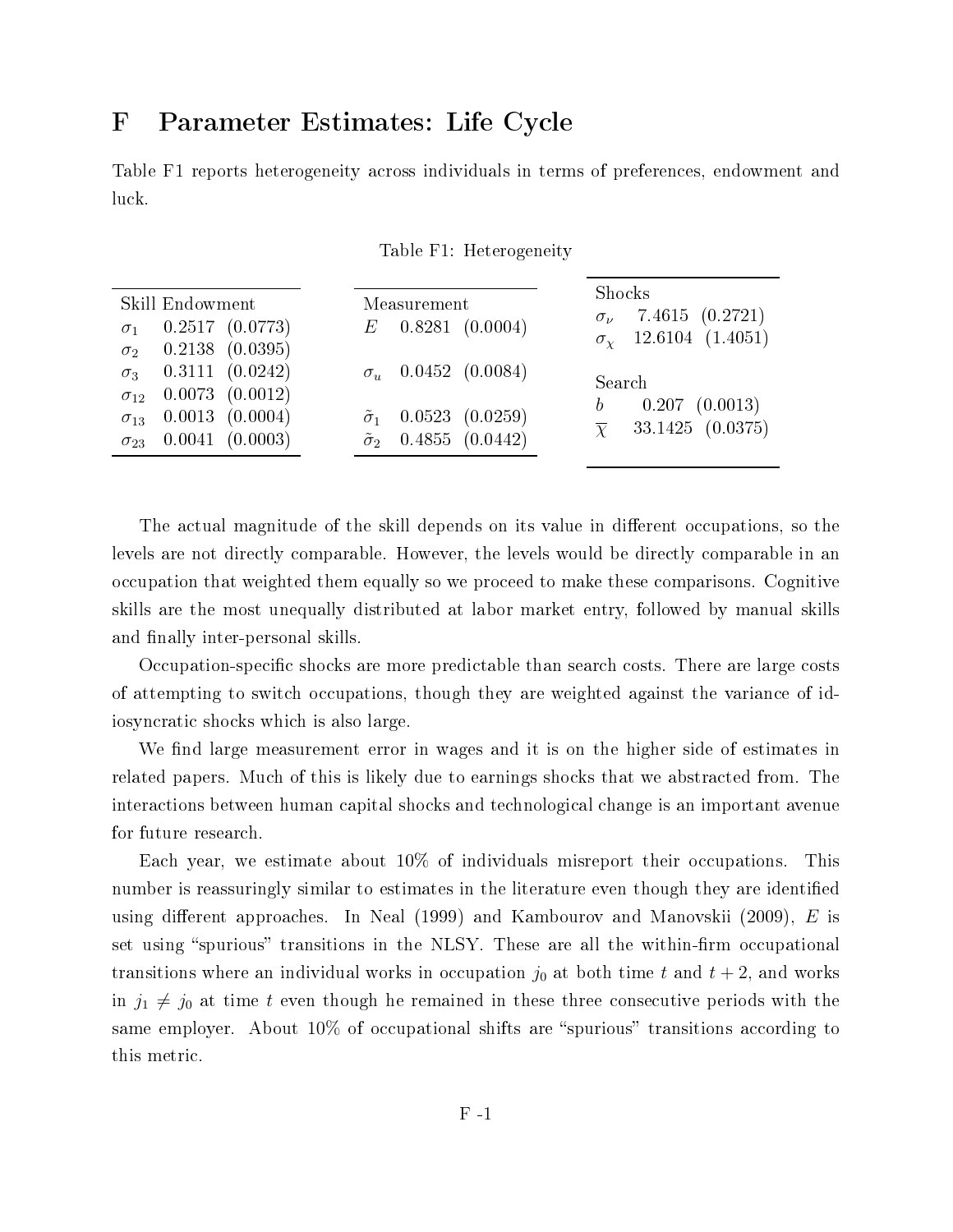# F Parameter Estimates: Life Cycle

Table F1 reports heterogeneity across individuals in terms of preferences, endowment and luck.

Table F1: Heterogeneity

| Skill Endowment | | |
|---|---|---|
| $\sigma_1$ | 0.2517 | (0.0773) |
| $\sigma_2$ | 0.2138 | (0.0395) |
| $\sigma_3$ | 0.3111 | (0.0242) |
| $\sigma_{12}$ | 0.0073 | (0.0012) |
| $\sigma_{13}$ | 0.0013 | (0.0004) |
| $\sigma_{23}$ | 0.0041 | (0.0003) |

| Measurement | | |
|---|---|---|
| $E$ | 0.8281 | (0.0004) |
| $\sigma_u$ | 0.0452 | (0.0084) |
| $\tilde{\sigma}_1$ | 0.0523 | (0.0259) |
| $\tilde{\sigma}_2$ | 0.4855 | (0.0442) |

| Shocks | | |
|---|---|---|
| $\sigma_\nu$ | 7.4615 | (0.2721) |
| $\sigma_\chi$ | 12.6104 | (1.4051) |
| **Search** | | |
| $b$ | 0.207 | (0.0013) |
| $\overline{\chi}$ | 33.1425 | (0.0375) |

The actual magnitude of the skill depends on its value in different occupations, so the levels are not directly comparable. However, the levels would be directly comparable in an occupation that weighted them equally so we proceed to make these comparisons. Cognitive skills are the most unequally distributed at labor market entry, followed by manual skills and finally inter-personal skills.

Occupation-specific shocks are more predictable than search costs. There are large costs of attempting to switch occupations, though they are weighted against the variance of idiosyncratic shocks which is also large.

We find large measurement error in wages and it is on the higher side of estimates in related papers. Much of this is likely due to earnings shocks that we abstracted from. The interactions between human capital shocks and technological change is an important avenue for future research.

Each year, we estimate about 10% of individuals misreport their occupations. This number is reassuringly similar to estimates in the literature even though they are identified using different approaches. In Neal (1999) and Kambourov and Manovskii (2009), $E$ is set using "spurious" transitions in the NLSY. These are all the within-firm occupational transitions where an individual works in occupation $j_0$ at both time $t$ and $t+2$, and works in $j_1 \neq j_0$ at time $t$ even though he remained in these three consecutive periods with the same employer. About 10% of occupational shifts are "spurious" transitions according to this metric.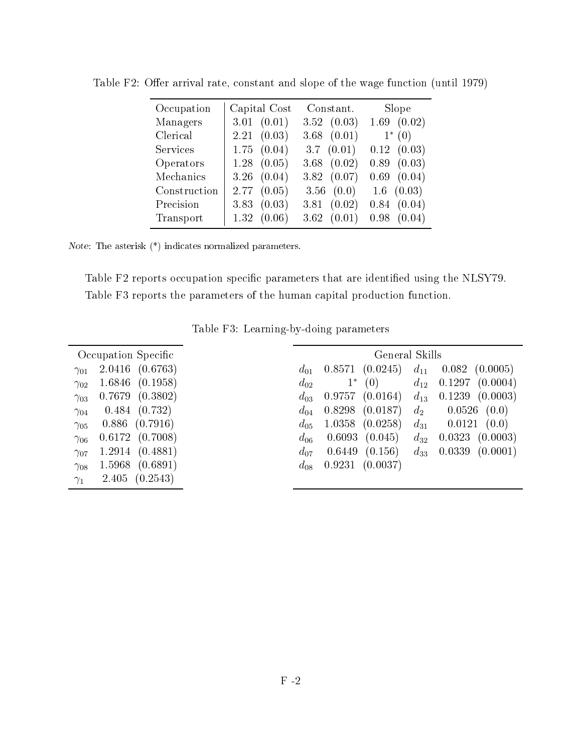Table F2: Offer arrival rate, constant and slope of the wage function (until 1979)

| Occupation | Capital Cost | Constant. | Slope |
|---|---|---|---|
| Managers | 3.01 (0.01) | 3.52 (0.03) | 1.69 (0.02) |
| Clerical | 2.21 (0.03) | 3.68 (0.01) | 1* (0) |
| Services | 1.75 (0.04) | 3.7 (0.01) | 0.12 (0.03) |
| Operators | 1.28 (0.05) | 3.68 (0.02) | 0.89 (0.03) |
| Mechanics | 3.26 (0.04) | 3.82 (0.07) | 0.69 (0.04) |
| Construction | 2.77 (0.05) | 3.56 (0.0) | 1.6 (0.03) |
| Precision | 3.83 (0.03) | 3.81 (0.02) | 0.84 (0.04) |
| Transport | 1.32 (0.06) | 3.62 (0.01) | 0.98 (0.04) |

*Note*: The asterisk (*) indicates normalized parameters.

Table F2 reports occupation specific parameters that are identified using the NLSY79. Table F3 reports the parameters of the human capital production function.

Table F3: Learning-by-doing parameters

| Occupation Specific | |
|---|---|
| $\gamma_{01}$ | 2.0416 (0.6763) |
| $\gamma_{02}$ | 1.6846 (0.1958) |
| $\gamma_{03}$ | 0.7679 (0.3802) |
| $\gamma_{04}$ | 0.484 (0.732) |
| $\gamma_{05}$ | 0.886 (0.7916) |
| $\gamma_{06}$ | 0.6172 (0.7008) |
| $\gamma_{07}$ | 1.2914 (0.4881) |
| $\gamma_{08}$ | 1.5968 (0.6891) |
| $\gamma_{1}$ | 2.405 (0.2543) |

| General Skills | | | |
|---|---|---|---|
| $d_{01}$ | 0.8571 (0.0245) | $d_{11}$ | 0.082 (0.0005) |
| $d_{02}$ | 1* (0) | $d_{12}$ | 0.1297 (0.0004) |
| $d_{03}$ | 0.9757 (0.0164) | $d_{13}$ | 0.1239 (0.0003) |
| $d_{04}$ | 0.8298 (0.0187) | $d_{2}$ | 0.0526 (0.0) |
| $d_{05}$ | 1.0358 (0.0258) | $d_{31}$ | 0.0121 (0.0) |
| $d_{06}$ | 0.6093 (0.045) | $d_{32}$ | 0.0323 (0.0003) |
| $d_{07}$ | 0.6449 (0.156) | $d_{33}$ | 0.0339 (0.0001) |
| $d_{08}$ | 0.9231 (0.0037) | | |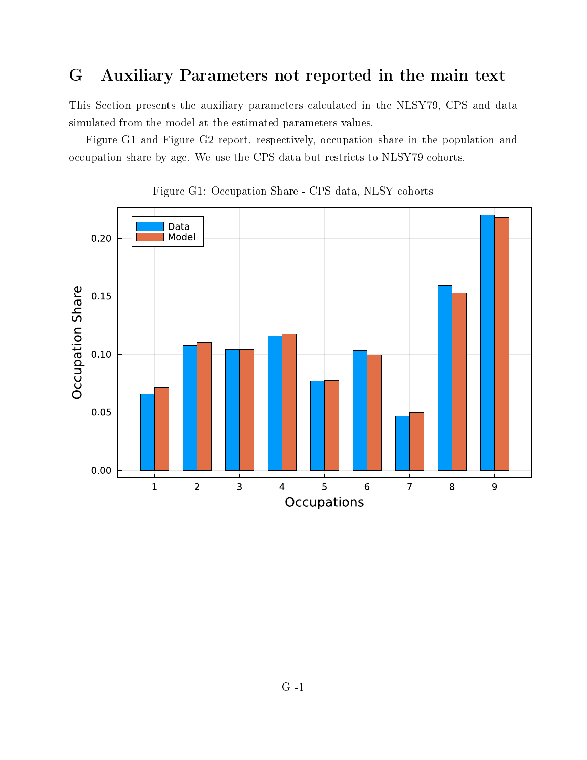# G Auxiliary Parameters not reported in the main text

This Section presents the auxiliary parameters calculated in the NLSY79, CPS and data simulated from the model at the estimated parameters values.

Figure G1 and Figure G2 report, respectively, occupation share in the population and occupation share by age. We use the CPS data but restricts to NLSY79 cohorts.

Figure G1: Occupation Share - CPS data, NLSY cohorts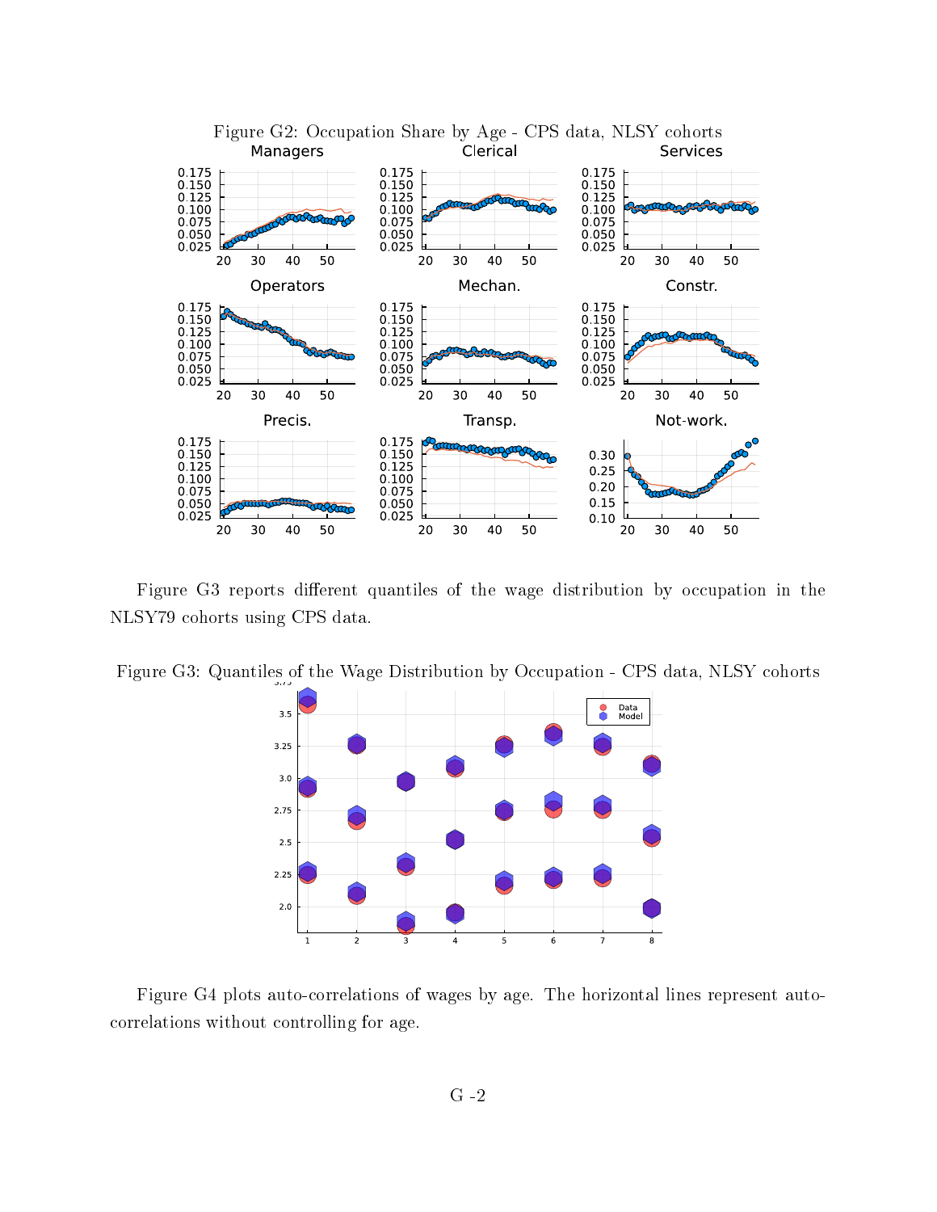Figure G2: Occupation Share by Age - CPS data, NLSY cohorts

Figure G3 reports different quantiles of the wage distribution by occupation in the NLSY79 cohorts using CPS data.

Figure G3: Quantiles of the Wage Distribution by Occupation - CPS data, NLSY cohorts

Figure G4 plots auto-correlations of wages by age. The horizontal lines represent auto-correlations without controlling for age.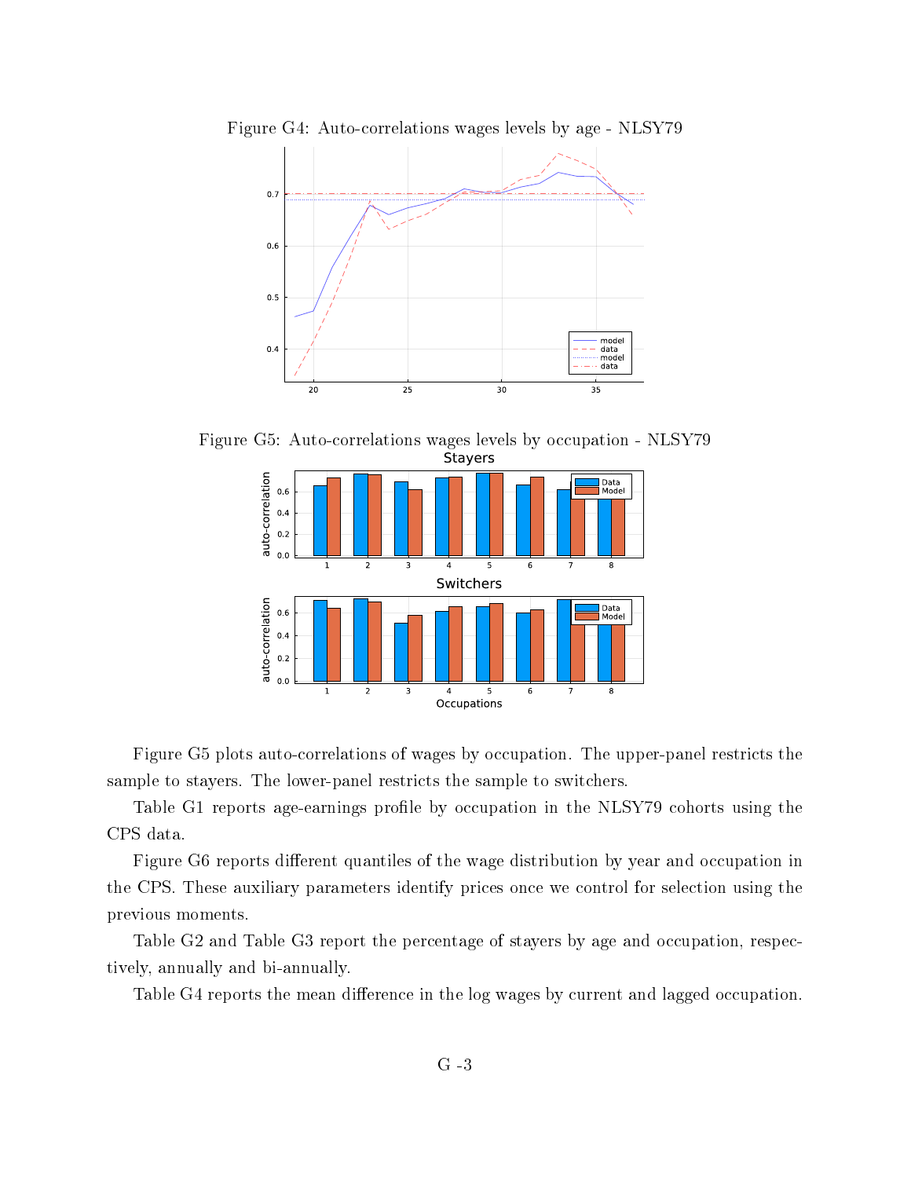Figure G4: Auto-correlations wages levels by age - NLSY79

Figure G5: Auto-correlations wages levels by occupation - NLSY79

Figure G5 plots auto-correlations of wages by occupation. The upper-panel restricts the sample to stayers. The lower-panel restricts the sample to switchers.

Table G1 reports age-earnings profile by occupation in the NLSY79 cohorts using the CPS data.

Figure G6 reports different quantiles of the wage distribution by year and occupation in the CPS. These auxiliary parameters identify prices once we control for selection using the previous moments.

Table G2 and Table G3 report the percentage of stayers by age and occupation, respectively, annually and bi-annually.

Table G4 reports the mean difference in the log wages by current and lagged occupation.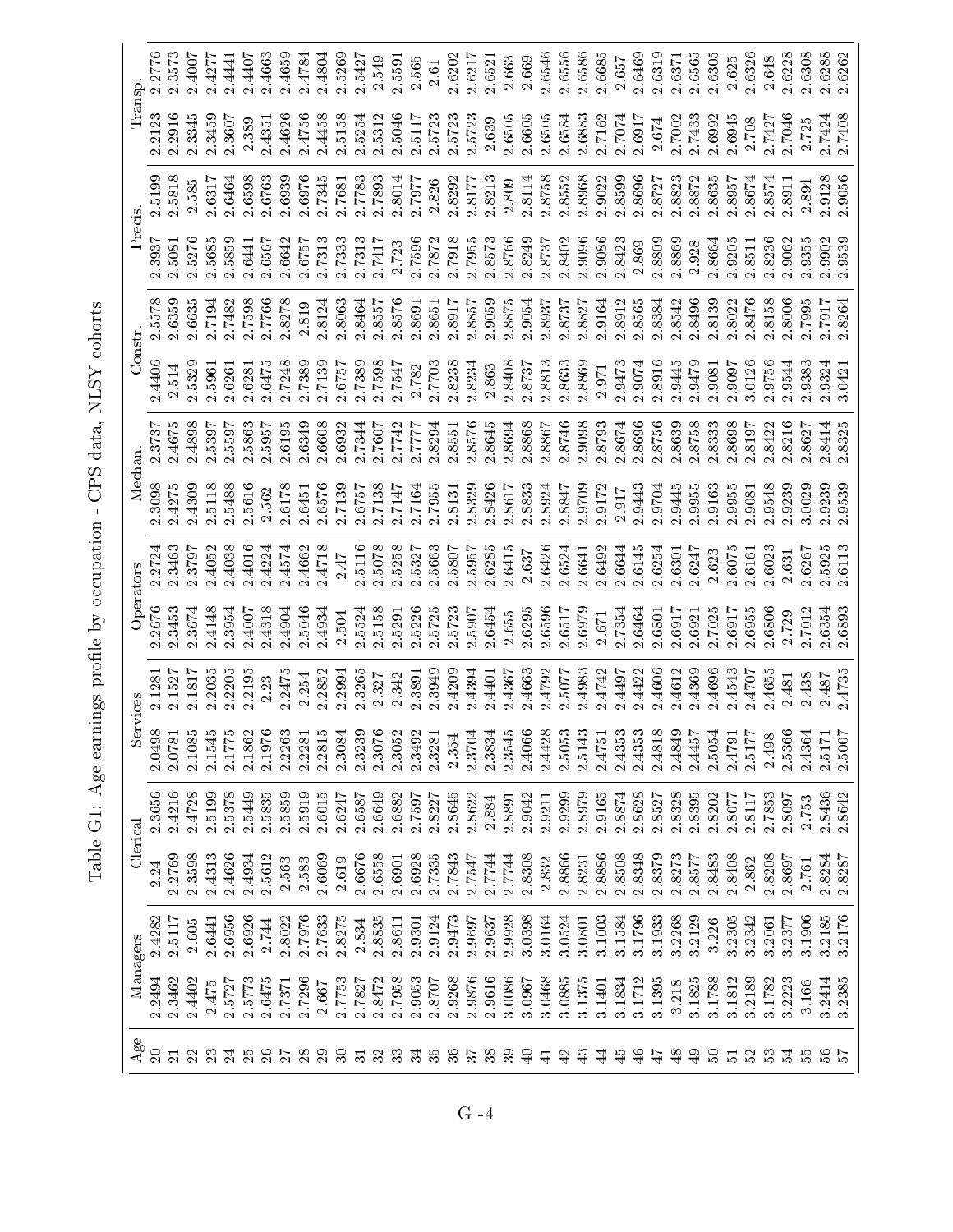Table G1: Age earnings profile by occupation - CPS data, NLSY cohorts

| Age | Managers | | Clerical | | Services | | Operators | | Mechan. | | Constr. | | Precis. | | Transp. | |
|---|---|---|---|---|---|---|---|---|---|---|---|---|---|---|---|---|
| 20 | 2.2494 | 2.4282 | 2.24 | 2.3656 | 2.0498 | 2.1281 | 2.2676 | 2.2724 | 2.3098 | 2.3737 | 2.4406 | 2.5578 | 2.3937 | 2.5199 | 2.2123 | 2.2776 |
| 21 | 2.3462 | 2.5117 | 2.2769 | 2.4216 | 2.0781 | 2.1527 | 2.3453 | 2.3463 | 2.4275 | 2.4675 | 2.514 | 2.6359 | 2.5081 | 2.5818 | 2.2916 | 2.3573 |
| 22 | 2.4402 | 2.605 | 2.3598 | 2.4728 | 2.1085 | 2.1817 | 2.3674 | 2.3797 | 2.4309 | 2.4898 | 2.5329 | 2.6635 | 2.5276 | 2.585 | 2.3345 | 2.4007 |
| 23 | 2.475 | 2.6441 | 2.4313 | 2.5199 | 2.1545 | 2.2035 | 2.4148 | 2.4052 | 2.5118 | 2.5397 | 2.5961 | 2.7194 | 2.5685 | 2.6317 | 2.3459 | 2.4277 |
| 24 | 2.5727 | 2.6956 | 2.4626 | 2.5378 | 2.1775 | 2.2205 | 2.3954 | 2.4038 | 2.5488 | 2.5597 | 2.6261 | 2.7482 | 2.5859 | 2.6464 | 2.3607 | 2.4441 |
| 25 | 2.5773 | 2.6926 | 2.4934 | 2.5449 | 2.1862 | 2.2195 | 2.4007 | 2.4016 | 2.5616 | 2.5863 | 2.6281 | 2.7598 | 2.6441 | 2.6598 | 2.389 | 2.4407 |
| 26 | 2.6475 | 2.744 | 2.5612 | 2.5835 | 2.1976 | 2.23 | 2.4318 | 2.4224 | 2.562 | 2.5957 | 2.6475 | 2.7766 | 2.6567 | 2.6763 | 2.4351 | 2.4663 |
| 27 | 2.7371 | 2.8022 | 2.563 | 2.5859 | 2.2263 | 2.2475 | 2.4904 | 2.4574 | 2.6178 | 2.6195 | 2.7248 | 2.8278 | 2.6642 | 2.6939 | 2.4626 | 2.4659 |
| 28 | 2.7296 | 2.7976 | 2.583 | 2.5919 | 2.2281 | 2.254 | 2.5046 | 2.4662 | 2.6451 | 2.6349 | 2.7389 | 2.819 | 2.6757 | 2.6976 | 2.4756 | 2.4784 |
| 29 | 2.667 | 2.7633 | 2.6069 | 2.6015 | 2.2815 | 2.2852 | 2.4934 | 2.4718 | 2.6576 | 2.6608 | 2.7139 | 2.8124 | 2.7313 | 2.7345 | 2.4458 | 2.4804 |
| 30 | 2.7753 | 2.8275 | 2.619 | 2.6247 | 2.3084 | 2.2994 | 2.504 | 2.47 | 2.7139 | 2.6932 | 2.6757 | 2.8063 | 2.7333 | 2.7681 | 2.5158 | 2.5269 |
| 31 | 2.7827 | 2.834 | 2.6676 | 2.6587 | 2.3239 | 2.3265 | 2.5524 | 2.5116 | 2.6757 | 2.7344 | 2.7389 | 2.8464 | 2.7313 | 2.7783 | 2.5254 | 2.5427 |
| 32 | 2.8472 | 2.8835 | 2.6558 | 2.6649 | 2.3076 | 2.327 | 2.5158 | 2.5078 | 2.7138 | 2.7607 | 2.7598 | 2.8557 | 2.7417 | 2.7893 | 2.5312 | 2.549 |
| 33 | 2.7958 | 2.8611 | 2.6901 | 2.6882 | 2.3052 | 2.342 | 2.5291 | 2.5258 | 2.7147 | 2.7742 | 2.7547 | 2.8576 | 2.723 | 2.8014 | 2.5046 | 2.5591 |
| 34 | 2.9053 | 2.9301 | 2.6928 | 2.7597 | 2.3492 | 2.3891 | 2.5226 | 2.5327 | 2.7164 | 2.7777 | 2.782 | 2.8691 | 2.7596 | 2.7977 | 2.5117 | 2.565 |
| 35 | 2.8707 | 2.9124 | 2.7335 | 2.8227 | 2.3281 | 2.3949 | 2.5725 | 2.5663 | 2.7955 | 2.8294 | 2.7703 | 2.8651 | 2.7872 | 2.826 | 2.5723 | 2.61 |
| 36 | 2.9268 | 2.9473 | 2.7843 | 2.8645 | 2.354 | 2.4209 | 2.5723 | 2.5807 | 2.8131 | 2.8551 | 2.8238 | 2.8917 | 2.7918 | 2.8292 | 2.5723 | 2.6202 |
| 37 | 2.9876 | 2.9697 | 2.7547 | 2.8622 | 2.3704 | 2.4394 | 2.5907 | 2.5957 | 2.8329 | 2.8576 | 2.8234 | 2.8857 | 2.7955 | 2.8177 | 2.5723 | 2.6217 |
| 38 | 2.9616 | 2.9637 | 2.7744 | 2.884 | 2.3834 | 2.4401 | 2.6454 | 2.6285 | 2.8426 | 2.8645 | 2.863 | 2.9059 | 2.8573 | 2.8213 | 2.639 | 2.6521 |
| 39 | 3.0086 | 2.9928 | 2.7744 | 2.8891 | 2.3545 | 2.4367 | 2.655 | 2.6415 | 2.8617 | 2.8694 | 2.8408 | 2.8875 | 2.8766 | 2.809 | 2.6505 | 2.663 |
| 40 | 3.0967 | 3.0398 | 2.8308 | 2.9042 | 2.4066 | 2.4663 | 2.6295 | 2.637 | 2.8833 | 2.8868 | 2.8737 | 2.9054 | 2.8249 | 2.8114 | 2.6605 | 2.669 |
| 41 | 3.0468 | 3.0164 | 2.832 | 2.9211 | 2.4428 | 2.4792 | 2.6596 | 2.6426 | 2.8924 | 2.8867 | 2.8813 | 2.8937 | 2.8737 | 2.8758 | 2.6505 | 2.6546 |
| 42 | 3.0885 | 3.0524 | 2.8866 | 2.9299 | 2.5053 | 2.5077 | 2.6517 | 2.6524 | 2.8847 | 2.8746 | 2.8633 | 2.8737 | 2.8402 | 2.8552 | 2.6584 | 2.6556 |
| 43 | 3.1375 | 3.0801 | 2.8231 | 2.8979 | 2.5143 | 2.4983 | 2.6979 | 2.6641 | 2.9709 | 2.9098 | 2.8869 | 2.8827 | 2.9096 | 2.8968 | 2.6883 | 2.6586 |
| 44 | 3.1401 | 3.1003 | 2.8886 | 2.9165 | 2.4751 | 2.4742 | 2.671 | 2.6492 | 2.9172 | 2.8793 | 2.971 | 2.9164 | 2.9086 | 2.9022 | 2.7162 | 2.6685 |
| 45 | 3.1834 | 3.1584 | 2.8508 | 2.8874 | 2.4353 | 2.4497 | 2.7354 | 2.6644 | 2.917 | 2.8674 | 2.9473 | 2.8912 | 2.8423 | 2.8599 | 2.7074 | 2.657 |
| 46 | 3.1712 | 3.1796 | 2.8348 | 2.8628 | 2.4353 | 2.4422 | 2.6464 | 2.6145 | 2.9443 | 2.8696 | 2.9074 | 2.8565 | 2.869 | 2.8696 | 2.6917 | 2.6469 |
| 47 | 3.1395 | 3.1933 | 2.8379 | 2.8527 | 2.4818 | 2.4606 | 2.6801 | 2.6254 | 2.9704 | 2.8756 | 2.8916 | 2.8384 | 2.8809 | 2.8727 | 2.674 | 2.6319 |
| 48 | 3.218 | 3.2268 | 2.8273 | 2.8328 | 2.4849 | 2.4612 | 2.6917 | 2.6301 | 2.9445 | 2.8639 | 2.9445 | 2.8542 | 2.8869 | 2.8823 | 2.7002 | 2.6371 |
| 49 | 3.1825 | 3.2129 | 2.8577 | 2.8395 | 2.4457 | 2.4369 | 2.6921 | 2.6247 | 2.9955 | 2.8758 | 2.9479 | 2.8496 | 2.928 | 2.8872 | 2.7433 | 2.6565 |
| 50 | 3.1788 | 3.226 | 2.8483 | 2.8202 | 2.5054 | 2.4696 | 2.7025 | 2.623 | 2.9163 | 2.8333 | 2.9081 | 2.8139 | 2.8664 | 2.8635 | 2.6992 | 2.6305 |
| 51 | 3.1812 | 3.2305 | 2.8408 | 2.8077 | 2.4791 | 2.4543 | 2.6917 | 2.6075 | 2.9955 | 2.8698 | 2.9097 | 2.8022 | 2.9205 | 2.8957 | 2.6945 | 2.625 |
| 52 | 3.2189 | 3.2342 | 2.862 | 2.8117 | 2.5177 | 2.4707 | 2.6955 | 2.6161 | 2.9081 | 2.8197 | 3.0126 | 2.8476 | 2.8511 | 2.8674 | 2.708 | 2.6326 |
| 53 | 3.1782 | 3.2061 | 2.8208 | 2.7853 | 2.498 | 2.4655 | 2.6806 | 2.6023 | 2.9548 | 2.8422 | 2.9756 | 2.8158 | 2.8236 | 2.8574 | 2.7427 | 2.648 |
| 54 | 3.2223 | 3.2377 | 2.8697 | 2.8097 | 2.5366 | 2.481 | 2.729 | 2.631 | 2.9239 | 2.8216 | 2.9544 | 2.8006 | 2.9062 | 2.8911 | 2.7046 | 2.6228 |
| 55 | 3.166 | 3.1906 | 2.761 | 2.753 | 2.4364 | 2.438 | 2.7012 | 2.6267 | 3.0029 | 2.8627 | 2.9383 | 2.7995 | 2.9355 | 2.894 | 2.725 | 2.6308 |
| 56 | 3.2414 | 3.2185 | 2.8284 | 2.8436 | 2.5171 | 2.487 | 2.6354 | 2.5925 | 2.9239 | 2.8414 | 2.9324 | 2.7917 | 2.9902 | 2.9128 | 2.7424 | 2.6288 |
| 57 | 3.2385 | 3.2176 | 2.8287 | 2.8642 | 2.5007 | 2.4735 | 2.6893 | 2.6113 | 2.9539 | 2.8325 | 3.0421 | 2.8264 | 2.9539 | 2.9056 | 2.7408 | 2.6262 |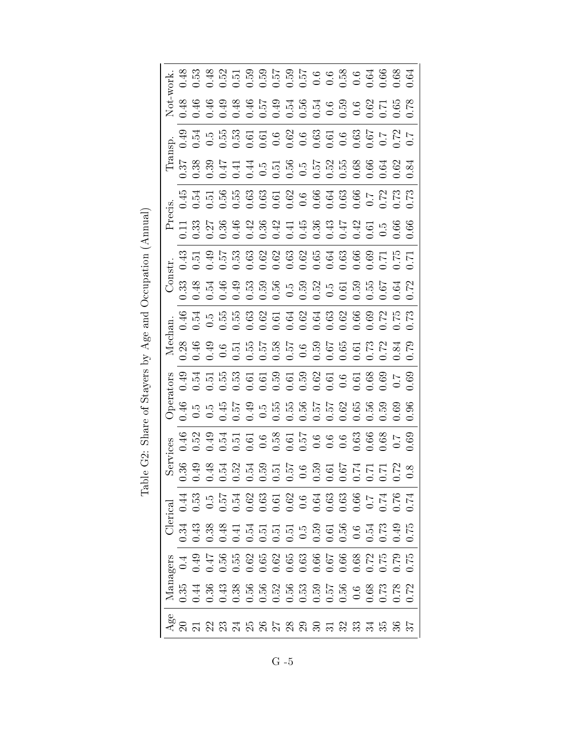Table G2: Share of Stayers by Age and Occupation (Annual)

| Age | Managers | | Clerical | | Services | | Operators | | Mechan. | | Constr. | | Precis. | | Transp. | | Not-work. | |
|---|---|---|---|---|---|---|---|---|---|---|---|---|---|---|---|---|---|---|
| 20 | 0.35 | 0.4 | 0.34 | 0.44 | 0.36 | 0.46 | 0.46 | 0.49 | 0.28 | 0.46 | 0.33 | 0.43 | 0.11 | 0.45 | 0.37 | 0.49 | 0.48 | 0.48 |
| 21 | 0.44 | 0.49 | 0.43 | 0.53 | 0.49 | 0.52 | 0.5 | 0.54 | 0.46 | 0.54 | 0.48 | 0.51 | 0.33 | 0.54 | 0.38 | 0.54 | 0.46 | 0.53 |
| 22 | 0.36 | 0.47 | 0.38 | 0.5 | 0.48 | 0.49 | 0.5 | 0.51 | 0.49 | 0.5 | 0.54 | 0.49 | 0.27 | 0.51 | 0.39 | 0.5 | 0.46 | 0.48 |
| 23 | 0.43 | 0.56 | 0.48 | 0.57 | 0.54 | 0.54 | 0.45 | 0.55 | 0.6 | 0.55 | 0.46 | 0.57 | 0.36 | 0.56 | 0.47 | 0.55 | 0.49 | 0.52 |
| 24 | 0.38 | 0.55 | 0.41 | 0.54 | 0.52 | 0.51 | 0.57 | 0.53 | 0.51 | 0.55 | 0.49 | 0.53 | 0.46 | 0.55 | 0.41 | 0.53 | 0.48 | 0.51 |
| 25 | 0.56 | 0.62 | 0.54 | 0.62 | 0.54 | 0.61 | 0.49 | 0.61 | 0.55 | 0.63 | 0.53 | 0.63 | 0.42 | 0.63 | 0.44 | 0.61 | 0.46 | 0.59 |
| 26 | 0.56 | 0.65 | 0.51 | 0.63 | 0.59 | 0.6 | 0.5 | 0.61 | 0.57 | 0.62 | 0.59 | 0.62 | 0.36 | 0.63 | 0.5 | 0.61 | 0.57 | 0.59 |
| 27 | 0.52 | 0.62 | 0.51 | 0.61 | 0.51 | 0.58 | 0.55 | 0.59 | 0.58 | 0.61 | 0.56 | 0.62 | 0.42 | 0.61 | 0.51 | 0.6 | 0.49 | 0.57 |
| 28 | 0.56 | 0.65 | 0.51 | 0.62 | 0.57 | 0.61 | 0.55 | 0.61 | 0.57 | 0.64 | 0.5 | 0.63 | 0.41 | 0.62 | 0.56 | 0.62 | 0.54 | 0.59 |
| 29 | 0.53 | 0.63 | 0.5 | 0.6 | 0.6 | 0.57 | 0.56 | 0.59 | 0.6 | 0.62 | 0.59 | 0.62 | 0.45 | 0.6 | 0.5 | 0.6 | 0.56 | 0.57 |
| 30 | 0.59 | 0.66 | 0.59 | 0.64 | 0.59 | 0.6 | 0.57 | 0.62 | 0.59 | 0.64 | 0.52 | 0.65 | 0.36 | 0.66 | 0.57 | 0.63 | 0.54 | 0.6 |
| 31 | 0.57 | 0.67 | 0.61 | 0.63 | 0.61 | 0.6 | 0.57 | 0.61 | 0.67 | 0.63 | 0.5 | 0.64 | 0.43 | 0.64 | 0.52 | 0.61 | 0.6 | 0.6 |
| 32 | 0.56 | 0.66 | 0.56 | 0.63 | 0.67 | 0.6 | 0.62 | 0.6 | 0.65 | 0.62 | 0.61 | 0.63 | 0.47 | 0.63 | 0.55 | 0.6 | 0.59 | 0.58 |
| 33 | 0.6 | 0.68 | 0.6 | 0.66 | 0.74 | 0.63 | 0.65 | 0.61 | 0.61 | 0.66 | 0.59 | 0.66 | 0.42 | 0.66 | 0.68 | 0.63 | 0.6 | 0.6 |
| 34 | 0.68 | 0.72 | 0.54 | 0.7 | 0.71 | 0.66 | 0.56 | 0.68 | 0.73 | 0.69 | 0.55 | 0.69 | 0.61 | 0.7 | 0.66 | 0.67 | 0.62 | 0.64 |
| 35 | 0.73 | 0.75 | 0.73 | 0.74 | 0.71 | 0.68 | 0.59 | 0.69 | 0.72 | 0.72 | 0.67 | 0.71 | 0.5 | 0.72 | 0.64 | 0.7 | 0.71 | 0.66 |
| 36 | 0.78 | 0.79 | 0.49 | 0.76 | 0.72 | 0.7 | 0.69 | 0.7 | 0.84 | 0.75 | 0.64 | 0.75 | 0.66 | 0.73 | 0.62 | 0.72 | 0.65 | 0.68 |
| 37 | 0.72 | 0.75 | 0.75 | 0.74 | 0.8 | 0.69 | 0.96 | 0.69 | 0.79 | 0.73 | 0.72 | 0.71 | 0.66 | 0.73 | 0.84 | 0.7 | 0.78 | 0.64 |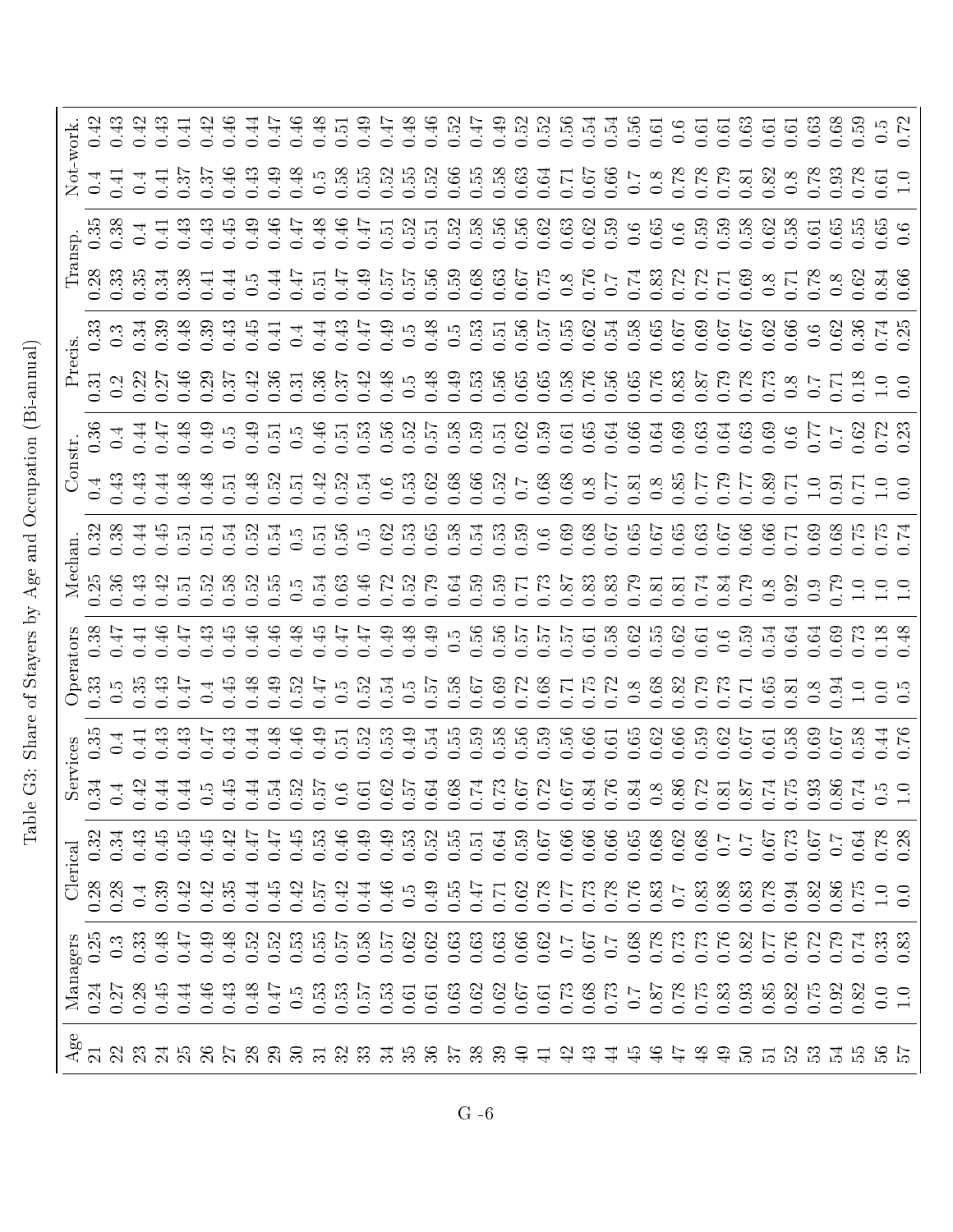Table G3: Share of Stayers by Age and Occupation (Bi-annual)

| Age | Managers | | Clerical | | Services | | Operators | | Mechan. | | Constr. | | Precis. | | Transp. | | Not-work. | |
|---|---|---|---|---|---|---|---|---|---|---|---|---|---|---|---|---|---|---|
| 21 | 0.24 | 0.25 | 0.28 | 0.32 | 0.34 | 0.35 | 0.33 | 0.38 | 0.25 | 0.32 | 0.4 | 0.36 | 0.31 | 0.33 | 0.28 | 0.35 | 0.4 | 0.42 |
| 22 | 0.27 | 0.3 | 0.28 | 0.34 | 0.4 | 0.4 | 0.5 | 0.47 | 0.36 | 0.38 | 0.43 | 0.4 | 0.2 | 0.3 | 0.33 | 0.38 | 0.41 | 0.43 |
| 23 | 0.28 | 0.33 | 0.4 | 0.43 | 0.42 | 0.41 | 0.35 | 0.41 | 0.43 | 0.44 | 0.43 | 0.44 | 0.22 | 0.34 | 0.35 | 0.4 | 0.4 | 0.42 |
| 24 | 0.45 | 0.48 | 0.39 | 0.45 | 0.44 | 0.43 | 0.43 | 0.46 | 0.42 | 0.45 | 0.44 | 0.47 | 0.27 | 0.39 | 0.34 | 0.41 | 0.41 | 0.43 |
| 25 | 0.44 | 0.47 | 0.42 | 0.45 | 0.44 | 0.43 | 0.47 | 0.47 | 0.51 | 0.51 | 0.48 | 0.48 | 0.46 | 0.48 | 0.38 | 0.43 | 0.37 | 0.41 |
| 26 | 0.46 | 0.49 | 0.42 | 0.45 | 0.5 | 0.47 | 0.4 | 0.43 | 0.52 | 0.51 | 0.48 | 0.49 | 0.29 | 0.39 | 0.41 | 0.43 | 0.37 | 0.42 |
| 27 | 0.43 | 0.48 | 0.35 | 0.42 | 0.45 | 0.43 | 0.45 | 0.45 | 0.58 | 0.54 | 0.51 | 0.5 | 0.37 | 0.43 | 0.44 | 0.45 | 0.46 | 0.46 |
| 28 | 0.48 | 0.52 | 0.44 | 0.47 | 0.44 | 0.44 | 0.48 | 0.46 | 0.52 | 0.52 | 0.48 | 0.49 | 0.42 | 0.45 | 0.5 | 0.49 | 0.43 | 0.44 |
| 29 | 0.47 | 0.52 | 0.45 | 0.47 | 0.54 | 0.48 | 0.49 | 0.46 | 0.55 | 0.54 | 0.52 | 0.51 | 0.36 | 0.41 | 0.44 | 0.46 | 0.49 | 0.47 |
| 30 | 0.5 | 0.53 | 0.42 | 0.45 | 0.52 | 0.46 | 0.52 | 0.48 | 0.5 | 0.5 | 0.51 | 0.5 | 0.31 | 0.4 | 0.47 | 0.47 | 0.48 | 0.46 |
| 31 | 0.53 | 0.55 | 0.57 | 0.53 | 0.57 | 0.49 | 0.47 | 0.45 | 0.54 | 0.51 | 0.42 | 0.46 | 0.36 | 0.44 | 0.51 | 0.48 | 0.5 | 0.48 |
| 32 | 0.53 | 0.57 | 0.42 | 0.46 | 0.6 | 0.51 | 0.5 | 0.47 | 0.63 | 0.56 | 0.52 | 0.51 | 0.37 | 0.43 | 0.47 | 0.46 | 0.58 | 0.51 |
| 33 | 0.57 | 0.58 | 0.44 | 0.49 | 0.61 | 0.52 | 0.52 | 0.47 | 0.46 | 0.5 | 0.54 | 0.53 | 0.42 | 0.47 | 0.49 | 0.47 | 0.55 | 0.49 |
| 34 | 0.53 | 0.57 | 0.46 | 0.49 | 0.62 | 0.53 | 0.54 | 0.49 | 0.72 | 0.62 | 0.6 | 0.56 | 0.48 | 0.49 | 0.57 | 0.51 | 0.52 | 0.47 |
| 35 | 0.61 | 0.62 | 0.5 | 0.53 | 0.57 | 0.49 | 0.5 | 0.48 | 0.52 | 0.53 | 0.53 | 0.52 | 0.5 | 0.5 | 0.57 | 0.52 | 0.55 | 0.48 |
| 36 | 0.61 | 0.62 | 0.49 | 0.52 | 0.64 | 0.54 | 0.57 | 0.49 | 0.79 | 0.65 | 0.62 | 0.57 | 0.48 | 0.48 | 0.56 | 0.51 | 0.52 | 0.46 |
| 37 | 0.63 | 0.63 | 0.55 | 0.55 | 0.68 | 0.55 | 0.58 | 0.5 | 0.64 | 0.58 | 0.68 | 0.58 | 0.49 | 0.5 | 0.59 | 0.52 | 0.66 | 0.52 |
| 38 | 0.62 | 0.63 | 0.47 | 0.51 | 0.74 | 0.59 | 0.67 | 0.56 | 0.59 | 0.54 | 0.66 | 0.59 | 0.53 | 0.53 | 0.68 | 0.58 | 0.55 | 0.47 |
| 39 | 0.62 | 0.63 | 0.71 | 0.64 | 0.73 | 0.58 | 0.69 | 0.56 | 0.59 | 0.53 | 0.52 | 0.51 | 0.56 | 0.51 | 0.63 | 0.56 | 0.58 | 0.49 |
| 40 | 0.67 | 0.66 | 0.62 | 0.59 | 0.67 | 0.56 | 0.72 | 0.57 | 0.71 | 0.59 | 0.7 | 0.62 | 0.65 | 0.56 | 0.67 | 0.56 | 0.63 | 0.52 |
| 41 | 0.61 | 0.62 | 0.78 | 0.67 | 0.72 | 0.59 | 0.68 | 0.57 | 0.73 | 0.6 | 0.68 | 0.59 | 0.65 | 0.57 | 0.75 | 0.62 | 0.64 | 0.52 |
| 42 | 0.73 | 0.7 | 0.77 | 0.66 | 0.67 | 0.56 | 0.71 | 0.57 | 0.87 | 0.69 | 0.68 | 0.61 | 0.58 | 0.55 | 0.8 | 0.63 | 0.71 | 0.56 |
| 43 | 0.68 | 0.67 | 0.73 | 0.66 | 0.84 | 0.66 | 0.75 | 0.61 | 0.83 | 0.68 | 0.8 | 0.65 | 0.76 | 0.62 | 0.76 | 0.62 | 0.67 | 0.54 |
| 44 | 0.73 | 0.7 | 0.78 | 0.66 | 0.76 | 0.61 | 0.72 | 0.58 | 0.83 | 0.67 | 0.77 | 0.64 | 0.56 | 0.54 | 0.7 | 0.59 | 0.66 | 0.54 |
| 45 | 0.7 | 0.68 | 0.76 | 0.65 | 0.84 | 0.65 | 0.8 | 0.62 | 0.79 | 0.65 | 0.81 | 0.66 | 0.65 | 0.58 | 0.74 | 0.6 | 0.7 | 0.56 |
| 46 | 0.87 | 0.78 | 0.83 | 0.68 | 0.8 | 0.62 | 0.68 | 0.55 | 0.81 | 0.67 | 0.8 | 0.64 | 0.76 | 0.65 | 0.83 | 0.65 | 0.8 | 0.61 |
| 47 | 0.78 | 0.73 | 0.7 | 0.62 | 0.86 | 0.66 | 0.82 | 0.62 | 0.81 | 0.65 | 0.85 | 0.69 | 0.83 | 0.67 | 0.72 | 0.6 | 0.78 | 0.6 |
| 48 | 0.75 | 0.73 | 0.83 | 0.68 | 0.72 | 0.59 | 0.79 | 0.61 | 0.74 | 0.63 | 0.77 | 0.63 | 0.87 | 0.69 | 0.72 | 0.59 | 0.78 | 0.61 |
| 49 | 0.83 | 0.76 | 0.88 | 0.7 | 0.81 | 0.62 | 0.73 | 0.6 | 0.84 | 0.67 | 0.79 | 0.64 | 0.79 | 0.67 | 0.71 | 0.59 | 0.79 | 0.61 |
| 50 | 0.93 | 0.82 | 0.83 | 0.7 | 0.87 | 0.67 | 0.71 | 0.59 | 0.79 | 0.66 | 0.77 | 0.63 | 0.78 | 0.67 | 0.69 | 0.58 | 0.81 | 0.63 |
| 51 | 0.85 | 0.77 | 0.78 | 0.67 | 0.74 | 0.61 | 0.65 | 0.54 | 0.8 | 0.66 | 0.89 | 0.69 | 0.73 | 0.62 | 0.8 | 0.62 | 0.82 | 0.61 |
| 52 | 0.82 | 0.76 | 0.94 | 0.73 | 0.75 | 0.58 | 0.81 | 0.64 | 0.92 | 0.71 | 0.71 | 0.6 | 0.8 | 0.66 | 0.71 | 0.58 | 0.8 | 0.61 |
| 53 | 0.75 | 0.72 | 0.82 | 0.67 | 0.93 | 0.69 | 0.8 | 0.64 | 0.9 | 0.69 | 1.0 | 0.77 | 0.7 | 0.6 | 0.78 | 0.61 | 0.78 | 0.63 |
| 54 | 0.92 | 0.79 | 0.86 | 0.7 | 0.86 | 0.67 | 0.94 | 0.69 | 0.79 | 0.68 | 0.91 | 0.7 | 0.71 | 0.62 | 0.8 | 0.65 | 0.93 | 0.68 |
| 55 | 0.82 | 0.74 | 0.75 | 0.64 | 0.74 | 0.58 | 1.0 | 0.73 | 1.0 | 0.75 | 0.71 | 0.62 | 0.18 | 0.36 | 0.62 | 0.55 | 0.78 | 0.59 |
| 56 | 0.0 | 0.33 | 1.0 | 0.78 | 0.5 | 0.44 | 0.0 | 0.18 | 1.0 | 0.75 | 1.0 | 0.72 | 1.0 | 0.74 | 0.84 | 0.65 | 0.61 | 0.5 |
| 57 | 1.0 | 0.83 | 0.0 | 0.28 | 1.0 | 0.76 | 0.5 | 0.48 | 1.0 | 0.74 | 0.0 | 0.23 | 0.0 | 0.25 | 0.66 | 0.6 | 1.0 | 0.72 |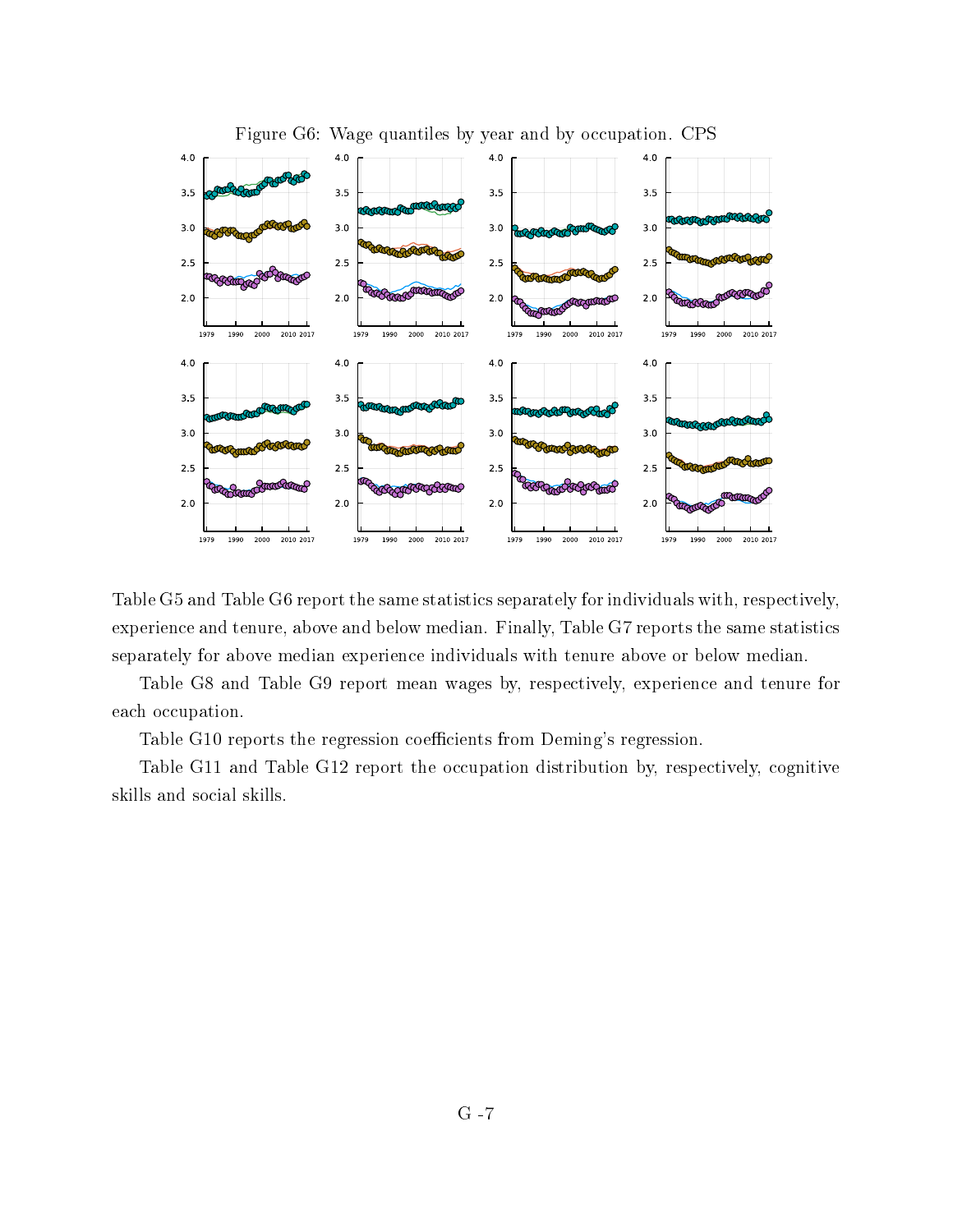Figure G6: Wage quantiles by year and by occupation. CPS

Table G5 and Table G6 report the same statistics separately for individuals with, respectively, experience and tenure, above and below median. Finally, Table G7 reports the same statistics separately for above median experience individuals with tenure above or below median.

Table G8 and Table G9 report mean wages by, respectively, experience and tenure for each occupation.

Table G10 reports the regression coefficients from Deming's regression.

Table G11 and Table G12 report the occupation distribution by, respectively, cognitive skills and social skills.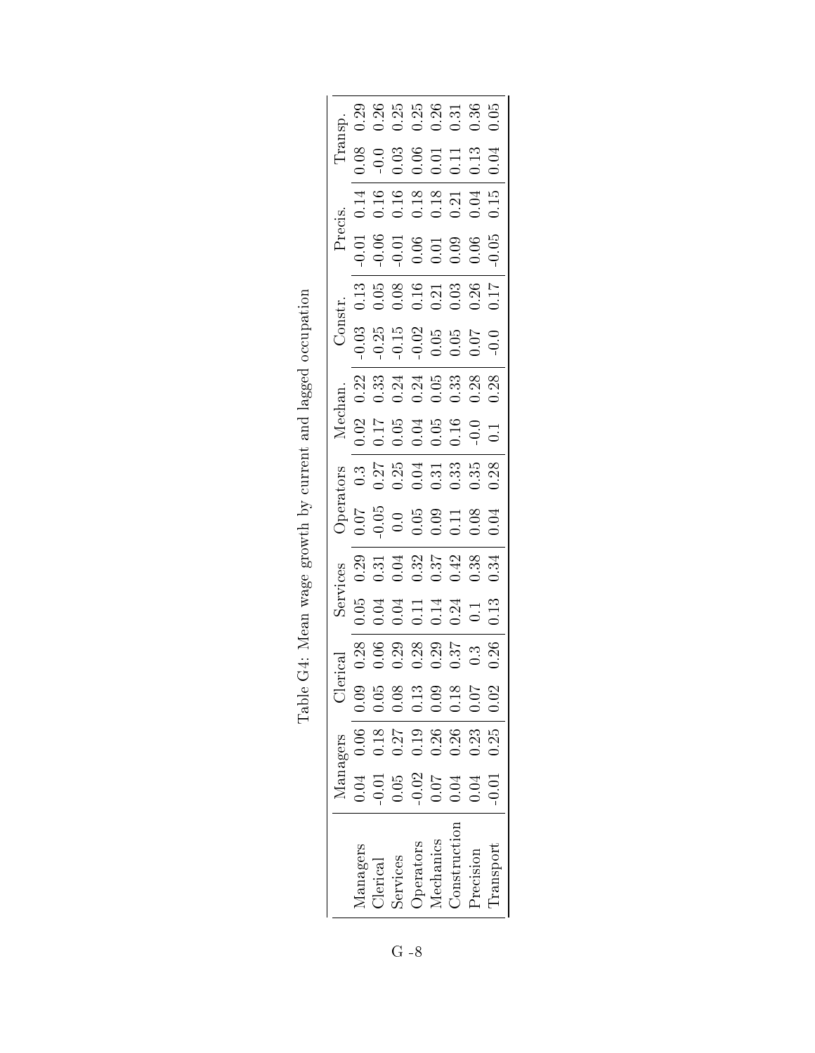Table G4: Mean wage growth by current and lagged occupation

| | Managers | | Clerical | | Services | | Operators | | Mechan. | | Constr. | | Precis. | | Transp. | |
|---|---|---|---|---|---|---|---|---|---|---|---|---|---|---|---|---|
| Managers | 0.04 | 0.06 | 0.09 | 0.28 | 0.05 | 0.29 | 0.07 | 0.3 | 0.02 | 0.22 | -0.03 | 0.13 | -0.01 | 0.14 | 0.08 | 0.29 |
| Clerical | -0.01 | 0.18 | 0.05 | 0.06 | 0.04 | 0.31 | -0.05 | 0.27 | 0.17 | 0.33 | -0.25 | 0.05 | -0.06 | 0.16 | -0.0 | 0.26 |
| Services | 0.05 | 0.27 | 0.08 | 0.29 | 0.04 | 0.04 | 0.0 | 0.25 | 0.05 | 0.24 | -0.15 | 0.08 | -0.01 | 0.16 | 0.03 | 0.25 |
| Operators | -0.02 | 0.19 | 0.13 | 0.28 | 0.11 | 0.32 | 0.05 | 0.04 | 0.04 | 0.24 | -0.02 | 0.16 | 0.06 | 0.18 | 0.06 | 0.25 |
| Mechanics | 0.07 | 0.26 | 0.09 | 0.29 | 0.14 | 0.37 | 0.09 | 0.31 | 0.05 | 0.05 | 0.05 | 0.21 | 0.01 | 0.18 | 0.01 | 0.26 |
| Construction | 0.04 | 0.26 | 0.18 | 0.37 | 0.24 | 0.42 | 0.11 | 0.33 | 0.16 | 0.33 | 0.05 | 0.03 | 0.09 | 0.21 | 0.11 | 0.31 |
| Precision | 0.04 | 0.23 | 0.07 | 0.3 | 0.1 | 0.38 | 0.08 | 0.35 | -0.0 | 0.28 | 0.07 | 0.26 | 0.06 | 0.04 | 0.13 | 0.36 |
| Transport | -0.01 | 0.25 | 0.02 | 0.26 | 0.13 | 0.34 | 0.04 | 0.28 | 0.1 | 0.28 | -0.0 | 0.17 | -0.05 | 0.15 | 0.04 | 0.05 |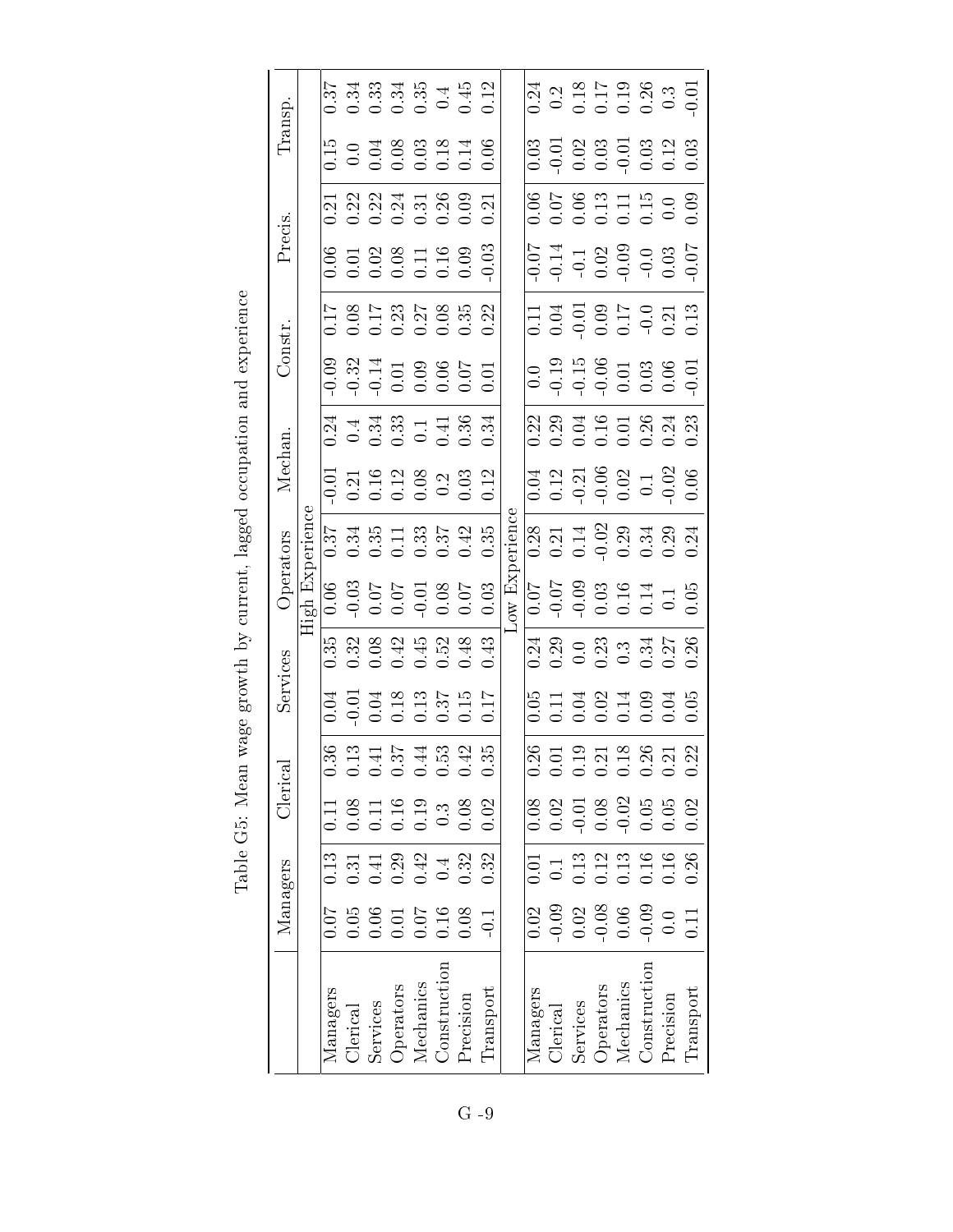Table G5: Mean wage growth by current, lagged occupation and experience

| | Managers | | Clerical | | Services | | Operators | | Mechan. | | Constr. | | Precis. | | Transp. | |
|---|---|---|---|---|---|---|---|---|---|---|---|---|---|---|---|---|
| | | | | | | | High Experience | | | | | | | | | |
| Managers | 0.07 | 0.13 | 0.11 | 0.36 | 0.04 | 0.35 | 0.06 | 0.37 | -0.01 | 0.24 | -0.09 | 0.17 | 0.06 | 0.21 | 0.15 | 0.37 |
| Clerical | 0.05 | 0.31 | 0.08 | 0.13 | -0.01 | 0.32 | -0.03 | 0.34 | 0.21 | 0.4 | -0.32 | 0.08 | 0.01 | 0.22 | 0.0 | 0.34 |
| Services | 0.06 | 0.41 | 0.11 | 0.41 | 0.04 | 0.08 | 0.07 | 0.35 | 0.16 | 0.34 | -0.14 | 0.17 | 0.02 | 0.22 | 0.04 | 0.33 |
| Operators | 0.01 | 0.29 | 0.16 | 0.37 | 0.18 | 0.42 | 0.07 | 0.11 | 0.12 | 0.33 | 0.01 | 0.23 | 0.08 | 0.24 | 0.08 | 0.34 |
| Mechanics | 0.07 | 0.42 | 0.19 | 0.44 | 0.13 | 0.45 | -0.01 | 0.33 | 0.08 | 0.1 | 0.09 | 0.27 | 0.11 | 0.31 | 0.03 | 0.35 |
| Construction | 0.16 | 0.4 | 0.3 | 0.53 | 0.37 | 0.52 | 0.08 | 0.37 | 0.2 | 0.41 | 0.06 | 0.08 | 0.16 | 0.26 | 0.18 | 0.4 |
| Precision | 0.08 | 0.32 | 0.08 | 0.42 | 0.15 | 0.48 | 0.07 | 0.42 | 0.03 | 0.36 | 0.07 | 0.35 | 0.09 | 0.09 | 0.14 | 0.45 |
| Transport | -0.1 | 0.32 | 0.02 | 0.35 | 0.17 | 0.43 | 0.03 | 0.35 | 0.12 | 0.34 | 0.01 | 0.22 | -0.03 | 0.21 | 0.06 | 0.12 |
| | | | | | | | Low Experience | | | | | | | | | |
| Managers | 0.02 | 0.01 | 0.08 | 0.26 | 0.05 | 0.24 | 0.07 | 0.28 | 0.04 | 0.22 | 0.0 | 0.11 | -0.07 | 0.06 | 0.03 | 0.24 |
| Clerical | -0.09 | 0.1 | 0.02 | 0.01 | 0.11 | 0.29 | -0.07 | 0.21 | 0.12 | 0.29 | -0.19 | 0.04 | -0.14 | 0.07 | -0.01 | 0.2 |
| Services | 0.02 | 0.13 | -0.01 | 0.19 | 0.04 | 0.0 | -0.09 | 0.14 | -0.21 | 0.04 | -0.15 | -0.01 | -0.1 | 0.06 | 0.02 | 0.18 |
| Operators | -0.08 | 0.12 | 0.08 | 0.21 | 0.02 | 0.23 | 0.03 | -0.02 | -0.06 | 0.16 | -0.06 | 0.09 | 0.02 | 0.13 | 0.03 | 0.17 |
| Mechanics | 0.06 | 0.13 | -0.02 | 0.18 | 0.14 | 0.3 | 0.16 | 0.29 | 0.02 | 0.01 | 0.01 | 0.17 | -0.09 | 0.11 | -0.01 | 0.19 |
| Construction | -0.09 | 0.16 | 0.05 | 0.26 | 0.09 | 0.34 | 0.14 | 0.34 | 0.1 | 0.26 | 0.03 | -0.0 | -0.0 | 0.15 | 0.03 | 0.26 |
| Precision | 0.0 | 0.16 | 0.05 | 0.21 | 0.04 | 0.27 | 0.1 | 0.29 | -0.02 | 0.24 | 0.06 | 0.21 | 0.03 | 0.0 | 0.12 | 0.3 |
| Transport | 0.11 | 0.26 | 0.02 | 0.22 | 0.05 | 0.26 | 0.05 | 0.24 | 0.06 | 0.23 | -0.01 | 0.13 | -0.07 | 0.09 | 0.03 | -0.01 |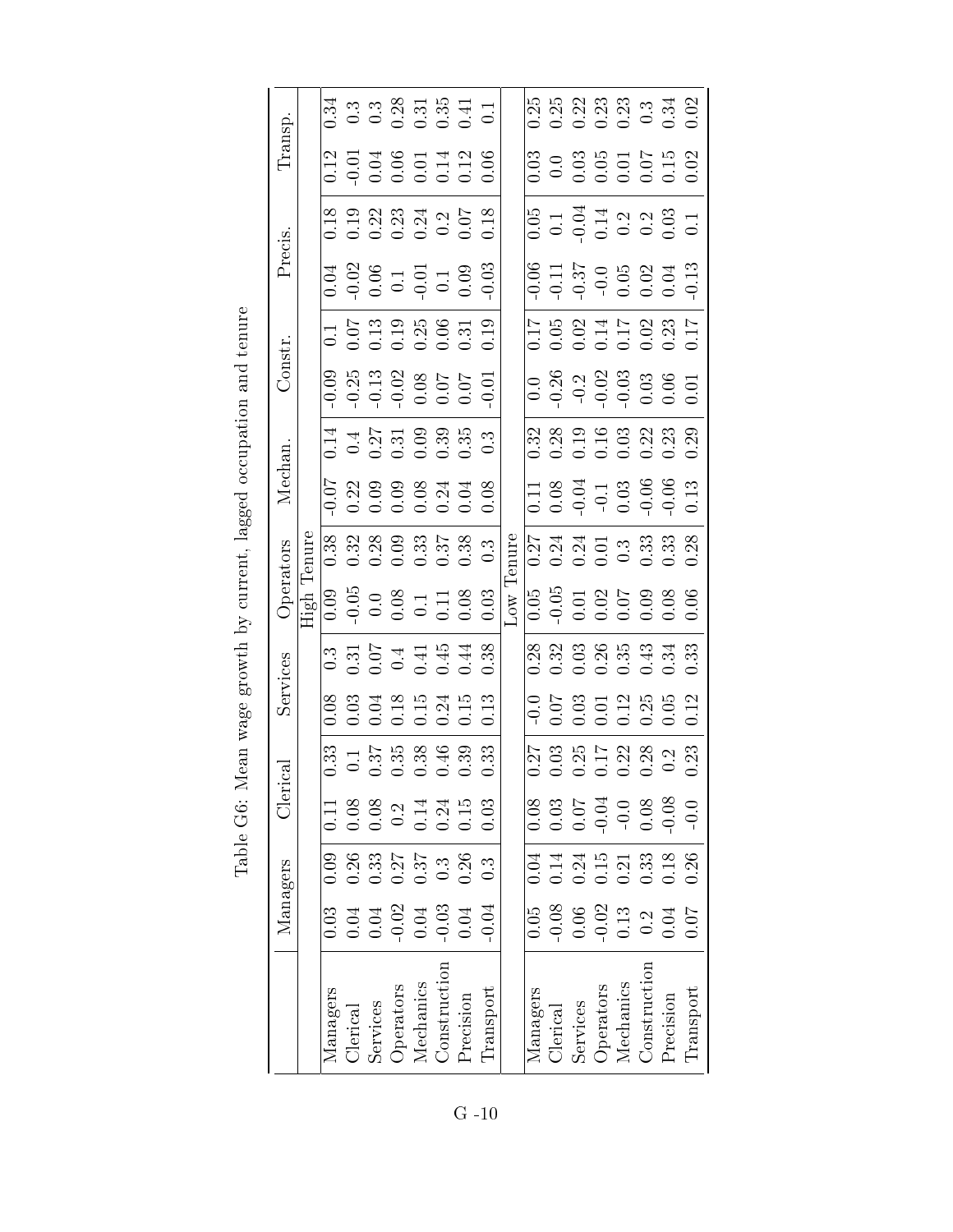Table G6: Mean wage growth by current, lagged occupation and tenure

| | Managers | | Clerical | | Services | | Operators | | Mechan. | | Constr. | | Precis. | | Transp. | |
|---|---|---|---|---|---|---|---|---|---|---|---|---|---|---|---|---|
| | | | | | | | High Tenure | | | | | | | | | |
| Managers | 0.03 | 0.09 | 0.11 | 0.33 | 0.08 | 0.3 | 0.09 | 0.38 | -0.07 | 0.14 | -0.09 | 0.1 | 0.04 | 0.18 | 0.12 | 0.34 |
| Clerical | 0.04 | 0.26 | 0.08 | 0.1 | 0.03 | 0.31 | -0.05 | 0.32 | 0.22 | 0.4 | -0.25 | 0.07 | -0.02 | 0.19 | -0.01 | 0.3 |
| Services | 0.04 | 0.33 | 0.08 | 0.37 | 0.04 | 0.07 | 0.0 | 0.28 | 0.09 | 0.27 | -0.13 | 0.13 | 0.06 | 0.22 | 0.04 | 0.3 |
| Operators | -0.02 | 0.27 | 0.2 | 0.35 | 0.18 | 0.4 | 0.08 | 0.09 | 0.09 | 0.31 | -0.02 | 0.19 | 0.1 | 0.23 | 0.06 | 0.28 |
| Mechanics | 0.04 | 0.37 | 0.14 | 0.38 | 0.15 | 0.41 | 0.1 | 0.33 | 0.08 | 0.09 | 0.08 | 0.25 | -0.01 | 0.24 | 0.01 | 0.31 |
| Construction | -0.03 | 0.3 | 0.24 | 0.46 | 0.24 | 0.45 | 0.11 | 0.37 | 0.24 | 0.39 | 0.07 | 0.06 | 0.1 | 0.2 | 0.14 | 0.35 |
| Precision | 0.04 | 0.26 | 0.15 | 0.39 | 0.15 | 0.44 | 0.08 | 0.38 | 0.04 | 0.35 | 0.07 | 0.31 | 0.09 | 0.07 | 0.12 | 0.41 |
| Transport | -0.04 | 0.3 | 0.03 | 0.33 | 0.13 | 0.38 | 0.03 | 0.3 | 0.08 | 0.3 | -0.01 | 0.19 | -0.03 | 0.18 | 0.06 | 0.1 |
| | | | | | | | Low Tenure | | | | | | | | | |
| Managers | 0.05 | 0.04 | 0.08 | 0.27 | -0.0 | 0.28 | 0.05 | 0.27 | 0.11 | 0.32 | 0.0 | 0.17 | -0.06 | 0.05 | 0.03 | 0.25 |
| Clerical | -0.08 | 0.14 | 0.03 | 0.03 | 0.07 | 0.32 | -0.05 | 0.24 | 0.08 | 0.28 | -0.26 | 0.05 | -0.11 | 0.1 | 0.0 | 0.25 |
| Services | 0.06 | 0.24 | 0.07 | 0.25 | 0.03 | 0.03 | 0.01 | 0.24 | -0.04 | 0.19 | -0.2 | 0.02 | -0.37 | -0.04 | 0.03 | 0.22 |
| Operators | -0.02 | 0.15 | -0.04 | 0.17 | 0.01 | 0.26 | 0.02 | 0.01 | -0.1 | 0.16 | -0.02 | 0.14 | -0.0 | 0.14 | 0.05 | 0.23 |
| Mechanics | 0.13 | 0.21 | -0.0 | 0.22 | 0.12 | 0.35 | 0.07 | 0.3 | 0.03 | 0.03 | -0.03 | 0.17 | 0.05 | 0.2 | 0.01 | 0.23 |
| Construction | 0.2 | 0.33 | 0.08 | 0.28 | 0.25 | 0.43 | 0.09 | 0.33 | -0.06 | 0.22 | 0.03 | 0.02 | 0.02 | 0.2 | 0.07 | 0.3 |
| Precision | 0.04 | 0.18 | -0.08 | 0.2 | 0.05 | 0.34 | 0.08 | 0.33 | -0.06 | 0.23 | 0.06 | 0.23 | 0.04 | 0.03 | 0.15 | 0.34 |
| Transport | 0.07 | 0.26 | -0.0 | 0.23 | 0.12 | 0.33 | 0.06 | 0.28 | 0.13 | 0.29 | 0.01 | 0.17 | -0.13 | 0.1 | 0.02 | 0.02 |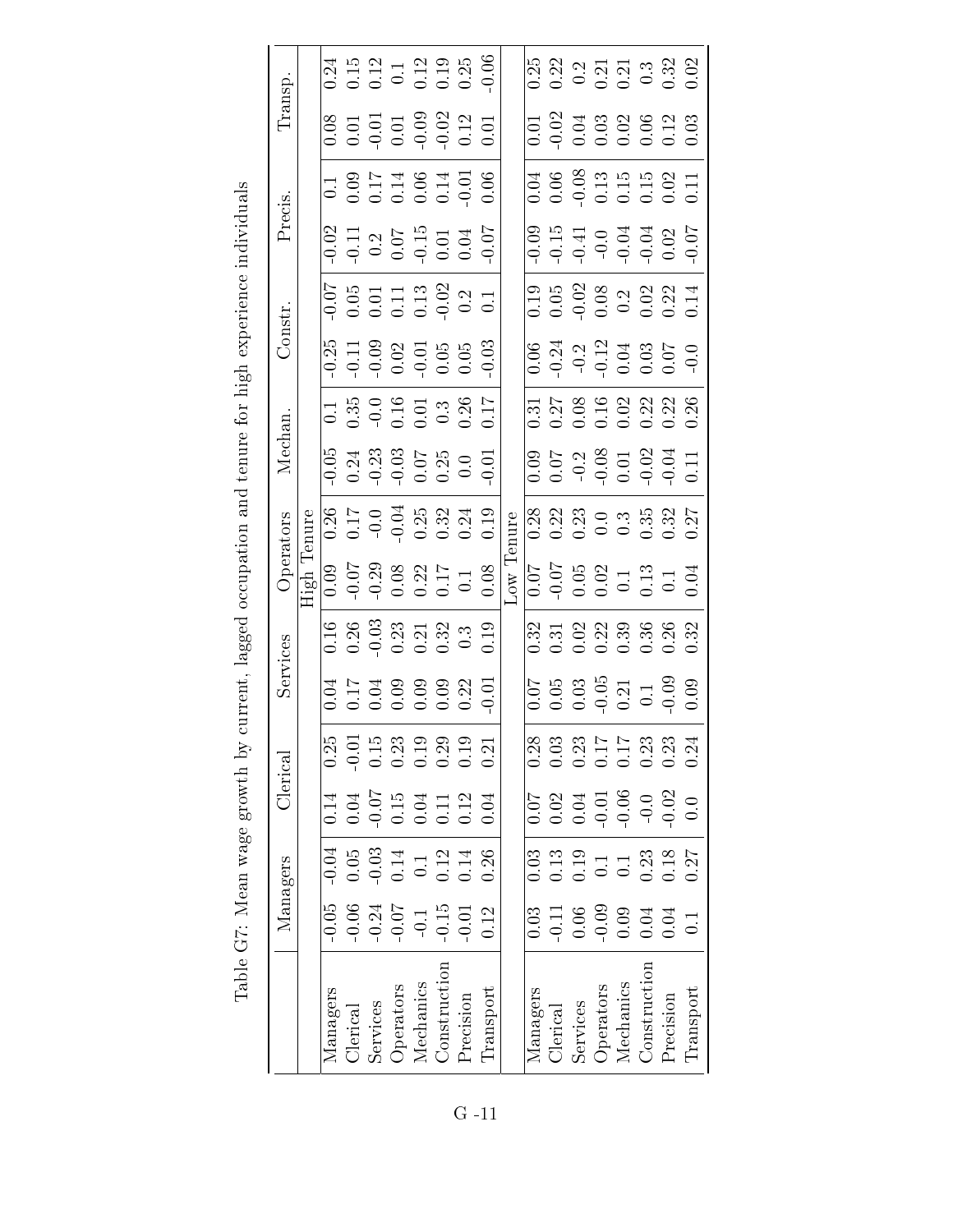Table G7: Mean wage growth by current, lagged occupation and tenure for high experience individuals

| | Managers | | Clerical | | Services | | Operators | | Mechan. | | Constr. | | Precis. | | Transp. | |
|---|---|---|---|---|---|---|---|---|---|---|---|---|---|---|---|---|
| | | | | | | | High Tenure | | | | | | | | | |
| Managers | -0.05 | -0.04 | 0.14 | 0.25 | 0.04 | 0.16 | 0.09 | 0.26 | -0.05 | 0.1 | -0.25 | -0.07 | -0.02 | 0.1 | 0.08 | 0.24 |
| Clerical | -0.06 | 0.05 | 0.04 | -0.01 | 0.17 | 0.26 | -0.07 | 0.17 | 0.24 | 0.35 | -0.11 | 0.05 | -0.11 | 0.09 | 0.01 | 0.15 |
| Services | -0.24 | -0.03 | -0.07 | 0.15 | 0.04 | -0.03 | -0.29 | -0.0 | -0.23 | -0.0 | -0.09 | 0.01 | 0.2 | 0.17 | -0.01 | 0.12 |
| Operators | -0.07 | 0.14 | 0.15 | 0.23 | 0.09 | 0.23 | 0.08 | -0.04 | -0.03 | 0.16 | 0.02 | 0.11 | 0.07 | 0.14 | 0.01 | 0.1 |
| Mechanics | -0.1 | 0.1 | 0.04 | 0.19 | 0.09 | 0.21 | 0.22 | 0.25 | 0.07 | 0.01 | -0.01 | 0.13 | -0.15 | 0.06 | -0.09 | 0.12 |
| Construction | -0.15 | 0.12 | 0.11 | 0.29 | 0.09 | 0.32 | 0.17 | 0.32 | 0.25 | 0.3 | 0.05 | -0.02 | 0.01 | 0.14 | -0.02 | 0.19 |
| Precision | -0.01 | 0.14 | 0.12 | 0.19 | 0.22 | 0.3 | 0.1 | 0.24 | 0.0 | 0.26 | 0.05 | 0.2 | 0.04 | -0.01 | 0.12 | 0.25 |
| Transport | 0.12 | 0.26 | 0.04 | 0.21 | -0.01 | 0.19 | 0.08 | 0.19 | -0.01 | 0.17 | -0.03 | 0.1 | -0.07 | 0.06 | 0.01 | -0.06 |
| | | | | | | | Low Tenure | | | | | | | | | |
| Managers | 0.03 | 0.03 | 0.07 | 0.28 | 0.07 | 0.32 | 0.07 | 0.28 | 0.09 | 0.31 | 0.06 | 0.19 | -0.09 | 0.04 | 0.01 | 0.25 |
| Clerical | -0.11 | 0.13 | 0.02 | 0.03 | 0.05 | 0.31 | -0.07 | 0.22 | 0.07 | 0.27 | -0.24 | 0.05 | -0.15 | 0.06 | -0.02 | 0.22 |
| Services | 0.06 | 0.19 | 0.04 | 0.23 | 0.03 | 0.02 | 0.05 | 0.23 | -0.2 | 0.08 | -0.2 | -0.02 | -0.41 | -0.08 | 0.04 | 0.2 |
| Operators | -0.09 | 0.1 | -0.01 | 0.17 | -0.05 | 0.22 | 0.02 | 0.0 | -0.08 | 0.16 | -0.12 | 0.08 | -0.0 | 0.13 | 0.03 | 0.21 |
| Mechanics | 0.09 | 0.1 | -0.06 | 0.17 | 0.21 | 0.39 | 0.1 | 0.3 | 0.01 | 0.02 | 0.04 | 0.2 | -0.04 | 0.15 | 0.02 | 0.21 |
| Construction | 0.04 | 0.23 | -0.0 | 0.23 | 0.1 | 0.36 | 0.13 | 0.35 | -0.02 | 0.22 | 0.03 | 0.02 | -0.04 | 0.15 | 0.06 | 0.3 |
| Precision | 0.04 | 0.18 | -0.02 | 0.23 | -0.09 | 0.26 | 0.1 | 0.32 | -0.04 | 0.22 | 0.07 | 0.22 | 0.02 | 0.02 | 0.12 | 0.32 |
| Transport | 0.1 | 0.27 | 0.0 | 0.24 | 0.09 | 0.32 | 0.04 | 0.27 | 0.11 | 0.26 | -0.0 | 0.14 | -0.07 | 0.11 | 0.03 | 0.02 |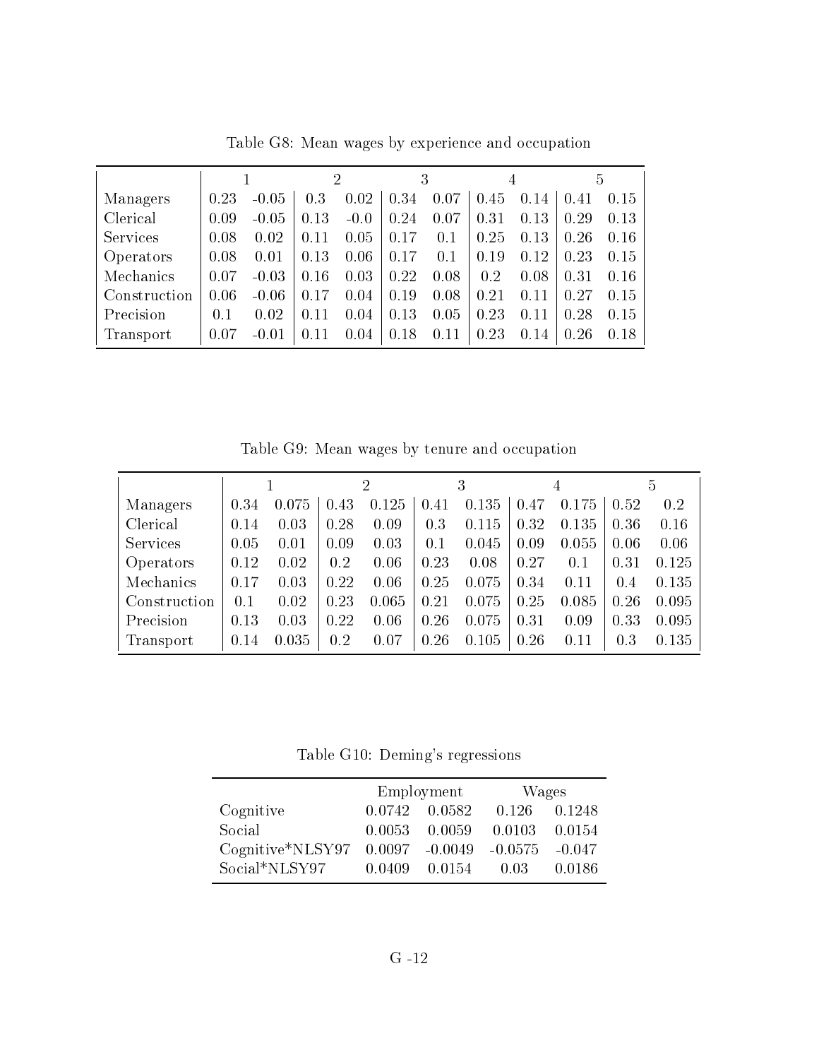Table G8: Mean wages by experience and occupation

| | 1 | | 2 | | 3 | | 4 | | 5 | |
|---|---|---|---|---|---|---|---|---|---|---|
| Managers | 0.23 | -0.05 | 0.3 | 0.02 | 0.34 | 0.07 | 0.45 | 0.14 | 0.41 | 0.15 |
| Clerical | 0.09 | -0.05 | 0.13 | -0.0 | 0.24 | 0.07 | 0.31 | 0.13 | 0.29 | 0.13 |
| Services | 0.08 | 0.02 | 0.11 | 0.05 | 0.17 | 0.1 | 0.25 | 0.13 | 0.26 | 0.16 |
| Operators | 0.08 | 0.01 | 0.13 | 0.06 | 0.17 | 0.1 | 0.19 | 0.12 | 0.23 | 0.15 |
| Mechanics | 0.07 | -0.03 | 0.16 | 0.03 | 0.22 | 0.08 | 0.2 | 0.08 | 0.31 | 0.16 |
| Construction | 0.06 | -0.06 | 0.17 | 0.04 | 0.19 | 0.08 | 0.21 | 0.11 | 0.27 | 0.15 |
| Precision | 0.1 | 0.02 | 0.11 | 0.04 | 0.13 | 0.05 | 0.23 | 0.11 | 0.28 | 0.15 |
| Transport | 0.07 | -0.01 | 0.11 | 0.04 | 0.18 | 0.11 | 0.23 | 0.14 | 0.26 | 0.18 |

Table G9: Mean wages by tenure and occupation

| | 1 | | 2 | | 3 | | 4 | | 5 | |
|---|---|---|---|---|---|---|---|---|---|---|
| Managers | 0.34 | 0.075 | 0.43 | 0.125 | 0.41 | 0.135 | 0.47 | 0.175 | 0.52 | 0.2 |
| Clerical | 0.14 | 0.03 | 0.28 | 0.09 | 0.3 | 0.115 | 0.32 | 0.135 | 0.36 | 0.16 |
| Services | 0.05 | 0.01 | 0.09 | 0.03 | 0.1 | 0.045 | 0.09 | 0.055 | 0.06 | 0.06 |
| Operators | 0.12 | 0.02 | 0.2 | 0.06 | 0.23 | 0.08 | 0.27 | 0.1 | 0.31 | 0.125 |
| Mechanics | 0.17 | 0.03 | 0.22 | 0.06 | 0.25 | 0.075 | 0.34 | 0.11 | 0.4 | 0.135 |
| Construction | 0.1 | 0.02 | 0.23 | 0.065 | 0.21 | 0.075 | 0.25 | 0.085 | 0.26 | 0.095 |
| Precision | 0.13 | 0.03 | 0.22 | 0.06 | 0.26 | 0.075 | 0.31 | 0.09 | 0.33 | 0.095 |
| Transport | 0.14 | 0.035 | 0.2 | 0.07 | 0.26 | 0.105 | 0.26 | 0.11 | 0.3 | 0.135 |

Table G10: Deming's regressions

| | Employment | | Wages | |
|---|---|---|---|---|
| Cognitive | 0.0742 | 0.0582 | 0.126 | 0.1248 |
| Social | 0.0053 | 0.0059 | 0.0103 | 0.0154 |
| Cognitive*NLSY97 | 0.0097 | -0.0049 | -0.0575 | -0.047 |
| Social*NLSY97 | 0.0409 | 0.0154 | 0.03 | 0.0186 |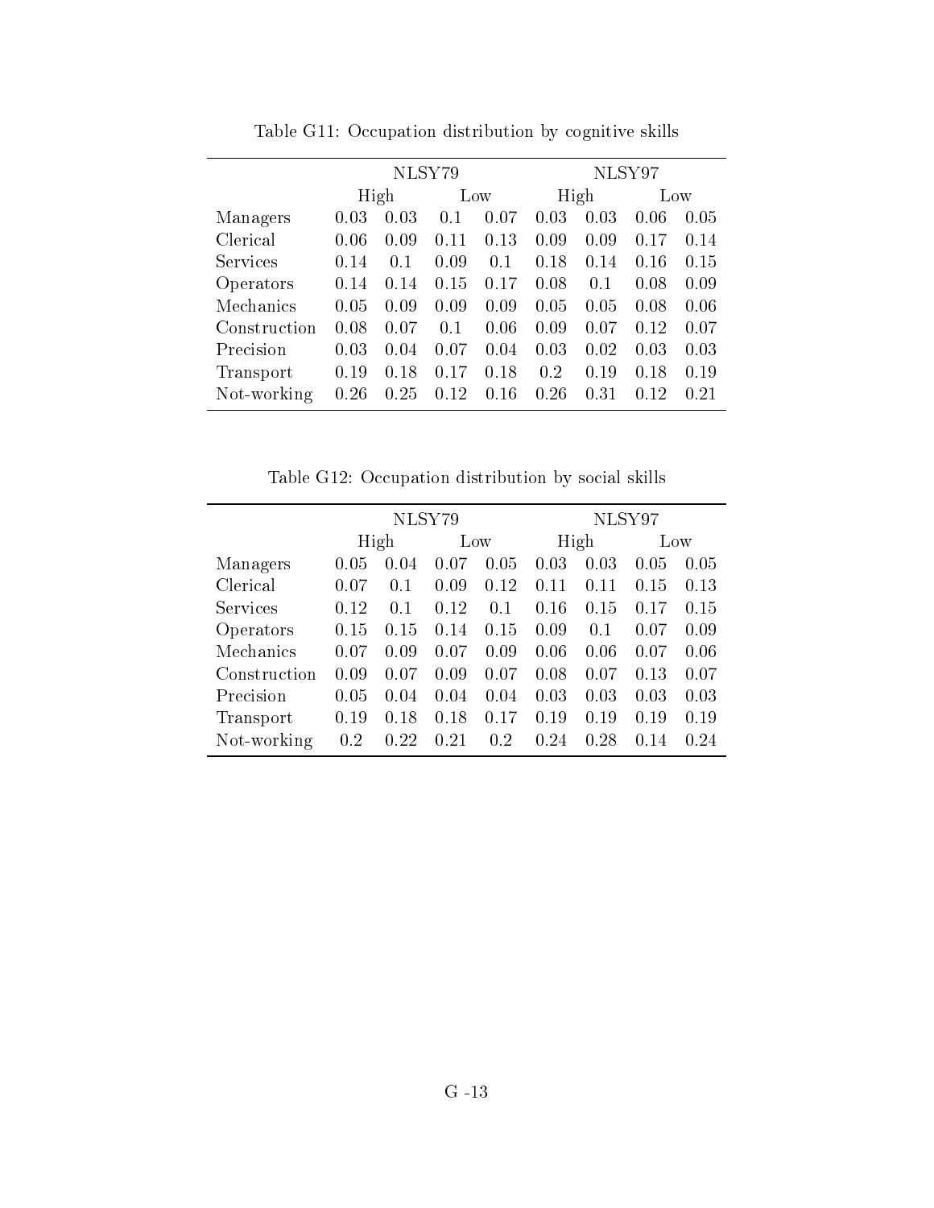Table G11: Occupation distribution by cognitive skills

| | NLSY79 | | | | NLSY97 | | | |
|---|---|---|---|---|---|---|---|---|
| | High | | Low | | High | | Low | |
| Managers | 0.03 | 0.03 | 0.1 | 0.07 | 0.03 | 0.03 | 0.06 | 0.05 |
| Clerical | 0.06 | 0.09 | 0.11 | 0.13 | 0.09 | 0.09 | 0.17 | 0.14 |
| Services | 0.14 | 0.1 | 0.09 | 0.1 | 0.18 | 0.14 | 0.16 | 0.15 |
| Operators | 0.14 | 0.14 | 0.15 | 0.17 | 0.08 | 0.1 | 0.08 | 0.09 |
| Mechanics | 0.05 | 0.09 | 0.09 | 0.09 | 0.05 | 0.05 | 0.08 | 0.06 |
| Construction | 0.08 | 0.07 | 0.1 | 0.06 | 0.09 | 0.07 | 0.12 | 0.07 |
| Precision | 0.03 | 0.04 | 0.07 | 0.04 | 0.03 | 0.02 | 0.03 | 0.03 |
| Transport | 0.19 | 0.18 | 0.17 | 0.18 | 0.2 | 0.19 | 0.18 | 0.19 |
| Not-working | 0.26 | 0.25 | 0.12 | 0.16 | 0.26 | 0.31 | 0.12 | 0.21 |

Table G12: Occupation distribution by social skills

| | NLSY79 | | | | NLSY97 | | | |
|---|---|---|---|---|---|---|---|---|
| | High | | Low | | High | | Low | |
| Managers | 0.05 | 0.04 | 0.07 | 0.05 | 0.03 | 0.03 | 0.05 | 0.05 |
| Clerical | 0.07 | 0.1 | 0.09 | 0.12 | 0.11 | 0.11 | 0.15 | 0.13 |
| Services | 0.12 | 0.1 | 0.12 | 0.1 | 0.16 | 0.15 | 0.17 | 0.15 |
| Operators | 0.15 | 0.15 | 0.14 | 0.15 | 0.09 | 0.1 | 0.07 | 0.09 |
| Mechanics | 0.07 | 0.09 | 0.07 | 0.09 | 0.06 | 0.06 | 0.07 | 0.06 |
| Construction | 0.09 | 0.07 | 0.09 | 0.07 | 0.08 | 0.07 | 0.13 | 0.07 |
| Precision | 0.05 | 0.04 | 0.04 | 0.04 | 0.03 | 0.03 | 0.03 | 0.03 |
| Transport | 0.19 | 0.18 | 0.18 | 0.17 | 0.19 | 0.19 | 0.19 | 0.19 |
| Not-working | 0.2 | 0.22 | 0.21 | 0.2 | 0.24 | 0.28 | 0.14 | 0.24 |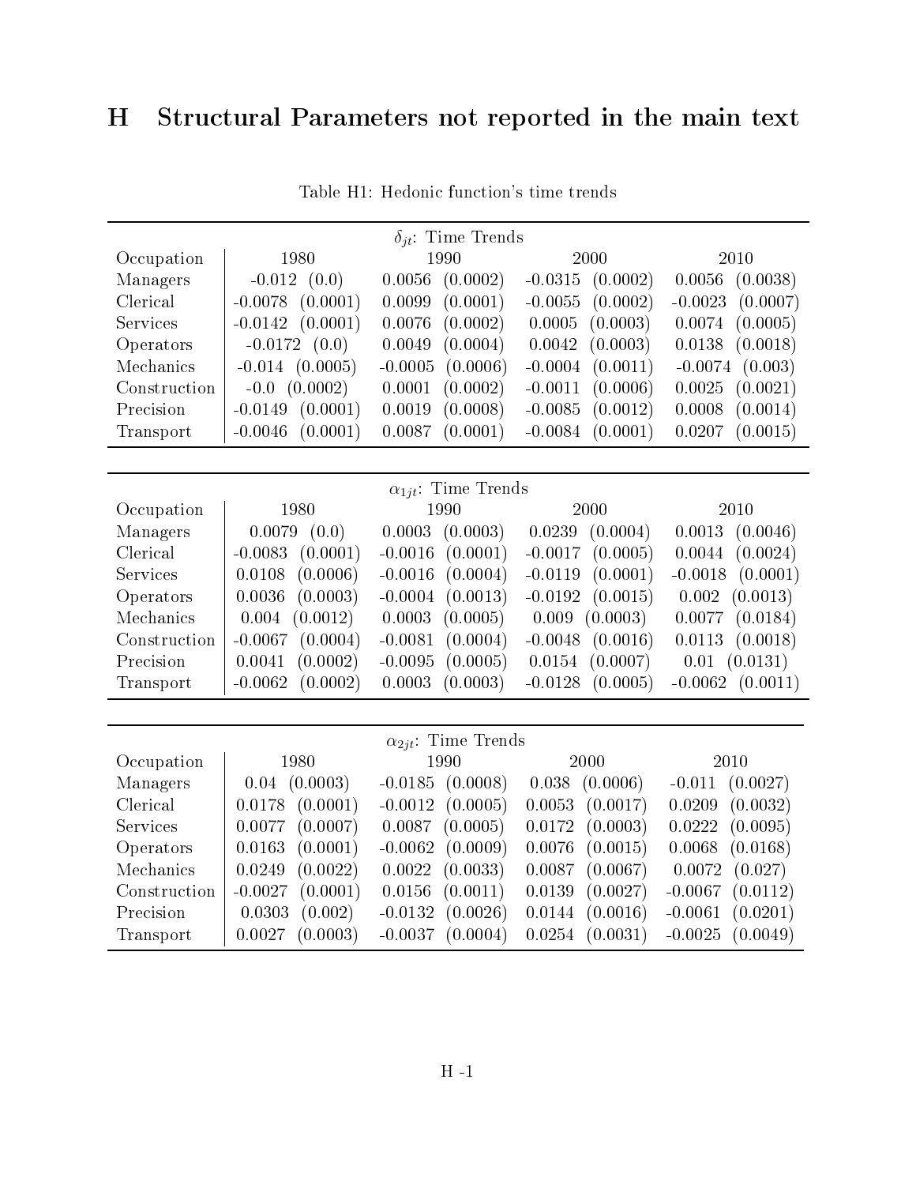# H Structural Parameters not reported in the main text

Table H1: Hedonic function's time trends

| $\delta_{jt}$: Time Trends | | | | |
|---|---|---|---|---|
| Occupation | 1980 | 1990 | 2000 | 2010 |
| Managers | -0.012 (0.0) | 0.0056 (0.0002) | -0.0315 (0.0002) | 0.0056 (0.0038) |
| Clerical | -0.0078 (0.0001) | 0.0099 (0.0001) | -0.0055 (0.0002) | -0.0023 (0.0007) |
| Services | -0.0142 (0.0001) | 0.0076 (0.0002) | 0.0005 (0.0003) | 0.0074 (0.0005) |
| Operators | -0.0172 (0.0) | 0.0049 (0.0004) | 0.0042 (0.0003) | 0.0138 (0.0018) |
| Mechanics | -0.014 (0.0005) | -0.0005 (0.0006) | -0.0004 (0.0011) | -0.0074 (0.003) |
| Construction | -0.0 (0.0002) | 0.0001 (0.0002) | -0.0011 (0.0006) | 0.0025 (0.0021) |
| Precision | -0.0149 (0.0001) | 0.0019 (0.0008) | -0.0085 (0.0012) | 0.0008 (0.0014) |
| Transport | -0.0046 (0.0001) | 0.0087 (0.0001) | -0.0084 (0.0001) | 0.0207 (0.0015) |

| $\alpha_{1jt}$: Time Trends | | | | |
|---|---|---|---|---|
| Occupation | 1980 | 1990 | 2000 | 2010 |
| Managers | 0.0079 (0.0) | 0.0003 (0.0003) | 0.0239 (0.0004) | 0.0013 (0.0046) |
| Clerical | -0.0083 (0.0001) | -0.0016 (0.0001) | -0.0017 (0.0005) | 0.0044 (0.0024) |
| Services | 0.0108 (0.0006) | -0.0016 (0.0004) | -0.0119 (0.0001) | -0.0018 (0.0001) |
| Operators | 0.0036 (0.0003) | -0.0004 (0.0013) | -0.0192 (0.0015) | 0.002 (0.0013) |
| Mechanics | 0.004 (0.0012) | 0.0003 (0.0005) | 0.009 (0.0003) | 0.0077 (0.0184) |
| Construction | -0.0067 (0.0004) | -0.0081 (0.0004) | -0.0048 (0.0016) | 0.0113 (0.0018) |
| Precision | 0.0041 (0.0002) | -0.0095 (0.0005) | 0.0154 (0.0007) | 0.01 (0.0131) |
| Transport | -0.0062 (0.0002) | 0.0003 (0.0003) | -0.0128 (0.0005) | -0.0062 (0.0011) |

| $\alpha_{2jt}$: Time Trends | | | | |
|---|---|---|---|---|
| Occupation | 1980 | 1990 | 2000 | 2010 |
| Managers | 0.04 (0.0003) | -0.0185 (0.0008) | 0.038 (0.0006) | -0.011 (0.0027) |
| Clerical | 0.0178 (0.0001) | -0.0012 (0.0005) | 0.0053 (0.0017) | 0.0209 (0.0032) |
| Services | 0.0077 (0.0007) | 0.0087 (0.0005) | 0.0172 (0.0003) | 0.0222 (0.0095) |
| Operators | 0.0163 (0.0001) | -0.0062 (0.0009) | 0.0076 (0.0015) | 0.0068 (0.0168) |
| Mechanics | 0.0249 (0.0022) | 0.0022 (0.0033) | 0.0087 (0.0067) | 0.0072 (0.027) |
| Construction | -0.0027 (0.0001) | 0.0156 (0.0011) | 0.0139 (0.0027) | -0.0067 (0.0112) |
| Precision | 0.0303 (0.002) | -0.0132 (0.0026) | 0.0144 (0.0016) | -0.0061 (0.0201) |
| Transport | 0.0027 (0.0003) | -0.0037 (0.0004) | 0.0254 (0.0031) | -0.0025 (0.0049) |